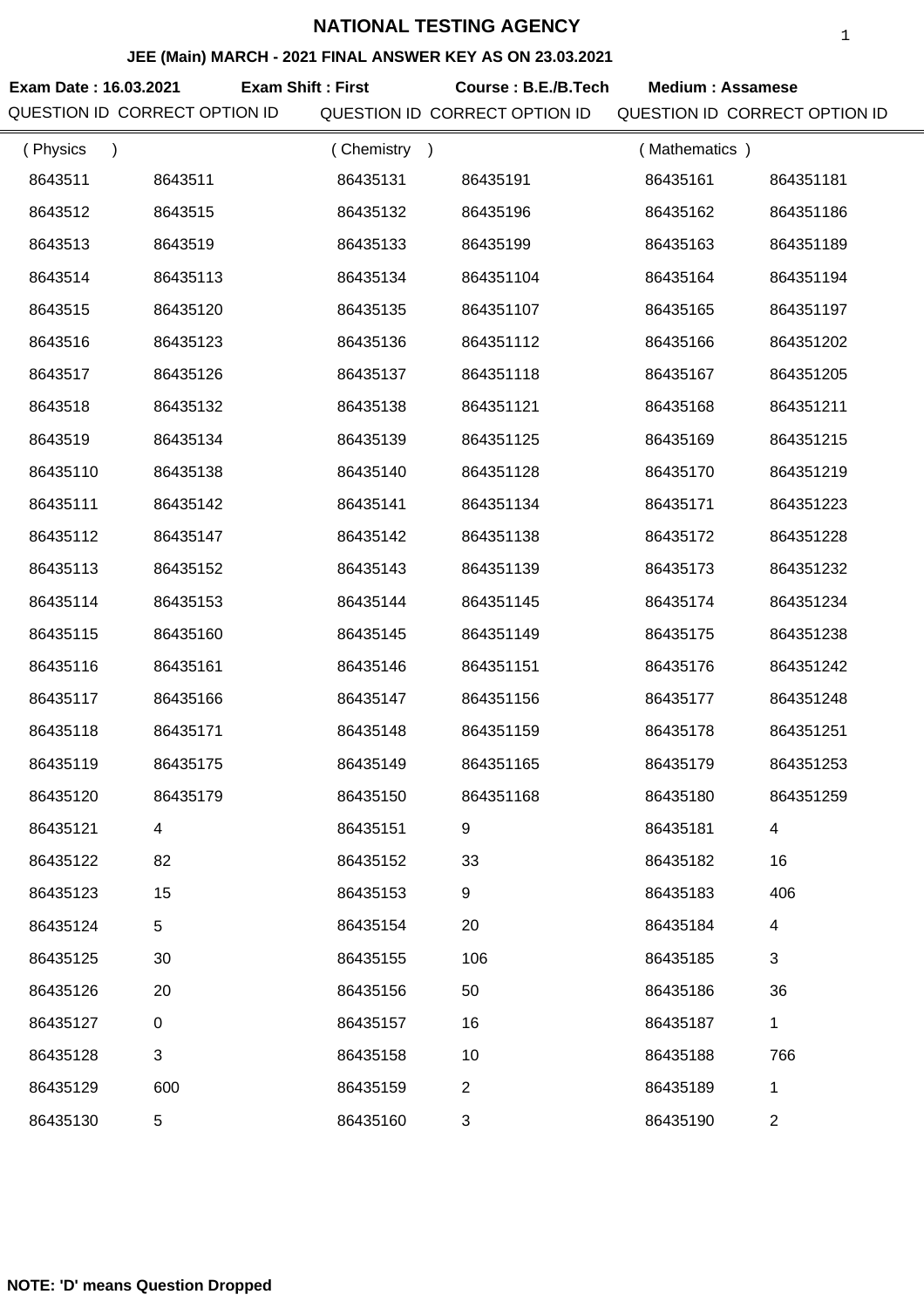# NATIONAL TESTING AGENCY

## JEE (Main) MARCH - 2021 FINAL ANSWER KEY AS ON 23.03.2021

**Exam Date : 16.03.2021** **Exam Shift : First** **Course : B.E./B.Tech** **Medium : Assamese**

| QUESTION ID | CORRECT OPTION ID | QUESTION ID | CORRECT OPTION ID | QUESTION ID | CORRECT OPTION ID |
|---|---|---|---|---|---|
| ( Physics ) | | ( Chemistry ) | | ( Mathematics ) | |
| 8643511 | 8643511 | 86435131 | 86435191 | 86435161 | 864351181 |
| 8643512 | 8643515 | 86435132 | 86435196 | 86435162 | 864351186 |
| 8643513 | 8643519 | 86435133 | 86435199 | 86435163 | 864351189 |
| 8643514 | 86435113 | 86435134 | 864351104 | 86435164 | 864351194 |
| 8643515 | 86435120 | 86435135 | 864351107 | 86435165 | 864351197 |
| 8643516 | 86435123 | 86435136 | 864351112 | 86435166 | 864351202 |
| 8643517 | 86435126 | 86435137 | 864351118 | 86435167 | 864351205 |
| 8643518 | 86435132 | 86435138 | 864351121 | 86435168 | 864351211 |
| 8643519 | 86435134 | 86435139 | 864351125 | 86435169 | 864351215 |
| 86435110 | 86435138 | 86435140 | 864351128 | 86435170 | 864351219 |
| 86435111 | 86435142 | 86435141 | 864351134 | 86435171 | 864351223 |
| 86435112 | 86435147 | 86435142 | 864351138 | 86435172 | 864351228 |
| 86435113 | 86435152 | 86435143 | 864351139 | 86435173 | 864351232 |
| 86435114 | 86435153 | 86435144 | 864351145 | 86435174 | 864351234 |
| 86435115 | 86435160 | 86435145 | 864351149 | 86435175 | 864351238 |
| 86435116 | 86435161 | 86435146 | 864351151 | 86435176 | 864351242 |
| 86435117 | 86435166 | 86435147 | 864351156 | 86435177 | 864351248 |
| 86435118 | 86435171 | 86435148 | 864351159 | 86435178 | 864351251 |
| 86435119 | 86435175 | 86435149 | 864351165 | 86435179 | 864351253 |
| 86435120 | 86435179 | 86435150 | 864351168 | 86435180 | 864351259 |
| 86435121 | 4 | 86435151 | 9 | 86435181 | 4 |
| 86435122 | 82 | 86435152 | 33 | 86435182 | 16 |
| 86435123 | 15 | 86435153 | 9 | 86435183 | 406 |
| 86435124 | 5 | 86435154 | 20 | 86435184 | 4 |
| 86435125 | 30 | 86435155 | 106 | 86435185 | 3 |
| 86435126 | 20 | 86435156 | 50 | 86435186 | 36 |
| 86435127 | 0 | 86435157 | 16 | 86435187 | 1 |
| 86435128 | 3 | 86435158 | 10 | 86435188 | 766 |
| 86435129 | 600 | 86435159 | 2 | 86435189 | 1 |
| 86435130 | 5 | 86435160 | 3 | 86435190 | 2 |

**NOTE: 'D' means Question Dropped**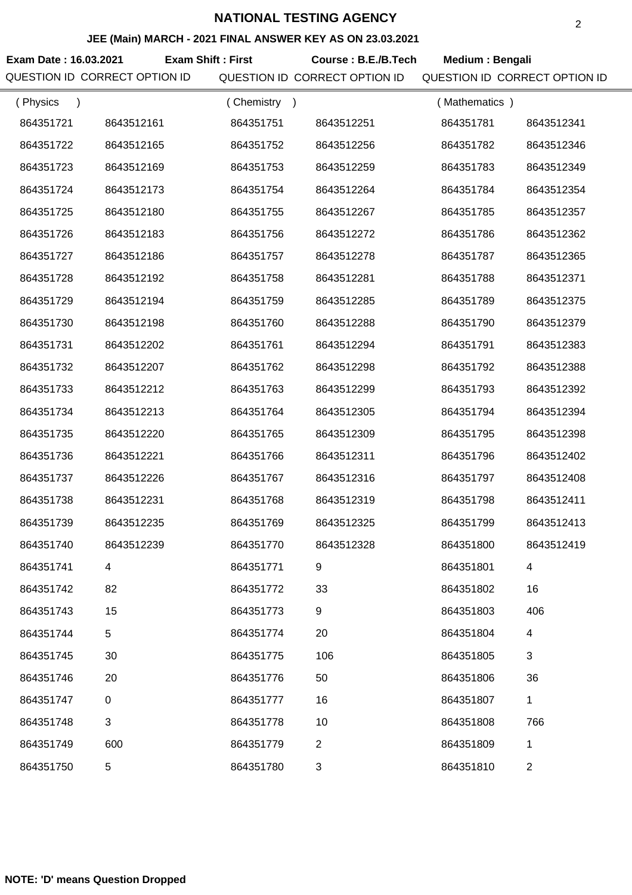# NATIONAL TESTING AGENCY

### JEE (Main) MARCH - 2021 FINAL ANSWER KEY AS ON 23.03.2021

**Exam Date : 16.03.2021** **Exam Shift : First** **Course : B.E./B.Tech** **Medium : Bengali**

| QUESTION ID | CORRECT OPTION ID | QUESTION ID | CORRECT OPTION ID | QUESTION ID | CORRECT OPTION ID |
|---|---|---|---|---|---|
| ( Physics ) | | ( Chemistry ) | | ( Mathematics ) | |
| 864351721 | 8643512161 | 864351751 | 8643512251 | 864351781 | 8643512341 |
| 864351722 | 8643512165 | 864351752 | 8643512256 | 864351782 | 8643512346 |
| 864351723 | 8643512169 | 864351753 | 8643512259 | 864351783 | 8643512349 |
| 864351724 | 8643512173 | 864351754 | 8643512264 | 864351784 | 8643512354 |
| 864351725 | 8643512180 | 864351755 | 8643512267 | 864351785 | 8643512357 |
| 864351726 | 8643512183 | 864351756 | 8643512272 | 864351786 | 8643512362 |
| 864351727 | 8643512186 | 864351757 | 8643512278 | 864351787 | 8643512365 |
| 864351728 | 8643512192 | 864351758 | 8643512281 | 864351788 | 8643512371 |
| 864351729 | 8643512194 | 864351759 | 8643512285 | 864351789 | 8643512375 |
| 864351730 | 8643512198 | 864351760 | 8643512288 | 864351790 | 8643512379 |
| 864351731 | 8643512202 | 864351761 | 8643512294 | 864351791 | 8643512383 |
| 864351732 | 8643512207 | 864351762 | 8643512298 | 864351792 | 8643512388 |
| 864351733 | 8643512212 | 864351763 | 8643512299 | 864351793 | 8643512392 |
| 864351734 | 8643512213 | 864351764 | 8643512305 | 864351794 | 8643512394 |
| 864351735 | 8643512220 | 864351765 | 8643512309 | 864351795 | 8643512398 |
| 864351736 | 8643512221 | 864351766 | 8643512311 | 864351796 | 8643512402 |
| 864351737 | 8643512226 | 864351767 | 8643512316 | 864351797 | 8643512408 |
| 864351738 | 8643512231 | 864351768 | 8643512319 | 864351798 | 8643512411 |
| 864351739 | 8643512235 | 864351769 | 8643512325 | 864351799 | 8643512413 |
| 864351740 | 8643512239 | 864351770 | 8643512328 | 864351800 | 8643512419 |
| 864351741 | 4 | 864351771 | 9 | 864351801 | 4 |
| 864351742 | 82 | 864351772 | 33 | 864351802 | 16 |
| 864351743 | 15 | 864351773 | 9 | 864351803 | 406 |
| 864351744 | 5 | 864351774 | 20 | 864351804 | 4 |
| 864351745 | 30 | 864351775 | 106 | 864351805 | 3 |
| 864351746 | 20 | 864351776 | 50 | 864351806 | 36 |
| 864351747 | 0 | 864351777 | 16 | 864351807 | 1 |
| 864351748 | 3 | 864351778 | 10 | 864351808 | 766 |
| 864351749 | 600 | 864351779 | 2 | 864351809 | 1 |
| 864351750 | 5 | 864351780 | 3 | 864351810 | 2 |

**NOTE: 'D' means Question Dropped**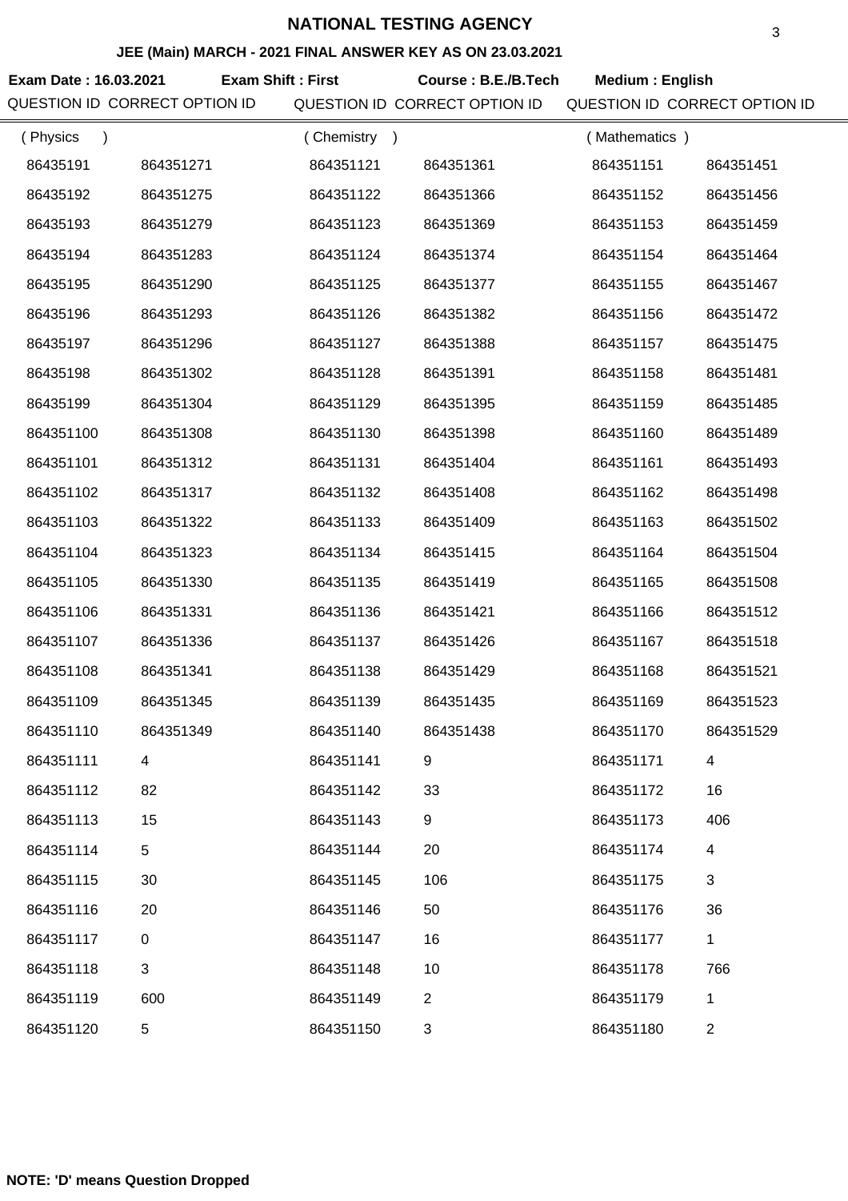# NATIONAL TESTING AGENCY

## JEE (Main) MARCH - 2021 FINAL ANSWER KEY AS ON 23.03.2021

**Exam Date : 16.03.2021** **Exam Shift : First** **Course : B.E./B.Tech** **Medium : English**

| QUESTION ID | CORRECT OPTION ID | QUESTION ID | CORRECT OPTION ID | QUESTION ID | CORRECT OPTION ID |
|---|---|---|---|---|---|
| ( Physics ) | | ( Chemistry ) | | ( Mathematics ) | |
| 86435191 | 864351271 | 864351121 | 864351361 | 864351151 | 864351451 |
| 86435192 | 864351275 | 864351122 | 864351366 | 864351152 | 864351456 |
| 86435193 | 864351279 | 864351123 | 864351369 | 864351153 | 864351459 |
| 86435194 | 864351283 | 864351124 | 864351374 | 864351154 | 864351464 |
| 86435195 | 864351290 | 864351125 | 864351377 | 864351155 | 864351467 |
| 86435196 | 864351293 | 864351126 | 864351382 | 864351156 | 864351472 |
| 86435197 | 864351296 | 864351127 | 864351388 | 864351157 | 864351475 |
| 86435198 | 864351302 | 864351128 | 864351391 | 864351158 | 864351481 |
| 86435199 | 864351304 | 864351129 | 864351395 | 864351159 | 864351485 |
| 864351100 | 864351308 | 864351130 | 864351398 | 864351160 | 864351489 |
| 864351101 | 864351312 | 864351131 | 864351404 | 864351161 | 864351493 |
| 864351102 | 864351317 | 864351132 | 864351408 | 864351162 | 864351498 |
| 864351103 | 864351322 | 864351133 | 864351409 | 864351163 | 864351502 |
| 864351104 | 864351323 | 864351134 | 864351415 | 864351164 | 864351504 |
| 864351105 | 864351330 | 864351135 | 864351419 | 864351165 | 864351508 |
| 864351106 | 864351331 | 864351136 | 864351421 | 864351166 | 864351512 |
| 864351107 | 864351336 | 864351137 | 864351426 | 864351167 | 864351518 |
| 864351108 | 864351341 | 864351138 | 864351429 | 864351168 | 864351521 |
| 864351109 | 864351345 | 864351139 | 864351435 | 864351169 | 864351523 |
| 864351110 | 864351349 | 864351140 | 864351438 | 864351170 | 864351529 |
| 864351111 | 4 | 864351141 | 9 | 864351171 | 4 |
| 864351112 | 82 | 864351142 | 33 | 864351172 | 16 |
| 864351113 | 15 | 864351143 | 9 | 864351173 | 406 |
| 864351114 | 5 | 864351144 | 20 | 864351174 | 4 |
| 864351115 | 30 | 864351145 | 106 | 864351175 | 3 |
| 864351116 | 20 | 864351146 | 50 | 864351176 | 36 |
| 864351117 | 0 | 864351147 | 16 | 864351177 | 1 |
| 864351118 | 3 | 864351148 | 10 | 864351178 | 766 |
| 864351119 | 600 | 864351149 | 2 | 864351179 | 1 |
| 864351120 | 5 | 864351150 | 3 | 864351180 | 2 |

**NOTE: 'D' means Question Dropped**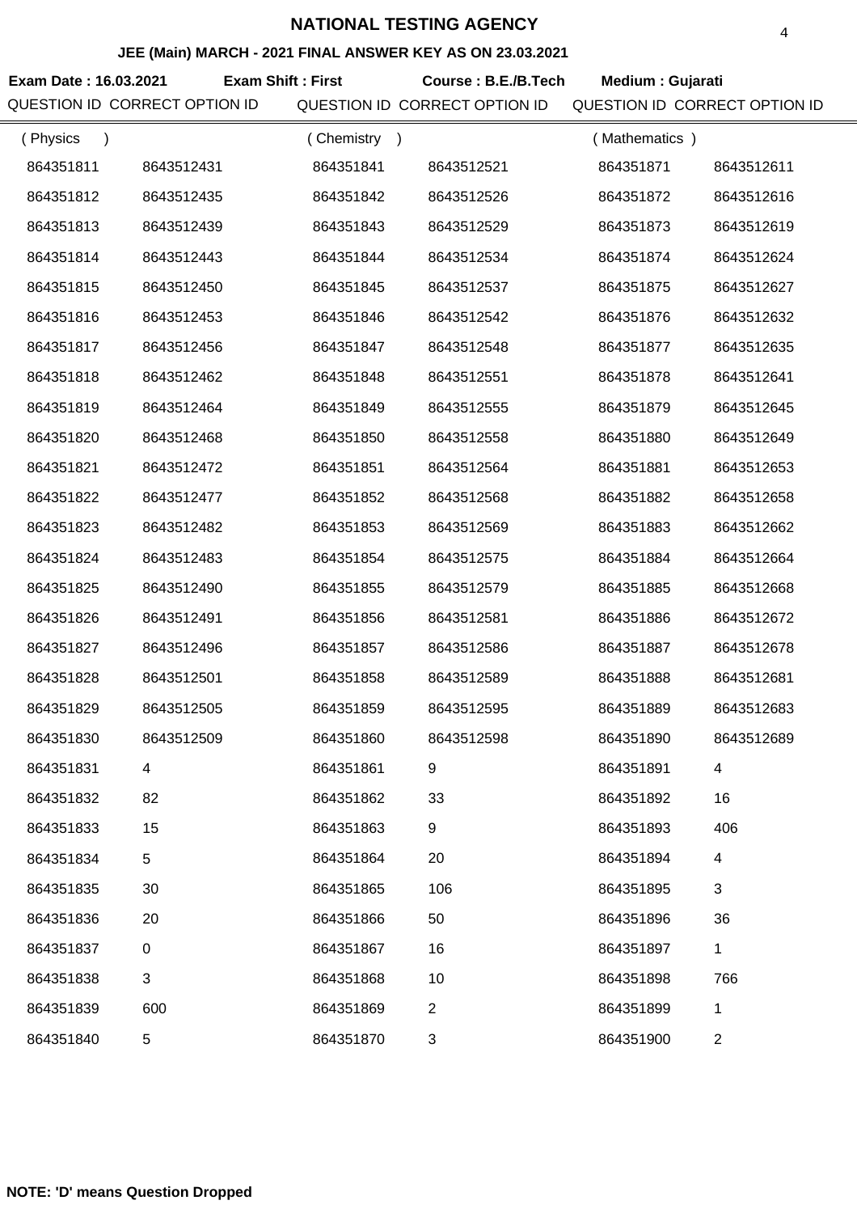# NATIONAL TESTING AGENCY

## JEE (Main) MARCH - 2021 FINAL ANSWER KEY AS ON 23.03.2021

**Exam Date : 16.03.2021** **Exam Shift : First** **Course : B.E./B.Tech** **Medium : Gujarati**

| QUESTION ID | CORRECT OPTION ID | QUESTION ID | CORRECT OPTION ID | QUESTION ID | CORRECT OPTION ID |
|---|---|---|---|---|---|
| ( Physics ) | | ( Chemistry ) | | ( Mathematics ) | |
| 864351811 | 8643512431 | 864351841 | 8643512521 | 864351871 | 8643512611 |
| 864351812 | 8643512435 | 864351842 | 8643512526 | 864351872 | 8643512616 |
| 864351813 | 8643512439 | 864351843 | 8643512529 | 864351873 | 8643512619 |
| 864351814 | 8643512443 | 864351844 | 8643512534 | 864351874 | 8643512624 |
| 864351815 | 8643512450 | 864351845 | 8643512537 | 864351875 | 8643512627 |
| 864351816 | 8643512453 | 864351846 | 8643512542 | 864351876 | 8643512632 |
| 864351817 | 8643512456 | 864351847 | 8643512548 | 864351877 | 8643512635 |
| 864351818 | 8643512462 | 864351848 | 8643512551 | 864351878 | 8643512641 |
| 864351819 | 8643512464 | 864351849 | 8643512555 | 864351879 | 8643512645 |
| 864351820 | 8643512468 | 864351850 | 8643512558 | 864351880 | 8643512649 |
| 864351821 | 8643512472 | 864351851 | 8643512564 | 864351881 | 8643512653 |
| 864351822 | 8643512477 | 864351852 | 8643512568 | 864351882 | 8643512658 |
| 864351823 | 8643512482 | 864351853 | 8643512569 | 864351883 | 8643512662 |
| 864351824 | 8643512483 | 864351854 | 8643512575 | 864351884 | 8643512664 |
| 864351825 | 8643512490 | 864351855 | 8643512579 | 864351885 | 8643512668 |
| 864351826 | 8643512491 | 864351856 | 8643512581 | 864351886 | 8643512672 |
| 864351827 | 8643512496 | 864351857 | 8643512586 | 864351887 | 8643512678 |
| 864351828 | 8643512501 | 864351858 | 8643512589 | 864351888 | 8643512681 |
| 864351829 | 8643512505 | 864351859 | 8643512595 | 864351889 | 8643512683 |
| 864351830 | 8643512509 | 864351860 | 8643512598 | 864351890 | 8643512689 |
| 864351831 | 4 | 864351861 | 9 | 864351891 | 4 |
| 864351832 | 82 | 864351862 | 33 | 864351892 | 16 |
| 864351833 | 15 | 864351863 | 9 | 864351893 | 406 |
| 864351834 | 5 | 864351864 | 20 | 864351894 | 4 |
| 864351835 | 30 | 864351865 | 106 | 864351895 | 3 |
| 864351836 | 20 | 864351866 | 50 | 864351896 | 36 |
| 864351837 | 0 | 864351867 | 16 | 864351897 | 1 |
| 864351838 | 3 | 864351868 | 10 | 864351898 | 766 |
| 864351839 | 600 | 864351869 | 2 | 864351899 | 1 |
| 864351840 | 5 | 864351870 | 3 | 864351900 | 2 |

**NOTE: 'D' means Question Dropped**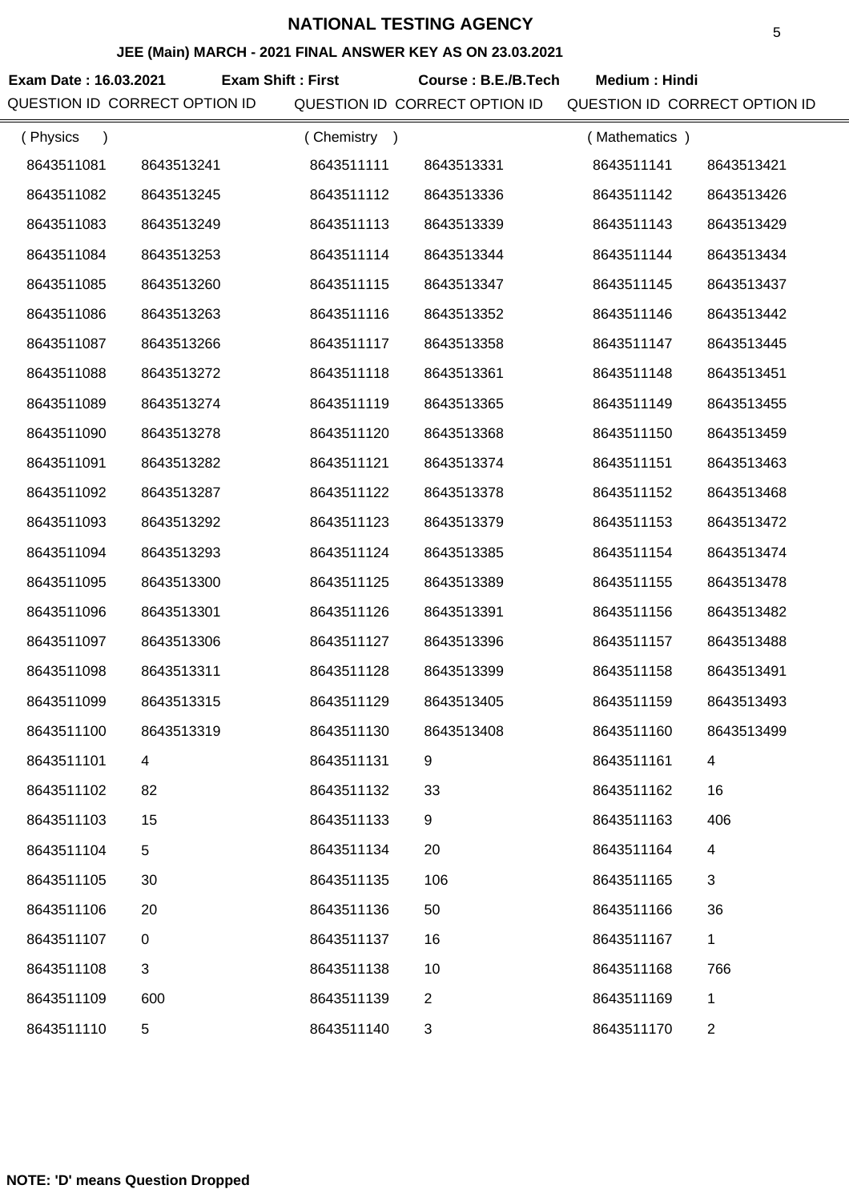# NATIONAL TESTING AGENCY

## JEE (Main) MARCH - 2021 FINAL ANSWER KEY AS ON 23.03.2021

**Exam Date : 16.03.2021** **Exam Shift : First** **Course : B.E./B.Tech** **Medium : Hindi**

| QUESTION ID | CORRECT OPTION ID | QUESTION ID | CORRECT OPTION ID | QUESTION ID | CORRECT OPTION ID |
|---|---|---|---|---|---|
| ( Physics ) | | ( Chemistry ) | | ( Mathematics ) | |
| 8643511081 | 8643513241 | 8643511111 | 8643513331 | 8643511141 | 8643513421 |
| 8643511082 | 8643513245 | 8643511112 | 8643513336 | 8643511142 | 8643513426 |
| 8643511083 | 8643513249 | 8643511113 | 8643513339 | 8643511143 | 8643513429 |
| 8643511084 | 8643513253 | 8643511114 | 8643513344 | 8643511144 | 8643513434 |
| 8643511085 | 8643513260 | 8643511115 | 8643513347 | 8643511145 | 8643513437 |
| 8643511086 | 8643513263 | 8643511116 | 8643513352 | 8643511146 | 8643513442 |
| 8643511087 | 8643513266 | 8643511117 | 8643513358 | 8643511147 | 8643513445 |
| 8643511088 | 8643513272 | 8643511118 | 8643513361 | 8643511148 | 8643513451 |
| 8643511089 | 8643513274 | 8643511119 | 8643513365 | 8643511149 | 8643513455 |
| 8643511090 | 8643513278 | 8643511120 | 8643513368 | 8643511150 | 8643513459 |
| 8643511091 | 8643513282 | 8643511121 | 8643513374 | 8643511151 | 8643513463 |
| 8643511092 | 8643513287 | 8643511122 | 8643513378 | 8643511152 | 8643513468 |
| 8643511093 | 8643513292 | 8643511123 | 8643513379 | 8643511153 | 8643513472 |
| 8643511094 | 8643513293 | 8643511124 | 8643513385 | 8643511154 | 8643513474 |
| 8643511095 | 8643513300 | 8643511125 | 8643513389 | 8643511155 | 8643513478 |
| 8643511096 | 8643513301 | 8643511126 | 8643513391 | 8643511156 | 8643513482 |
| 8643511097 | 8643513306 | 8643511127 | 8643513396 | 8643511157 | 8643513488 |
| 8643511098 | 8643513311 | 8643511128 | 8643513399 | 8643511158 | 8643513491 |
| 8643511099 | 8643513315 | 8643511129 | 8643513405 | 8643511159 | 8643513493 |
| 8643511100 | 8643513319 | 8643511130 | 8643513408 | 8643511160 | 8643513499 |
| 8643511101 | 4 | 8643511131 | 9 | 8643511161 | 4 |
| 8643511102 | 82 | 8643511132 | 33 | 8643511162 | 16 |
| 8643511103 | 15 | 8643511133 | 9 | 8643511163 | 406 |
| 8643511104 | 5 | 8643511134 | 20 | 8643511164 | 4 |
| 8643511105 | 30 | 8643511135 | 106 | 8643511165 | 3 |
| 8643511106 | 20 | 8643511136 | 50 | 8643511166 | 36 |
| 8643511107 | 0 | 8643511137 | 16 | 8643511167 | 1 |
| 8643511108 | 3 | 8643511138 | 10 | 8643511168 | 766 |
| 8643511109 | 600 | 8643511139 | 2 | 8643511169 | 1 |
| 8643511110 | 5 | 8643511140 | 3 | 8643511170 | 2 |

**NOTE: 'D' means Question Dropped**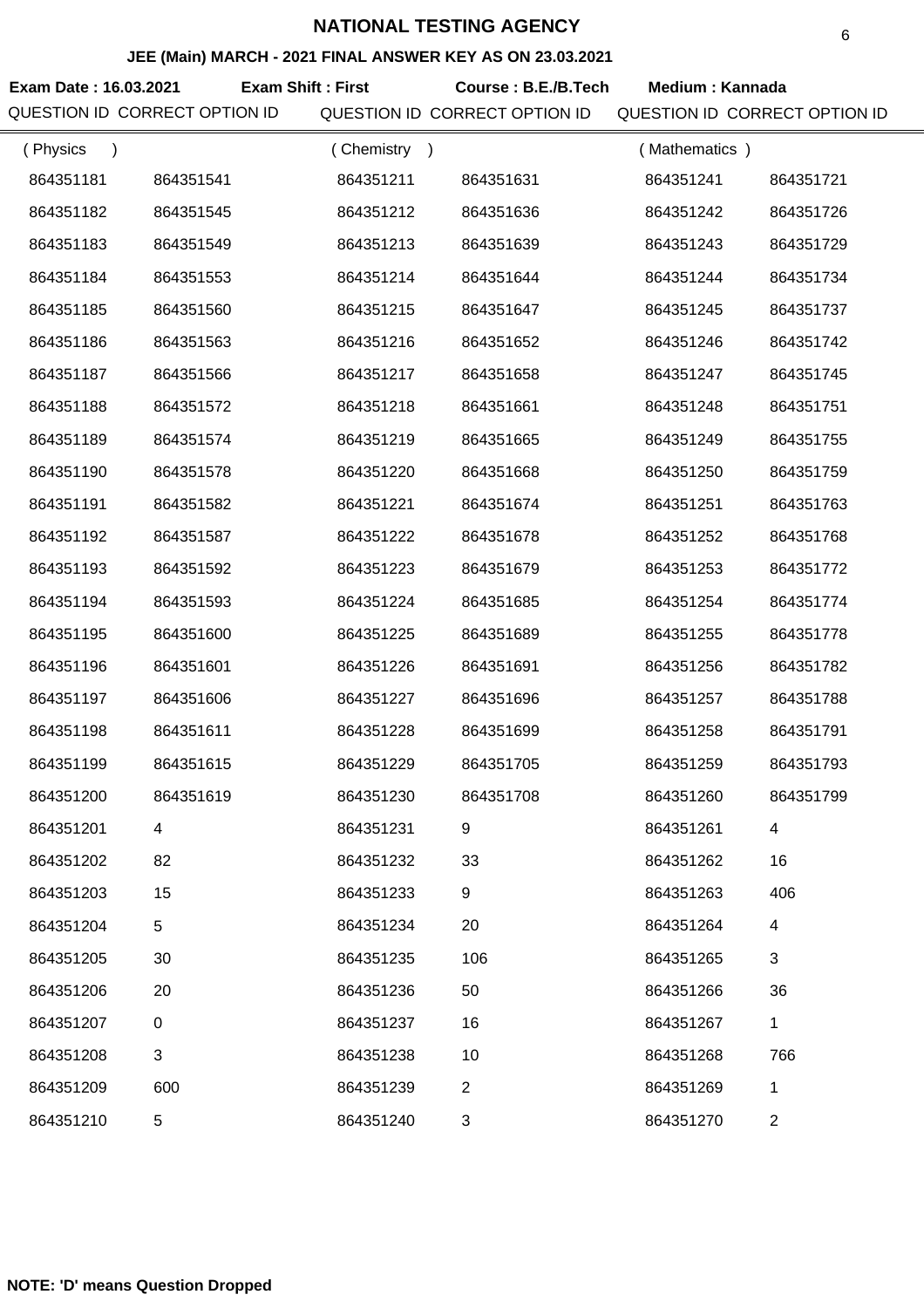# NATIONAL TESTING AGENCY

## JEE (Main) MARCH - 2021 FINAL ANSWER KEY AS ON 23.03.2021

**Exam Date : 16.03.2021** **Exam Shift : First** **Course : B.E./B.Tech** **Medium : Kannada**

| QUESTION ID | CORRECT OPTION ID | QUESTION ID | CORRECT OPTION ID | QUESTION ID | CORRECT OPTION ID |
|---|---|---|---|---|---|
| ( Physics ) | | ( Chemistry ) | | ( Mathematics ) | |
| 864351181 | 864351541 | 864351211 | 864351631 | 864351241 | 864351721 |
| 864351182 | 864351545 | 864351212 | 864351636 | 864351242 | 864351726 |
| 864351183 | 864351549 | 864351213 | 864351639 | 864351243 | 864351729 |
| 864351184 | 864351553 | 864351214 | 864351644 | 864351244 | 864351734 |
| 864351185 | 864351560 | 864351215 | 864351647 | 864351245 | 864351737 |
| 864351186 | 864351563 | 864351216 | 864351652 | 864351246 | 864351742 |
| 864351187 | 864351566 | 864351217 | 864351658 | 864351247 | 864351745 |
| 864351188 | 864351572 | 864351218 | 864351661 | 864351248 | 864351751 |
| 864351189 | 864351574 | 864351219 | 864351665 | 864351249 | 864351755 |
| 864351190 | 864351578 | 864351220 | 864351668 | 864351250 | 864351759 |
| 864351191 | 864351582 | 864351221 | 864351674 | 864351251 | 864351763 |
| 864351192 | 864351587 | 864351222 | 864351678 | 864351252 | 864351768 |
| 864351193 | 864351592 | 864351223 | 864351679 | 864351253 | 864351772 |
| 864351194 | 864351593 | 864351224 | 864351685 | 864351254 | 864351774 |
| 864351195 | 864351600 | 864351225 | 864351689 | 864351255 | 864351778 |
| 864351196 | 864351601 | 864351226 | 864351691 | 864351256 | 864351782 |
| 864351197 | 864351606 | 864351227 | 864351696 | 864351257 | 864351788 |
| 864351198 | 864351611 | 864351228 | 864351699 | 864351258 | 864351791 |
| 864351199 | 864351615 | 864351229 | 864351705 | 864351259 | 864351793 |
| 864351200 | 864351619 | 864351230 | 864351708 | 864351260 | 864351799 |
| 864351201 | 4 | 864351231 | 9 | 864351261 | 4 |
| 864351202 | 82 | 864351232 | 33 | 864351262 | 16 |
| 864351203 | 15 | 864351233 | 9 | 864351263 | 406 |
| 864351204 | 5 | 864351234 | 20 | 864351264 | 4 |
| 864351205 | 30 | 864351235 | 106 | 864351265 | 3 |
| 864351206 | 20 | 864351236 | 50 | 864351266 | 36 |
| 864351207 | 0 | 864351237 | 16 | 864351267 | 1 |
| 864351208 | 3 | 864351238 | 10 | 864351268 | 766 |
| 864351209 | 600 | 864351239 | 2 | 864351269 | 1 |
| 864351210 | 5 | 864351240 | 3 | 864351270 | 2 |

**NOTE: 'D' means Question Dropped**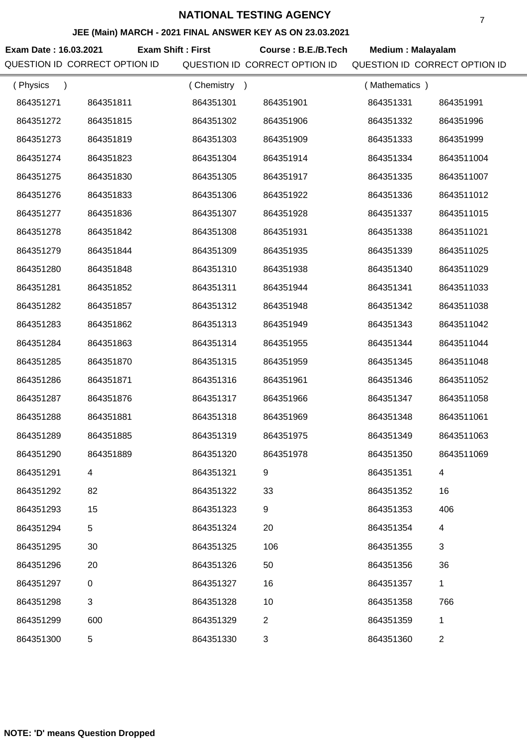# NATIONAL TESTING AGENCY

## JEE (Main) MARCH - 2021 FINAL ANSWER KEY AS ON 23.03.2021

**Exam Date : 16.03.2021** **Exam Shift : First** **Course : B.E./B.Tech** **Medium : Malayalam**

| QUESTION ID | CORRECT OPTION ID | QUESTION ID | CORRECT OPTION ID | QUESTION ID | CORRECT OPTION ID |
|---|---|---|---|---|---|
| ( Physics ) | | ( Chemistry ) | | ( Mathematics ) | |
| 864351271 | 864351811 | 864351301 | 864351901 | 864351331 | 864351991 |
| 864351272 | 864351815 | 864351302 | 864351906 | 864351332 | 864351996 |
| 864351273 | 864351819 | 864351303 | 864351909 | 864351333 | 864351999 |
| 864351274 | 864351823 | 864351304 | 864351914 | 864351334 | 8643511004 |
| 864351275 | 864351830 | 864351305 | 864351917 | 864351335 | 8643511007 |
| 864351276 | 864351833 | 864351306 | 864351922 | 864351336 | 8643511012 |
| 864351277 | 864351836 | 864351307 | 864351928 | 864351337 | 8643511015 |
| 864351278 | 864351842 | 864351308 | 864351931 | 864351338 | 8643511021 |
| 864351279 | 864351844 | 864351309 | 864351935 | 864351339 | 8643511025 |
| 864351280 | 864351848 | 864351310 | 864351938 | 864351340 | 8643511029 |
| 864351281 | 864351852 | 864351311 | 864351944 | 864351341 | 8643511033 |
| 864351282 | 864351857 | 864351312 | 864351948 | 864351342 | 8643511038 |
| 864351283 | 864351862 | 864351313 | 864351949 | 864351343 | 8643511042 |
| 864351284 | 864351863 | 864351314 | 864351955 | 864351344 | 8643511044 |
| 864351285 | 864351870 | 864351315 | 864351959 | 864351345 | 8643511048 |
| 864351286 | 864351871 | 864351316 | 864351961 | 864351346 | 8643511052 |
| 864351287 | 864351876 | 864351317 | 864351966 | 864351347 | 8643511058 |
| 864351288 | 864351881 | 864351318 | 864351969 | 864351348 | 8643511061 |
| 864351289 | 864351885 | 864351319 | 864351975 | 864351349 | 8643511063 |
| 864351290 | 864351889 | 864351320 | 864351978 | 864351350 | 8643511069 |
| 864351291 | 4 | 864351321 | 9 | 864351351 | 4 |
| 864351292 | 82 | 864351322 | 33 | 864351352 | 16 |
| 864351293 | 15 | 864351323 | 9 | 864351353 | 406 |
| 864351294 | 5 | 864351324 | 20 | 864351354 | 4 |
| 864351295 | 30 | 864351325 | 106 | 864351355 | 3 |
| 864351296 | 20 | 864351326 | 50 | 864351356 | 36 |
| 864351297 | 0 | 864351327 | 16 | 864351357 | 1 |
| 864351298 | 3 | 864351328 | 10 | 864351358 | 766 |
| 864351299 | 600 | 864351329 | 2 | 864351359 | 1 |
| 864351300 | 5 | 864351330 | 3 | 864351360 | 2 |

**NOTE: 'D' means Question Dropped**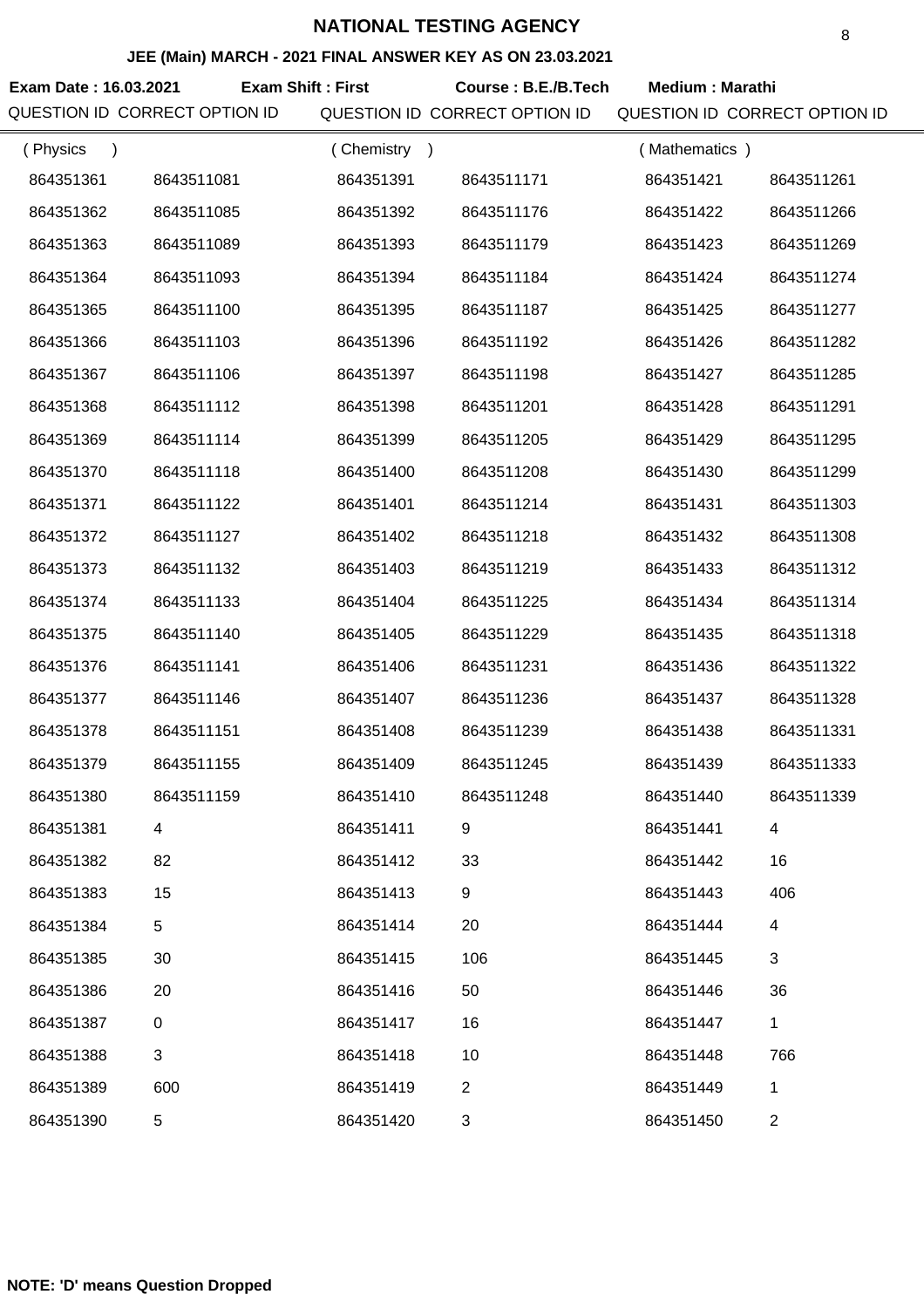# NATIONAL TESTING AGENCY

## JEE (Main) MARCH - 2021 FINAL ANSWER KEY AS ON 23.03.2021

**Exam Date : 16.03.2021** **Exam Shift : First** **Course : B.E./B.Tech** **Medium : Marathi**

| QUESTION ID | CORRECT OPTION ID | QUESTION ID | CORRECT OPTION ID | QUESTION ID | CORRECT OPTION ID |
|---|---|---|---|---|---|
| ( Physics ) | | ( Chemistry ) | | ( Mathematics ) | |
| 864351361 | 8643511081 | 864351391 | 8643511171 | 864351421 | 8643511261 |
| 864351362 | 8643511085 | 864351392 | 8643511176 | 864351422 | 8643511266 |
| 864351363 | 8643511089 | 864351393 | 8643511179 | 864351423 | 8643511269 |
| 864351364 | 8643511093 | 864351394 | 8643511184 | 864351424 | 8643511274 |
| 864351365 | 8643511100 | 864351395 | 8643511187 | 864351425 | 8643511277 |
| 864351366 | 8643511103 | 864351396 | 8643511192 | 864351426 | 8643511282 |
| 864351367 | 8643511106 | 864351397 | 8643511198 | 864351427 | 8643511285 |
| 864351368 | 8643511112 | 864351398 | 8643511201 | 864351428 | 8643511291 |
| 864351369 | 8643511114 | 864351399 | 8643511205 | 864351429 | 8643511295 |
| 864351370 | 8643511118 | 864351400 | 8643511208 | 864351430 | 8643511299 |
| 864351371 | 8643511122 | 864351401 | 8643511214 | 864351431 | 8643511303 |
| 864351372 | 8643511127 | 864351402 | 8643511218 | 864351432 | 8643511308 |
| 864351373 | 8643511132 | 864351403 | 8643511219 | 864351433 | 8643511312 |
| 864351374 | 8643511133 | 864351404 | 8643511225 | 864351434 | 8643511314 |
| 864351375 | 8643511140 | 864351405 | 8643511229 | 864351435 | 8643511318 |
| 864351376 | 8643511141 | 864351406 | 8643511231 | 864351436 | 8643511322 |
| 864351377 | 8643511146 | 864351407 | 8643511236 | 864351437 | 8643511328 |
| 864351378 | 8643511151 | 864351408 | 8643511239 | 864351438 | 8643511331 |
| 864351379 | 8643511155 | 864351409 | 8643511245 | 864351439 | 8643511333 |
| 864351380 | 8643511159 | 864351410 | 8643511248 | 864351440 | 8643511339 |
| 864351381 | 4 | 864351411 | 9 | 864351441 | 4 |
| 864351382 | 82 | 864351412 | 33 | 864351442 | 16 |
| 864351383 | 15 | 864351413 | 9 | 864351443 | 406 |
| 864351384 | 5 | 864351414 | 20 | 864351444 | 4 |
| 864351385 | 30 | 864351415 | 106 | 864351445 | 3 |
| 864351386 | 20 | 864351416 | 50 | 864351446 | 36 |
| 864351387 | 0 | 864351417 | 16 | 864351447 | 1 |
| 864351388 | 3 | 864351418 | 10 | 864351448 | 766 |
| 864351389 | 600 | 864351419 | 2 | 864351449 | 1 |
| 864351390 | 5 | 864351420 | 3 | 864351450 | 2 |

**NOTE: 'D' means Question Dropped**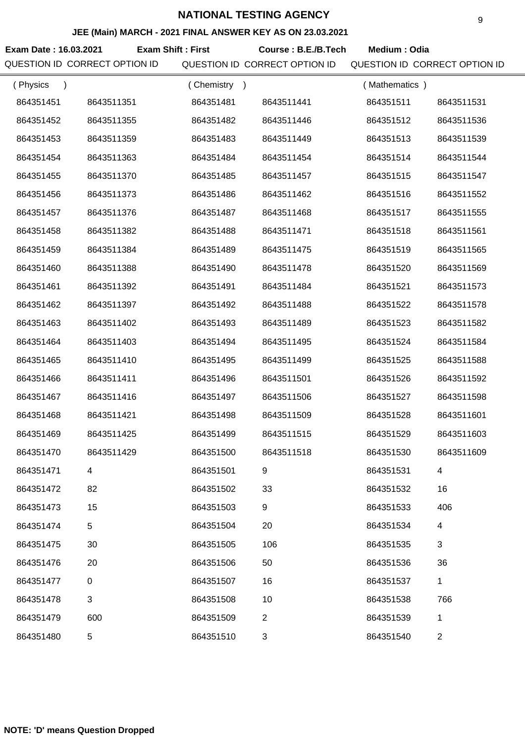# NATIONAL TESTING AGENCY

## JEE (Main) MARCH - 2021 FINAL ANSWER KEY AS ON 23.03.2021

**Exam Date : 16.03.2021** **Exam Shift : First** **Course : B.E./B.Tech** **Medium : Odia**

| QUESTION ID | CORRECT OPTION ID | QUESTION ID | CORRECT OPTION ID | QUESTION ID | CORRECT OPTION ID |
|---|---|---|---|---|---|
| ( Physics ) | | ( Chemistry ) | | ( Mathematics ) | |
| 864351451 | 8643511351 | 864351481 | 8643511441 | 864351511 | 8643511531 |
| 864351452 | 8643511355 | 864351482 | 8643511446 | 864351512 | 8643511536 |
| 864351453 | 8643511359 | 864351483 | 8643511449 | 864351513 | 8643511539 |
| 864351454 | 8643511363 | 864351484 | 8643511454 | 864351514 | 8643511544 |
| 864351455 | 8643511370 | 864351485 | 8643511457 | 864351515 | 8643511547 |
| 864351456 | 8643511373 | 864351486 | 8643511462 | 864351516 | 8643511552 |
| 864351457 | 8643511376 | 864351487 | 8643511468 | 864351517 | 8643511555 |
| 864351458 | 8643511382 | 864351488 | 8643511471 | 864351518 | 8643511561 |
| 864351459 | 8643511384 | 864351489 | 8643511475 | 864351519 | 8643511565 |
| 864351460 | 8643511388 | 864351490 | 8643511478 | 864351520 | 8643511569 |
| 864351461 | 8643511392 | 864351491 | 8643511484 | 864351521 | 8643511573 |
| 864351462 | 8643511397 | 864351492 | 8643511488 | 864351522 | 8643511578 |
| 864351463 | 8643511402 | 864351493 | 8643511489 | 864351523 | 8643511582 |
| 864351464 | 8643511403 | 864351494 | 8643511495 | 864351524 | 8643511584 |
| 864351465 | 8643511410 | 864351495 | 8643511499 | 864351525 | 8643511588 |
| 864351466 | 8643511411 | 864351496 | 8643511501 | 864351526 | 8643511592 |
| 864351467 | 8643511416 | 864351497 | 8643511506 | 864351527 | 8643511598 |
| 864351468 | 8643511421 | 864351498 | 8643511509 | 864351528 | 8643511601 |
| 864351469 | 8643511425 | 864351499 | 8643511515 | 864351529 | 8643511603 |
| 864351470 | 8643511429 | 864351500 | 8643511518 | 864351530 | 8643511609 |
| 864351471 | 4 | 864351501 | 9 | 864351531 | 4 |
| 864351472 | 82 | 864351502 | 33 | 864351532 | 16 |
| 864351473 | 15 | 864351503 | 9 | 864351533 | 406 |
| 864351474 | 5 | 864351504 | 20 | 864351534 | 4 |
| 864351475 | 30 | 864351505 | 106 | 864351535 | 3 |
| 864351476 | 20 | 864351506 | 50 | 864351536 | 36 |
| 864351477 | 0 | 864351507 | 16 | 864351537 | 1 |
| 864351478 | 3 | 864351508 | 10 | 864351538 | 766 |
| 864351479 | 600 | 864351509 | 2 | 864351539 | 1 |
| 864351480 | 5 | 864351510 | 3 | 864351540 | 2 |

**NOTE: 'D' means Question Dropped**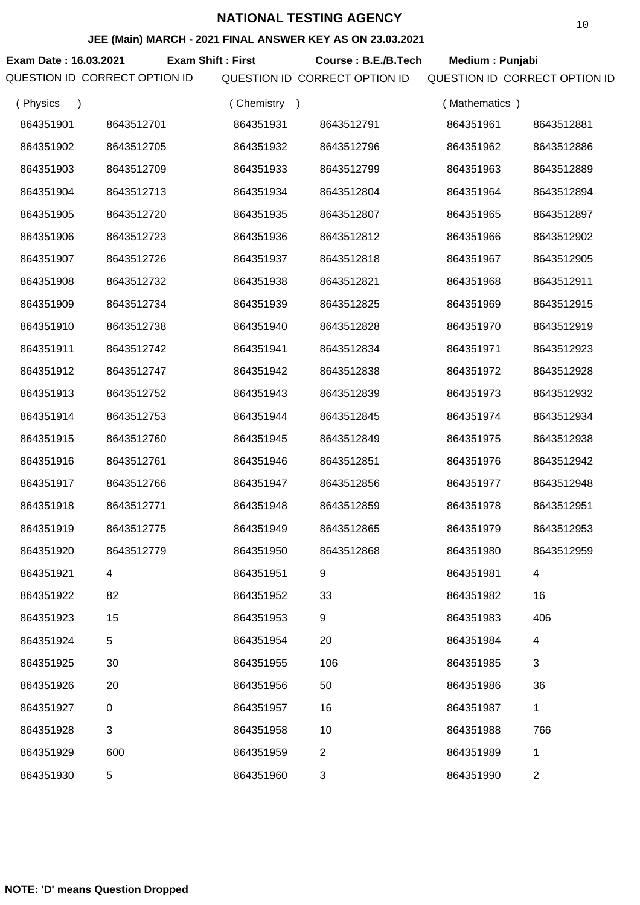# NATIONAL TESTING AGENCY

### JEE (Main) MARCH - 2021 FINAL ANSWER KEY AS ON 23.03.2021

**Exam Date : 16.03.2021** **Exam Shift : First** **Course : B.E./B.Tech** **Medium : Punjabi**

| QUESTION ID | CORRECT OPTION ID | QUESTION ID | CORRECT OPTION ID | QUESTION ID | CORRECT OPTION ID |
|---|---|---|---|---|---|
| ( Physics ) | | ( Chemistry ) | | ( Mathematics ) | |
| 864351901 | 8643512701 | 864351931 | 8643512791 | 864351961 | 8643512881 |
| 864351902 | 8643512705 | 864351932 | 8643512796 | 864351962 | 8643512886 |
| 864351903 | 8643512709 | 864351933 | 8643512799 | 864351963 | 8643512889 |
| 864351904 | 8643512713 | 864351934 | 8643512804 | 864351964 | 8643512894 |
| 864351905 | 8643512720 | 864351935 | 8643512807 | 864351965 | 8643512897 |
| 864351906 | 8643512723 | 864351936 | 8643512812 | 864351966 | 8643512902 |
| 864351907 | 8643512726 | 864351937 | 8643512818 | 864351967 | 8643512905 |
| 864351908 | 8643512732 | 864351938 | 8643512821 | 864351968 | 8643512911 |
| 864351909 | 8643512734 | 864351939 | 8643512825 | 864351969 | 8643512915 |
| 864351910 | 8643512738 | 864351940 | 8643512828 | 864351970 | 8643512919 |
| 864351911 | 8643512742 | 864351941 | 8643512834 | 864351971 | 8643512923 |
| 864351912 | 8643512747 | 864351942 | 8643512838 | 864351972 | 8643512928 |
| 864351913 | 8643512752 | 864351943 | 8643512839 | 864351973 | 8643512932 |
| 864351914 | 8643512753 | 864351944 | 8643512845 | 864351974 | 8643512934 |
| 864351915 | 8643512760 | 864351945 | 8643512849 | 864351975 | 8643512938 |
| 864351916 | 8643512761 | 864351946 | 8643512851 | 864351976 | 8643512942 |
| 864351917 | 8643512766 | 864351947 | 8643512856 | 864351977 | 8643512948 |
| 864351918 | 8643512771 | 864351948 | 8643512859 | 864351978 | 8643512951 |
| 864351919 | 8643512775 | 864351949 | 8643512865 | 864351979 | 8643512953 |
| 864351920 | 8643512779 | 864351950 | 8643512868 | 864351980 | 8643512959 |
| 864351921 | 4 | 864351951 | 9 | 864351981 | 4 |
| 864351922 | 82 | 864351952 | 33 | 864351982 | 16 |
| 864351923 | 15 | 864351953 | 9 | 864351983 | 406 |
| 864351924 | 5 | 864351954 | 20 | 864351984 | 4 |
| 864351925 | 30 | 864351955 | 106 | 864351985 | 3 |
| 864351926 | 20 | 864351956 | 50 | 864351986 | 36 |
| 864351927 | 0 | 864351957 | 16 | 864351987 | 1 |
| 864351928 | 3 | 864351958 | 10 | 864351988 | 766 |
| 864351929 | 600 | 864351959 | 2 | 864351989 | 1 |
| 864351930 | 5 | 864351960 | 3 | 864351990 | 2 |

**NOTE: 'D' means Question Dropped**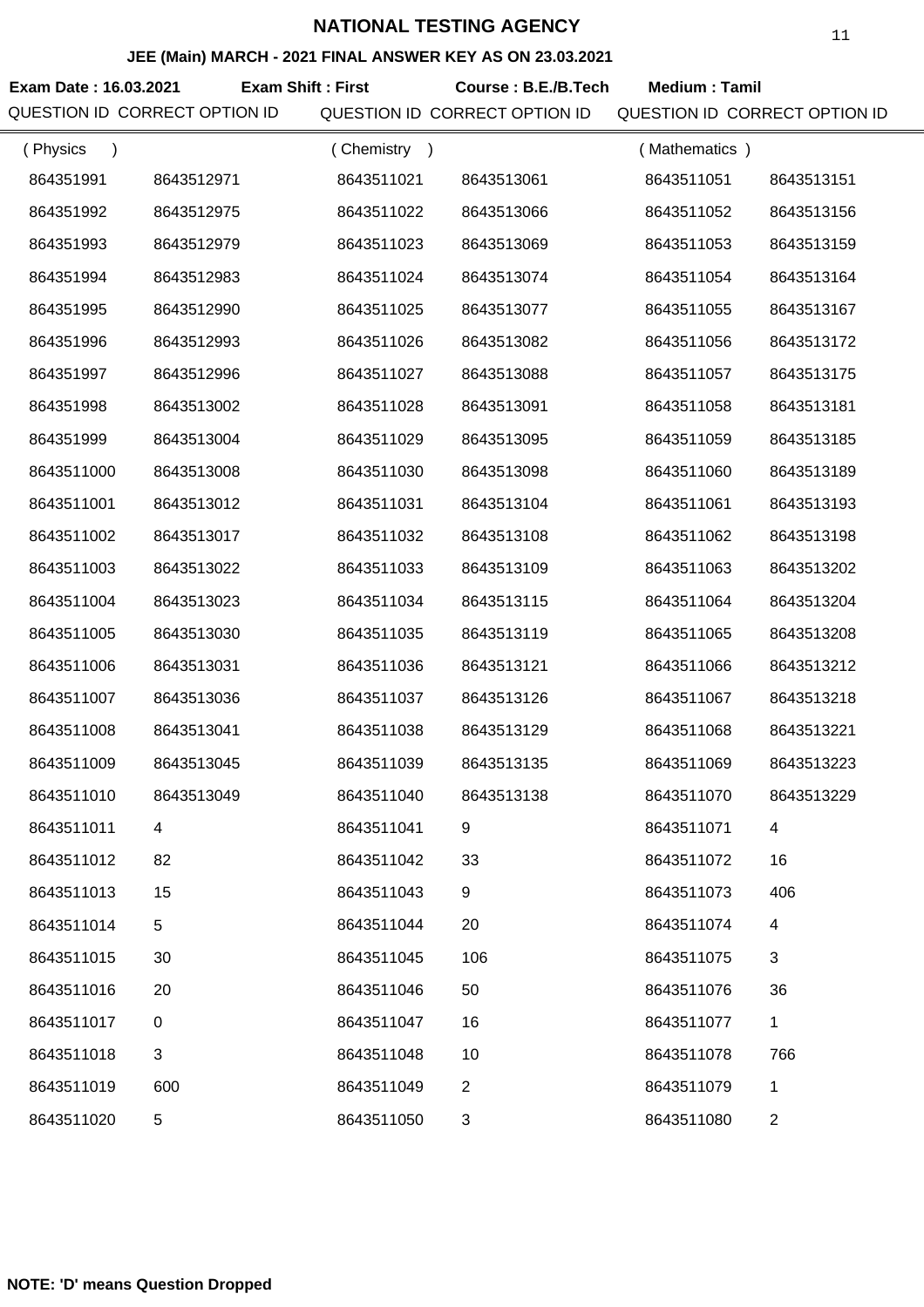# NATIONAL TESTING AGENCY

## JEE (Main) MARCH - 2021 FINAL ANSWER KEY AS ON 23.03.2021

**Exam Date : 16.03.2021** **Exam Shift : First** **Course : B.E./B.Tech** **Medium : Tamil**

| QUESTION ID | CORRECT OPTION ID | QUESTION ID | CORRECT OPTION ID | QUESTION ID | CORRECT OPTION ID |
|---|---|---|---|---|---|
| ( Physics ) | | ( Chemistry ) | | ( Mathematics ) | |
| 864351991 | 8643512971 | 8643511021 | 8643513061 | 8643511051 | 8643513151 |
| 864351992 | 8643512975 | 8643511022 | 8643513066 | 8643511052 | 8643513156 |
| 864351993 | 8643512979 | 8643511023 | 8643513069 | 8643511053 | 8643513159 |
| 864351994 | 8643512983 | 8643511024 | 8643513074 | 8643511054 | 8643513164 |
| 864351995 | 8643512990 | 8643511025 | 8643513077 | 8643511055 | 8643513167 |
| 864351996 | 8643512993 | 8643511026 | 8643513082 | 8643511056 | 8643513172 |
| 864351997 | 8643512996 | 8643511027 | 8643513088 | 8643511057 | 8643513175 |
| 864351998 | 8643513002 | 8643511028 | 8643513091 | 8643511058 | 8643513181 |
| 864351999 | 8643513004 | 8643511029 | 8643513095 | 8643511059 | 8643513185 |
| 8643511000 | 8643513008 | 8643511030 | 8643513098 | 8643511060 | 8643513189 |
| 8643511001 | 8643513012 | 8643511031 | 8643513104 | 8643511061 | 8643513193 |
| 8643511002 | 8643513017 | 8643511032 | 8643513108 | 8643511062 | 8643513198 |
| 8643511003 | 8643513022 | 8643511033 | 8643513109 | 8643511063 | 8643513202 |
| 8643511004 | 8643513023 | 8643511034 | 8643513115 | 8643511064 | 8643513204 |
| 8643511005 | 8643513030 | 8643511035 | 8643513119 | 8643511065 | 8643513208 |
| 8643511006 | 8643513031 | 8643511036 | 8643513121 | 8643511066 | 8643513212 |
| 8643511007 | 8643513036 | 8643511037 | 8643513126 | 8643511067 | 8643513218 |
| 8643511008 | 8643513041 | 8643511038 | 8643513129 | 8643511068 | 8643513221 |
| 8643511009 | 8643513045 | 8643511039 | 8643513135 | 8643511069 | 8643513223 |
| 8643511010 | 8643513049 | 8643511040 | 8643513138 | 8643511070 | 8643513229 |
| 8643511011 | 4 | 8643511041 | 9 | 8643511071 | 4 |
| 8643511012 | 82 | 8643511042 | 33 | 8643511072 | 16 |
| 8643511013 | 15 | 8643511043 | 9 | 8643511073 | 406 |
| 8643511014 | 5 | 8643511044 | 20 | 8643511074 | 4 |
| 8643511015 | 30 | 8643511045 | 106 | 8643511075 | 3 |
| 8643511016 | 20 | 8643511046 | 50 | 8643511076 | 36 |
| 8643511017 | 0 | 8643511047 | 16 | 8643511077 | 1 |
| 8643511018 | 3 | 8643511048 | 10 | 8643511078 | 766 |
| 8643511019 | 600 | 8643511049 | 2 | 8643511079 | 1 |
| 8643511020 | 5 | 8643511050 | 3 | 8643511080 | 2 |

**NOTE: 'D' means Question Dropped**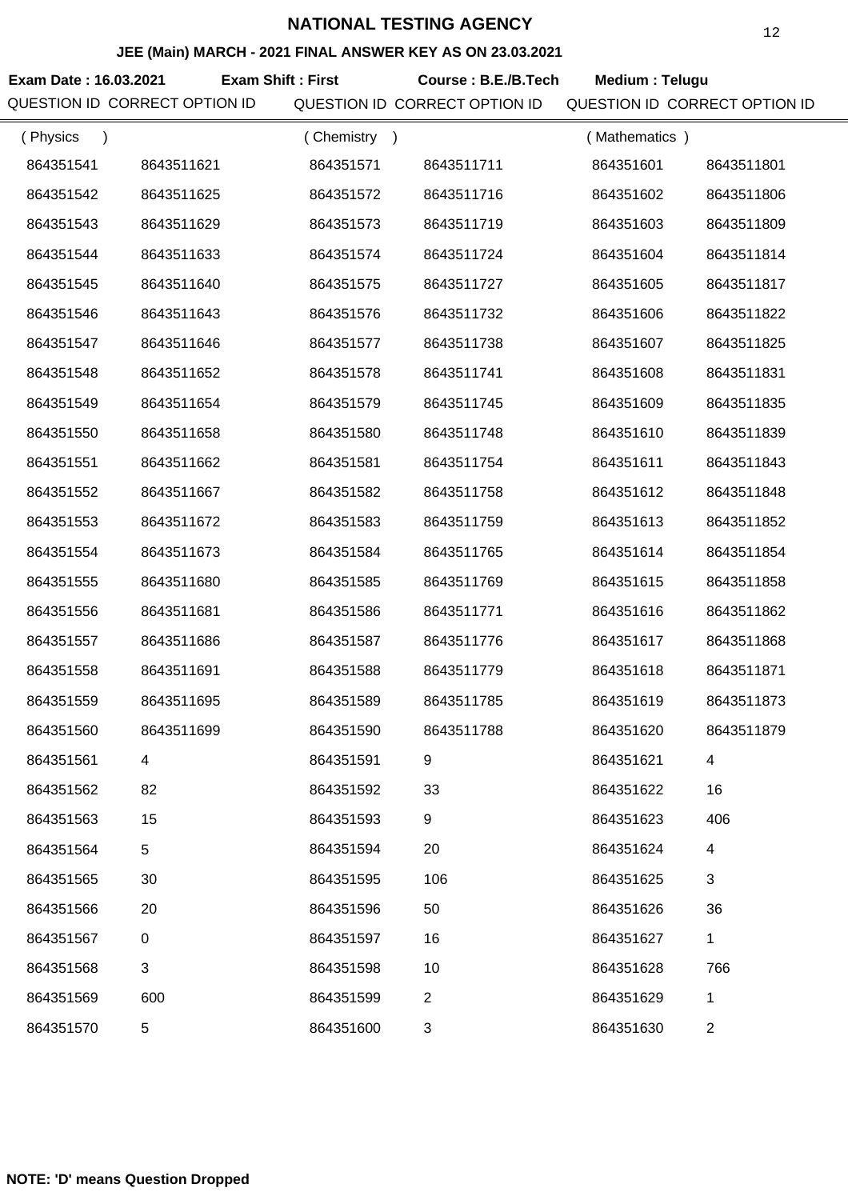# NATIONAL TESTING AGENCY

## JEE (Main) MARCH - 2021 FINAL ANSWER KEY AS ON 23.03.2021

**Exam Date : 16.03.2021** **Exam Shift : First** **Course : B.E./B.Tech** **Medium : Telugu**

| QUESTION ID | CORRECT OPTION ID | QUESTION ID | CORRECT OPTION ID | QUESTION ID | CORRECT OPTION ID |
|---|---|---|---|---|---|
| ( Physics ) | | ( Chemistry ) | | ( Mathematics ) | |
| 864351541 | 8643511621 | 864351571 | 8643511711 | 864351601 | 8643511801 |
| 864351542 | 8643511625 | 864351572 | 8643511716 | 864351602 | 8643511806 |
| 864351543 | 8643511629 | 864351573 | 8643511719 | 864351603 | 8643511809 |
| 864351544 | 8643511633 | 864351574 | 8643511724 | 864351604 | 8643511814 |
| 864351545 | 8643511640 | 864351575 | 8643511727 | 864351605 | 8643511817 |
| 864351546 | 8643511643 | 864351576 | 8643511732 | 864351606 | 8643511822 |
| 864351547 | 8643511646 | 864351577 | 8643511738 | 864351607 | 8643511825 |
| 864351548 | 8643511652 | 864351578 | 8643511741 | 864351608 | 8643511831 |
| 864351549 | 8643511654 | 864351579 | 8643511745 | 864351609 | 8643511835 |
| 864351550 | 8643511658 | 864351580 | 8643511748 | 864351610 | 8643511839 |
| 864351551 | 8643511662 | 864351581 | 8643511754 | 864351611 | 8643511843 |
| 864351552 | 8643511667 | 864351582 | 8643511758 | 864351612 | 8643511848 |
| 864351553 | 8643511672 | 864351583 | 8643511759 | 864351613 | 8643511852 |
| 864351554 | 8643511673 | 864351584 | 8643511765 | 864351614 | 8643511854 |
| 864351555 | 8643511680 | 864351585 | 8643511769 | 864351615 | 8643511858 |
| 864351556 | 8643511681 | 864351586 | 8643511771 | 864351616 | 8643511862 |
| 864351557 | 8643511686 | 864351587 | 8643511776 | 864351617 | 8643511868 |
| 864351558 | 8643511691 | 864351588 | 8643511779 | 864351618 | 8643511871 |
| 864351559 | 8643511695 | 864351589 | 8643511785 | 864351619 | 8643511873 |
| 864351560 | 8643511699 | 864351590 | 8643511788 | 864351620 | 8643511879 |
| 864351561 | 4 | 864351591 | 9 | 864351621 | 4 |
| 864351562 | 82 | 864351592 | 33 | 864351622 | 16 |
| 864351563 | 15 | 864351593 | 9 | 864351623 | 406 |
| 864351564 | 5 | 864351594 | 20 | 864351624 | 4 |
| 864351565 | 30 | 864351595 | 106 | 864351625 | 3 |
| 864351566 | 20 | 864351596 | 50 | 864351626 | 36 |
| 864351567 | 0 | 864351597 | 16 | 864351627 | 1 |
| 864351568 | 3 | 864351598 | 10 | 864351628 | 766 |
| 864351569 | 600 | 864351599 | 2 | 864351629 | 1 |
| 864351570 | 5 | 864351600 | 3 | 864351630 | 2 |

**NOTE: 'D' means Question Dropped**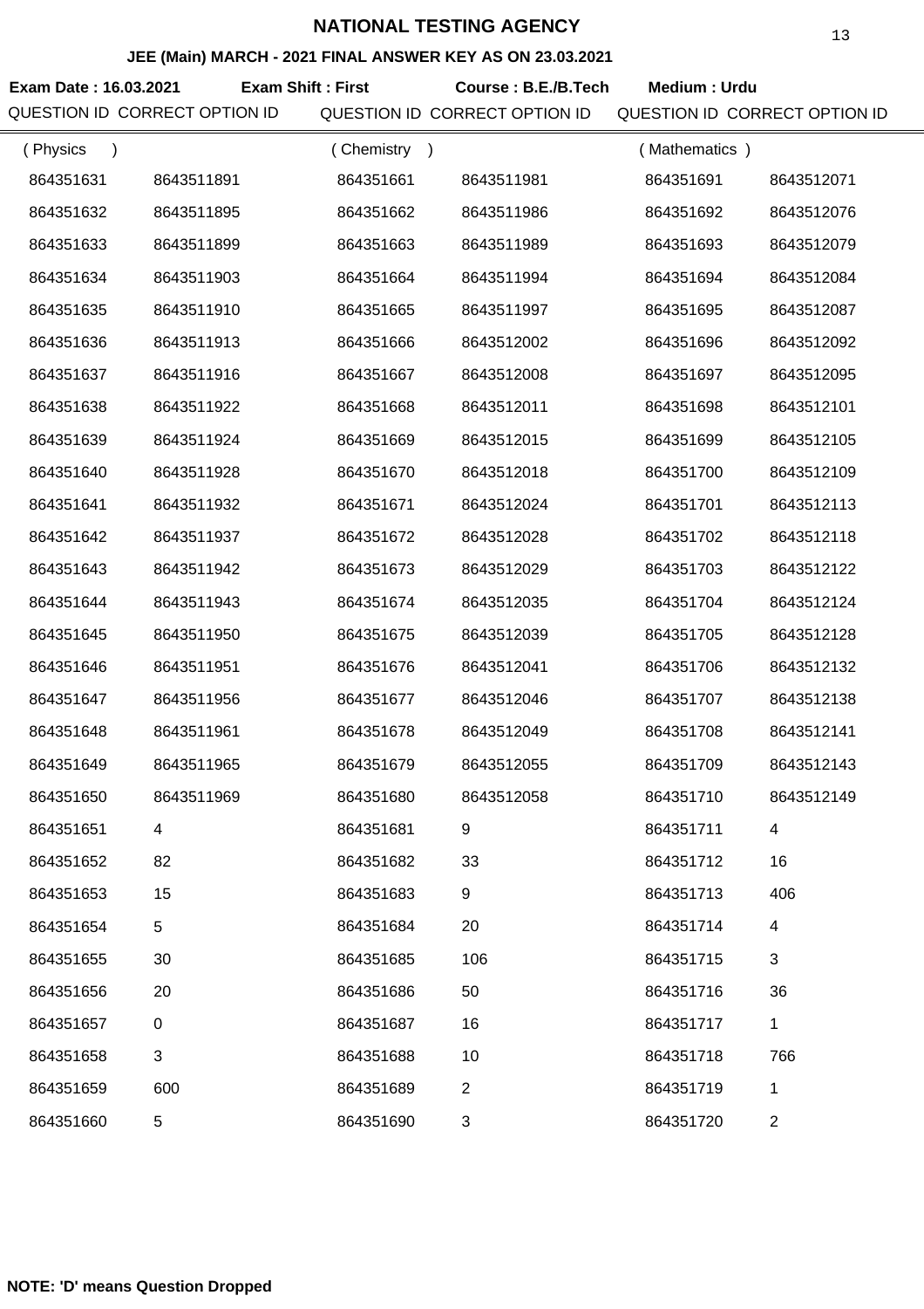# NATIONAL TESTING AGENCY

## JEE (Main) MARCH - 2021 FINAL ANSWER KEY AS ON 23.03.2021

**Exam Date : 16.03.2021** **Exam Shift : First** **Course : B.E./B.Tech** **Medium : Urdu**

| QUESTION ID | CORRECT OPTION ID | QUESTION ID | CORRECT OPTION ID | QUESTION ID | CORRECT OPTION ID |
|---|---|---|---|---|---|
| ( Physics ) | | ( Chemistry ) | | ( Mathematics ) | |
| 864351631 | 8643511891 | 864351661 | 8643511981 | 864351691 | 8643512071 |
| 864351632 | 8643511895 | 864351662 | 8643511986 | 864351692 | 8643512076 |
| 864351633 | 8643511899 | 864351663 | 8643511989 | 864351693 | 8643512079 |
| 864351634 | 8643511903 | 864351664 | 8643511994 | 864351694 | 8643512084 |
| 864351635 | 8643511910 | 864351665 | 8643511997 | 864351695 | 8643512087 |
| 864351636 | 8643511913 | 864351666 | 8643512002 | 864351696 | 8643512092 |
| 864351637 | 8643511916 | 864351667 | 8643512008 | 864351697 | 8643512095 |
| 864351638 | 8643511922 | 864351668 | 8643512011 | 864351698 | 8643512101 |
| 864351639 | 8643511924 | 864351669 | 8643512015 | 864351699 | 8643512105 |
| 864351640 | 8643511928 | 864351670 | 8643512018 | 864351700 | 8643512109 |
| 864351641 | 8643511932 | 864351671 | 8643512024 | 864351701 | 8643512113 |
| 864351642 | 8643511937 | 864351672 | 8643512028 | 864351702 | 8643512118 |
| 864351643 | 8643511942 | 864351673 | 8643512029 | 864351703 | 8643512122 |
| 864351644 | 8643511943 | 864351674 | 8643512035 | 864351704 | 8643512124 |
| 864351645 | 8643511950 | 864351675 | 8643512039 | 864351705 | 8643512128 |
| 864351646 | 8643511951 | 864351676 | 8643512041 | 864351706 | 8643512132 |
| 864351647 | 8643511956 | 864351677 | 8643512046 | 864351707 | 8643512138 |
| 864351648 | 8643511961 | 864351678 | 8643512049 | 864351708 | 8643512141 |
| 864351649 | 8643511965 | 864351679 | 8643512055 | 864351709 | 8643512143 |
| 864351650 | 8643511969 | 864351680 | 8643512058 | 864351710 | 8643512149 |
| 864351651 | 4 | 864351681 | 9 | 864351711 | 4 |
| 864351652 | 82 | 864351682 | 33 | 864351712 | 16 |
| 864351653 | 15 | 864351683 | 9 | 864351713 | 406 |
| 864351654 | 5 | 864351684 | 20 | 864351714 | 4 |
| 864351655 | 30 | 864351685 | 106 | 864351715 | 3 |
| 864351656 | 20 | 864351686 | 50 | 864351716 | 36 |
| 864351657 | 0 | 864351687 | 16 | 864351717 | 1 |
| 864351658 | 3 | 864351688 | 10 | 864351718 | 766 |
| 864351659 | 600 | 864351689 | 2 | 864351719 | 1 |
| 864351660 | 5 | 864351690 | 3 | 864351720 | 2 |

**NOTE: 'D' means Question Dropped**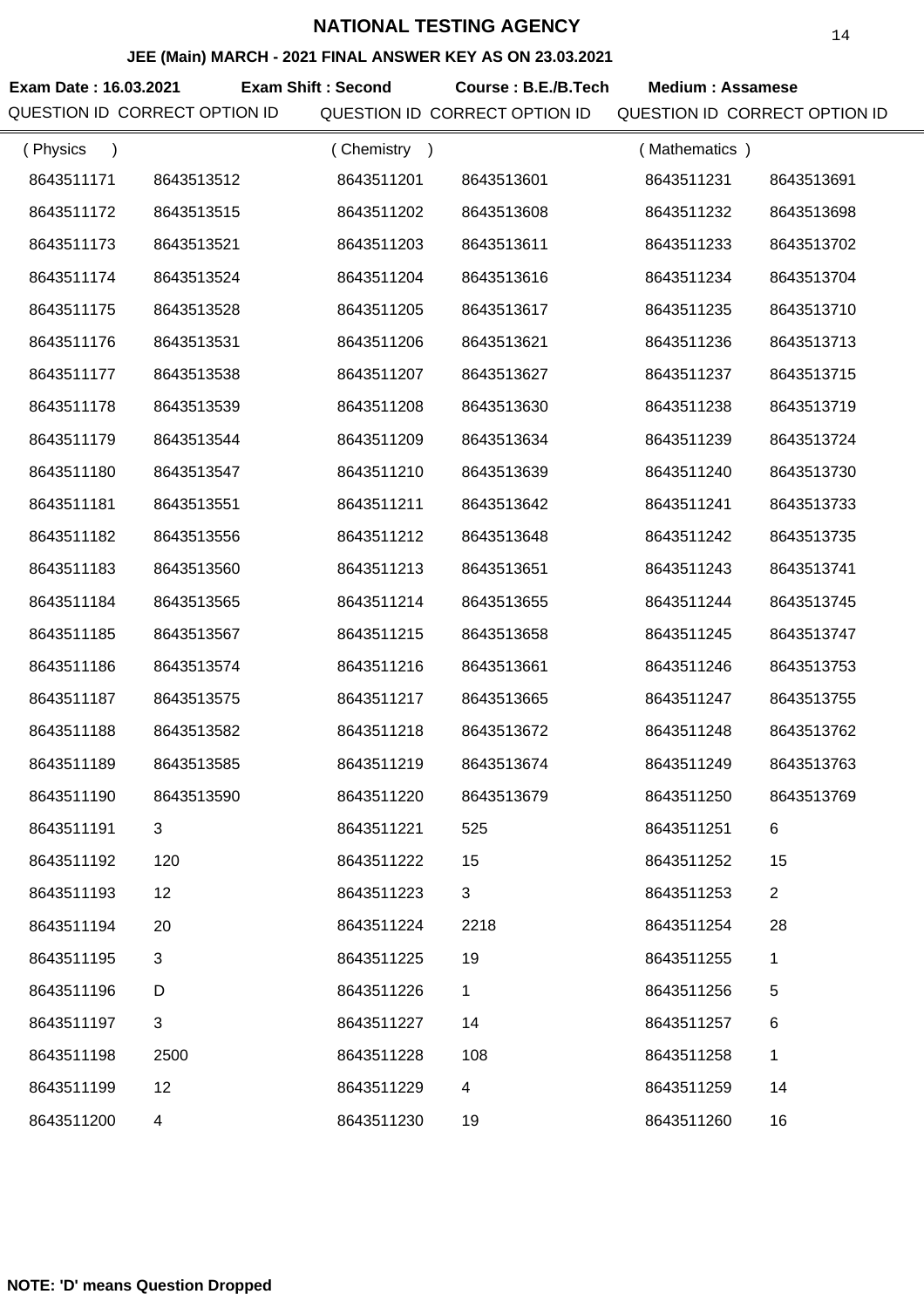# NATIONAL TESTING AGENCY

## JEE (Main) MARCH - 2021 FINAL ANSWER KEY AS ON 23.03.2021

**Exam Date : 16.03.2021** **Exam Shift : Second** **Course : B.E./B.Tech** **Medium : Assamese**

| QUESTION ID | CORRECT OPTION ID | QUESTION ID | CORRECT OPTION ID | QUESTION ID | CORRECT OPTION ID |
|---|---|---|---|---|---|
| ( Physics ) | | ( Chemistry ) | | ( Mathematics ) | |
| 8643511171 | 8643513512 | 8643511201 | 8643513601 | 8643511231 | 8643513691 |
| 8643511172 | 8643513515 | 8643511202 | 8643513608 | 8643511232 | 8643513698 |
| 8643511173 | 8643513521 | 8643511203 | 8643513611 | 8643511233 | 8643513702 |
| 8643511174 | 8643513524 | 8643511204 | 8643513616 | 8643511234 | 8643513704 |
| 8643511175 | 8643513528 | 8643511205 | 8643513617 | 8643511235 | 8643513710 |
| 8643511176 | 8643513531 | 8643511206 | 8643513621 | 8643511236 | 8643513713 |
| 8643511177 | 8643513538 | 8643511207 | 8643513627 | 8643511237 | 8643513715 |
| 8643511178 | 8643513539 | 8643511208 | 8643513630 | 8643511238 | 8643513719 |
| 8643511179 | 8643513544 | 8643511209 | 8643513634 | 8643511239 | 8643513724 |
| 8643511180 | 8643513547 | 8643511210 | 8643513639 | 8643511240 | 8643513730 |
| 8643511181 | 8643513551 | 8643511211 | 8643513642 | 8643511241 | 8643513733 |
| 8643511182 | 8643513556 | 8643511212 | 8643513648 | 8643511242 | 8643513735 |
| 8643511183 | 8643513560 | 8643511213 | 8643513651 | 8643511243 | 8643513741 |
| 8643511184 | 8643513565 | 8643511214 | 8643513655 | 8643511244 | 8643513745 |
| 8643511185 | 8643513567 | 8643511215 | 8643513658 | 8643511245 | 8643513747 |
| 8643511186 | 8643513574 | 8643511216 | 8643513661 | 8643511246 | 8643513753 |
| 8643511187 | 8643513575 | 8643511217 | 8643513665 | 8643511247 | 8643513755 |
| 8643511188 | 8643513582 | 8643511218 | 8643513672 | 8643511248 | 8643513762 |
| 8643511189 | 8643513585 | 8643511219 | 8643513674 | 8643511249 | 8643513763 |
| 8643511190 | 8643513590 | 8643511220 | 8643513679 | 8643511250 | 8643513769 |
| 8643511191 | 3 | 8643511221 | 525 | 8643511251 | 6 |
| 8643511192 | 120 | 8643511222 | 15 | 8643511252 | 15 |
| 8643511193 | 12 | 8643511223 | 3 | 8643511253 | 2 |
| 8643511194 | 20 | 8643511224 | 2218 | 8643511254 | 28 |
| 8643511195 | 3 | 8643511225 | 19 | 8643511255 | 1 |
| 8643511196 | D | 8643511226 | 1 | 8643511256 | 5 |
| 8643511197 | 3 | 8643511227 | 14 | 8643511257 | 6 |
| 8643511198 | 2500 | 8643511228 | 108 | 8643511258 | 1 |
| 8643511199 | 12 | 8643511229 | 4 | 8643511259 | 14 |
| 8643511200 | 4 | 8643511230 | 19 | 8643511260 | 16 |

**NOTE: 'D' means Question Dropped**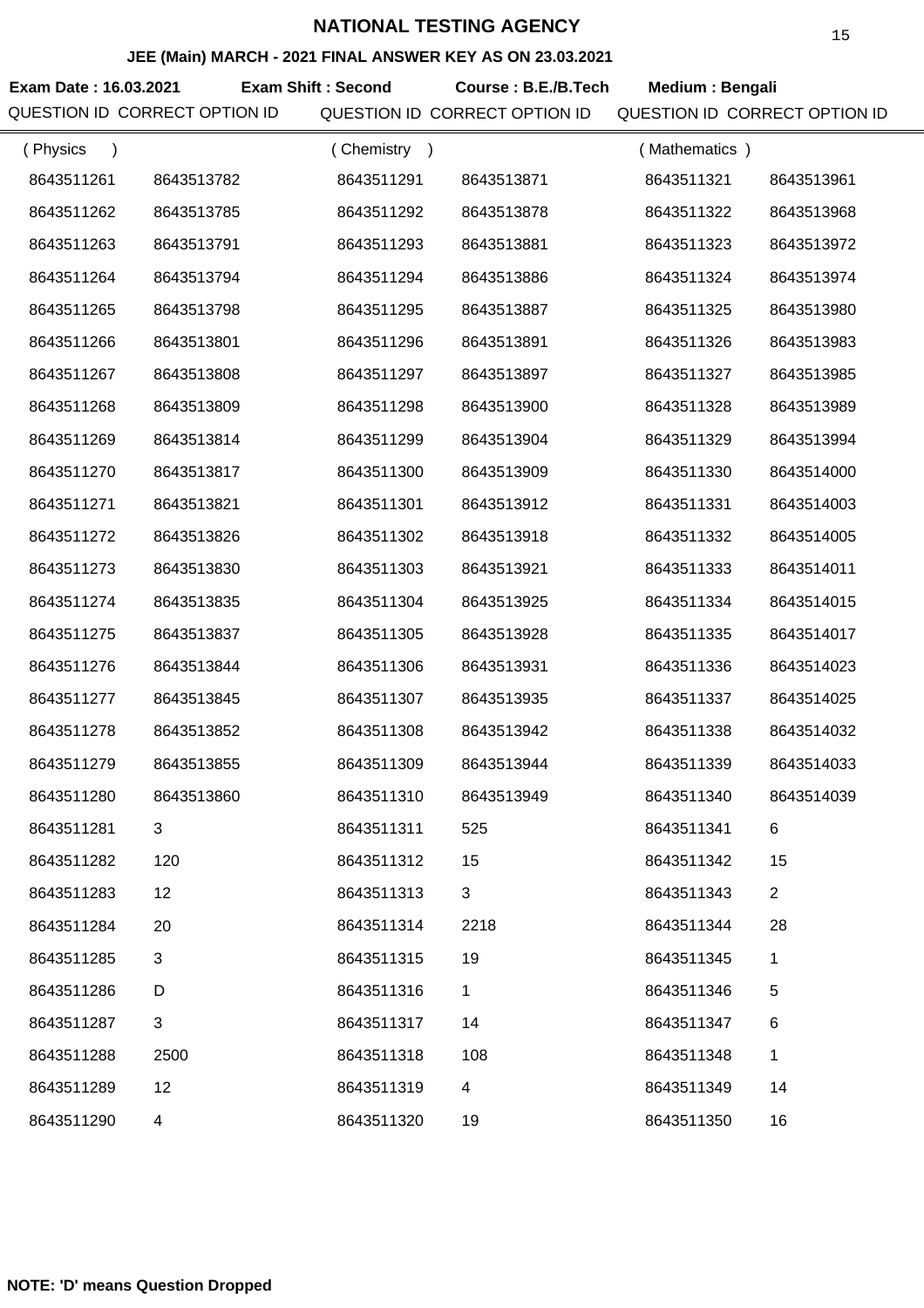# NATIONAL TESTING AGENCY

## JEE (Main) MARCH - 2021 FINAL ANSWER KEY AS ON 23.03.2021

**Exam Date : 16.03.2021** **Exam Shift : Second** **Course : B.E./B.Tech** **Medium : Bengali**

| QUESTION ID | CORRECT OPTION ID | QUESTION ID | CORRECT OPTION ID | QUESTION ID | CORRECT OPTION ID |
|---|---|---|---|---|---|
| ( Physics ) | | ( Chemistry ) | | ( Mathematics ) | |
| 8643511261 | 8643513782 | 8643511291 | 8643513871 | 8643511321 | 8643513961 |
| 8643511262 | 8643513785 | 8643511292 | 8643513878 | 8643511322 | 8643513968 |
| 8643511263 | 8643513791 | 8643511293 | 8643513881 | 8643511323 | 8643513972 |
| 8643511264 | 8643513794 | 8643511294 | 8643513886 | 8643511324 | 8643513974 |
| 8643511265 | 8643513798 | 8643511295 | 8643513887 | 8643511325 | 8643513980 |
| 8643511266 | 8643513801 | 8643511296 | 8643513891 | 8643511326 | 8643513983 |
| 8643511267 | 8643513808 | 8643511297 | 8643513897 | 8643511327 | 8643513985 |
| 8643511268 | 8643513809 | 8643511298 | 8643513900 | 8643511328 | 8643513989 |
| 8643511269 | 8643513814 | 8643511299 | 8643513904 | 8643511329 | 8643513994 |
| 8643511270 | 8643513817 | 8643511300 | 8643513909 | 8643511330 | 8643514000 |
| 8643511271 | 8643513821 | 8643511301 | 8643513912 | 8643511331 | 8643514003 |
| 8643511272 | 8643513826 | 8643511302 | 8643513918 | 8643511332 | 8643514005 |
| 8643511273 | 8643513830 | 8643511303 | 8643513921 | 8643511333 | 8643514011 |
| 8643511274 | 8643513835 | 8643511304 | 8643513925 | 8643511334 | 8643514015 |
| 8643511275 | 8643513837 | 8643511305 | 8643513928 | 8643511335 | 8643514017 |
| 8643511276 | 8643513844 | 8643511306 | 8643513931 | 8643511336 | 8643514023 |
| 8643511277 | 8643513845 | 8643511307 | 8643513935 | 8643511337 | 8643514025 |
| 8643511278 | 8643513852 | 8643511308 | 8643513942 | 8643511338 | 8643514032 |
| 8643511279 | 8643513855 | 8643511309 | 8643513944 | 8643511339 | 8643514033 |
| 8643511280 | 8643513860 | 8643511310 | 8643513949 | 8643511340 | 8643514039 |
| 8643511281 | 3 | 8643511311 | 525 | 8643511341 | 6 |
| 8643511282 | 120 | 8643511312 | 15 | 8643511342 | 15 |
| 8643511283 | 12 | 8643511313 | 3 | 8643511343 | 2 |
| 8643511284 | 20 | 8643511314 | 2218 | 8643511344 | 28 |
| 8643511285 | 3 | 8643511315 | 19 | 8643511345 | 1 |
| 8643511286 | D | 8643511316 | 1 | 8643511346 | 5 |
| 8643511287 | 3 | 8643511317 | 14 | 8643511347 | 6 |
| 8643511288 | 2500 | 8643511318 | 108 | 8643511348 | 1 |
| 8643511289 | 12 | 8643511319 | 4 | 8643511349 | 14 |
| 8643511290 | 4 | 8643511320 | 19 | 8643511350 | 16 |

**NOTE: 'D' means Question Dropped**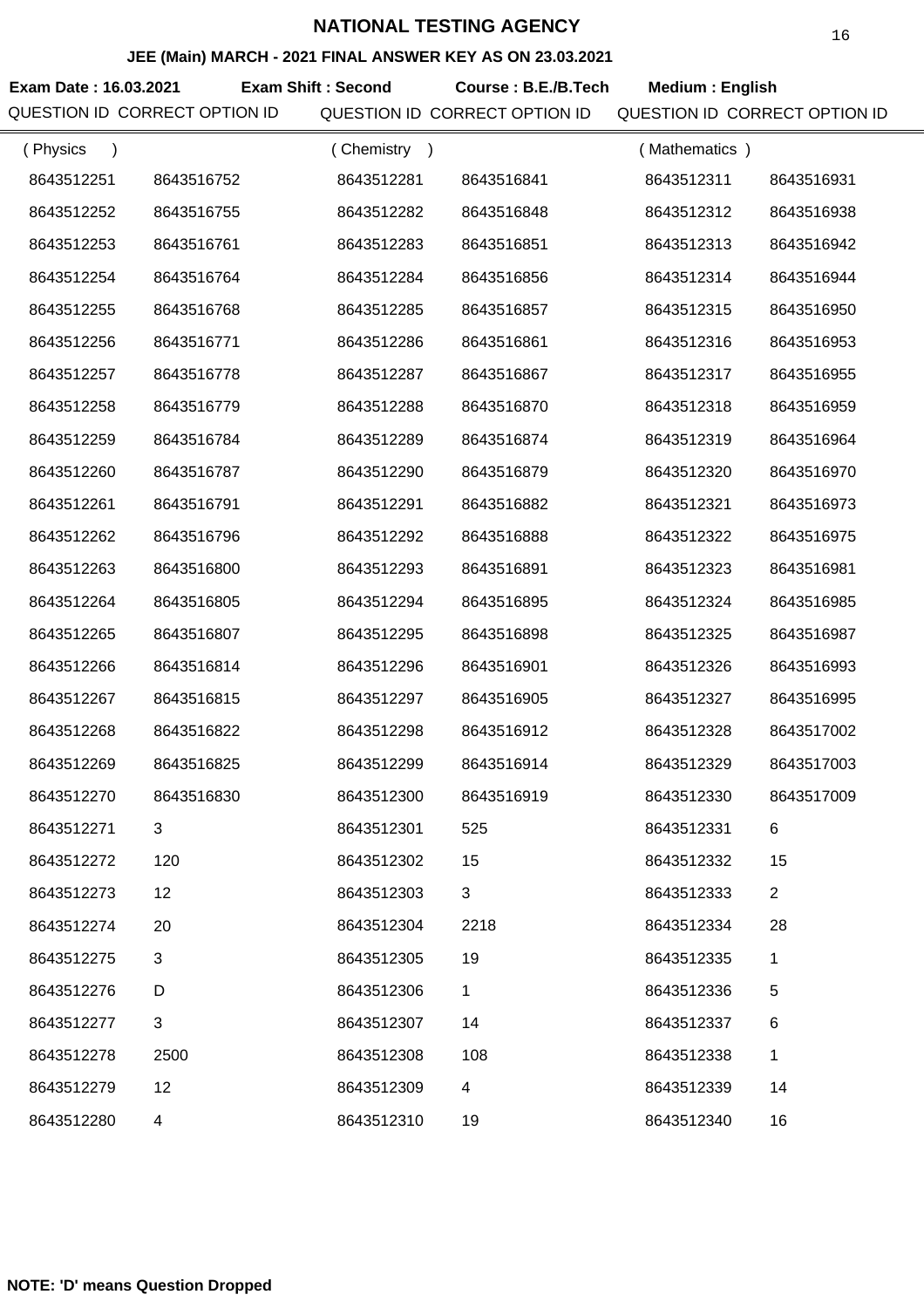# NATIONAL TESTING AGENCY

## JEE (Main) MARCH - 2021 FINAL ANSWER KEY AS ON 23.03.2021

**Exam Date : 16.03.2021** **Exam Shift : Second** **Course : B.E./B.Tech** **Medium : English**

| QUESTION ID | CORRECT OPTION ID | QUESTION ID | CORRECT OPTION ID | QUESTION ID | CORRECT OPTION ID |
|---|---|---|---|---|---|
| ( Physics ) | | ( Chemistry ) | | ( Mathematics ) | |
| 8643512251 | 8643516752 | 8643512281 | 8643516841 | 8643512311 | 8643516931 |
| 8643512252 | 8643516755 | 8643512282 | 8643516848 | 8643512312 | 8643516938 |
| 8643512253 | 8643516761 | 8643512283 | 8643516851 | 8643512313 | 8643516942 |
| 8643512254 | 8643516764 | 8643512284 | 8643516856 | 8643512314 | 8643516944 |
| 8643512255 | 8643516768 | 8643512285 | 8643516857 | 8643512315 | 8643516950 |
| 8643512256 | 8643516771 | 8643512286 | 8643516861 | 8643512316 | 8643516953 |
| 8643512257 | 8643516778 | 8643512287 | 8643516867 | 8643512317 | 8643516955 |
| 8643512258 | 8643516779 | 8643512288 | 8643516870 | 8643512318 | 8643516959 |
| 8643512259 | 8643516784 | 8643512289 | 8643516874 | 8643512319 | 8643516964 |
| 8643512260 | 8643516787 | 8643512290 | 8643516879 | 8643512320 | 8643516970 |
| 8643512261 | 8643516791 | 8643512291 | 8643516882 | 8643512321 | 8643516973 |
| 8643512262 | 8643516796 | 8643512292 | 8643516888 | 8643512322 | 8643516975 |
| 8643512263 | 8643516800 | 8643512293 | 8643516891 | 8643512323 | 8643516981 |
| 8643512264 | 8643516805 | 8643512294 | 8643516895 | 8643512324 | 8643516985 |
| 8643512265 | 8643516807 | 8643512295 | 8643516898 | 8643512325 | 8643516987 |
| 8643512266 | 8643516814 | 8643512296 | 8643516901 | 8643512326 | 8643516993 |
| 8643512267 | 8643516815 | 8643512297 | 8643516905 | 8643512327 | 8643516995 |
| 8643512268 | 8643516822 | 8643512298 | 8643516912 | 8643512328 | 8643517002 |
| 8643512269 | 8643516825 | 8643512299 | 8643516914 | 8643512329 | 8643517003 |
| 8643512270 | 8643516830 | 8643512300 | 8643516919 | 8643512330 | 8643517009 |
| 8643512271 | 3 | 8643512301 | 525 | 8643512331 | 6 |
| 8643512272 | 120 | 8643512302 | 15 | 8643512332 | 15 |
| 8643512273 | 12 | 8643512303 | 3 | 8643512333 | 2 |
| 8643512274 | 20 | 8643512304 | 2218 | 8643512334 | 28 |
| 8643512275 | 3 | 8643512305 | 19 | 8643512335 | 1 |
| 8643512276 | D | 8643512306 | 1 | 8643512336 | 5 |
| 8643512277 | 3 | 8643512307 | 14 | 8643512337 | 6 |
| 8643512278 | 2500 | 8643512308 | 108 | 8643512338 | 1 |
| 8643512279 | 12 | 8643512309 | 4 | 8643512339 | 14 |
| 8643512280 | 4 | 8643512310 | 19 | 8643512340 | 16 |

**NOTE: 'D' means Question Dropped**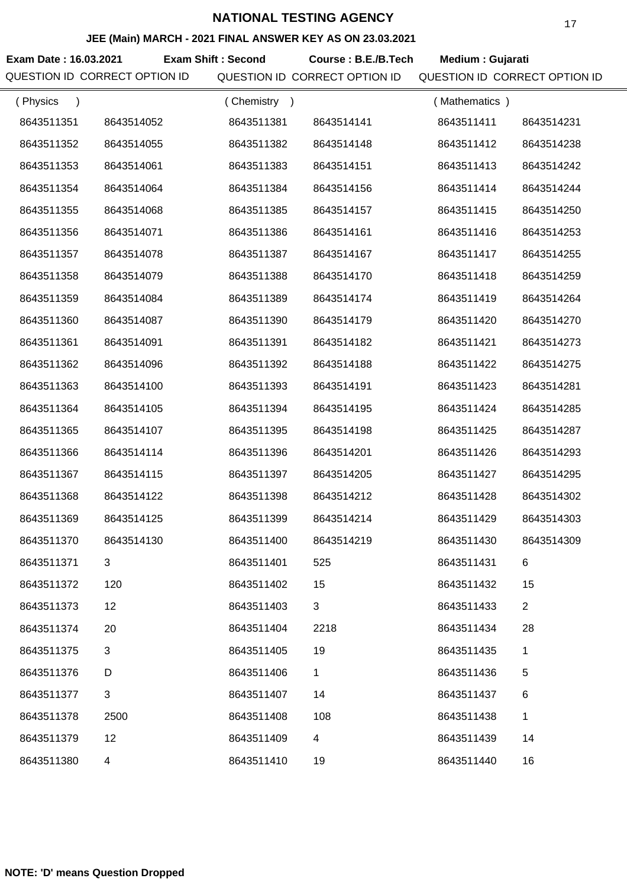# NATIONAL TESTING AGENCY

## JEE (Main) MARCH - 2021 FINAL ANSWER KEY AS ON 23.03.2021

**Exam Date : 16.03.2021** **Exam Shift : Second** **Course : B.E./B.Tech** **Medium : Gujarati**

| QUESTION ID | CORRECT OPTION ID | QUESTION ID | CORRECT OPTION ID | QUESTION ID | CORRECT OPTION ID |
|---|---|---|---|---|---|
| ( Physics ) | | ( Chemistry ) | | ( Mathematics ) | |
| 8643511351 | 8643514052 | 8643511381 | 8643514141 | 8643511411 | 8643514231 |
| 8643511352 | 8643514055 | 8643511382 | 8643514148 | 8643511412 | 8643514238 |
| 8643511353 | 8643514061 | 8643511383 | 8643514151 | 8643511413 | 8643514242 |
| 8643511354 | 8643514064 | 8643511384 | 8643514156 | 8643511414 | 8643514244 |
| 8643511355 | 8643514068 | 8643511385 | 8643514157 | 8643511415 | 8643514250 |
| 8643511356 | 8643514071 | 8643511386 | 8643514161 | 8643511416 | 8643514253 |
| 8643511357 | 8643514078 | 8643511387 | 8643514167 | 8643511417 | 8643514255 |
| 8643511358 | 8643514079 | 8643511388 | 8643514170 | 8643511418 | 8643514259 |
| 8643511359 | 8643514084 | 8643511389 | 8643514174 | 8643511419 | 8643514264 |
| 8643511360 | 8643514087 | 8643511390 | 8643514179 | 8643511420 | 8643514270 |
| 8643511361 | 8643514091 | 8643511391 | 8643514182 | 8643511421 | 8643514273 |
| 8643511362 | 8643514096 | 8643511392 | 8643514188 | 8643511422 | 8643514275 |
| 8643511363 | 8643514100 | 8643511393 | 8643514191 | 8643511423 | 8643514281 |
| 8643511364 | 8643514105 | 8643511394 | 8643514195 | 8643511424 | 8643514285 |
| 8643511365 | 8643514107 | 8643511395 | 8643514198 | 8643511425 | 8643514287 |
| 8643511366 | 8643514114 | 8643511396 | 8643514201 | 8643511426 | 8643514293 |
| 8643511367 | 8643514115 | 8643511397 | 8643514205 | 8643511427 | 8643514295 |
| 8643511368 | 8643514122 | 8643511398 | 8643514212 | 8643511428 | 8643514302 |
| 8643511369 | 8643514125 | 8643511399 | 8643514214 | 8643511429 | 8643514303 |
| 8643511370 | 8643514130 | 8643511400 | 8643514219 | 8643511430 | 8643514309 |
| 8643511371 | 3 | 8643511401 | 525 | 8643511431 | 6 |
| 8643511372 | 120 | 8643511402 | 15 | 8643511432 | 15 |
| 8643511373 | 12 | 8643511403 | 3 | 8643511433 | 2 |
| 8643511374 | 20 | 8643511404 | 2218 | 8643511434 | 28 |
| 8643511375 | 3 | 8643511405 | 19 | 8643511435 | 1 |
| 8643511376 | D | 8643511406 | 1 | 8643511436 | 5 |
| 8643511377 | 3 | 8643511407 | 14 | 8643511437 | 6 |
| 8643511378 | 2500 | 8643511408 | 108 | 8643511438 | 1 |
| 8643511379 | 12 | 8643511409 | 4 | 8643511439 | 14 |
| 8643511380 | 4 | 8643511410 | 19 | 8643511440 | 16 |

**NOTE: 'D' means Question Dropped**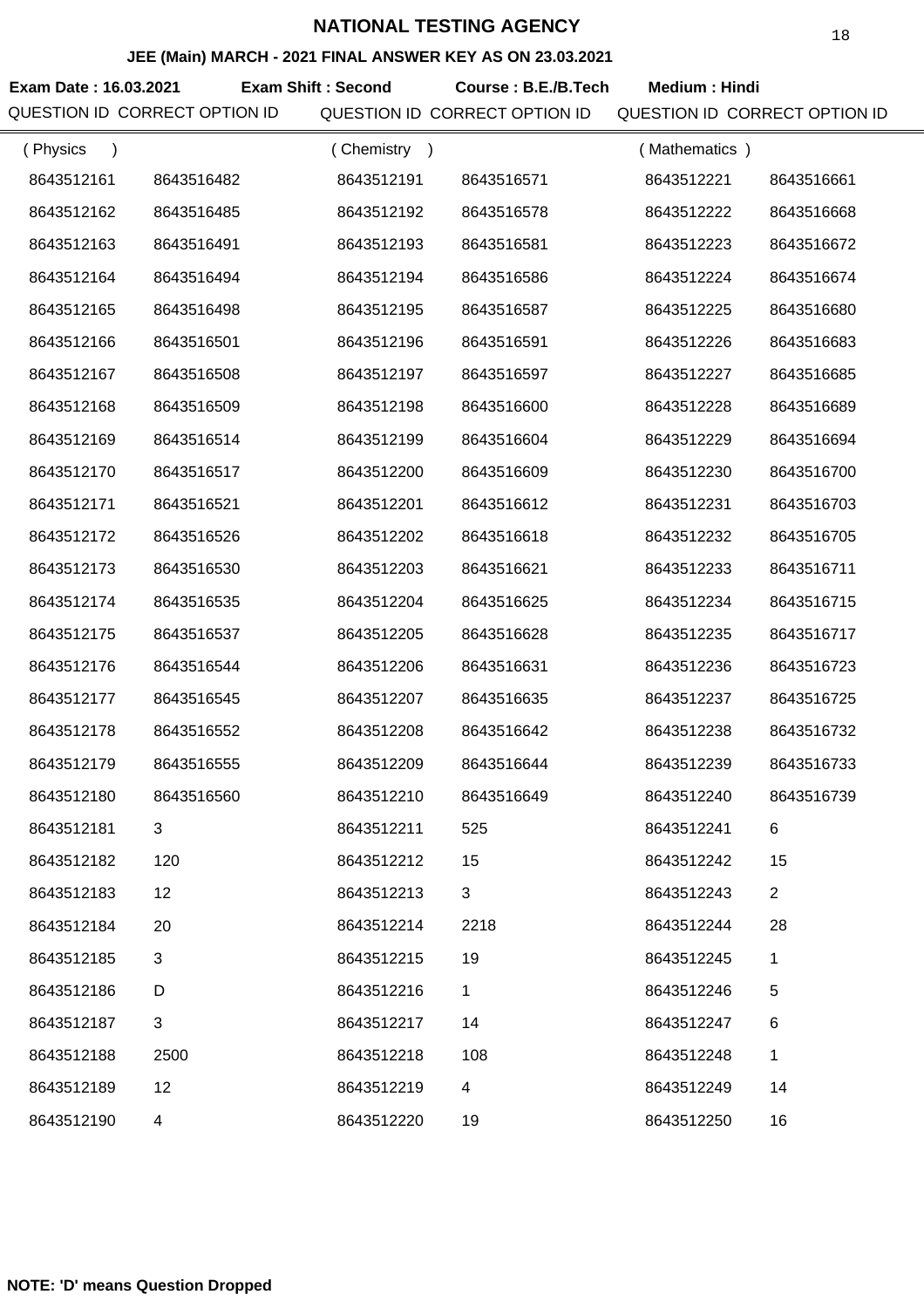# NATIONAL TESTING AGENCY

## JEE (Main) MARCH - 2021 FINAL ANSWER KEY AS ON 23.03.2021

**Exam Date : 16.03.2021** **Exam Shift : Second** **Course : B.E./B.Tech** **Medium : Hindi**

| QUESTION ID | CORRECT OPTION ID | QUESTION ID | CORRECT OPTION ID | QUESTION ID | CORRECT OPTION ID |
|---|---|---|---|---|---|
| ( Physics ) | | ( Chemistry ) | | ( Mathematics ) | |
| 8643512161 | 8643516482 | 8643512191 | 8643516571 | 8643512221 | 8643516661 |
| 8643512162 | 8643516485 | 8643512192 | 8643516578 | 8643512222 | 8643516668 |
| 8643512163 | 8643516491 | 8643512193 | 8643516581 | 8643512223 | 8643516672 |
| 8643512164 | 8643516494 | 8643512194 | 8643516586 | 8643512224 | 8643516674 |
| 8643512165 | 8643516498 | 8643512195 | 8643516587 | 8643512225 | 8643516680 |
| 8643512166 | 8643516501 | 8643512196 | 8643516591 | 8643512226 | 8643516683 |
| 8643512167 | 8643516508 | 8643512197 | 8643516597 | 8643512227 | 8643516685 |
| 8643512168 | 8643516509 | 8643512198 | 8643516600 | 8643512228 | 8643516689 |
| 8643512169 | 8643516514 | 8643512199 | 8643516604 | 8643512229 | 8643516694 |
| 8643512170 | 8643516517 | 8643512200 | 8643516609 | 8643512230 | 8643516700 |
| 8643512171 | 8643516521 | 8643512201 | 8643516612 | 8643512231 | 8643516703 |
| 8643512172 | 8643516526 | 8643512202 | 8643516618 | 8643512232 | 8643516705 |
| 8643512173 | 8643516530 | 8643512203 | 8643516621 | 8643512233 | 8643516711 |
| 8643512174 | 8643516535 | 8643512204 | 8643516625 | 8643512234 | 8643516715 |
| 8643512175 | 8643516537 | 8643512205 | 8643516628 | 8643512235 | 8643516717 |
| 8643512176 | 8643516544 | 8643512206 | 8643516631 | 8643512236 | 8643516723 |
| 8643512177 | 8643516545 | 8643512207 | 8643516635 | 8643512237 | 8643516725 |
| 8643512178 | 8643516552 | 8643512208 | 8643516642 | 8643512238 | 8643516732 |
| 8643512179 | 8643516555 | 8643512209 | 8643516644 | 8643512239 | 8643516733 |
| 8643512180 | 8643516560 | 8643512210 | 8643516649 | 8643512240 | 8643516739 |
| 8643512181 | 3 | 8643512211 | 525 | 8643512241 | 6 |
| 8643512182 | 120 | 8643512212 | 15 | 8643512242 | 15 |
| 8643512183 | 12 | 8643512213 | 3 | 8643512243 | 2 |
| 8643512184 | 20 | 8643512214 | 2218 | 8643512244 | 28 |
| 8643512185 | 3 | 8643512215 | 19 | 8643512245 | 1 |
| 8643512186 | D | 8643512216 | 1 | 8643512246 | 5 |
| 8643512187 | 3 | 8643512217 | 14 | 8643512247 | 6 |
| 8643512188 | 2500 | 8643512218 | 108 | 8643512248 | 1 |
| 8643512189 | 12 | 8643512219 | 4 | 8643512249 | 14 |
| 8643512190 | 4 | 8643512220 | 19 | 8643512250 | 16 |

**NOTE: 'D' means Question Dropped**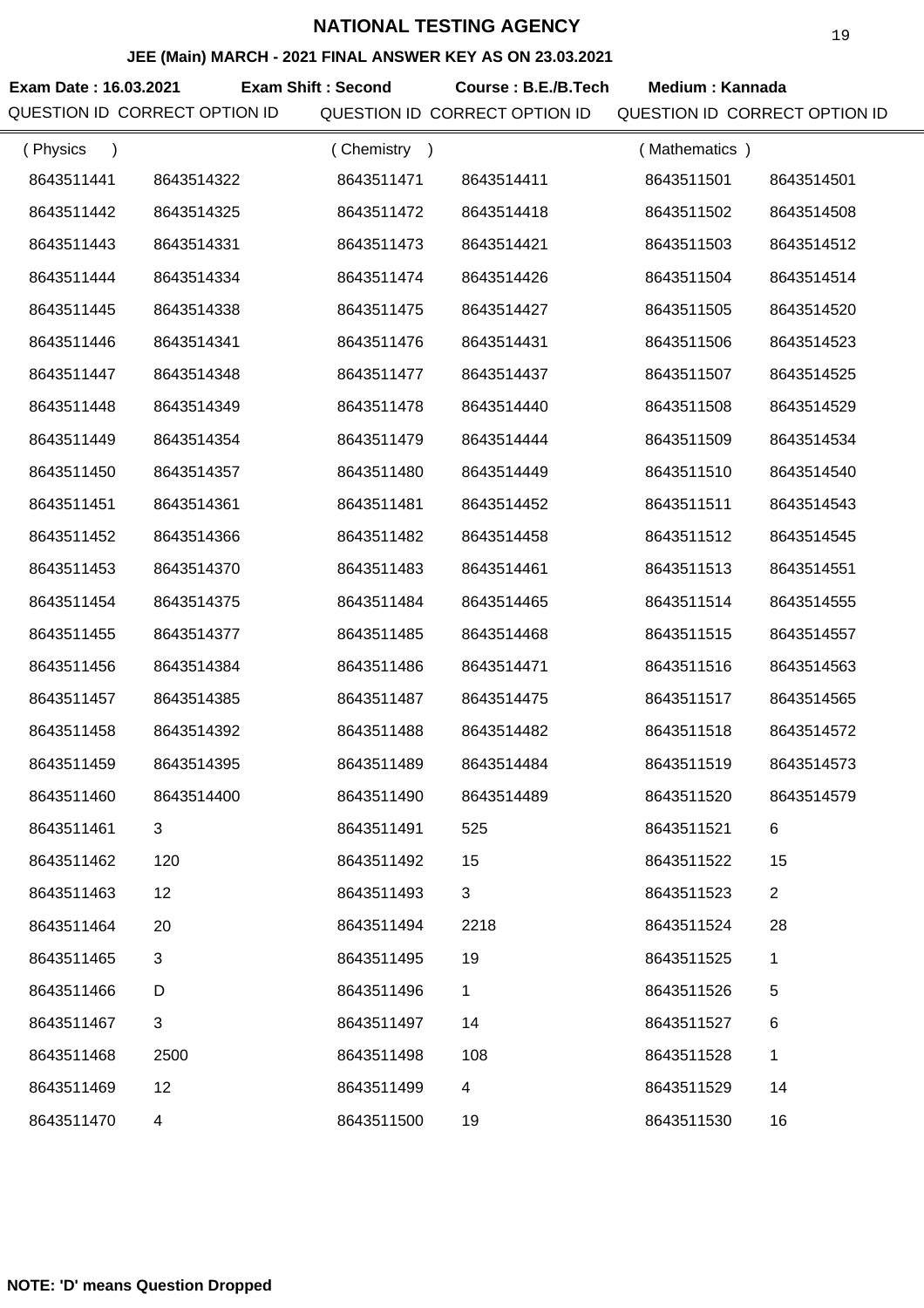# NATIONAL TESTING AGENCY

## JEE (Main) MARCH - 2021 FINAL ANSWER KEY AS ON 23.03.2021

**Exam Date : 16.03.2021** **Exam Shift : Second** **Course : B.E./B.Tech** **Medium : Kannada**

| QUESTION ID | CORRECT OPTION ID | QUESTION ID | CORRECT OPTION ID | QUESTION ID | CORRECT OPTION ID |
|---|---|---|---|---|---|
| ( Physics ) | | ( Chemistry ) | | ( Mathematics ) | |
| 8643511441 | 8643514322 | 8643511471 | 8643514411 | 8643511501 | 8643514501 |
| 8643511442 | 8643514325 | 8643511472 | 8643514418 | 8643511502 | 8643514508 |
| 8643511443 | 8643514331 | 8643511473 | 8643514421 | 8643511503 | 8643514512 |
| 8643511444 | 8643514334 | 8643511474 | 8643514426 | 8643511504 | 8643514514 |
| 8643511445 | 8643514338 | 8643511475 | 8643514427 | 8643511505 | 8643514520 |
| 8643511446 | 8643514341 | 8643511476 | 8643514431 | 8643511506 | 8643514523 |
| 8643511447 | 8643514348 | 8643511477 | 8643514437 | 8643511507 | 8643514525 |
| 8643511448 | 8643514349 | 8643511478 | 8643514440 | 8643511508 | 8643514529 |
| 8643511449 | 8643514354 | 8643511479 | 8643514444 | 8643511509 | 8643514534 |
| 8643511450 | 8643514357 | 8643511480 | 8643514449 | 8643511510 | 8643514540 |
| 8643511451 | 8643514361 | 8643511481 | 8643514452 | 8643511511 | 8643514543 |
| 8643511452 | 8643514366 | 8643511482 | 8643514458 | 8643511512 | 8643514545 |
| 8643511453 | 8643514370 | 8643511483 | 8643514461 | 8643511513 | 8643514551 |
| 8643511454 | 8643514375 | 8643511484 | 8643514465 | 8643511514 | 8643514555 |
| 8643511455 | 8643514377 | 8643511485 | 8643514468 | 8643511515 | 8643514557 |
| 8643511456 | 8643514384 | 8643511486 | 8643514471 | 8643511516 | 8643514563 |
| 8643511457 | 8643514385 | 8643511487 | 8643514475 | 8643511517 | 8643514565 |
| 8643511458 | 8643514392 | 8643511488 | 8643514482 | 8643511518 | 8643514572 |
| 8643511459 | 8643514395 | 8643511489 | 8643514484 | 8643511519 | 8643514573 |
| 8643511460 | 8643514400 | 8643511490 | 8643514489 | 8643511520 | 8643514579 |
| 8643511461 | 3 | 8643511491 | 525 | 8643511521 | 6 |
| 8643511462 | 120 | 8643511492 | 15 | 8643511522 | 15 |
| 8643511463 | 12 | 8643511493 | 3 | 8643511523 | 2 |
| 8643511464 | 20 | 8643511494 | 2218 | 8643511524 | 28 |
| 8643511465 | 3 | 8643511495 | 19 | 8643511525 | 1 |
| 8643511466 | D | 8643511496 | 1 | 8643511526 | 5 |
| 8643511467 | 3 | 8643511497 | 14 | 8643511527 | 6 |
| 8643511468 | 2500 | 8643511498 | 108 | 8643511528 | 1 |
| 8643511469 | 12 | 8643511499 | 4 | 8643511529 | 14 |
| 8643511470 | 4 | 8643511500 | 19 | 8643511530 | 16 |

**NOTE: 'D' means Question Dropped**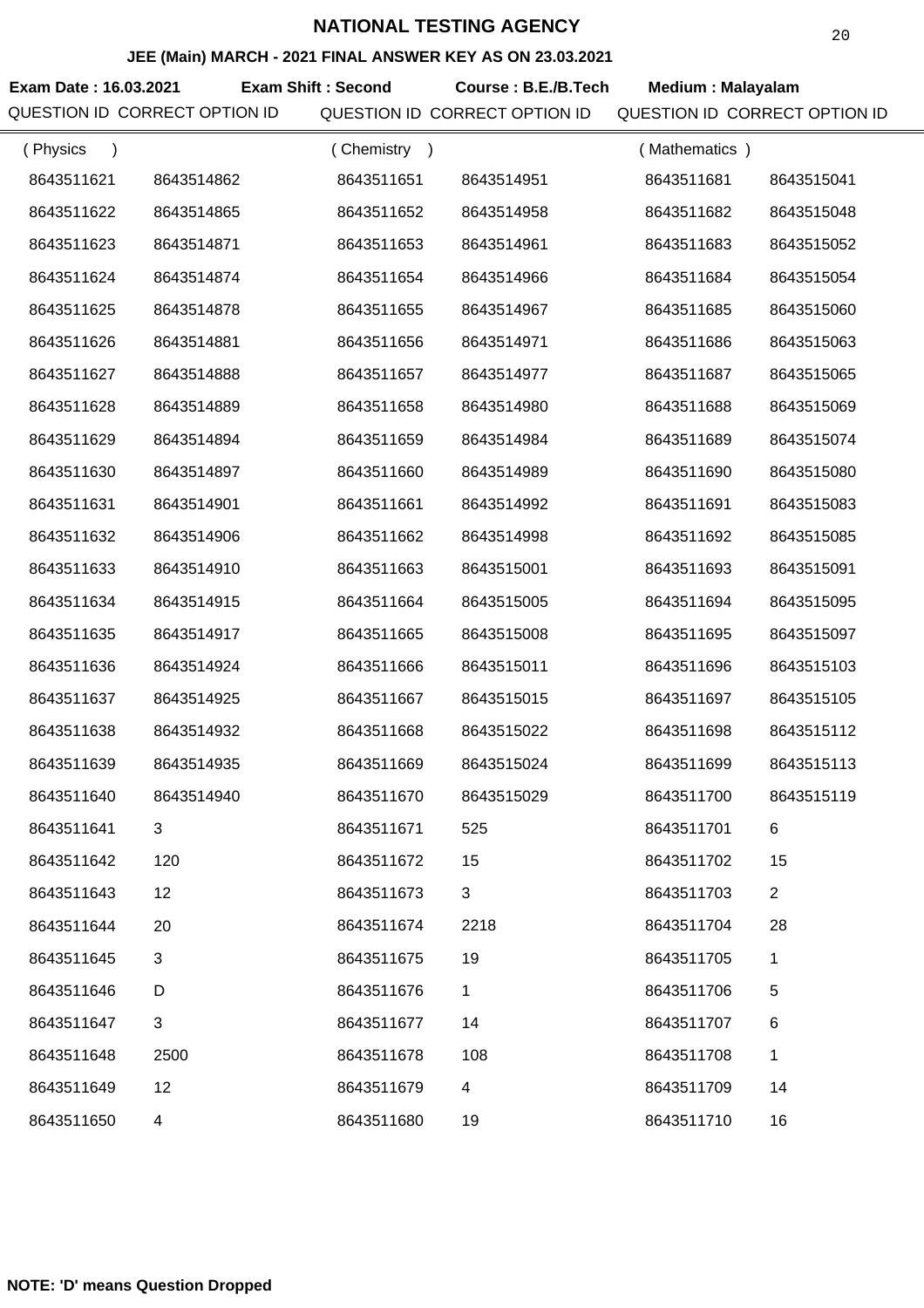# NATIONAL TESTING AGENCY

### JEE (Main) MARCH - 2021 FINAL ANSWER KEY AS ON 23.03.2021

**Exam Date : 16.03.2021** **Exam Shift : Second** **Course : B.E./B.Tech** **Medium : Malayalam**

| QUESTION ID | CORRECT OPTION ID | QUESTION ID | CORRECT OPTION ID | QUESTION ID | CORRECT OPTION ID |
|---|---|---|---|---|---|
| ( Physics ) | | ( Chemistry ) | | ( Mathematics ) | |
| 8643511621 | 8643514862 | 8643511651 | 8643514951 | 8643511681 | 8643515041 |
| 8643511622 | 8643514865 | 8643511652 | 8643514958 | 8643511682 | 8643515048 |
| 8643511623 | 8643514871 | 8643511653 | 8643514961 | 8643511683 | 8643515052 |
| 8643511624 | 8643514874 | 8643511654 | 8643514966 | 8643511684 | 8643515054 |
| 8643511625 | 8643514878 | 8643511655 | 8643514967 | 8643511685 | 8643515060 |
| 8643511626 | 8643514881 | 8643511656 | 8643514971 | 8643511686 | 8643515063 |
| 8643511627 | 8643514888 | 8643511657 | 8643514977 | 8643511687 | 8643515065 |
| 8643511628 | 8643514889 | 8643511658 | 8643514980 | 8643511688 | 8643515069 |
| 8643511629 | 8643514894 | 8643511659 | 8643514984 | 8643511689 | 8643515074 |
| 8643511630 | 8643514897 | 8643511660 | 8643514989 | 8643511690 | 8643515080 |
| 8643511631 | 8643514901 | 8643511661 | 8643514992 | 8643511691 | 8643515083 |
| 8643511632 | 8643514906 | 8643511662 | 8643514998 | 8643511692 | 8643515085 |
| 8643511633 | 8643514910 | 8643511663 | 8643515001 | 8643511693 | 8643515091 |
| 8643511634 | 8643514915 | 8643511664 | 8643515005 | 8643511694 | 8643515095 |
| 8643511635 | 8643514917 | 8643511665 | 8643515008 | 8643511695 | 8643515097 |
| 8643511636 | 8643514924 | 8643511666 | 8643515011 | 8643511696 | 8643515103 |
| 8643511637 | 8643514925 | 8643511667 | 8643515015 | 8643511697 | 8643515105 |
| 8643511638 | 8643514932 | 8643511668 | 8643515022 | 8643511698 | 8643515112 |
| 8643511639 | 8643514935 | 8643511669 | 8643515024 | 8643511699 | 8643515113 |
| 8643511640 | 8643514940 | 8643511670 | 8643515029 | 8643511700 | 8643515119 |
| 8643511641 | 3 | 8643511671 | 525 | 8643511701 | 6 |
| 8643511642 | 120 | 8643511672 | 15 | 8643511702 | 15 |
| 8643511643 | 12 | 8643511673 | 3 | 8643511703 | 2 |
| 8643511644 | 20 | 8643511674 | 2218 | 8643511704 | 28 |
| 8643511645 | 3 | 8643511675 | 19 | 8643511705 | 1 |
| 8643511646 | D | 8643511676 | 1 | 8643511706 | 5 |
| 8643511647 | 3 | 8643511677 | 14 | 8643511707 | 6 |
| 8643511648 | 2500 | 8643511678 | 108 | 8643511708 | 1 |
| 8643511649 | 12 | 8643511679 | 4 | 8643511709 | 14 |
| 8643511650 | 4 | 8643511680 | 19 | 8643511710 | 16 |

**NOTE: 'D' means Question Dropped**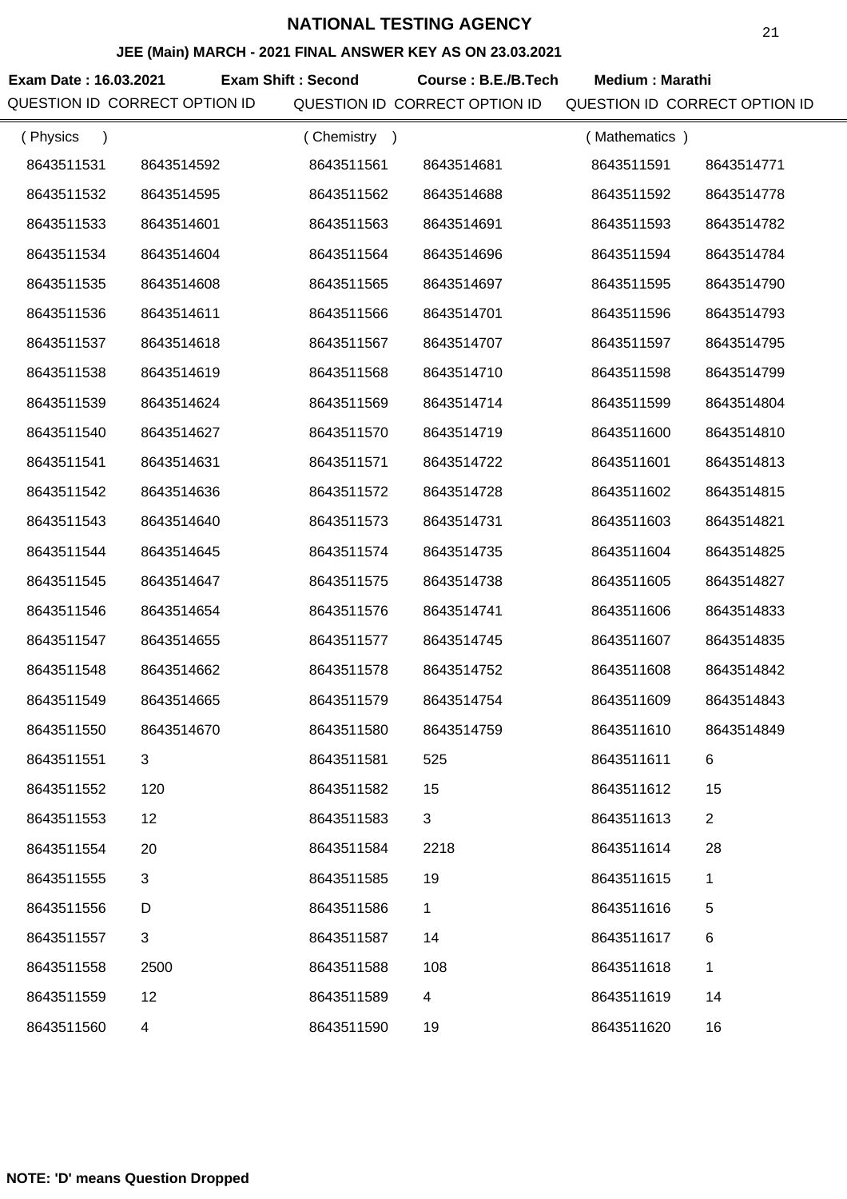# NATIONAL TESTING AGENCY

## JEE (Main) MARCH - 2021 FINAL ANSWER KEY AS ON 23.03.2021

**Exam Date : 16.03.2021** **Exam Shift : Second** **Course : B.E./B.Tech** **Medium : Marathi**

| QUESTION ID | CORRECT OPTION ID | QUESTION ID | CORRECT OPTION ID | QUESTION ID | CORRECT OPTION ID |
|---|---|---|---|---|---|
| ( Physics ) | | ( Chemistry ) | | ( Mathematics ) | |
| 8643511531 | 8643514592 | 8643511561 | 8643514681 | 8643511591 | 8643514771 |
| 8643511532 | 8643514595 | 8643511562 | 8643514688 | 8643511592 | 8643514778 |
| 8643511533 | 8643514601 | 8643511563 | 8643514691 | 8643511593 | 8643514782 |
| 8643511534 | 8643514604 | 8643511564 | 8643514696 | 8643511594 | 8643514784 |
| 8643511535 | 8643514608 | 8643511565 | 8643514697 | 8643511595 | 8643514790 |
| 8643511536 | 8643514611 | 8643511566 | 8643514701 | 8643511596 | 8643514793 |
| 8643511537 | 8643514618 | 8643511567 | 8643514707 | 8643511597 | 8643514795 |
| 8643511538 | 8643514619 | 8643511568 | 8643514710 | 8643511598 | 8643514799 |
| 8643511539 | 8643514624 | 8643511569 | 8643514714 | 8643511599 | 8643514804 |
| 8643511540 | 8643514627 | 8643511570 | 8643514719 | 8643511600 | 8643514810 |
| 8643511541 | 8643514631 | 8643511571 | 8643514722 | 8643511601 | 8643514813 |
| 8643511542 | 8643514636 | 8643511572 | 8643514728 | 8643511602 | 8643514815 |
| 8643511543 | 8643514640 | 8643511573 | 8643514731 | 8643511603 | 8643514821 |
| 8643511544 | 8643514645 | 8643511574 | 8643514735 | 8643511604 | 8643514825 |
| 8643511545 | 8643514647 | 8643511575 | 8643514738 | 8643511605 | 8643514827 |
| 8643511546 | 8643514654 | 8643511576 | 8643514741 | 8643511606 | 8643514833 |
| 8643511547 | 8643514655 | 8643511577 | 8643514745 | 8643511607 | 8643514835 |
| 8643511548 | 8643514662 | 8643511578 | 8643514752 | 8643511608 | 8643514842 |
| 8643511549 | 8643514665 | 8643511579 | 8643514754 | 8643511609 | 8643514843 |
| 8643511550 | 8643514670 | 8643511580 | 8643514759 | 8643511610 | 8643514849 |
| 8643511551 | 3 | 8643511581 | 525 | 8643511611 | 6 |
| 8643511552 | 120 | 8643511582 | 15 | 8643511612 | 15 |
| 8643511553 | 12 | 8643511583 | 3 | 8643511613 | 2 |
| 8643511554 | 20 | 8643511584 | 2218 | 8643511614 | 28 |
| 8643511555 | 3 | 8643511585 | 19 | 8643511615 | 1 |
| 8643511556 | D | 8643511586 | 1 | 8643511616 | 5 |
| 8643511557 | 3 | 8643511587 | 14 | 8643511617 | 6 |
| 8643511558 | 2500 | 8643511588 | 108 | 8643511618 | 1 |
| 8643511559 | 12 | 8643511589 | 4 | 8643511619 | 14 |
| 8643511560 | 4 | 8643511590 | 19 | 8643511620 | 16 |

**NOTE: 'D' means Question Dropped**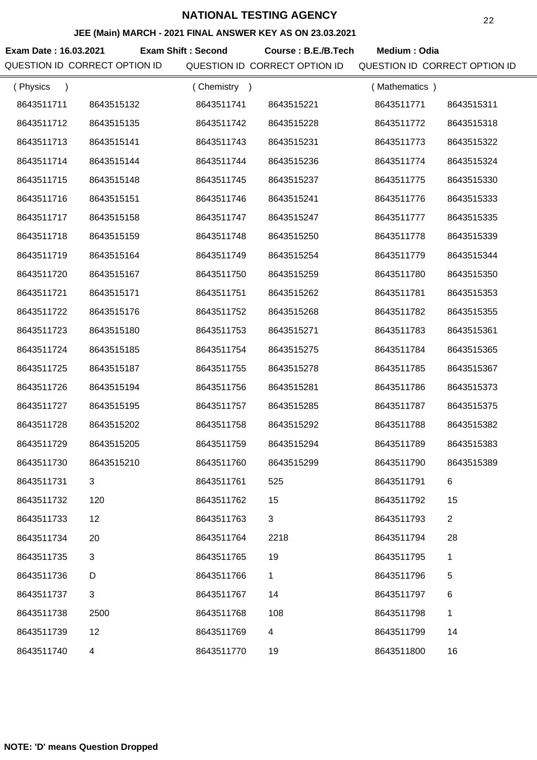# NATIONAL TESTING AGENCY

### JEE (Main) MARCH - 2021 FINAL ANSWER KEY AS ON 23.03.2021

**Exam Date : 16.03.2021** **Exam Shift : Second** **Course : B.E./B.Tech** **Medium : Odia**

| QUESTION ID | CORRECT OPTION ID | QUESTION ID | CORRECT OPTION ID | QUESTION ID | CORRECT OPTION ID |
|---|---|---|---|---|---|
| ( Physics ) | | ( Chemistry ) | | ( Mathematics ) | |
| 8643511711 | 8643515132 | 8643511741 | 8643515221 | 8643511771 | 8643515311 |
| 8643511712 | 8643515135 | 8643511742 | 8643515228 | 8643511772 | 8643515318 |
| 8643511713 | 8643515141 | 8643511743 | 8643515231 | 8643511773 | 8643515322 |
| 8643511714 | 8643515144 | 8643511744 | 8643515236 | 8643511774 | 8643515324 |
| 8643511715 | 8643515148 | 8643511745 | 8643515237 | 8643511775 | 8643515330 |
| 8643511716 | 8643515151 | 8643511746 | 8643515241 | 8643511776 | 8643515333 |
| 8643511717 | 8643515158 | 8643511747 | 8643515247 | 8643511777 | 8643515335 |
| 8643511718 | 8643515159 | 8643511748 | 8643515250 | 8643511778 | 8643515339 |
| 8643511719 | 8643515164 | 8643511749 | 8643515254 | 8643511779 | 8643515344 |
| 8643511720 | 8643515167 | 8643511750 | 8643515259 | 8643511780 | 8643515350 |
| 8643511721 | 8643515171 | 8643511751 | 8643515262 | 8643511781 | 8643515353 |
| 8643511722 | 8643515176 | 8643511752 | 8643515268 | 8643511782 | 8643515355 |
| 8643511723 | 8643515180 | 8643511753 | 8643515271 | 8643511783 | 8643515361 |
| 8643511724 | 8643515185 | 8643511754 | 8643515275 | 8643511784 | 8643515365 |
| 8643511725 | 8643515187 | 8643511755 | 8643515278 | 8643511785 | 8643515367 |
| 8643511726 | 8643515194 | 8643511756 | 8643515281 | 8643511786 | 8643515373 |
| 8643511727 | 8643515195 | 8643511757 | 8643515285 | 8643511787 | 8643515375 |
| 8643511728 | 8643515202 | 8643511758 | 8643515292 | 8643511788 | 8643515382 |
| 8643511729 | 8643515205 | 8643511759 | 8643515294 | 8643511789 | 8643515383 |
| 8643511730 | 8643515210 | 8643511760 | 8643515299 | 8643511790 | 8643515389 |
| 8643511731 | 3 | 8643511761 | 525 | 8643511791 | 6 |
| 8643511732 | 120 | 8643511762 | 15 | 8643511792 | 15 |
| 8643511733 | 12 | 8643511763 | 3 | 8643511793 | 2 |
| 8643511734 | 20 | 8643511764 | 2218 | 8643511794 | 28 |
| 8643511735 | 3 | 8643511765 | 19 | 8643511795 | 1 |
| 8643511736 | D | 8643511766 | 1 | 8643511796 | 5 |
| 8643511737 | 3 | 8643511767 | 14 | 8643511797 | 6 |
| 8643511738 | 2500 | 8643511768 | 108 | 8643511798 | 1 |
| 8643511739 | 12 | 8643511769 | 4 | 8643511799 | 14 |
| 8643511740 | 4 | 8643511770 | 19 | 8643511800 | 16 |

**NOTE: 'D' means Question Dropped**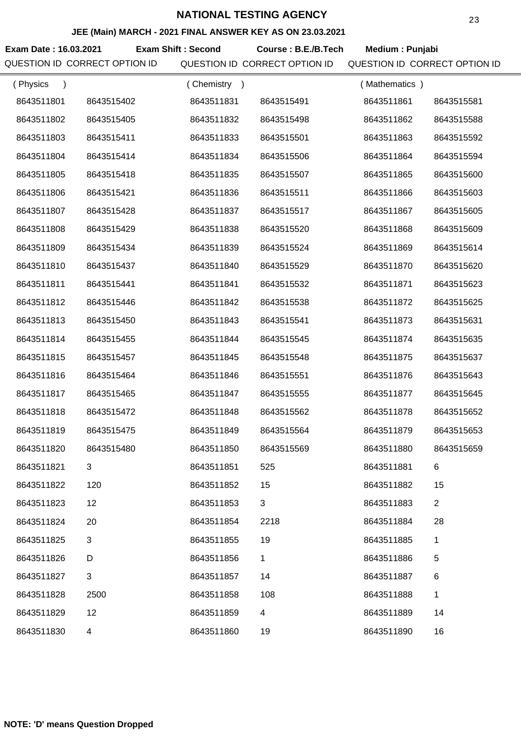# NATIONAL TESTING AGENCY

## JEE (Main) MARCH - 2021 FINAL ANSWER KEY AS ON 23.03.2021

**Exam Date : 16.03.2021** **Exam Shift : Second** **Course : B.E./B.Tech** **Medium : Punjabi**

| QUESTION ID | CORRECT OPTION ID | QUESTION ID | CORRECT OPTION ID | QUESTION ID | CORRECT OPTION ID |
|---|---|---|---|---|---|
| ( Physics ) | | ( Chemistry ) | | ( Mathematics ) | |
| 8643511801 | 8643515402 | 8643511831 | 8643515491 | 8643511861 | 8643515581 |
| 8643511802 | 8643515405 | 8643511832 | 8643515498 | 8643511862 | 8643515588 |
| 8643511803 | 8643515411 | 8643511833 | 8643515501 | 8643511863 | 8643515592 |
| 8643511804 | 8643515414 | 8643511834 | 8643515506 | 8643511864 | 8643515594 |
| 8643511805 | 8643515418 | 8643511835 | 8643515507 | 8643511865 | 8643515600 |
| 8643511806 | 8643515421 | 8643511836 | 8643515511 | 8643511866 | 8643515603 |
| 8643511807 | 8643515428 | 8643511837 | 8643515517 | 8643511867 | 8643515605 |
| 8643511808 | 8643515429 | 8643511838 | 8643515520 | 8643511868 | 8643515609 |
| 8643511809 | 8643515434 | 8643511839 | 8643515524 | 8643511869 | 8643515614 |
| 8643511810 | 8643515437 | 8643511840 | 8643515529 | 8643511870 | 8643515620 |
| 8643511811 | 8643515441 | 8643511841 | 8643515532 | 8643511871 | 8643515623 |
| 8643511812 | 8643515446 | 8643511842 | 8643515538 | 8643511872 | 8643515625 |
| 8643511813 | 8643515450 | 8643511843 | 8643515541 | 8643511873 | 8643515631 |
| 8643511814 | 8643515455 | 8643511844 | 8643515545 | 8643511874 | 8643515635 |
| 8643511815 | 8643515457 | 8643511845 | 8643515548 | 8643511875 | 8643515637 |
| 8643511816 | 8643515464 | 8643511846 | 8643515551 | 8643511876 | 8643515643 |
| 8643511817 | 8643515465 | 8643511847 | 8643515555 | 8643511877 | 8643515645 |
| 8643511818 | 8643515472 | 8643511848 | 8643515562 | 8643511878 | 8643515652 |
| 8643511819 | 8643515475 | 8643511849 | 8643515564 | 8643511879 | 8643515653 |
| 8643511820 | 8643515480 | 8643511850 | 8643515569 | 8643511880 | 8643515659 |
| 8643511821 | 3 | 8643511851 | 525 | 8643511881 | 6 |
| 8643511822 | 120 | 8643511852 | 15 | 8643511882 | 15 |
| 8643511823 | 12 | 8643511853 | 3 | 8643511883 | 2 |
| 8643511824 | 20 | 8643511854 | 2218 | 8643511884 | 28 |
| 8643511825 | 3 | 8643511855 | 19 | 8643511885 | 1 |
| 8643511826 | D | 8643511856 | 1 | 8643511886 | 5 |
| 8643511827 | 3 | 8643511857 | 14 | 8643511887 | 6 |
| 8643511828 | 2500 | 8643511858 | 108 | 8643511888 | 1 |
| 8643511829 | 12 | 8643511859 | 4 | 8643511889 | 14 |
| 8643511830 | 4 | 8643511860 | 19 | 8643511890 | 16 |

**NOTE: 'D' means Question Dropped**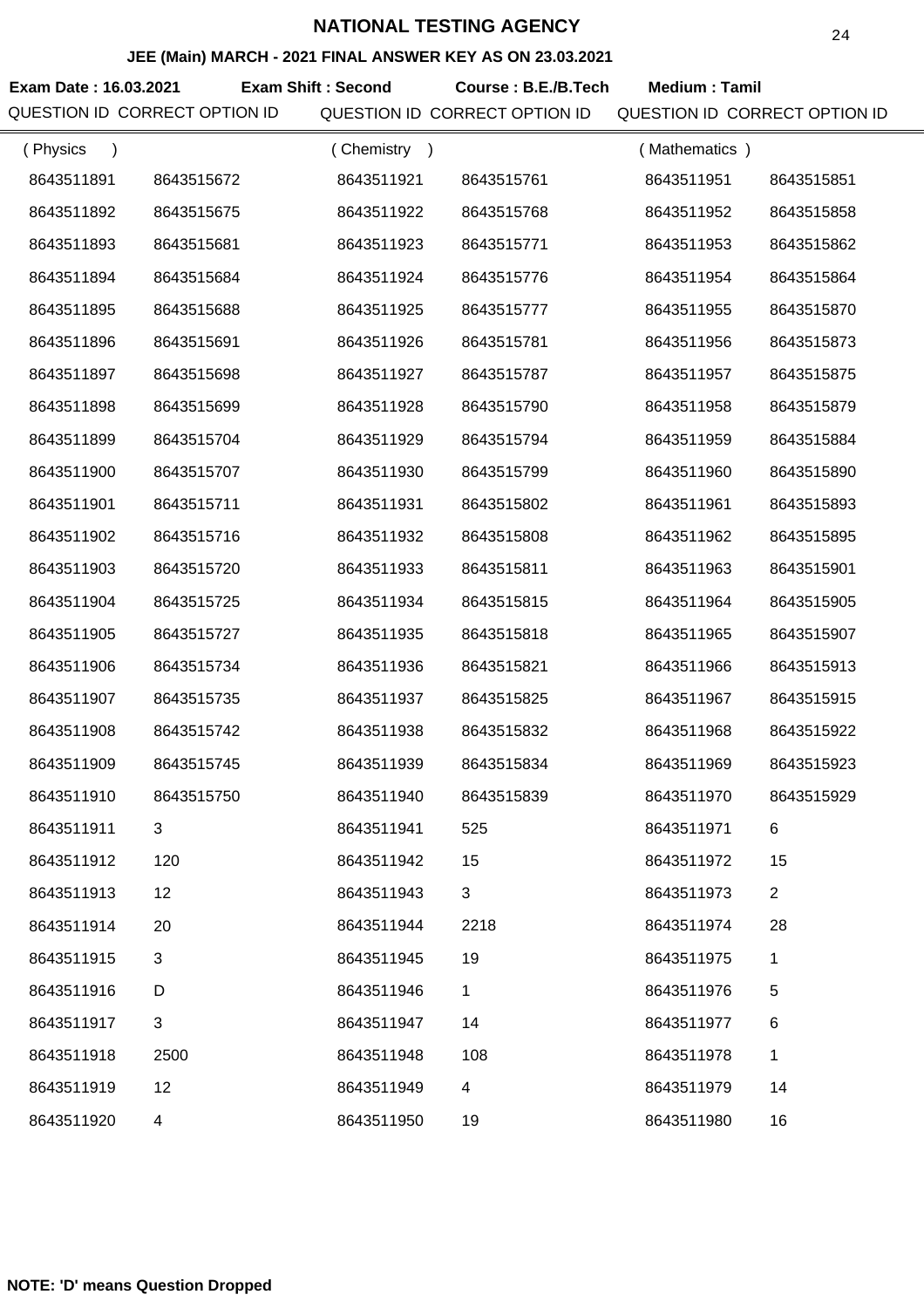# NATIONAL TESTING AGENCY

## JEE (Main) MARCH - 2021 FINAL ANSWER KEY AS ON 23.03.2021

**Exam Date : 16.03.2021** **Exam Shift : Second** **Course : B.E./B.Tech** **Medium : Tamil**

| QUESTION ID | CORRECT OPTION ID | QUESTION ID | CORRECT OPTION ID | QUESTION ID | CORRECT OPTION ID |
|---|---|---|---|---|---|
| ( Physics ) | | ( Chemistry ) | | ( Mathematics ) | |
| 8643511891 | 8643515672 | 8643511921 | 8643515761 | 8643511951 | 8643515851 |
| 8643511892 | 8643515675 | 8643511922 | 8643515768 | 8643511952 | 8643515858 |
| 8643511893 | 8643515681 | 8643511923 | 8643515771 | 8643511953 | 8643515862 |
| 8643511894 | 8643515684 | 8643511924 | 8643515776 | 8643511954 | 8643515864 |
| 8643511895 | 8643515688 | 8643511925 | 8643515777 | 8643511955 | 8643515870 |
| 8643511896 | 8643515691 | 8643511926 | 8643515781 | 8643511956 | 8643515873 |
| 8643511897 | 8643515698 | 8643511927 | 8643515787 | 8643511957 | 8643515875 |
| 8643511898 | 8643515699 | 8643511928 | 8643515790 | 8643511958 | 8643515879 |
| 8643511899 | 8643515704 | 8643511929 | 8643515794 | 8643511959 | 8643515884 |
| 8643511900 | 8643515707 | 8643511930 | 8643515799 | 8643511960 | 8643515890 |
| 8643511901 | 8643515711 | 8643511931 | 8643515802 | 8643511961 | 8643515893 |
| 8643511902 | 8643515716 | 8643511932 | 8643515808 | 8643511962 | 8643515895 |
| 8643511903 | 8643515720 | 8643511933 | 8643515811 | 8643511963 | 8643515901 |
| 8643511904 | 8643515725 | 8643511934 | 8643515815 | 8643511964 | 8643515905 |
| 8643511905 | 8643515727 | 8643511935 | 8643515818 | 8643511965 | 8643515907 |
| 8643511906 | 8643515734 | 8643511936 | 8643515821 | 8643511966 | 8643515913 |
| 8643511907 | 8643515735 | 8643511937 | 8643515825 | 8643511967 | 8643515915 |
| 8643511908 | 8643515742 | 8643511938 | 8643515832 | 8643511968 | 8643515922 |
| 8643511909 | 8643515745 | 8643511939 | 8643515834 | 8643511969 | 8643515923 |
| 8643511910 | 8643515750 | 8643511940 | 8643515839 | 8643511970 | 8643515929 |
| 8643511911 | 3 | 8643511941 | 525 | 8643511971 | 6 |
| 8643511912 | 120 | 8643511942 | 15 | 8643511972 | 15 |
| 8643511913 | 12 | 8643511943 | 3 | 8643511973 | 2 |
| 8643511914 | 20 | 8643511944 | 2218 | 8643511974 | 28 |
| 8643511915 | 3 | 8643511945 | 19 | 8643511975 | 1 |
| 8643511916 | D | 8643511946 | 1 | 8643511976 | 5 |
| 8643511917 | 3 | 8643511947 | 14 | 8643511977 | 6 |
| 8643511918 | 2500 | 8643511948 | 108 | 8643511978 | 1 |
| 8643511919 | 12 | 8643511949 | 4 | 8643511979 | 14 |
| 8643511920 | 4 | 8643511950 | 19 | 8643511980 | 16 |

**NOTE: 'D' means Question Dropped**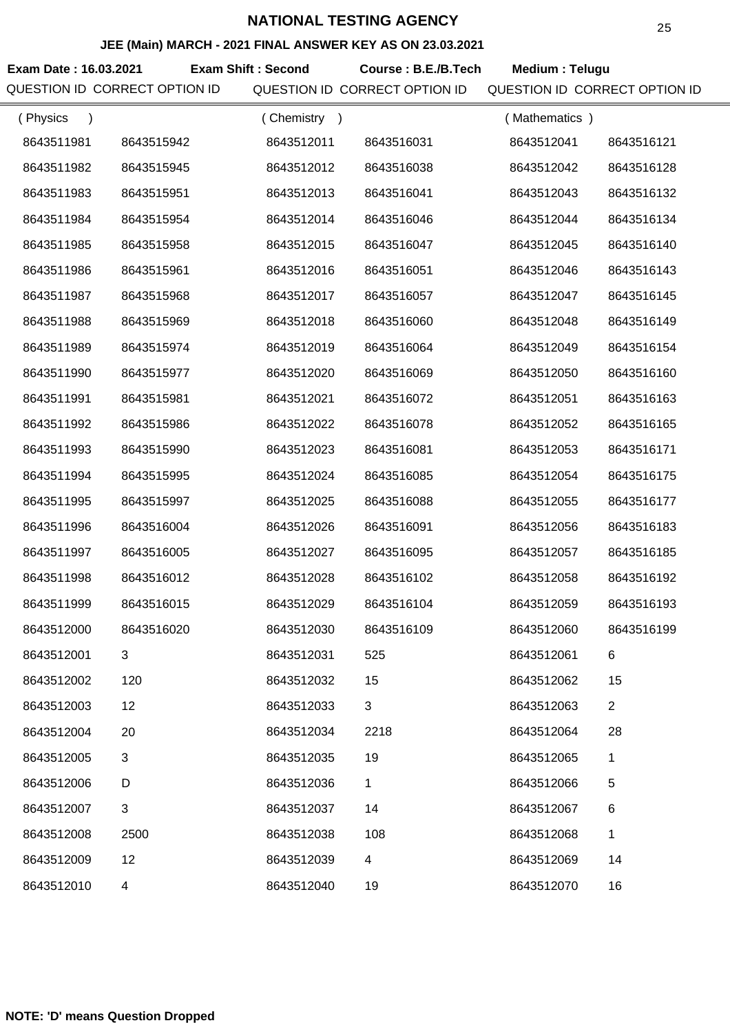# NATIONAL TESTING AGENCY

## JEE (Main) MARCH - 2021 FINAL ANSWER KEY AS ON 23.03.2021

**Exam Date : 16.03.2021** **Exam Shift : Second** **Course : B.E./B.Tech** **Medium : Telugu**

| QUESTION ID | CORRECT OPTION ID | QUESTION ID | CORRECT OPTION ID | QUESTION ID | CORRECT OPTION ID |
|---|---|---|---|---|---|
| ( Physics ) | | ( Chemistry ) | | ( Mathematics ) | |
| 8643511981 | 8643515942 | 8643512011 | 8643516031 | 8643512041 | 8643516121 |
| 8643511982 | 8643515945 | 8643512012 | 8643516038 | 8643512042 | 8643516128 |
| 8643511983 | 8643515951 | 8643512013 | 8643516041 | 8643512043 | 8643516132 |
| 8643511984 | 8643515954 | 8643512014 | 8643516046 | 8643512044 | 8643516134 |
| 8643511985 | 8643515958 | 8643512015 | 8643516047 | 8643512045 | 8643516140 |
| 8643511986 | 8643515961 | 8643512016 | 8643516051 | 8643512046 | 8643516143 |
| 8643511987 | 8643515968 | 8643512017 | 8643516057 | 8643512047 | 8643516145 |
| 8643511988 | 8643515969 | 8643512018 | 8643516060 | 8643512048 | 8643516149 |
| 8643511989 | 8643515974 | 8643512019 | 8643516064 | 8643512049 | 8643516154 |
| 8643511990 | 8643515977 | 8643512020 | 8643516069 | 8643512050 | 8643516160 |
| 8643511991 | 8643515981 | 8643512021 | 8643516072 | 8643512051 | 8643516163 |
| 8643511992 | 8643515986 | 8643512022 | 8643516078 | 8643512052 | 8643516165 |
| 8643511993 | 8643515990 | 8643512023 | 8643516081 | 8643512053 | 8643516171 |
| 8643511994 | 8643515995 | 8643512024 | 8643516085 | 8643512054 | 8643516175 |
| 8643511995 | 8643515997 | 8643512025 | 8643516088 | 8643512055 | 8643516177 |
| 8643511996 | 8643516004 | 8643512026 | 8643516091 | 8643512056 | 8643516183 |
| 8643511997 | 8643516005 | 8643512027 | 8643516095 | 8643512057 | 8643516185 |
| 8643511998 | 8643516012 | 8643512028 | 8643516102 | 8643512058 | 8643516192 |
| 8643511999 | 8643516015 | 8643512029 | 8643516104 | 8643512059 | 8643516193 |
| 8643512000 | 8643516020 | 8643512030 | 8643516109 | 8643512060 | 8643516199 |
| 8643512001 | 3 | 8643512031 | 525 | 8643512061 | 6 |
| 8643512002 | 120 | 8643512032 | 15 | 8643512062 | 15 |
| 8643512003 | 12 | 8643512033 | 3 | 8643512063 | 2 |
| 8643512004 | 20 | 8643512034 | 2218 | 8643512064 | 28 |
| 8643512005 | 3 | 8643512035 | 19 | 8643512065 | 1 |
| 8643512006 | D | 8643512036 | 1 | 8643512066 | 5 |
| 8643512007 | 3 | 8643512037 | 14 | 8643512067 | 6 |
| 8643512008 | 2500 | 8643512038 | 108 | 8643512068 | 1 |
| 8643512009 | 12 | 8643512039 | 4 | 8643512069 | 14 |
| 8643512010 | 4 | 8643512040 | 19 | 8643512070 | 16 |

**NOTE: 'D' means Question Dropped**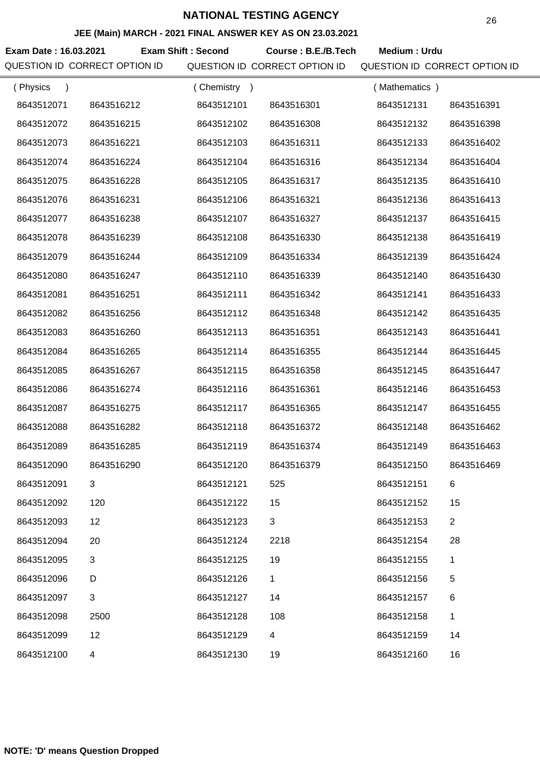# NATIONAL TESTING AGENCY

## JEE (Main) MARCH - 2021 FINAL ANSWER KEY AS ON 23.03.2021

**Exam Date : 16.03.2021** **Exam Shift : Second** **Course : B.E./B.Tech** **Medium : Urdu**

| QUESTION ID | CORRECT OPTION ID | QUESTION ID | CORRECT OPTION ID | QUESTION ID | CORRECT OPTION ID |
|---|---|---|---|---|---|
| ( Physics ) | | ( Chemistry ) | | ( Mathematics ) | |
| 8643512071 | 8643516212 | 8643512101 | 8643516301 | 8643512131 | 8643516391 |
| 8643512072 | 8643516215 | 8643512102 | 8643516308 | 8643512132 | 8643516398 |
| 8643512073 | 8643516221 | 8643512103 | 8643516311 | 8643512133 | 8643516402 |
| 8643512074 | 8643516224 | 8643512104 | 8643516316 | 8643512134 | 8643516404 |
| 8643512075 | 8643516228 | 8643512105 | 8643516317 | 8643512135 | 8643516410 |
| 8643512076 | 8643516231 | 8643512106 | 8643516321 | 8643512136 | 8643516413 |
| 8643512077 | 8643516238 | 8643512107 | 8643516327 | 8643512137 | 8643516415 |
| 8643512078 | 8643516239 | 8643512108 | 8643516330 | 8643512138 | 8643516419 |
| 8643512079 | 8643516244 | 8643512109 | 8643516334 | 8643512139 | 8643516424 |
| 8643512080 | 8643516247 | 8643512110 | 8643516339 | 8643512140 | 8643516430 |
| 8643512081 | 8643516251 | 8643512111 | 8643516342 | 8643512141 | 8643516433 |
| 8643512082 | 8643516256 | 8643512112 | 8643516348 | 8643512142 | 8643516435 |
| 8643512083 | 8643516260 | 8643512113 | 8643516351 | 8643512143 | 8643516441 |
| 8643512084 | 8643516265 | 8643512114 | 8643516355 | 8643512144 | 8643516445 |
| 8643512085 | 8643516267 | 8643512115 | 8643516358 | 8643512145 | 8643516447 |
| 8643512086 | 8643516274 | 8643512116 | 8643516361 | 8643512146 | 8643516453 |
| 8643512087 | 8643516275 | 8643512117 | 8643516365 | 8643512147 | 8643516455 |
| 8643512088 | 8643516282 | 8643512118 | 8643516372 | 8643512148 | 8643516462 |
| 8643512089 | 8643516285 | 8643512119 | 8643516374 | 8643512149 | 8643516463 |
| 8643512090 | 8643516290 | 8643512120 | 8643516379 | 8643512150 | 8643516469 |
| 8643512091 | 3 | 8643512121 | 525 | 8643512151 | 6 |
| 8643512092 | 120 | 8643512122 | 15 | 8643512152 | 15 |
| 8643512093 | 12 | 8643512123 | 3 | 8643512153 | 2 |
| 8643512094 | 20 | 8643512124 | 2218 | 8643512154 | 28 |
| 8643512095 | 3 | 8643512125 | 19 | 8643512155 | 1 |
| 8643512096 | D | 8643512126 | 1 | 8643512156 | 5 |
| 8643512097 | 3 | 8643512127 | 14 | 8643512157 | 6 |
| 8643512098 | 2500 | 8643512128 | 108 | 8643512158 | 1 |
| 8643512099 | 12 | 8643512129 | 4 | 8643512159 | 14 |
| 8643512100 | 4 | 8643512130 | 19 | 8643512160 | 16 |

**NOTE: 'D' means Question Dropped**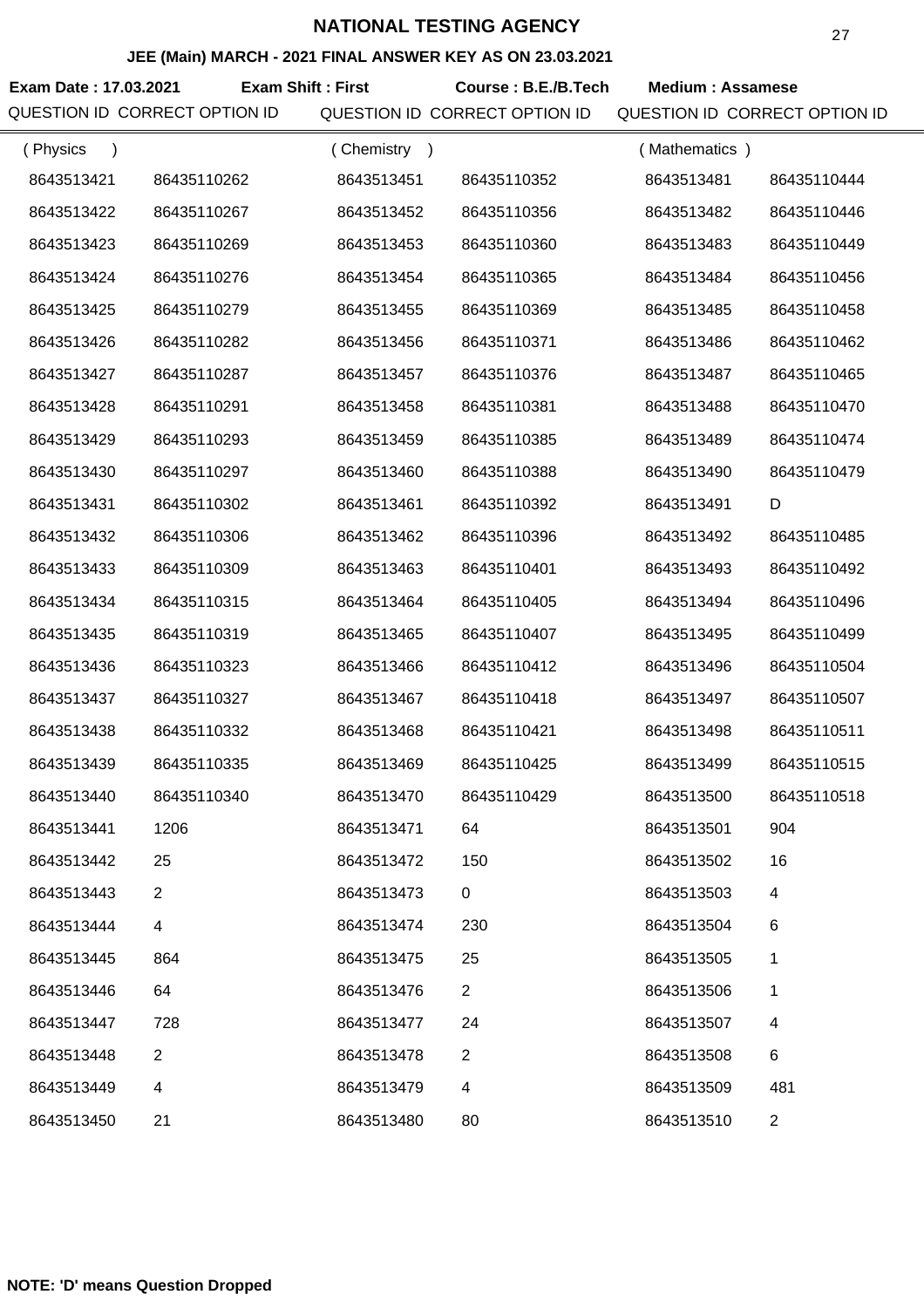# NATIONAL TESTING AGENCY

## JEE (Main) MARCH - 2021 FINAL ANSWER KEY AS ON 23.03.2021

**Exam Date : 17.03.2021** **Exam Shift : First** **Course : B.E./B.Tech** **Medium : Assamese**

| QUESTION ID | CORRECT OPTION ID | QUESTION ID | CORRECT OPTION ID | QUESTION ID | CORRECT OPTION ID |
|---|---|---|---|---|---|
| ( Physics ) | | ( Chemistry ) | | ( Mathematics ) | |
| 8643513421 | 86435110262 | 8643513451 | 86435110352 | 8643513481 | 86435110444 |
| 8643513422 | 86435110267 | 8643513452 | 86435110356 | 8643513482 | 86435110446 |
| 8643513423 | 86435110269 | 8643513453 | 86435110360 | 8643513483 | 86435110449 |
| 8643513424 | 86435110276 | 8643513454 | 86435110365 | 8643513484 | 86435110456 |
| 8643513425 | 86435110279 | 8643513455 | 86435110369 | 8643513485 | 86435110458 |
| 8643513426 | 86435110282 | 8643513456 | 86435110371 | 8643513486 | 86435110462 |
| 8643513427 | 86435110287 | 8643513457 | 86435110376 | 8643513487 | 86435110465 |
| 8643513428 | 86435110291 | 8643513458 | 86435110381 | 8643513488 | 86435110470 |
| 8643513429 | 86435110293 | 8643513459 | 86435110385 | 8643513489 | 86435110474 |
| 8643513430 | 86435110297 | 8643513460 | 86435110388 | 8643513490 | 86435110479 |
| 8643513431 | 86435110302 | 8643513461 | 86435110392 | 8643513491 | D |
| 8643513432 | 86435110306 | 8643513462 | 86435110396 | 8643513492 | 86435110485 |
| 8643513433 | 86435110309 | 8643513463 | 86435110401 | 8643513493 | 86435110492 |
| 8643513434 | 86435110315 | 8643513464 | 86435110405 | 8643513494 | 86435110496 |
| 8643513435 | 86435110319 | 8643513465 | 86435110407 | 8643513495 | 86435110499 |
| 8643513436 | 86435110323 | 8643513466 | 86435110412 | 8643513496 | 86435110504 |
| 8643513437 | 86435110327 | 8643513467 | 86435110418 | 8643513497 | 86435110507 |
| 8643513438 | 86435110332 | 8643513468 | 86435110421 | 8643513498 | 86435110511 |
| 8643513439 | 86435110335 | 8643513469 | 86435110425 | 8643513499 | 86435110515 |
| 8643513440 | 86435110340 | 8643513470 | 86435110429 | 8643513500 | 86435110518 |
| 8643513441 | 1206 | 8643513471 | 64 | 8643513501 | 904 |
| 8643513442 | 25 | 8643513472 | 150 | 8643513502 | 16 |
| 8643513443 | 2 | 8643513473 | 0 | 8643513503 | 4 |
| 8643513444 | 4 | 8643513474 | 230 | 8643513504 | 6 |
| 8643513445 | 864 | 8643513475 | 25 | 8643513505 | 1 |
| 8643513446 | 64 | 8643513476 | 2 | 8643513506 | 1 |
| 8643513447 | 728 | 8643513477 | 24 | 8643513507 | 4 |
| 8643513448 | 2 | 8643513478 | 2 | 8643513508 | 6 |
| 8643513449 | 4 | 8643513479 | 4 | 8643513509 | 481 |
| 8643513450 | 21 | 8643513480 | 80 | 8643513510 | 2 |

**NOTE: 'D' means Question Dropped**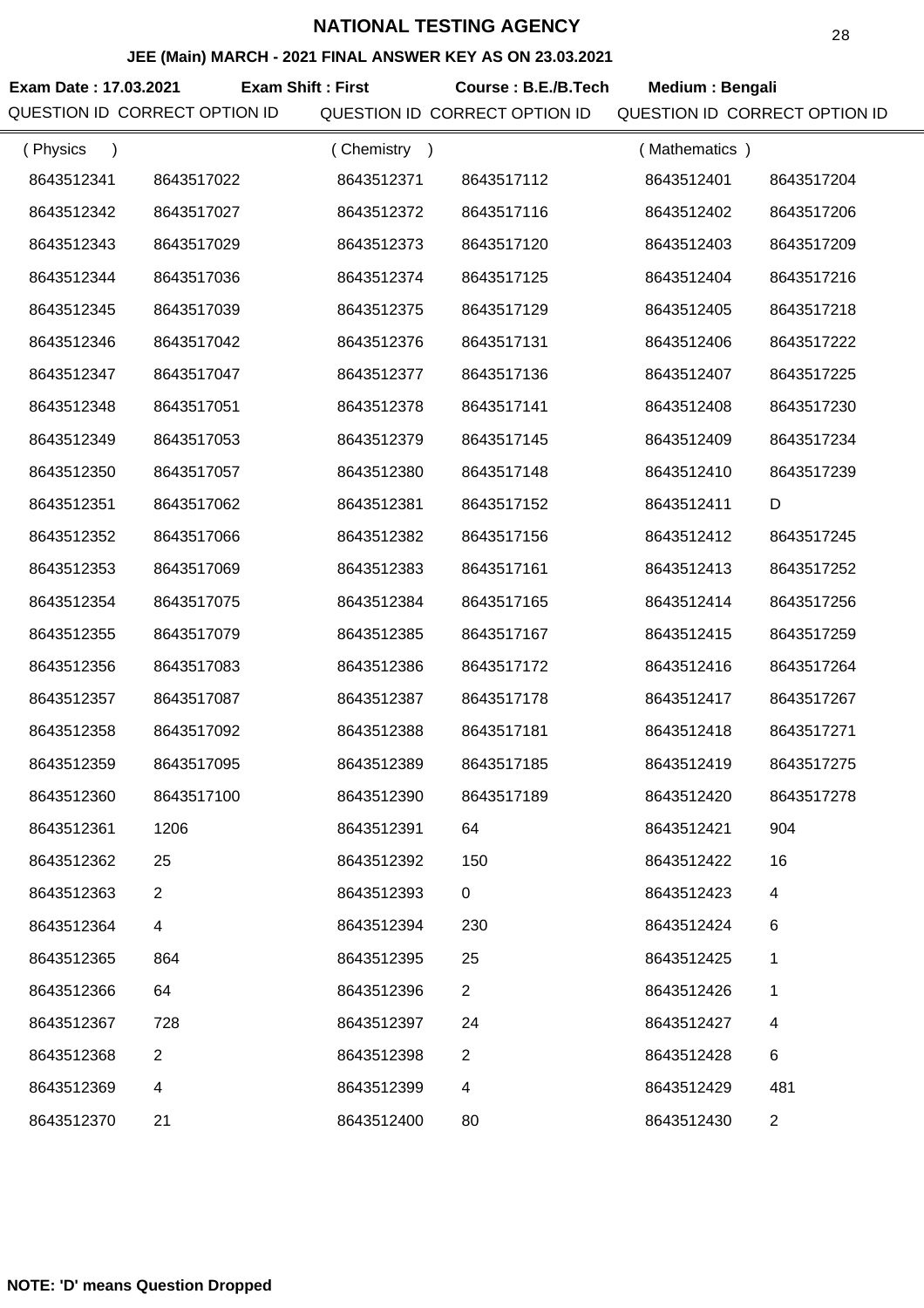# NATIONAL TESTING AGENCY

## JEE (Main) MARCH - 2021 FINAL ANSWER KEY AS ON 23.03.2021

**Exam Date : 17.03.2021** **Exam Shift : First** **Course : B.E./B.Tech** **Medium : Bengali**

| QUESTION ID | CORRECT OPTION ID | QUESTION ID | CORRECT OPTION ID | QUESTION ID | CORRECT OPTION ID |
|---|---|---|---|---|---|
| ( Physics ) | | ( Chemistry ) | | ( Mathematics ) | |
| 8643512341 | 8643517022 | 8643512371 | 8643517112 | 8643512401 | 8643517204 |
| 8643512342 | 8643517027 | 8643512372 | 8643517116 | 8643512402 | 8643517206 |
| 8643512343 | 8643517029 | 8643512373 | 8643517120 | 8643512403 | 8643517209 |
| 8643512344 | 8643517036 | 8643512374 | 8643517125 | 8643512404 | 8643517216 |
| 8643512345 | 8643517039 | 8643512375 | 8643517129 | 8643512405 | 8643517218 |
| 8643512346 | 8643517042 | 8643512376 | 8643517131 | 8643512406 | 8643517222 |
| 8643512347 | 8643517047 | 8643512377 | 8643517136 | 8643512407 | 8643517225 |
| 8643512348 | 8643517051 | 8643512378 | 8643517141 | 8643512408 | 8643517230 |
| 8643512349 | 8643517053 | 8643512379 | 8643517145 | 8643512409 | 8643517234 |
| 8643512350 | 8643517057 | 8643512380 | 8643517148 | 8643512410 | 8643517239 |
| 8643512351 | 8643517062 | 8643512381 | 8643517152 | 8643512411 | D |
| 8643512352 | 8643517066 | 8643512382 | 8643517156 | 8643512412 | 8643517245 |
| 8643512353 | 8643517069 | 8643512383 | 8643517161 | 8643512413 | 8643517252 |
| 8643512354 | 8643517075 | 8643512384 | 8643517165 | 8643512414 | 8643517256 |
| 8643512355 | 8643517079 | 8643512385 | 8643517167 | 8643512415 | 8643517259 |
| 8643512356 | 8643517083 | 8643512386 | 8643517172 | 8643512416 | 8643517264 |
| 8643512357 | 8643517087 | 8643512387 | 8643517178 | 8643512417 | 8643517267 |
| 8643512358 | 8643517092 | 8643512388 | 8643517181 | 8643512418 | 8643517271 |
| 8643512359 | 8643517095 | 8643512389 | 8643517185 | 8643512419 | 8643517275 |
| 8643512360 | 8643517100 | 8643512390 | 8643517189 | 8643512420 | 8643517278 |
| 8643512361 | 1206 | 8643512391 | 64 | 8643512421 | 904 |
| 8643512362 | 25 | 8643512392 | 150 | 8643512422 | 16 |
| 8643512363 | 2 | 8643512393 | 0 | 8643512423 | 4 |
| 8643512364 | 4 | 8643512394 | 230 | 8643512424 | 6 |
| 8643512365 | 864 | 8643512395 | 25 | 8643512425 | 1 |
| 8643512366 | 64 | 8643512396 | 2 | 8643512426 | 1 |
| 8643512367 | 728 | 8643512397 | 24 | 8643512427 | 4 |
| 8643512368 | 2 | 8643512398 | 2 | 8643512428 | 6 |
| 8643512369 | 4 | 8643512399 | 4 | 8643512429 | 481 |
| 8643512370 | 21 | 8643512400 | 80 | 8643512430 | 2 |

**NOTE: 'D' means Question Dropped**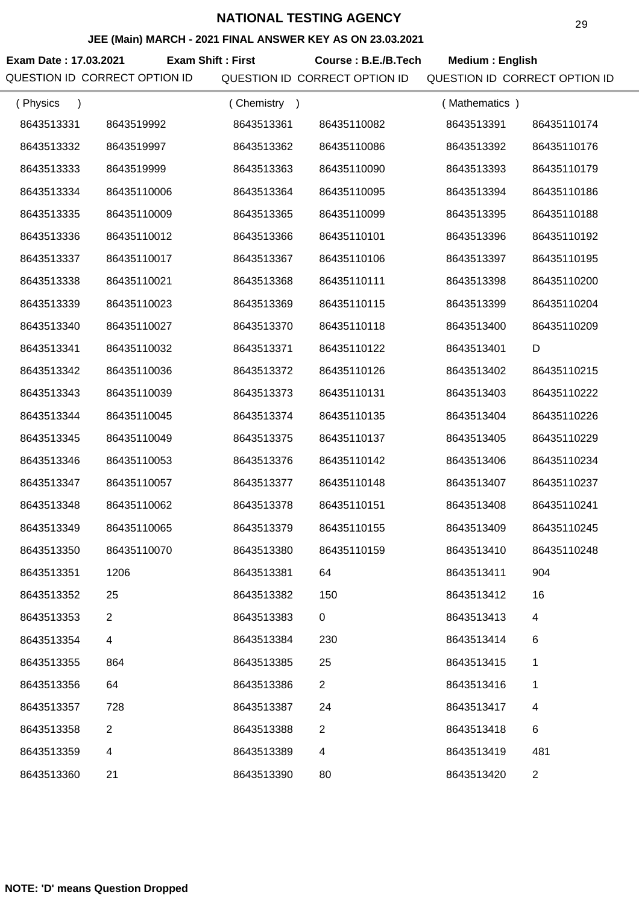# NATIONAL TESTING AGENCY

## JEE (Main) MARCH - 2021 FINAL ANSWER KEY AS ON 23.03.2021

**Exam Date : 17.03.2021** **Exam Shift : First** **Course : B.E./B.Tech** **Medium : English**

| QUESTION ID | CORRECT OPTION ID | QUESTION ID | CORRECT OPTION ID | QUESTION ID | CORRECT OPTION ID |
|---|---|---|---|---|---|
| ( Physics ) | | ( Chemistry ) | | ( Mathematics ) | |
| 8643513331 | 8643519992 | 8643513361 | 86435110082 | 8643513391 | 86435110174 |
| 8643513332 | 8643519997 | 8643513362 | 86435110086 | 8643513392 | 86435110176 |
| 8643513333 | 8643519999 | 8643513363 | 86435110090 | 8643513393 | 86435110179 |
| 8643513334 | 86435110006 | 8643513364 | 86435110095 | 8643513394 | 86435110186 |
| 8643513335 | 86435110009 | 8643513365 | 86435110099 | 8643513395 | 86435110188 |
| 8643513336 | 86435110012 | 8643513366 | 86435110101 | 8643513396 | 86435110192 |
| 8643513337 | 86435110017 | 8643513367 | 86435110106 | 8643513397 | 86435110195 |
| 8643513338 | 86435110021 | 8643513368 | 86435110111 | 8643513398 | 86435110200 |
| 8643513339 | 86435110023 | 8643513369 | 86435110115 | 8643513399 | 86435110204 |
| 8643513340 | 86435110027 | 8643513370 | 86435110118 | 8643513400 | 86435110209 |
| 8643513341 | 86435110032 | 8643513371 | 86435110122 | 8643513401 | D |
| 8643513342 | 86435110036 | 8643513372 | 86435110126 | 8643513402 | 86435110215 |
| 8643513343 | 86435110039 | 8643513373 | 86435110131 | 8643513403 | 86435110222 |
| 8643513344 | 86435110045 | 8643513374 | 86435110135 | 8643513404 | 86435110226 |
| 8643513345 | 86435110049 | 8643513375 | 86435110137 | 8643513405 | 86435110229 |
| 8643513346 | 86435110053 | 8643513376 | 86435110142 | 8643513406 | 86435110234 |
| 8643513347 | 86435110057 | 8643513377 | 86435110148 | 8643513407 | 86435110237 |
| 8643513348 | 86435110062 | 8643513378 | 86435110151 | 8643513408 | 86435110241 |
| 8643513349 | 86435110065 | 8643513379 | 86435110155 | 8643513409 | 86435110245 |
| 8643513350 | 86435110070 | 8643513380 | 86435110159 | 8643513410 | 86435110248 |
| 8643513351 | 1206 | 8643513381 | 64 | 8643513411 | 904 |
| 8643513352 | 25 | 8643513382 | 150 | 8643513412 | 16 |
| 8643513353 | 2 | 8643513383 | 0 | 8643513413 | 4 |
| 8643513354 | 4 | 8643513384 | 230 | 8643513414 | 6 |
| 8643513355 | 864 | 8643513385 | 25 | 8643513415 | 1 |
| 8643513356 | 64 | 8643513386 | 2 | 8643513416 | 1 |
| 8643513357 | 728 | 8643513387 | 24 | 8643513417 | 4 |
| 8643513358 | 2 | 8643513388 | 2 | 8643513418 | 6 |
| 8643513359 | 4 | 8643513389 | 4 | 8643513419 | 481 |
| 8643513360 | 21 | 8643513390 | 80 | 8643513420 | 2 |

**NOTE: 'D' means Question Dropped**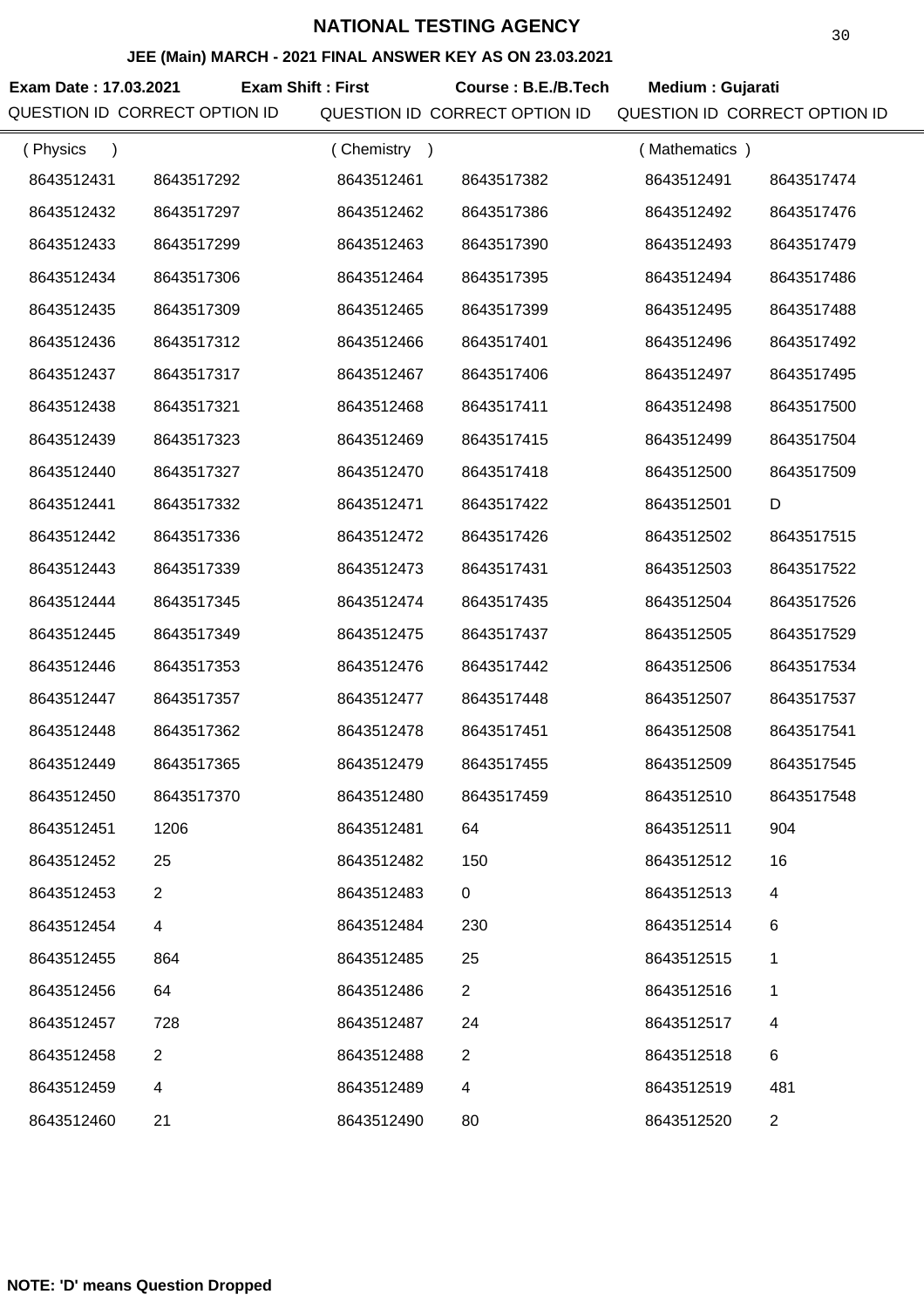# NATIONAL TESTING AGENCY

## JEE (Main) MARCH - 2021 FINAL ANSWER KEY AS ON 23.03.2021

**Exam Date : 17.03.2021** **Exam Shift : First** **Course : B.E./B.Tech** **Medium : Gujarati**

| QUESTION ID | CORRECT OPTION ID | QUESTION ID | CORRECT OPTION ID | QUESTION ID | CORRECT OPTION ID |
|---|---|---|---|---|---|
| ( Physics ) | | ( Chemistry ) | | ( Mathematics ) | |
| 8643512431 | 8643517292 | 8643512461 | 8643517382 | 8643512491 | 8643517474 |
| 8643512432 | 8643517297 | 8643512462 | 8643517386 | 8643512492 | 8643517476 |
| 8643512433 | 8643517299 | 8643512463 | 8643517390 | 8643512493 | 8643517479 |
| 8643512434 | 8643517306 | 8643512464 | 8643517395 | 8643512494 | 8643517486 |
| 8643512435 | 8643517309 | 8643512465 | 8643517399 | 8643512495 | 8643517488 |
| 8643512436 | 8643517312 | 8643512466 | 8643517401 | 8643512496 | 8643517492 |
| 8643512437 | 8643517317 | 8643512467 | 8643517406 | 8643512497 | 8643517495 |
| 8643512438 | 8643517321 | 8643512468 | 8643517411 | 8643512498 | 8643517500 |
| 8643512439 | 8643517323 | 8643512469 | 8643517415 | 8643512499 | 8643517504 |
| 8643512440 | 8643517327 | 8643512470 | 8643517418 | 8643512500 | 8643517509 |
| 8643512441 | 8643517332 | 8643512471 | 8643517422 | 8643512501 | D |
| 8643512442 | 8643517336 | 8643512472 | 8643517426 | 8643512502 | 8643517515 |
| 8643512443 | 8643517339 | 8643512473 | 8643517431 | 8643512503 | 8643517522 |
| 8643512444 | 8643517345 | 8643512474 | 8643517435 | 8643512504 | 8643517526 |
| 8643512445 | 8643517349 | 8643512475 | 8643517437 | 8643512505 | 8643517529 |
| 8643512446 | 8643517353 | 8643512476 | 8643517442 | 8643512506 | 8643517534 |
| 8643512447 | 8643517357 | 8643512477 | 8643517448 | 8643512507 | 8643517537 |
| 8643512448 | 8643517362 | 8643512478 | 8643517451 | 8643512508 | 8643517541 |
| 8643512449 | 8643517365 | 8643512479 | 8643517455 | 8643512509 | 8643517545 |
| 8643512450 | 8643517370 | 8643512480 | 8643517459 | 8643512510 | 8643517548 |
| 8643512451 | 1206 | 8643512481 | 64 | 8643512511 | 904 |
| 8643512452 | 25 | 8643512482 | 150 | 8643512512 | 16 |
| 8643512453 | 2 | 8643512483 | 0 | 8643512513 | 4 |
| 8643512454 | 4 | 8643512484 | 230 | 8643512514 | 6 |
| 8643512455 | 864 | 8643512485 | 25 | 8643512515 | 1 |
| 8643512456 | 64 | 8643512486 | 2 | 8643512516 | 1 |
| 8643512457 | 728 | 8643512487 | 24 | 8643512517 | 4 |
| 8643512458 | 2 | 8643512488 | 2 | 8643512518 | 6 |
| 8643512459 | 4 | 8643512489 | 4 | 8643512519 | 481 |
| 8643512460 | 21 | 8643512490 | 80 | 8643512520 | 2 |

**NOTE: 'D' means Question Dropped**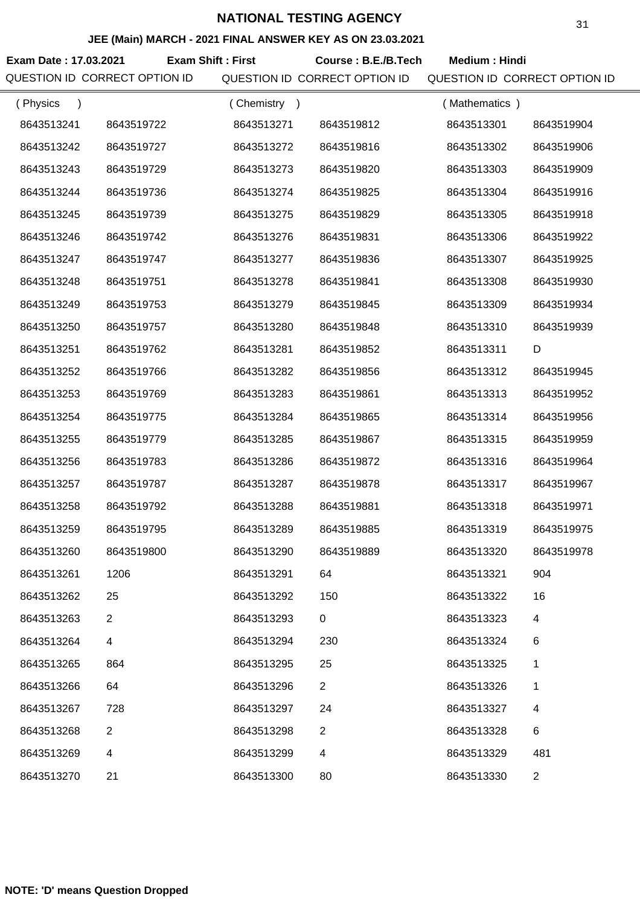# NATIONAL TESTING AGENCY

## JEE (Main) MARCH - 2021 FINAL ANSWER KEY AS ON 23.03.2021

**Exam Date : 17.03.2021** **Exam Shift : First** **Course : B.E./B.Tech** **Medium : Hindi**

| QUESTION ID | CORRECT OPTION ID | QUESTION ID | CORRECT OPTION ID | QUESTION ID | CORRECT OPTION ID |
|---|---|---|---|---|---|
| ( Physics ) | | ( Chemistry ) | | ( Mathematics ) | |
| 8643513241 | 8643519722 | 8643513271 | 8643519812 | 8643513301 | 8643519904 |
| 8643513242 | 8643519727 | 8643513272 | 8643519816 | 8643513302 | 8643519906 |
| 8643513243 | 8643519729 | 8643513273 | 8643519820 | 8643513303 | 8643519909 |
| 8643513244 | 8643519736 | 8643513274 | 8643519825 | 8643513304 | 8643519916 |
| 8643513245 | 8643519739 | 8643513275 | 8643519829 | 8643513305 | 8643519918 |
| 8643513246 | 8643519742 | 8643513276 | 8643519831 | 8643513306 | 8643519922 |
| 8643513247 | 8643519747 | 8643513277 | 8643519836 | 8643513307 | 8643519925 |
| 8643513248 | 8643519751 | 8643513278 | 8643519841 | 8643513308 | 8643519930 |
| 8643513249 | 8643519753 | 8643513279 | 8643519845 | 8643513309 | 8643519934 |
| 8643513250 | 8643519757 | 8643513280 | 8643519848 | 8643513310 | 8643519939 |
| 8643513251 | 8643519762 | 8643513281 | 8643519852 | 8643513311 | D |
| 8643513252 | 8643519766 | 8643513282 | 8643519856 | 8643513312 | 8643519945 |
| 8643513253 | 8643519769 | 8643513283 | 8643519861 | 8643513313 | 8643519952 |
| 8643513254 | 8643519775 | 8643513284 | 8643519865 | 8643513314 | 8643519956 |
| 8643513255 | 8643519779 | 8643513285 | 8643519867 | 8643513315 | 8643519959 |
| 8643513256 | 8643519783 | 8643513286 | 8643519872 | 8643513316 | 8643519964 |
| 8643513257 | 8643519787 | 8643513287 | 8643519878 | 8643513317 | 8643519967 |
| 8643513258 | 8643519792 | 8643513288 | 8643519881 | 8643513318 | 8643519971 |
| 8643513259 | 8643519795 | 8643513289 | 8643519885 | 8643513319 | 8643519975 |
| 8643513260 | 8643519800 | 8643513290 | 8643519889 | 8643513320 | 8643519978 |
| 8643513261 | 1206 | 8643513291 | 64 | 8643513321 | 904 |
| 8643513262 | 25 | 8643513292 | 150 | 8643513322 | 16 |
| 8643513263 | 2 | 8643513293 | 0 | 8643513323 | 4 |
| 8643513264 | 4 | 8643513294 | 230 | 8643513324 | 6 |
| 8643513265 | 864 | 8643513295 | 25 | 8643513325 | 1 |
| 8643513266 | 64 | 8643513296 | 2 | 8643513326 | 1 |
| 8643513267 | 728 | 8643513297 | 24 | 8643513327 | 4 |
| 8643513268 | 2 | 8643513298 | 2 | 8643513328 | 6 |
| 8643513269 | 4 | 8643513299 | 4 | 8643513329 | 481 |
| 8643513270 | 21 | 8643513300 | 80 | 8643513330 | 2 |

**NOTE: 'D' means Question Dropped**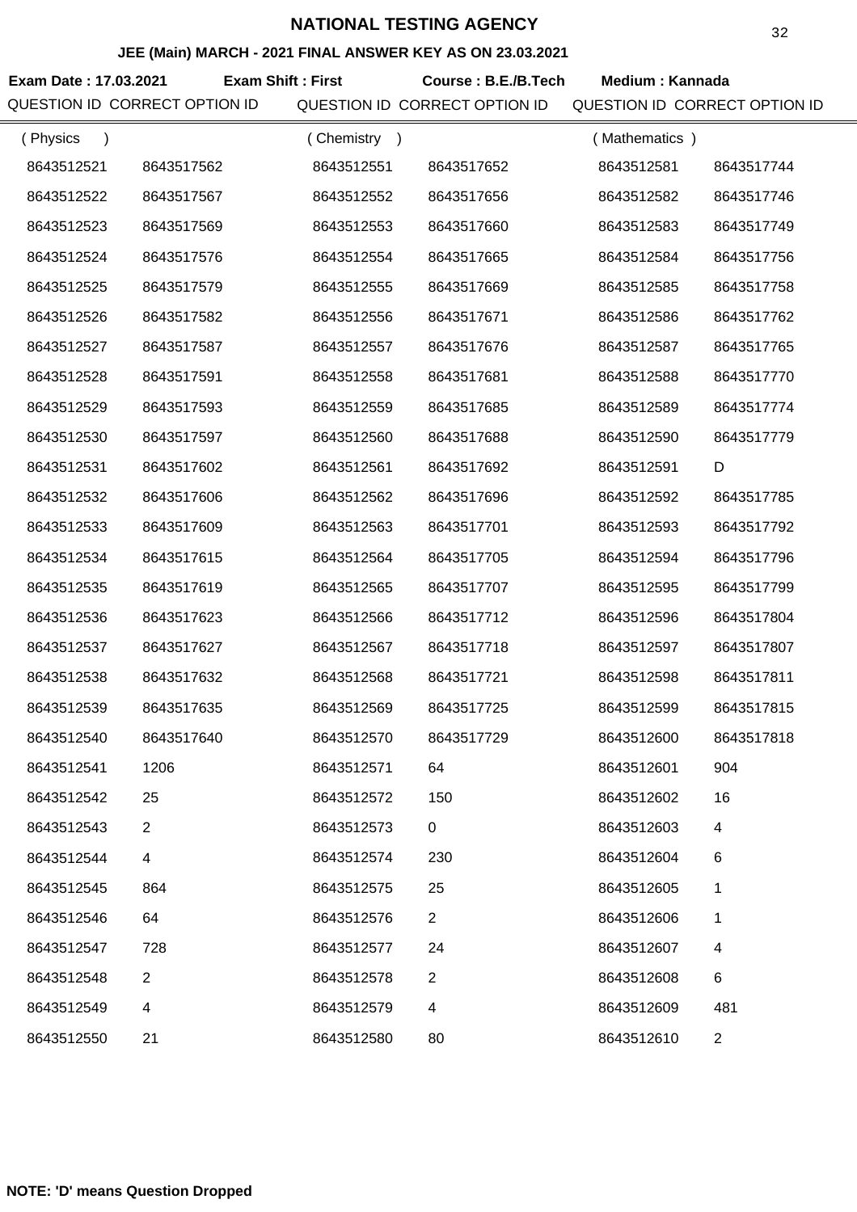# NATIONAL TESTING AGENCY

## JEE (Main) MARCH - 2021 FINAL ANSWER KEY AS ON 23.03.2021

**Exam Date : 17.03.2021** **Exam Shift : First** **Course : B.E./B.Tech** **Medium : Kannada**

| QUESTION ID | CORRECT OPTION ID | QUESTION ID | CORRECT OPTION ID | QUESTION ID | CORRECT OPTION ID |
|---|---|---|---|---|---|
| ( Physics ) | | ( Chemistry ) | | ( Mathematics ) | |
| 8643512521 | 8643517562 | 8643512551 | 8643517652 | 8643512581 | 8643517744 |
| 8643512522 | 8643517567 | 8643512552 | 8643517656 | 8643512582 | 8643517746 |
| 8643512523 | 8643517569 | 8643512553 | 8643517660 | 8643512583 | 8643517749 |
| 8643512524 | 8643517576 | 8643512554 | 8643517665 | 8643512584 | 8643517756 |
| 8643512525 | 8643517579 | 8643512555 | 8643517669 | 8643512585 | 8643517758 |
| 8643512526 | 8643517582 | 8643512556 | 8643517671 | 8643512586 | 8643517762 |
| 8643512527 | 8643517587 | 8643512557 | 8643517676 | 8643512587 | 8643517765 |
| 8643512528 | 8643517591 | 8643512558 | 8643517681 | 8643512588 | 8643517770 |
| 8643512529 | 8643517593 | 8643512559 | 8643517685 | 8643512589 | 8643517774 |
| 8643512530 | 8643517597 | 8643512560 | 8643517688 | 8643512590 | 8643517779 |
| 8643512531 | 8643517602 | 8643512561 | 8643517692 | 8643512591 | D |
| 8643512532 | 8643517606 | 8643512562 | 8643517696 | 8643512592 | 8643517785 |
| 8643512533 | 8643517609 | 8643512563 | 8643517701 | 8643512593 | 8643517792 |
| 8643512534 | 8643517615 | 8643512564 | 8643517705 | 8643512594 | 8643517796 |
| 8643512535 | 8643517619 | 8643512565 | 8643517707 | 8643512595 | 8643517799 |
| 8643512536 | 8643517623 | 8643512566 | 8643517712 | 8643512596 | 8643517804 |
| 8643512537 | 8643517627 | 8643512567 | 8643517718 | 8643512597 | 8643517807 |
| 8643512538 | 8643517632 | 8643512568 | 8643517721 | 8643512598 | 8643517811 |
| 8643512539 | 8643517635 | 8643512569 | 8643517725 | 8643512599 | 8643517815 |
| 8643512540 | 8643517640 | 8643512570 | 8643517729 | 8643512600 | 8643517818 |
| 8643512541 | 1206 | 8643512571 | 64 | 8643512601 | 904 |
| 8643512542 | 25 | 8643512572 | 150 | 8643512602 | 16 |
| 8643512543 | 2 | 8643512573 | 0 | 8643512603 | 4 |
| 8643512544 | 4 | 8643512574 | 230 | 8643512604 | 6 |
| 8643512545 | 864 | 8643512575 | 25 | 8643512605 | 1 |
| 8643512546 | 64 | 8643512576 | 2 | 8643512606 | 1 |
| 8643512547 | 728 | 8643512577 | 24 | 8643512607 | 4 |
| 8643512548 | 2 | 8643512578 | 2 | 8643512608 | 6 |
| 8643512549 | 4 | 8643512579 | 4 | 8643512609 | 481 |
| 8643512550 | 21 | 8643512580 | 80 | 8643512610 | 2 |

**NOTE: 'D' means Question Dropped**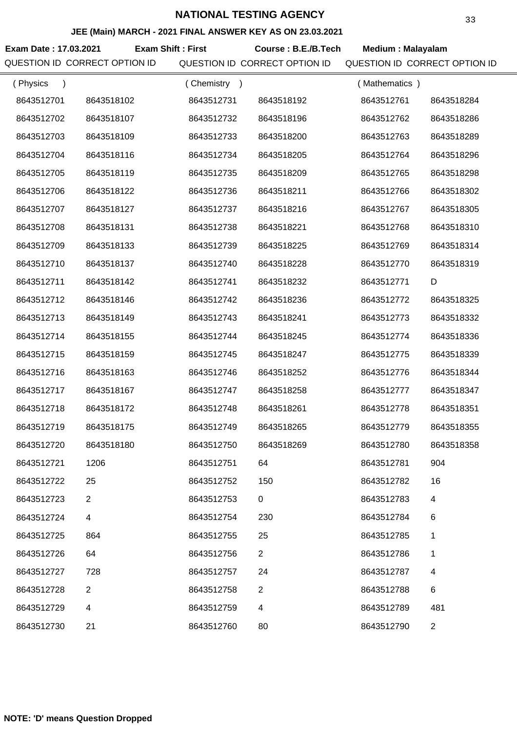# NATIONAL TESTING AGENCY

### JEE (Main) MARCH - 2021 FINAL ANSWER KEY AS ON 23.03.2021

**Exam Date : 17.03.2021** **Exam Shift : First** **Course : B.E./B.Tech** **Medium : Malayalam**

| QUESTION ID | CORRECT OPTION ID | QUESTION ID | CORRECT OPTION ID | QUESTION ID | CORRECT OPTION ID |
|---|---|---|---|---|---|
| ( Physics ) | | ( Chemistry ) | | ( Mathematics ) | |
| 8643512701 | 8643518102 | 8643512731 | 8643518192 | 8643512761 | 8643518284 |
| 8643512702 | 8643518107 | 8643512732 | 8643518196 | 8643512762 | 8643518286 |
| 8643512703 | 8643518109 | 8643512733 | 8643518200 | 8643512763 | 8643518289 |
| 8643512704 | 8643518116 | 8643512734 | 8643518205 | 8643512764 | 8643518296 |
| 8643512705 | 8643518119 | 8643512735 | 8643518209 | 8643512765 | 8643518298 |
| 8643512706 | 8643518122 | 8643512736 | 8643518211 | 8643512766 | 8643518302 |
| 8643512707 | 8643518127 | 8643512737 | 8643518216 | 8643512767 | 8643518305 |
| 8643512708 | 8643518131 | 8643512738 | 8643518221 | 8643512768 | 8643518310 |
| 8643512709 | 8643518133 | 8643512739 | 8643518225 | 8643512769 | 8643518314 |
| 8643512710 | 8643518137 | 8643512740 | 8643518228 | 8643512770 | 8643518319 |
| 8643512711 | 8643518142 | 8643512741 | 8643518232 | 8643512771 | D |
| 8643512712 | 8643518146 | 8643512742 | 8643518236 | 8643512772 | 8643518325 |
| 8643512713 | 8643518149 | 8643512743 | 8643518241 | 8643512773 | 8643518332 |
| 8643512714 | 8643518155 | 8643512744 | 8643518245 | 8643512774 | 8643518336 |
| 8643512715 | 8643518159 | 8643512745 | 8643518247 | 8643512775 | 8643518339 |
| 8643512716 | 8643518163 | 8643512746 | 8643518252 | 8643512776 | 8643518344 |
| 8643512717 | 8643518167 | 8643512747 | 8643518258 | 8643512777 | 8643518347 |
| 8643512718 | 8643518172 | 8643512748 | 8643518261 | 8643512778 | 8643518351 |
| 8643512719 | 8643518175 | 8643512749 | 8643518265 | 8643512779 | 8643518355 |
| 8643512720 | 8643518180 | 8643512750 | 8643518269 | 8643512780 | 8643518358 |
| 8643512721 | 1206 | 8643512751 | 64 | 8643512781 | 904 |
| 8643512722 | 25 | 8643512752 | 150 | 8643512782 | 16 |
| 8643512723 | 2 | 8643512753 | 0 | 8643512783 | 4 |
| 8643512724 | 4 | 8643512754 | 230 | 8643512784 | 6 |
| 8643512725 | 864 | 8643512755 | 25 | 8643512785 | 1 |
| 8643512726 | 64 | 8643512756 | 2 | 8643512786 | 1 |
| 8643512727 | 728 | 8643512757 | 24 | 8643512787 | 4 |
| 8643512728 | 2 | 8643512758 | 2 | 8643512788 | 6 |
| 8643512729 | 4 | 8643512759 | 4 | 8643512789 | 481 |
| 8643512730 | 21 | 8643512760 | 80 | 8643512790 | 2 |

**NOTE: 'D' means Question Dropped**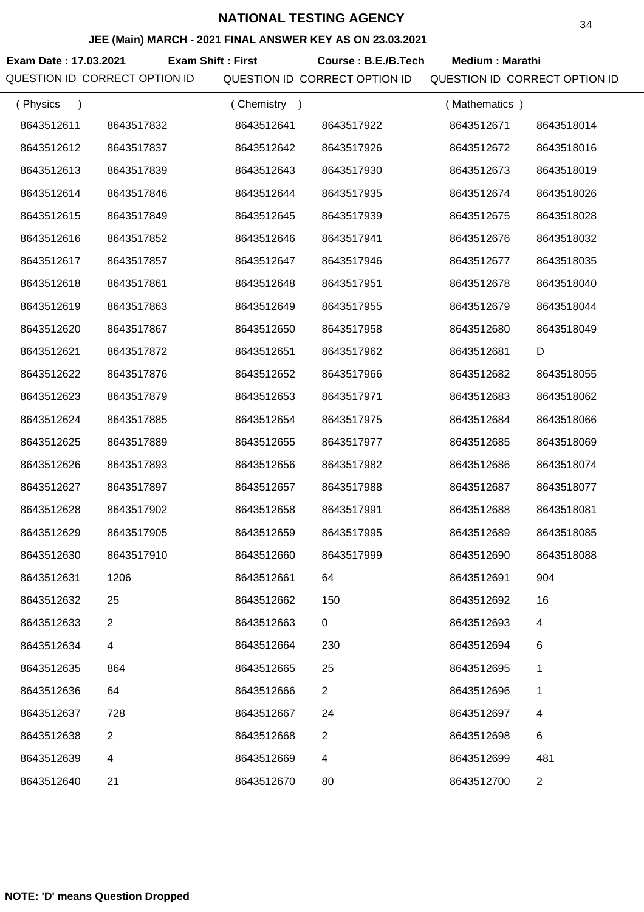# NATIONAL TESTING AGENCY

## JEE (Main) MARCH - 2021 FINAL ANSWER KEY AS ON 23.03.2021

**Exam Date : 17.03.2021** **Exam Shift : First** **Course : B.E./B.Tech** **Medium : Marathi**

| QUESTION ID | CORRECT OPTION ID | QUESTION ID | CORRECT OPTION ID | QUESTION ID | CORRECT OPTION ID |
|---|---|---|---|---|---|
| ( Physics ) | | ( Chemistry ) | | ( Mathematics ) | |
| 8643512611 | 8643517832 | 8643512641 | 8643517922 | 8643512671 | 8643518014 |
| 8643512612 | 8643517837 | 8643512642 | 8643517926 | 8643512672 | 8643518016 |
| 8643512613 | 8643517839 | 8643512643 | 8643517930 | 8643512673 | 8643518019 |
| 8643512614 | 8643517846 | 8643512644 | 8643517935 | 8643512674 | 8643518026 |
| 8643512615 | 8643517849 | 8643512645 | 8643517939 | 8643512675 | 8643518028 |
| 8643512616 | 8643517852 | 8643512646 | 8643517941 | 8643512676 | 8643518032 |
| 8643512617 | 8643517857 | 8643512647 | 8643517946 | 8643512677 | 8643518035 |
| 8643512618 | 8643517861 | 8643512648 | 8643517951 | 8643512678 | 8643518040 |
| 8643512619 | 8643517863 | 8643512649 | 8643517955 | 8643512679 | 8643518044 |
| 8643512620 | 8643517867 | 8643512650 | 8643517958 | 8643512680 | 8643518049 |
| 8643512621 | 8643517872 | 8643512651 | 8643517962 | 8643512681 | D |
| 8643512622 | 8643517876 | 8643512652 | 8643517966 | 8643512682 | 8643518055 |
| 8643512623 | 8643517879 | 8643512653 | 8643517971 | 8643512683 | 8643518062 |
| 8643512624 | 8643517885 | 8643512654 | 8643517975 | 8643512684 | 8643518066 |
| 8643512625 | 8643517889 | 8643512655 | 8643517977 | 8643512685 | 8643518069 |
| 8643512626 | 8643517893 | 8643512656 | 8643517982 | 8643512686 | 8643518074 |
| 8643512627 | 8643517897 | 8643512657 | 8643517988 | 8643512687 | 8643518077 |
| 8643512628 | 8643517902 | 8643512658 | 8643517991 | 8643512688 | 8643518081 |
| 8643512629 | 8643517905 | 8643512659 | 8643517995 | 8643512689 | 8643518085 |
| 8643512630 | 8643517910 | 8643512660 | 8643517999 | 8643512690 | 8643518088 |
| 8643512631 | 1206 | 8643512661 | 64 | 8643512691 | 904 |
| 8643512632 | 25 | 8643512662 | 150 | 8643512692 | 16 |
| 8643512633 | 2 | 8643512663 | 0 | 8643512693 | 4 |
| 8643512634 | 4 | 8643512664 | 230 | 8643512694 | 6 |
| 8643512635 | 864 | 8643512665 | 25 | 8643512695 | 1 |
| 8643512636 | 64 | 8643512666 | 2 | 8643512696 | 1 |
| 8643512637 | 728 | 8643512667 | 24 | 8643512697 | 4 |
| 8643512638 | 2 | 8643512668 | 2 | 8643512698 | 6 |
| 8643512639 | 4 | 8643512669 | 4 | 8643512699 | 481 |
| 8643512640 | 21 | 8643512670 | 80 | 8643512700 | 2 |

**NOTE: 'D' means Question Dropped**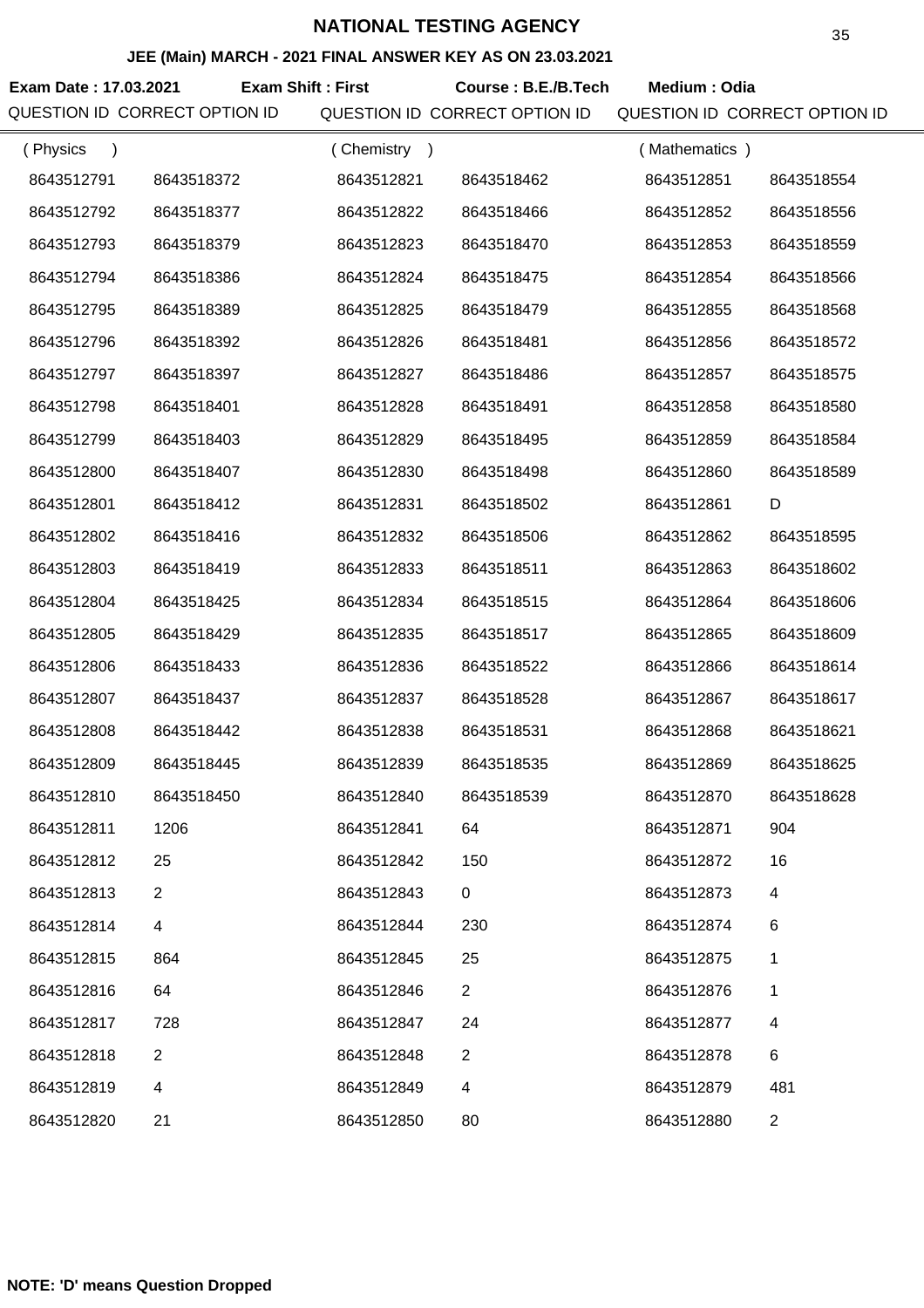# NATIONAL TESTING AGENCY

## JEE (Main) MARCH - 2021 FINAL ANSWER KEY AS ON 23.03.2021

**Exam Date : 17.03.2021** **Exam Shift : First** **Course : B.E./B.Tech** **Medium : Odia**

| QUESTION ID | CORRECT OPTION ID | QUESTION ID | CORRECT OPTION ID | QUESTION ID | CORRECT OPTION ID |
|---|---|---|---|---|---|
| ( Physics ) | | ( Chemistry ) | | ( Mathematics ) | |
| 8643512791 | 8643518372 | 8643512821 | 8643518462 | 8643512851 | 8643518554 |
| 8643512792 | 8643518377 | 8643512822 | 8643518466 | 8643512852 | 8643518556 |
| 8643512793 | 8643518379 | 8643512823 | 8643518470 | 8643512853 | 8643518559 |
| 8643512794 | 8643518386 | 8643512824 | 8643518475 | 8643512854 | 8643518566 |
| 8643512795 | 8643518389 | 8643512825 | 8643518479 | 8643512855 | 8643518568 |
| 8643512796 | 8643518392 | 8643512826 | 8643518481 | 8643512856 | 8643518572 |
| 8643512797 | 8643518397 | 8643512827 | 8643518486 | 8643512857 | 8643518575 |
| 8643512798 | 8643518401 | 8643512828 | 8643518491 | 8643512858 | 8643518580 |
| 8643512799 | 8643518403 | 8643512829 | 8643518495 | 8643512859 | 8643518584 |
| 8643512800 | 8643518407 | 8643512830 | 8643518498 | 8643512860 | 8643518589 |
| 8643512801 | 8643518412 | 8643512831 | 8643518502 | 8643512861 | D |
| 8643512802 | 8643518416 | 8643512832 | 8643518506 | 8643512862 | 8643518595 |
| 8643512803 | 8643518419 | 8643512833 | 8643518511 | 8643512863 | 8643518602 |
| 8643512804 | 8643518425 | 8643512834 | 8643518515 | 8643512864 | 8643518606 |
| 8643512805 | 8643518429 | 8643512835 | 8643518517 | 8643512865 | 8643518609 |
| 8643512806 | 8643518433 | 8643512836 | 8643518522 | 8643512866 | 8643518614 |
| 8643512807 | 8643518437 | 8643512837 | 8643518528 | 8643512867 | 8643518617 |
| 8643512808 | 8643518442 | 8643512838 | 8643518531 | 8643512868 | 8643518621 |
| 8643512809 | 8643518445 | 8643512839 | 8643518535 | 8643512869 | 8643518625 |
| 8643512810 | 8643518450 | 8643512840 | 8643518539 | 8643512870 | 8643518628 |
| 8643512811 | 1206 | 8643512841 | 64 | 8643512871 | 904 |
| 8643512812 | 25 | 8643512842 | 150 | 8643512872 | 16 |
| 8643512813 | 2 | 8643512843 | 0 | 8643512873 | 4 |
| 8643512814 | 4 | 8643512844 | 230 | 8643512874 | 6 |
| 8643512815 | 864 | 8643512845 | 25 | 8643512875 | 1 |
| 8643512816 | 64 | 8643512846 | 2 | 8643512876 | 1 |
| 8643512817 | 728 | 8643512847 | 24 | 8643512877 | 4 |
| 8643512818 | 2 | 8643512848 | 2 | 8643512878 | 6 |
| 8643512819 | 4 | 8643512849 | 4 | 8643512879 | 481 |
| 8643512820 | 21 | 8643512850 | 80 | 8643512880 | 2 |

**NOTE: 'D' means Question Dropped**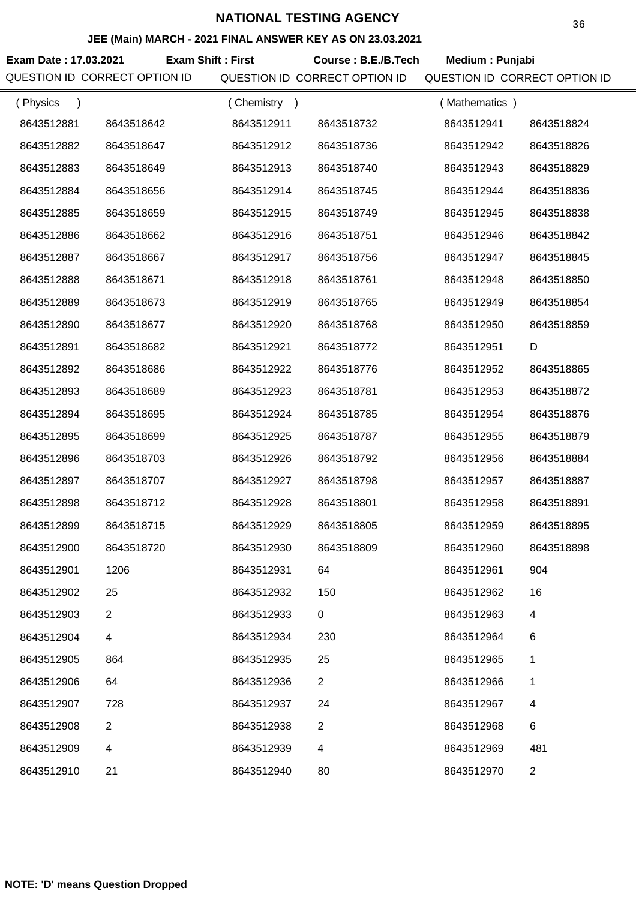# NATIONAL TESTING AGENCY

### JEE (Main) MARCH - 2021 FINAL ANSWER KEY AS ON 23.03.2021

**Exam Date : 17.03.2021** **Exam Shift : First** **Course : B.E./B.Tech** **Medium : Punjabi**

| QUESTION ID | CORRECT OPTION ID | QUESTION ID | CORRECT OPTION ID | QUESTION ID | CORRECT OPTION ID |
|---|---|---|---|---|---|
| ( Physics ) | | ( Chemistry ) | | ( Mathematics ) | |
| 8643512881 | 8643518642 | 8643512911 | 8643518732 | 8643512941 | 8643518824 |
| 8643512882 | 8643518647 | 8643512912 | 8643518736 | 8643512942 | 8643518826 |
| 8643512883 | 8643518649 | 8643512913 | 8643518740 | 8643512943 | 8643518829 |
| 8643512884 | 8643518656 | 8643512914 | 8643518745 | 8643512944 | 8643518836 |
| 8643512885 | 8643518659 | 8643512915 | 8643518749 | 8643512945 | 8643518838 |
| 8643512886 | 8643518662 | 8643512916 | 8643518751 | 8643512946 | 8643518842 |
| 8643512887 | 8643518667 | 8643512917 | 8643518756 | 8643512947 | 8643518845 |
| 8643512888 | 8643518671 | 8643512918 | 8643518761 | 8643512948 | 8643518850 |
| 8643512889 | 8643518673 | 8643512919 | 8643518765 | 8643512949 | 8643518854 |
| 8643512890 | 8643518677 | 8643512920 | 8643518768 | 8643512950 | 8643518859 |
| 8643512891 | 8643518682 | 8643512921 | 8643518772 | 8643512951 | D |
| 8643512892 | 8643518686 | 8643512922 | 8643518776 | 8643512952 | 8643518865 |
| 8643512893 | 8643518689 | 8643512923 | 8643518781 | 8643512953 | 8643518872 |
| 8643512894 | 8643518695 | 8643512924 | 8643518785 | 8643512954 | 8643518876 |
| 8643512895 | 8643518699 | 8643512925 | 8643518787 | 8643512955 | 8643518879 |
| 8643512896 | 8643518703 | 8643512926 | 8643518792 | 8643512956 | 8643518884 |
| 8643512897 | 8643518707 | 8643512927 | 8643518798 | 8643512957 | 8643518887 |
| 8643512898 | 8643518712 | 8643512928 | 8643518801 | 8643512958 | 8643518891 |
| 8643512899 | 8643518715 | 8643512929 | 8643518805 | 8643512959 | 8643518895 |
| 8643512900 | 8643518720 | 8643512930 | 8643518809 | 8643512960 | 8643518898 |
| 8643512901 | 1206 | 8643512931 | 64 | 8643512961 | 904 |
| 8643512902 | 25 | 8643512932 | 150 | 8643512962 | 16 |
| 8643512903 | 2 | 8643512933 | 0 | 8643512963 | 4 |
| 8643512904 | 4 | 8643512934 | 230 | 8643512964 | 6 |
| 8643512905 | 864 | 8643512935 | 25 | 8643512965 | 1 |
| 8643512906 | 64 | 8643512936 | 2 | 8643512966 | 1 |
| 8643512907 | 728 | 8643512937 | 24 | 8643512967 | 4 |
| 8643512908 | 2 | 8643512938 | 2 | 8643512968 | 6 |
| 8643512909 | 4 | 8643512939 | 4 | 8643512969 | 481 |
| 8643512910 | 21 | 8643512940 | 80 | 8643512970 | 2 |

**NOTE: 'D' means Question Dropped**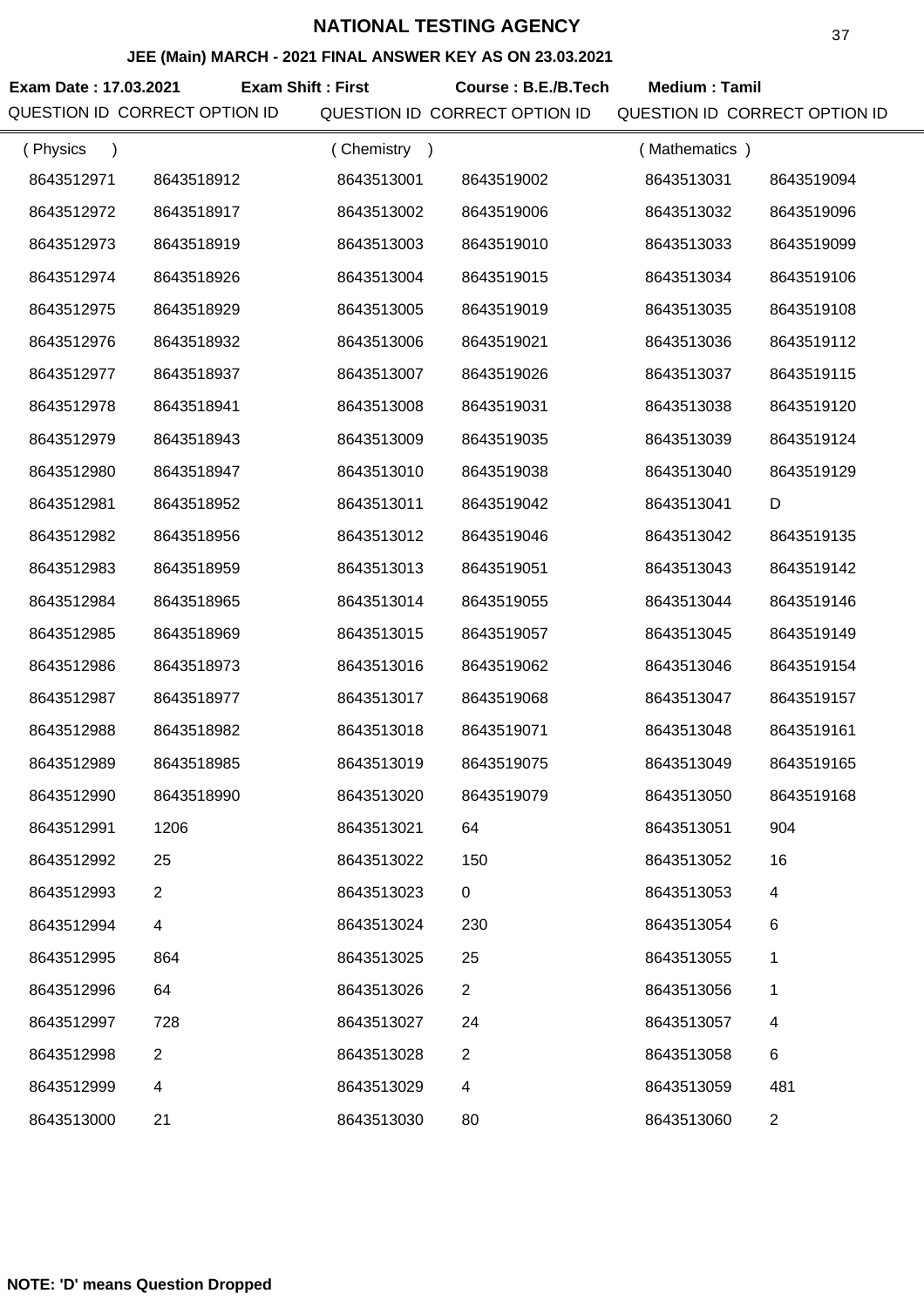# NATIONAL TESTING AGENCY

## JEE (Main) MARCH - 2021 FINAL ANSWER KEY AS ON 23.03.2021

**Exam Date : 17.03.2021** **Exam Shift : First** **Course : B.E./B.Tech** **Medium : Tamil**

| QUESTION ID | CORRECT OPTION ID | QUESTION ID | CORRECT OPTION ID | QUESTION ID | CORRECT OPTION ID |
|---|---|---|---|---|---|
| ( Physics ) | | ( Chemistry ) | | ( Mathematics ) | |
| 8643512971 | 8643518912 | 8643513001 | 8643519002 | 8643513031 | 8643519094 |
| 8643512972 | 8643518917 | 8643513002 | 8643519006 | 8643513032 | 8643519096 |
| 8643512973 | 8643518919 | 8643513003 | 8643519010 | 8643513033 | 8643519099 |
| 8643512974 | 8643518926 | 8643513004 | 8643519015 | 8643513034 | 8643519106 |
| 8643512975 | 8643518929 | 8643513005 | 8643519019 | 8643513035 | 8643519108 |
| 8643512976 | 8643518932 | 8643513006 | 8643519021 | 8643513036 | 8643519112 |
| 8643512977 | 8643518937 | 8643513007 | 8643519026 | 8643513037 | 8643519115 |
| 8643512978 | 8643518941 | 8643513008 | 8643519031 | 8643513038 | 8643519120 |
| 8643512979 | 8643518943 | 8643513009 | 8643519035 | 8643513039 | 8643519124 |
| 8643512980 | 8643518947 | 8643513010 | 8643519038 | 8643513040 | 8643519129 |
| 8643512981 | 8643518952 | 8643513011 | 8643519042 | 8643513041 | D |
| 8643512982 | 8643518956 | 8643513012 | 8643519046 | 8643513042 | 8643519135 |
| 8643512983 | 8643518959 | 8643513013 | 8643519051 | 8643513043 | 8643519142 |
| 8643512984 | 8643518965 | 8643513014 | 8643519055 | 8643513044 | 8643519146 |
| 8643512985 | 8643518969 | 8643513015 | 8643519057 | 8643513045 | 8643519149 |
| 8643512986 | 8643518973 | 8643513016 | 8643519062 | 8643513046 | 8643519154 |
| 8643512987 | 8643518977 | 8643513017 | 8643519068 | 8643513047 | 8643519157 |
| 8643512988 | 8643518982 | 8643513018 | 8643519071 | 8643513048 | 8643519161 |
| 8643512989 | 8643518985 | 8643513019 | 8643519075 | 8643513049 | 8643519165 |
| 8643512990 | 8643518990 | 8643513020 | 8643519079 | 8643513050 | 8643519168 |
| 8643512991 | 1206 | 8643513021 | 64 | 8643513051 | 904 |
| 8643512992 | 25 | 8643513022 | 150 | 8643513052 | 16 |
| 8643512993 | 2 | 8643513023 | 0 | 8643513053 | 4 |
| 8643512994 | 4 | 8643513024 | 230 | 8643513054 | 6 |
| 8643512995 | 864 | 8643513025 | 25 | 8643513055 | 1 |
| 8643512996 | 64 | 8643513026 | 2 | 8643513056 | 1 |
| 8643512997 | 728 | 8643513027 | 24 | 8643513057 | 4 |
| 8643512998 | 2 | 8643513028 | 2 | 8643513058 | 6 |
| 8643512999 | 4 | 8643513029 | 4 | 8643513059 | 481 |
| 8643513000 | 21 | 8643513030 | 80 | 8643513060 | 2 |

**NOTE: 'D' means Question Dropped**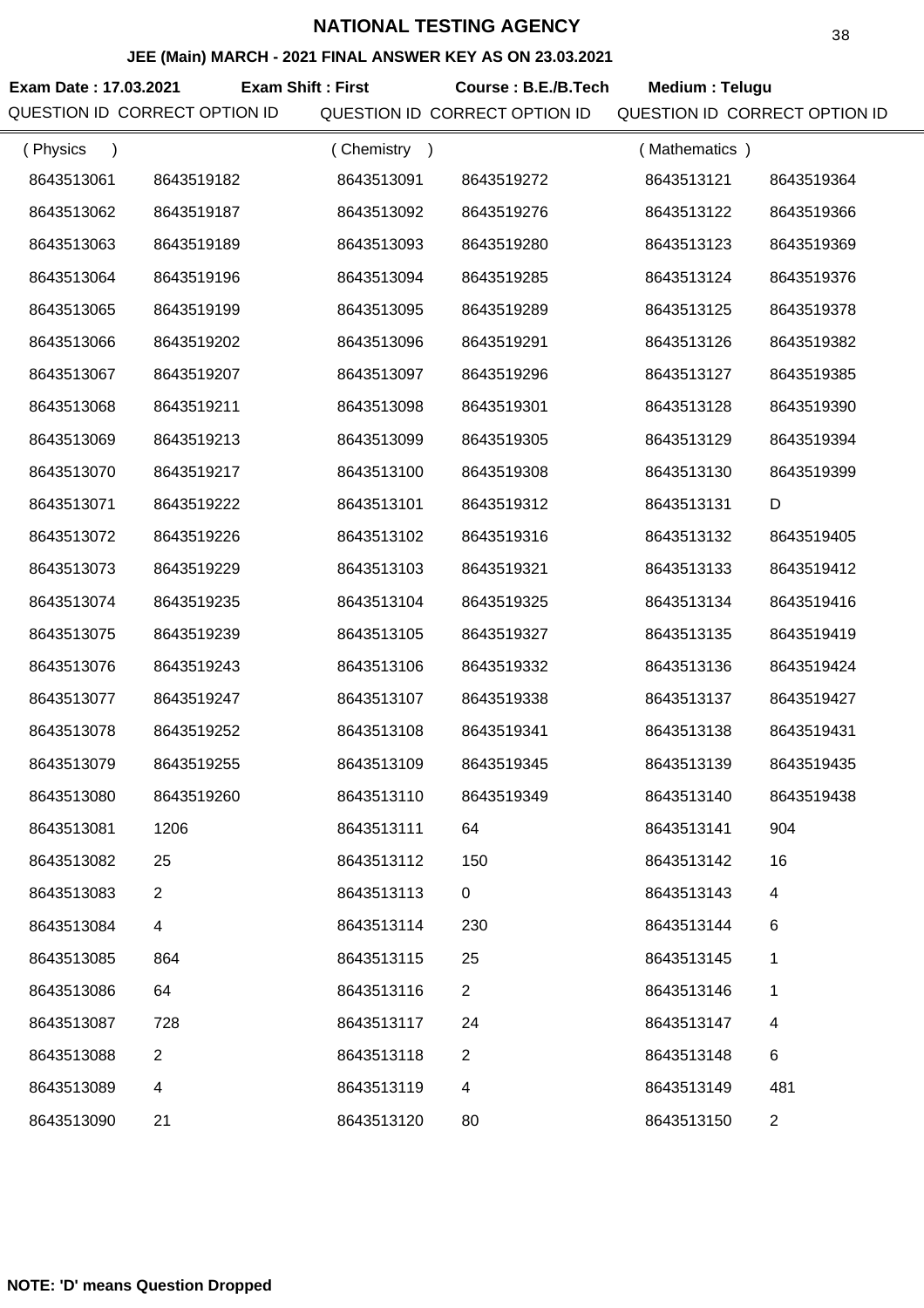# NATIONAL TESTING AGENCY

## JEE (Main) MARCH - 2021 FINAL ANSWER KEY AS ON 23.03.2021

**Exam Date : 17.03.2021** **Exam Shift : First** **Course : B.E./B.Tech** **Medium : Telugu**

| QUESTION ID | CORRECT OPTION ID | QUESTION ID | CORRECT OPTION ID | QUESTION ID | CORRECT OPTION ID |
|---|---|---|---|---|---|
| ( Physics ) | | ( Chemistry ) | | ( Mathematics ) | |
| 8643513061 | 8643519182 | 8643513091 | 8643519272 | 8643513121 | 8643519364 |
| 8643513062 | 8643519187 | 8643513092 | 8643519276 | 8643513122 | 8643519366 |
| 8643513063 | 8643519189 | 8643513093 | 8643519280 | 8643513123 | 8643519369 |
| 8643513064 | 8643519196 | 8643513094 | 8643519285 | 8643513124 | 8643519376 |
| 8643513065 | 8643519199 | 8643513095 | 8643519289 | 8643513125 | 8643519378 |
| 8643513066 | 8643519202 | 8643513096 | 8643519291 | 8643513126 | 8643519382 |
| 8643513067 | 8643519207 | 8643513097 | 8643519296 | 8643513127 | 8643519385 |
| 8643513068 | 8643519211 | 8643513098 | 8643519301 | 8643513128 | 8643519390 |
| 8643513069 | 8643519213 | 8643513099 | 8643519305 | 8643513129 | 8643519394 |
| 8643513070 | 8643519217 | 8643513100 | 8643519308 | 8643513130 | 8643519399 |
| 8643513071 | 8643519222 | 8643513101 | 8643519312 | 8643513131 | D |
| 8643513072 | 8643519226 | 8643513102 | 8643519316 | 8643513132 | 8643519405 |
| 8643513073 | 8643519229 | 8643513103 | 8643519321 | 8643513133 | 8643519412 |
| 8643513074 | 8643519235 | 8643513104 | 8643519325 | 8643513134 | 8643519416 |
| 8643513075 | 8643519239 | 8643513105 | 8643519327 | 8643513135 | 8643519419 |
| 8643513076 | 8643519243 | 8643513106 | 8643519332 | 8643513136 | 8643519424 |
| 8643513077 | 8643519247 | 8643513107 | 8643519338 | 8643513137 | 8643519427 |
| 8643513078 | 8643519252 | 8643513108 | 8643519341 | 8643513138 | 8643519431 |
| 8643513079 | 8643519255 | 8643513109 | 8643519345 | 8643513139 | 8643519435 |
| 8643513080 | 8643519260 | 8643513110 | 8643519349 | 8643513140 | 8643519438 |
| 8643513081 | 1206 | 8643513111 | 64 | 8643513141 | 904 |
| 8643513082 | 25 | 8643513112 | 150 | 8643513142 | 16 |
| 8643513083 | 2 | 8643513113 | 0 | 8643513143 | 4 |
| 8643513084 | 4 | 8643513114 | 230 | 8643513144 | 6 |
| 8643513085 | 864 | 8643513115 | 25 | 8643513145 | 1 |
| 8643513086 | 64 | 8643513116 | 2 | 8643513146 | 1 |
| 8643513087 | 728 | 8643513117 | 24 | 8643513147 | 4 |
| 8643513088 | 2 | 8643513118 | 2 | 8643513148 | 6 |
| 8643513089 | 4 | 8643513119 | 4 | 8643513149 | 481 |
| 8643513090 | 21 | 8643513120 | 80 | 8643513150 | 2 |

**NOTE: 'D' means Question Dropped**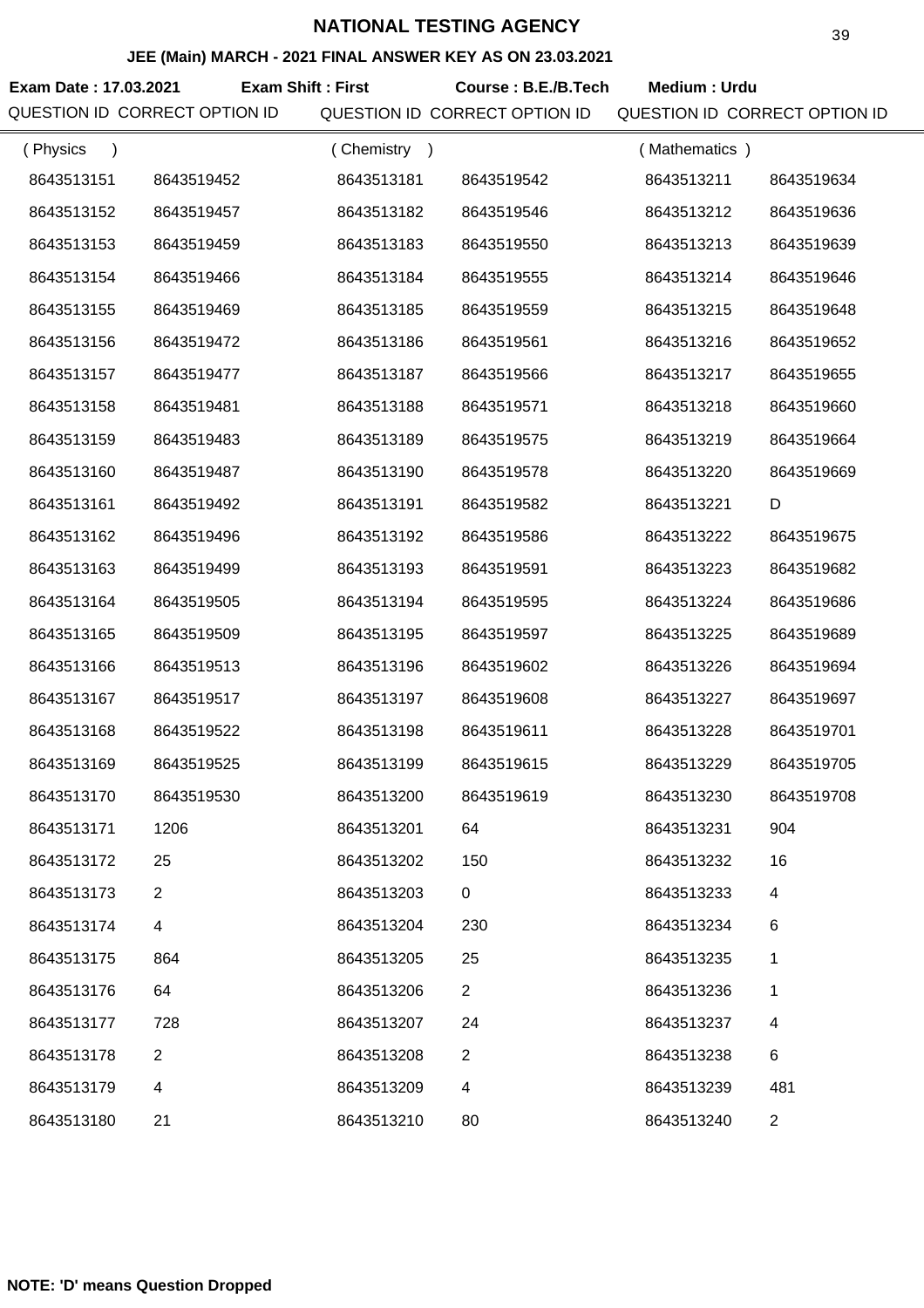# NATIONAL TESTING AGENCY

## JEE (Main) MARCH - 2021 FINAL ANSWER KEY AS ON 23.03.2021

**Exam Date : 17.03.2021** **Exam Shift : First** **Course : B.E./B.Tech** **Medium : Urdu**

| QUESTION ID | CORRECT OPTION ID | QUESTION ID | CORRECT OPTION ID | QUESTION ID | CORRECT OPTION ID |
|---|---|---|---|---|---|
| ( Physics ) | | ( Chemistry ) | | ( Mathematics ) | |
| 8643513151 | 8643519452 | 8643513181 | 8643519542 | 8643513211 | 8643519634 |
| 8643513152 | 8643519457 | 8643513182 | 8643519546 | 8643513212 | 8643519636 |
| 8643513153 | 8643519459 | 8643513183 | 8643519550 | 8643513213 | 8643519639 |
| 8643513154 | 8643519466 | 8643513184 | 8643519555 | 8643513214 | 8643519646 |
| 8643513155 | 8643519469 | 8643513185 | 8643519559 | 8643513215 | 8643519648 |
| 8643513156 | 8643519472 | 8643513186 | 8643519561 | 8643513216 | 8643519652 |
| 8643513157 | 8643519477 | 8643513187 | 8643519566 | 8643513217 | 8643519655 |
| 8643513158 | 8643519481 | 8643513188 | 8643519571 | 8643513218 | 8643519660 |
| 8643513159 | 8643519483 | 8643513189 | 8643519575 | 8643513219 | 8643519664 |
| 8643513160 | 8643519487 | 8643513190 | 8643519578 | 8643513220 | 8643519669 |
| 8643513161 | 8643519492 | 8643513191 | 8643519582 | 8643513221 | D |
| 8643513162 | 8643519496 | 8643513192 | 8643519586 | 8643513222 | 8643519675 |
| 8643513163 | 8643519499 | 8643513193 | 8643519591 | 8643513223 | 8643519682 |
| 8643513164 | 8643519505 | 8643513194 | 8643519595 | 8643513224 | 8643519686 |
| 8643513165 | 8643519509 | 8643513195 | 8643519597 | 8643513225 | 8643519689 |
| 8643513166 | 8643519513 | 8643513196 | 8643519602 | 8643513226 | 8643519694 |
| 8643513167 | 8643519517 | 8643513197 | 8643519608 | 8643513227 | 8643519697 |
| 8643513168 | 8643519522 | 8643513198 | 8643519611 | 8643513228 | 8643519701 |
| 8643513169 | 8643519525 | 8643513199 | 8643519615 | 8643513229 | 8643519705 |
| 8643513170 | 8643519530 | 8643513200 | 8643519619 | 8643513230 | 8643519708 |
| 8643513171 | 1206 | 8643513201 | 64 | 8643513231 | 904 |
| 8643513172 | 25 | 8643513202 | 150 | 8643513232 | 16 |
| 8643513173 | 2 | 8643513203 | 0 | 8643513233 | 4 |
| 8643513174 | 4 | 8643513204 | 230 | 8643513234 | 6 |
| 8643513175 | 864 | 8643513205 | 25 | 8643513235 | 1 |
| 8643513176 | 64 | 8643513206 | 2 | 8643513236 | 1 |
| 8643513177 | 728 | 8643513207 | 24 | 8643513237 | 4 |
| 8643513178 | 2 | 8643513208 | 2 | 8643513238 | 6 |
| 8643513179 | 4 | 8643513209 | 4 | 8643513239 | 481 |
| 8643513180 | 21 | 8643513210 | 80 | 8643513240 | 2 |

**NOTE: 'D' means Question Dropped**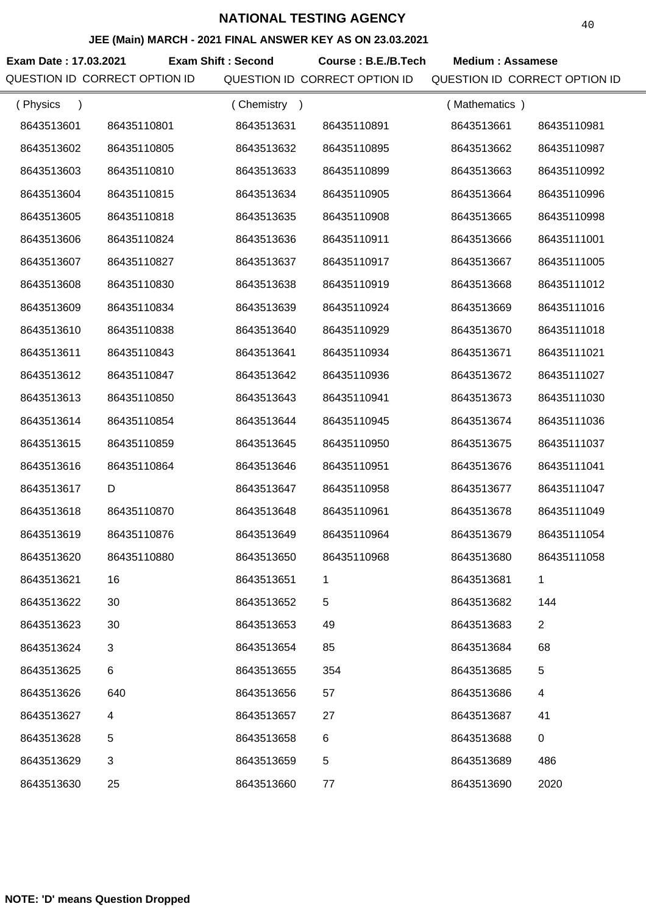# NATIONAL TESTING AGENCY

## JEE (Main) MARCH - 2021 FINAL ANSWER KEY AS ON 23.03.2021

**Exam Date : 17.03.2021** **Exam Shift : Second** **Course : B.E./B.Tech** **Medium : Assamese**

| QUESTION ID | CORRECT OPTION ID | QUESTION ID | CORRECT OPTION ID | QUESTION ID | CORRECT OPTION ID |
|---|---|---|---|---|---|
| ( Physics ) | | ( Chemistry ) | | ( Mathematics ) | |
| 8643513601 | 86435110801 | 8643513631 | 86435110891 | 8643513661 | 86435110981 |
| 8643513602 | 86435110805 | 8643513632 | 86435110895 | 8643513662 | 86435110987 |
| 8643513603 | 86435110810 | 8643513633 | 86435110899 | 8643513663 | 86435110992 |
| 8643513604 | 86435110815 | 8643513634 | 86435110905 | 8643513664 | 86435110996 |
| 8643513605 | 86435110818 | 8643513635 | 86435110908 | 8643513665 | 86435110998 |
| 8643513606 | 86435110824 | 8643513636 | 86435110911 | 8643513666 | 86435111001 |
| 8643513607 | 86435110827 | 8643513637 | 86435110917 | 8643513667 | 86435111005 |
| 8643513608 | 86435110830 | 8643513638 | 86435110919 | 8643513668 | 86435111012 |
| 8643513609 | 86435110834 | 8643513639 | 86435110924 | 8643513669 | 86435111016 |
| 8643513610 | 86435110838 | 8643513640 | 86435110929 | 8643513670 | 86435111018 |
| 8643513611 | 86435110843 | 8643513641 | 86435110934 | 8643513671 | 86435111021 |
| 8643513612 | 86435110847 | 8643513642 | 86435110936 | 8643513672 | 86435111027 |
| 8643513613 | 86435110850 | 8643513643 | 86435110941 | 8643513673 | 86435111030 |
| 8643513614 | 86435110854 | 8643513644 | 86435110945 | 8643513674 | 86435111036 |
| 8643513615 | 86435110859 | 8643513645 | 86435110950 | 8643513675 | 86435111037 |
| 8643513616 | 86435110864 | 8643513646 | 86435110951 | 8643513676 | 86435111041 |
| 8643513617 | D | 8643513647 | 86435110958 | 8643513677 | 86435111047 |
| 8643513618 | 86435110870 | 8643513648 | 86435110961 | 8643513678 | 86435111049 |
| 8643513619 | 86435110876 | 8643513649 | 86435110964 | 8643513679 | 86435111054 |
| 8643513620 | 86435110880 | 8643513650 | 86435110968 | 8643513680 | 86435111058 |
| 8643513621 | 16 | 8643513651 | 1 | 8643513681 | 1 |
| 8643513622 | 30 | 8643513652 | 5 | 8643513682 | 144 |
| 8643513623 | 30 | 8643513653 | 49 | 8643513683 | 2 |
| 8643513624 | 3 | 8643513654 | 85 | 8643513684 | 68 |
| 8643513625 | 6 | 8643513655 | 354 | 8643513685 | 5 |
| 8643513626 | 640 | 8643513656 | 57 | 8643513686 | 4 |
| 8643513627 | 4 | 8643513657 | 27 | 8643513687 | 41 |
| 8643513628 | 5 | 8643513658 | 6 | 8643513688 | 0 |
| 8643513629 | 3 | 8643513659 | 5 | 8643513689 | 486 |
| 8643513630 | 25 | 8643513660 | 77 | 8643513690 | 2020 |

**NOTE: 'D' means Question Dropped**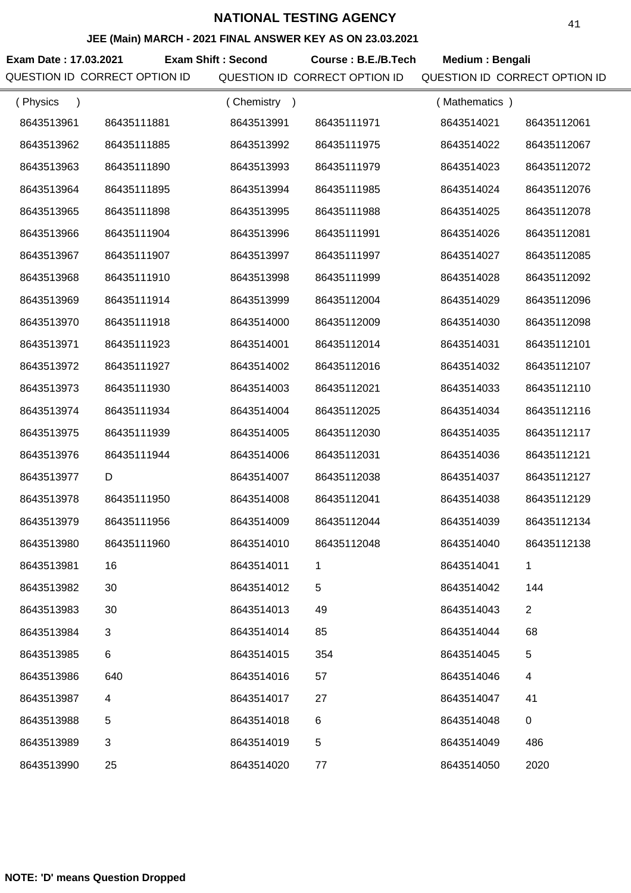# NATIONAL TESTING AGENCY

**JEE (Main) MARCH - 2021 FINAL ANSWER KEY AS ON 23.03.2021**

**Exam Date : 17.03.2021** **Exam Shift : Second** **Course : B.E./B.Tech** **Medium : Bengali**

| QUESTION ID | CORRECT OPTION ID | QUESTION ID | CORRECT OPTION ID | QUESTION ID | CORRECT OPTION ID |
|---|---|---|---|---|---|
| ( Physics ) | | ( Chemistry ) | | ( Mathematics ) | |
| 8643513961 | 86435111881 | 8643513991 | 86435111971 | 8643514021 | 86435112061 |
| 8643513962 | 86435111885 | 8643513992 | 86435111975 | 8643514022 | 86435112067 |
| 8643513963 | 86435111890 | 8643513993 | 86435111979 | 8643514023 | 86435112072 |
| 8643513964 | 86435111895 | 8643513994 | 86435111985 | 8643514024 | 86435112076 |
| 8643513965 | 86435111898 | 8643513995 | 86435111988 | 8643514025 | 86435112078 |
| 8643513966 | 86435111904 | 8643513996 | 86435111991 | 8643514026 | 86435112081 |
| 8643513967 | 86435111907 | 8643513997 | 86435111997 | 8643514027 | 86435112085 |
| 8643513968 | 86435111910 | 8643513998 | 86435111999 | 8643514028 | 86435112092 |
| 8643513969 | 86435111914 | 8643513999 | 86435112004 | 8643514029 | 86435112096 |
| 8643513970 | 86435111918 | 8643514000 | 86435112009 | 8643514030 | 86435112098 |
| 8643513971 | 86435111923 | 8643514001 | 86435112014 | 8643514031 | 86435112101 |
| 8643513972 | 86435111927 | 8643514002 | 86435112016 | 8643514032 | 86435112107 |
| 8643513973 | 86435111930 | 8643514003 | 86435112021 | 8643514033 | 86435112110 |
| 8643513974 | 86435111934 | 8643514004 | 86435112025 | 8643514034 | 86435112116 |
| 8643513975 | 86435111939 | 8643514005 | 86435112030 | 8643514035 | 86435112117 |
| 8643513976 | 86435111944 | 8643514006 | 86435112031 | 8643514036 | 86435112121 |
| 8643513977 | D | 8643514007 | 86435112038 | 8643514037 | 86435112127 |
| 8643513978 | 86435111950 | 8643514008 | 86435112041 | 8643514038 | 86435112129 |
| 8643513979 | 86435111956 | 8643514009 | 86435112044 | 8643514039 | 86435112134 |
| 8643513980 | 86435111960 | 8643514010 | 86435112048 | 8643514040 | 86435112138 |
| 8643513981 | 16 | 8643514011 | 1 | 8643514041 | 1 |
| 8643513982 | 30 | 8643514012 | 5 | 8643514042 | 144 |
| 8643513983 | 30 | 8643514013 | 49 | 8643514043 | 2 |
| 8643513984 | 3 | 8643514014 | 85 | 8643514044 | 68 |
| 8643513985 | 6 | 8643514015 | 354 | 8643514045 | 5 |
| 8643513986 | 640 | 8643514016 | 57 | 8643514046 | 4 |
| 8643513987 | 4 | 8643514017 | 27 | 8643514047 | 41 |
| 8643513988 | 5 | 8643514018 | 6 | 8643514048 | 0 |
| 8643513989 | 3 | 8643514019 | 5 | 8643514049 | 486 |
| 8643513990 | 25 | 8643514020 | 77 | 8643514050 | 2020 |

**NOTE: 'D' means Question Dropped**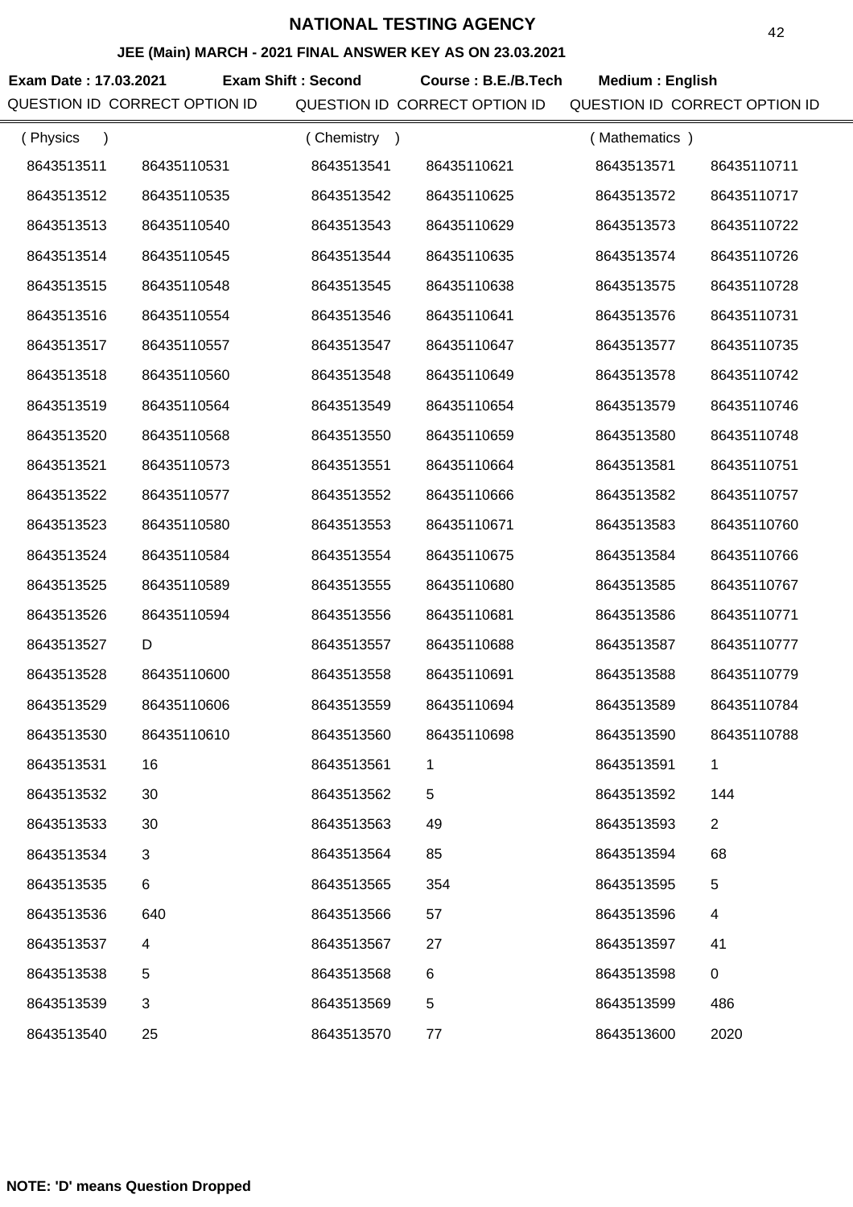# NATIONAL TESTING AGENCY

## JEE (Main) MARCH - 2021 FINAL ANSWER KEY AS ON 23.03.2021

**Exam Date : 17.03.2021** **Exam Shift : Second** **Course : B.E./B.Tech** **Medium : English**

| QUESTION ID | CORRECT OPTION ID | QUESTION ID | CORRECT OPTION ID | QUESTION ID | CORRECT OPTION ID |
|---|---|---|---|---|---|
| ( Physics ) | | ( Chemistry ) | | ( Mathematics ) | |
| 8643513511 | 86435110531 | 8643513541 | 86435110621 | 8643513571 | 86435110711 |
| 8643513512 | 86435110535 | 8643513542 | 86435110625 | 8643513572 | 86435110717 |
| 8643513513 | 86435110540 | 8643513543 | 86435110629 | 8643513573 | 86435110722 |
| 8643513514 | 86435110545 | 8643513544 | 86435110635 | 8643513574 | 86435110726 |
| 8643513515 | 86435110548 | 8643513545 | 86435110638 | 8643513575 | 86435110728 |
| 8643513516 | 86435110554 | 8643513546 | 86435110641 | 8643513576 | 86435110731 |
| 8643513517 | 86435110557 | 8643513547 | 86435110647 | 8643513577 | 86435110735 |
| 8643513518 | 86435110560 | 8643513548 | 86435110649 | 8643513578 | 86435110742 |
| 8643513519 | 86435110564 | 8643513549 | 86435110654 | 8643513579 | 86435110746 |
| 8643513520 | 86435110568 | 8643513550 | 86435110659 | 8643513580 | 86435110748 |
| 8643513521 | 86435110573 | 8643513551 | 86435110664 | 8643513581 | 86435110751 |
| 8643513522 | 86435110577 | 8643513552 | 86435110666 | 8643513582 | 86435110757 |
| 8643513523 | 86435110580 | 8643513553 | 86435110671 | 8643513583 | 86435110760 |
| 8643513524 | 86435110584 | 8643513554 | 86435110675 | 8643513584 | 86435110766 |
| 8643513525 | 86435110589 | 8643513555 | 86435110680 | 8643513585 | 86435110767 |
| 8643513526 | 86435110594 | 8643513556 | 86435110681 | 8643513586 | 86435110771 |
| 8643513527 | D | 8643513557 | 86435110688 | 8643513587 | 86435110777 |
| 8643513528 | 86435110600 | 8643513558 | 86435110691 | 8643513588 | 86435110779 |
| 8643513529 | 86435110606 | 8643513559 | 86435110694 | 8643513589 | 86435110784 |
| 8643513530 | 86435110610 | 8643513560 | 86435110698 | 8643513590 | 86435110788 |
| 8643513531 | 16 | 8643513561 | 1 | 8643513591 | 1 |
| 8643513532 | 30 | 8643513562 | 5 | 8643513592 | 144 |
| 8643513533 | 30 | 8643513563 | 49 | 8643513593 | 2 |
| 8643513534 | 3 | 8643513564 | 85 | 8643513594 | 68 |
| 8643513535 | 6 | 8643513565 | 354 | 8643513595 | 5 |
| 8643513536 | 640 | 8643513566 | 57 | 8643513596 | 4 |
| 8643513537 | 4 | 8643513567 | 27 | 8643513597 | 41 |
| 8643513538 | 5 | 8643513568 | 6 | 8643513598 | 0 |
| 8643513539 | 3 | 8643513569 | 5 | 8643513599 | 486 |
| 8643513540 | 25 | 8643513570 | 77 | 8643513600 | 2020 |

**NOTE: 'D' means Question Dropped**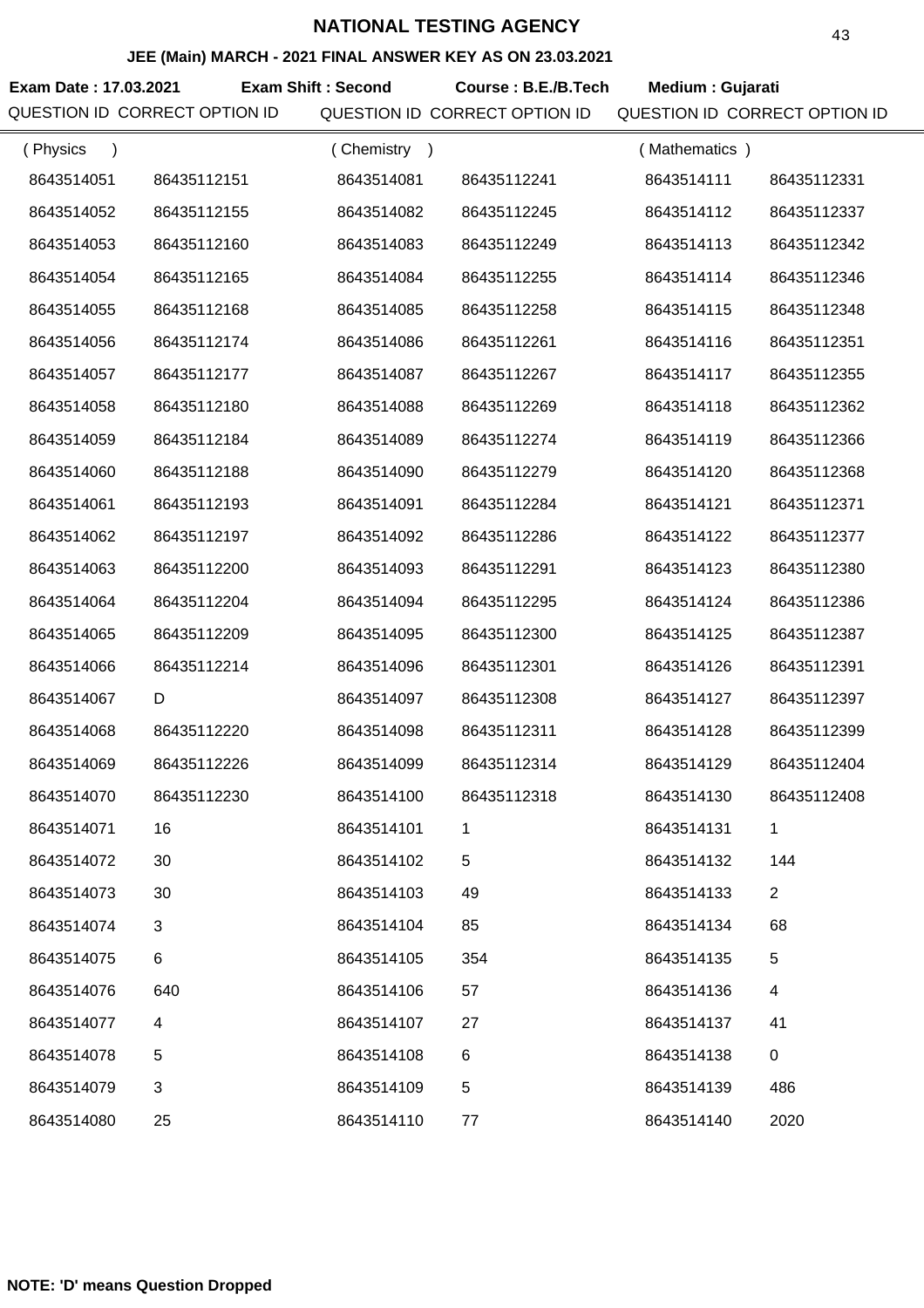# NATIONAL TESTING AGENCY

## JEE (Main) MARCH - 2021 FINAL ANSWER KEY AS ON 23.03.2021

**Exam Date : 17.03.2021** **Exam Shift : Second** **Course : B.E./B.Tech** **Medium : Gujarati**

| QUESTION ID | CORRECT OPTION ID | QUESTION ID | CORRECT OPTION ID | QUESTION ID | CORRECT OPTION ID |
|---|---|---|---|---|---|
| ( Physics ) | | ( Chemistry ) | | ( Mathematics ) | |
| 8643514051 | 86435112151 | 8643514081 | 86435112241 | 8643514111 | 86435112331 |
| 8643514052 | 86435112155 | 8643514082 | 86435112245 | 8643514112 | 86435112337 |
| 8643514053 | 86435112160 | 8643514083 | 86435112249 | 8643514113 | 86435112342 |
| 8643514054 | 86435112165 | 8643514084 | 86435112255 | 8643514114 | 86435112346 |
| 8643514055 | 86435112168 | 8643514085 | 86435112258 | 8643514115 | 86435112348 |
| 8643514056 | 86435112174 | 8643514086 | 86435112261 | 8643514116 | 86435112351 |
| 8643514057 | 86435112177 | 8643514087 | 86435112267 | 8643514117 | 86435112355 |
| 8643514058 | 86435112180 | 8643514088 | 86435112269 | 8643514118 | 86435112362 |
| 8643514059 | 86435112184 | 8643514089 | 86435112274 | 8643514119 | 86435112366 |
| 8643514060 | 86435112188 | 8643514090 | 86435112279 | 8643514120 | 86435112368 |
| 8643514061 | 86435112193 | 8643514091 | 86435112284 | 8643514121 | 86435112371 |
| 8643514062 | 86435112197 | 8643514092 | 86435112286 | 8643514122 | 86435112377 |
| 8643514063 | 86435112200 | 8643514093 | 86435112291 | 8643514123 | 86435112380 |
| 8643514064 | 86435112204 | 8643514094 | 86435112295 | 8643514124 | 86435112386 |
| 8643514065 | 86435112209 | 8643514095 | 86435112300 | 8643514125 | 86435112387 |
| 8643514066 | 86435112214 | 8643514096 | 86435112301 | 8643514126 | 86435112391 |
| 8643514067 | D | 8643514097 | 86435112308 | 8643514127 | 86435112397 |
| 8643514068 | 86435112220 | 8643514098 | 86435112311 | 8643514128 | 86435112399 |
| 8643514069 | 86435112226 | 8643514099 | 86435112314 | 8643514129 | 86435112404 |
| 8643514070 | 86435112230 | 8643514100 | 86435112318 | 8643514130 | 86435112408 |
| 8643514071 | 16 | 8643514101 | 1 | 8643514131 | 1 |
| 8643514072 | 30 | 8643514102 | 5 | 8643514132 | 144 |
| 8643514073 | 30 | 8643514103 | 49 | 8643514133 | 2 |
| 8643514074 | 3 | 8643514104 | 85 | 8643514134 | 68 |
| 8643514075 | 6 | 8643514105 | 354 | 8643514135 | 5 |
| 8643514076 | 640 | 8643514106 | 57 | 8643514136 | 4 |
| 8643514077 | 4 | 8643514107 | 27 | 8643514137 | 41 |
| 8643514078 | 5 | 8643514108 | 6 | 8643514138 | 0 |
| 8643514079 | 3 | 8643514109 | 5 | 8643514139 | 486 |
| 8643514080 | 25 | 8643514110 | 77 | 8643514140 | 2020 |

**NOTE: 'D' means Question Dropped**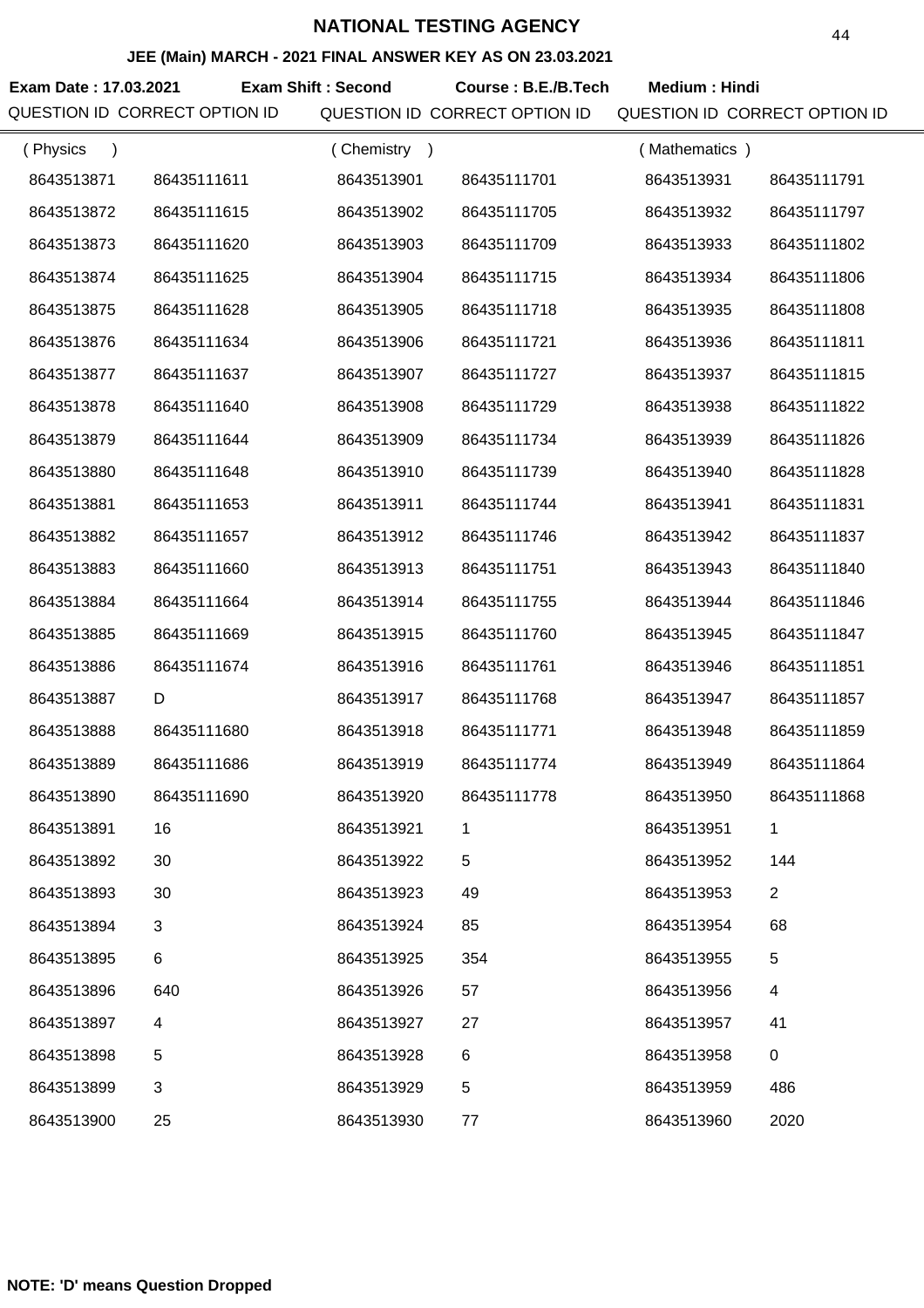# NATIONAL TESTING AGENCY

## JEE (Main) MARCH - 2021 FINAL ANSWER KEY AS ON 23.03.2021

**Exam Date : 17.03.2021** **Exam Shift : Second** **Course : B.E./B.Tech** **Medium : Hindi**

| QUESTION ID | CORRECT OPTION ID | QUESTION ID | CORRECT OPTION ID | QUESTION ID | CORRECT OPTION ID |
|---|---|---|---|---|---|
| ( Physics ) | | ( Chemistry ) | | ( Mathematics ) | |
| 8643513871 | 86435111611 | 8643513901 | 86435111701 | 8643513931 | 86435111791 |
| 8643513872 | 86435111615 | 8643513902 | 86435111705 | 8643513932 | 86435111797 |
| 8643513873 | 86435111620 | 8643513903 | 86435111709 | 8643513933 | 86435111802 |
| 8643513874 | 86435111625 | 8643513904 | 86435111715 | 8643513934 | 86435111806 |
| 8643513875 | 86435111628 | 8643513905 | 86435111718 | 8643513935 | 86435111808 |
| 8643513876 | 86435111634 | 8643513906 | 86435111721 | 8643513936 | 86435111811 |
| 8643513877 | 86435111637 | 8643513907 | 86435111727 | 8643513937 | 86435111815 |
| 8643513878 | 86435111640 | 8643513908 | 86435111729 | 8643513938 | 86435111822 |
| 8643513879 | 86435111644 | 8643513909 | 86435111734 | 8643513939 | 86435111826 |
| 8643513880 | 86435111648 | 8643513910 | 86435111739 | 8643513940 | 86435111828 |
| 8643513881 | 86435111653 | 8643513911 | 86435111744 | 8643513941 | 86435111831 |
| 8643513882 | 86435111657 | 8643513912 | 86435111746 | 8643513942 | 86435111837 |
| 8643513883 | 86435111660 | 8643513913 | 86435111751 | 8643513943 | 86435111840 |
| 8643513884 | 86435111664 | 8643513914 | 86435111755 | 8643513944 | 86435111846 |
| 8643513885 | 86435111669 | 8643513915 | 86435111760 | 8643513945 | 86435111847 |
| 8643513886 | 86435111674 | 8643513916 | 86435111761 | 8643513946 | 86435111851 |
| 8643513887 | D | 8643513917 | 86435111768 | 8643513947 | 86435111857 |
| 8643513888 | 86435111680 | 8643513918 | 86435111771 | 8643513948 | 86435111859 |
| 8643513889 | 86435111686 | 8643513919 | 86435111774 | 8643513949 | 86435111864 |
| 8643513890 | 86435111690 | 8643513920 | 86435111778 | 8643513950 | 86435111868 |
| 8643513891 | 16 | 8643513921 | 1 | 8643513951 | 1 |
| 8643513892 | 30 | 8643513922 | 5 | 8643513952 | 144 |
| 8643513893 | 30 | 8643513923 | 49 | 8643513953 | 2 |
| 8643513894 | 3 | 8643513924 | 85 | 8643513954 | 68 |
| 8643513895 | 6 | 8643513925 | 354 | 8643513955 | 5 |
| 8643513896 | 640 | 8643513926 | 57 | 8643513956 | 4 |
| 8643513897 | 4 | 8643513927 | 27 | 8643513957 | 41 |
| 8643513898 | 5 | 8643513928 | 6 | 8643513958 | 0 |
| 8643513899 | 3 | 8643513929 | 5 | 8643513959 | 486 |
| 8643513900 | 25 | 8643513930 | 77 | 8643513960 | 2020 |

**NOTE: 'D' means Question Dropped**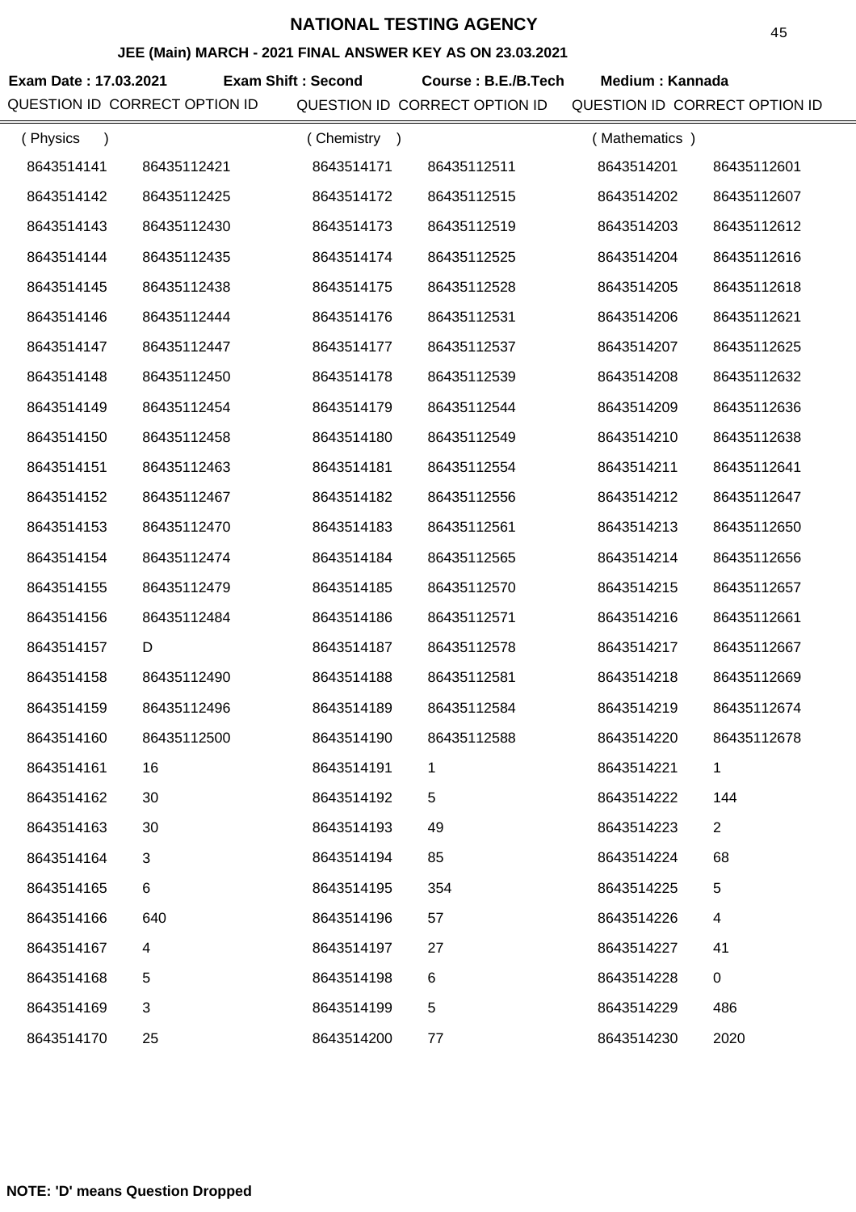# NATIONAL TESTING AGENCY

## JEE (Main) MARCH - 2021 FINAL ANSWER KEY AS ON 23.03.2021

**Exam Date : 17.03.2021** **Exam Shift : Second** **Course : B.E./B.Tech** **Medium : Kannada**

| QUESTION ID | CORRECT OPTION ID | QUESTION ID | CORRECT OPTION ID | QUESTION ID | CORRECT OPTION ID |
|---|---|---|---|---|---|
| ( Physics ) | | ( Chemistry ) | | ( Mathematics ) | |
| 8643514141 | 86435112421 | 8643514171 | 86435112511 | 8643514201 | 86435112601 |
| 8643514142 | 86435112425 | 8643514172 | 86435112515 | 8643514202 | 86435112607 |
| 8643514143 | 86435112430 | 8643514173 | 86435112519 | 8643514203 | 86435112612 |
| 8643514144 | 86435112435 | 8643514174 | 86435112525 | 8643514204 | 86435112616 |
| 8643514145 | 86435112438 | 8643514175 | 86435112528 | 8643514205 | 86435112618 |
| 8643514146 | 86435112444 | 8643514176 | 86435112531 | 8643514206 | 86435112621 |
| 8643514147 | 86435112447 | 8643514177 | 86435112537 | 8643514207 | 86435112625 |
| 8643514148 | 86435112450 | 8643514178 | 86435112539 | 8643514208 | 86435112632 |
| 8643514149 | 86435112454 | 8643514179 | 86435112544 | 8643514209 | 86435112636 |
| 8643514150 | 86435112458 | 8643514180 | 86435112549 | 8643514210 | 86435112638 |
| 8643514151 | 86435112463 | 8643514181 | 86435112554 | 8643514211 | 86435112641 |
| 8643514152 | 86435112467 | 8643514182 | 86435112556 | 8643514212 | 86435112647 |
| 8643514153 | 86435112470 | 8643514183 | 86435112561 | 8643514213 | 86435112650 |
| 8643514154 | 86435112474 | 8643514184 | 86435112565 | 8643514214 | 86435112656 |
| 8643514155 | 86435112479 | 8643514185 | 86435112570 | 8643514215 | 86435112657 |
| 8643514156 | 86435112484 | 8643514186 | 86435112571 | 8643514216 | 86435112661 |
| 8643514157 | D | 8643514187 | 86435112578 | 8643514217 | 86435112667 |
| 8643514158 | 86435112490 | 8643514188 | 86435112581 | 8643514218 | 86435112669 |
| 8643514159 | 86435112496 | 8643514189 | 86435112584 | 8643514219 | 86435112674 |
| 8643514160 | 86435112500 | 8643514190 | 86435112588 | 8643514220 | 86435112678 |
| 8643514161 | 16 | 8643514191 | 1 | 8643514221 | 1 |
| 8643514162 | 30 | 8643514192 | 5 | 8643514222 | 144 |
| 8643514163 | 30 | 8643514193 | 49 | 8643514223 | 2 |
| 8643514164 | 3 | 8643514194 | 85 | 8643514224 | 68 |
| 8643514165 | 6 | 8643514195 | 354 | 8643514225 | 5 |
| 8643514166 | 640 | 8643514196 | 57 | 8643514226 | 4 |
| 8643514167 | 4 | 8643514197 | 27 | 8643514227 | 41 |
| 8643514168 | 5 | 8643514198 | 6 | 8643514228 | 0 |
| 8643514169 | 3 | 8643514199 | 5 | 8643514229 | 486 |
| 8643514170 | 25 | 8643514200 | 77 | 8643514230 | 2020 |

**NOTE: 'D' means Question Dropped**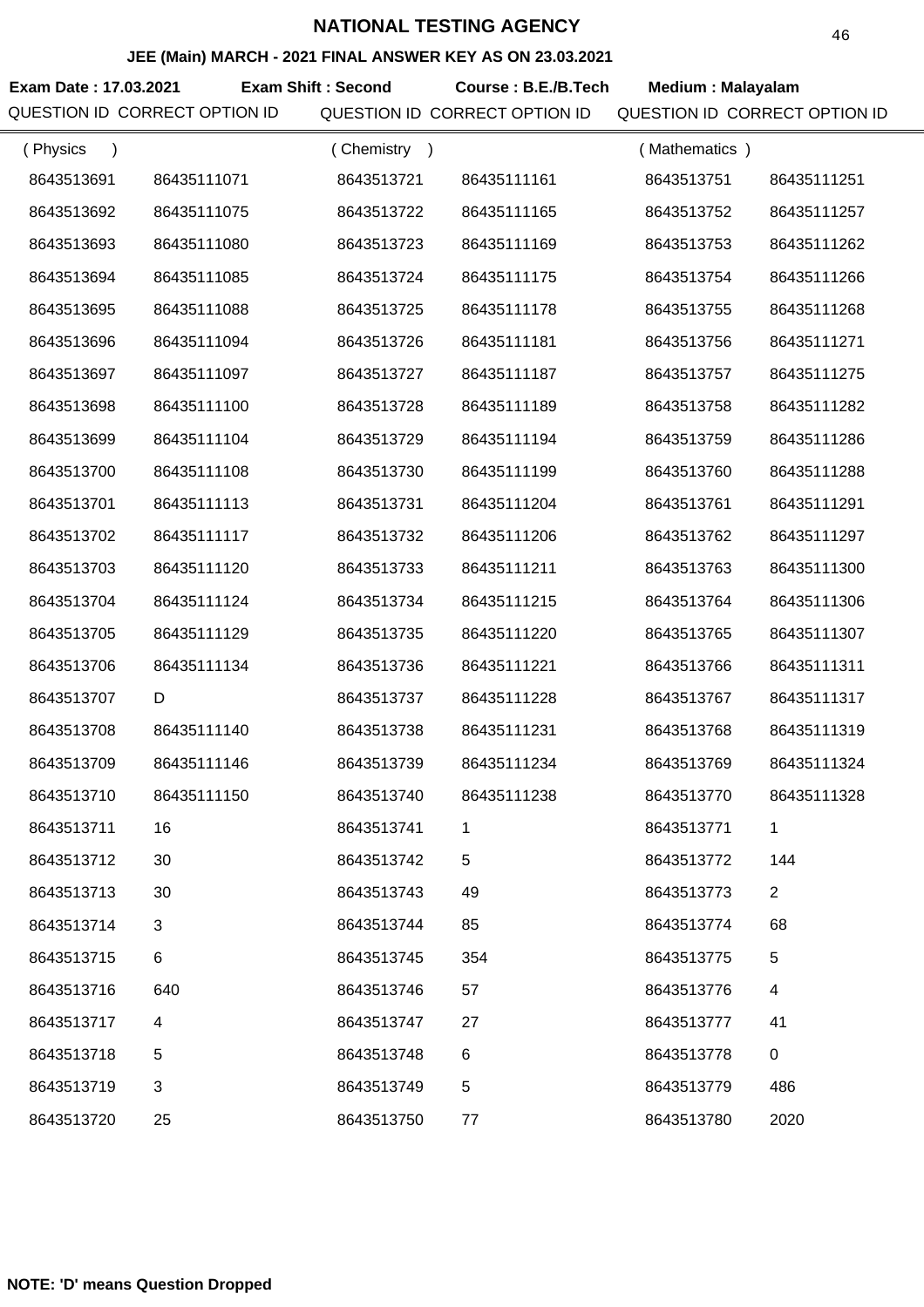# NATIONAL TESTING AGENCY

**JEE (Main) MARCH - 2021 FINAL ANSWER KEY AS ON 23.03.2021**

**Exam Date : 17.03.2021** **Exam Shift : Second** **Course : B.E./B.Tech** **Medium : Malayalam**

| QUESTION ID | CORRECT OPTION ID | QUESTION ID | CORRECT OPTION ID | QUESTION ID | CORRECT OPTION ID |
|---|---|---|---|---|---|
| ( Physics ) | | ( Chemistry ) | | ( Mathematics ) | |
| 8643513691 | 86435111071 | 8643513721 | 86435111161 | 8643513751 | 86435111251 |
| 8643513692 | 86435111075 | 8643513722 | 86435111165 | 8643513752 | 86435111257 |
| 8643513693 | 86435111080 | 8643513723 | 86435111169 | 8643513753 | 86435111262 |
| 8643513694 | 86435111085 | 8643513724 | 86435111175 | 8643513754 | 86435111266 |
| 8643513695 | 86435111088 | 8643513725 | 86435111178 | 8643513755 | 86435111268 |
| 8643513696 | 86435111094 | 8643513726 | 86435111181 | 8643513756 | 86435111271 |
| 8643513697 | 86435111097 | 8643513727 | 86435111187 | 8643513757 | 86435111275 |
| 8643513698 | 86435111100 | 8643513728 | 86435111189 | 8643513758 | 86435111282 |
| 8643513699 | 86435111104 | 8643513729 | 86435111194 | 8643513759 | 86435111286 |
| 8643513700 | 86435111108 | 8643513730 | 86435111199 | 8643513760 | 86435111288 |
| 8643513701 | 86435111113 | 8643513731 | 86435111204 | 8643513761 | 86435111291 |
| 8643513702 | 86435111117 | 8643513732 | 86435111206 | 8643513762 | 86435111297 |
| 8643513703 | 86435111120 | 8643513733 | 86435111211 | 8643513763 | 86435111300 |
| 8643513704 | 86435111124 | 8643513734 | 86435111215 | 8643513764 | 86435111306 |
| 8643513705 | 86435111129 | 8643513735 | 86435111220 | 8643513765 | 86435111307 |
| 8643513706 | 86435111134 | 8643513736 | 86435111221 | 8643513766 | 86435111311 |
| 8643513707 | D | 8643513737 | 86435111228 | 8643513767 | 86435111317 |
| 8643513708 | 86435111140 | 8643513738 | 86435111231 | 8643513768 | 86435111319 |
| 8643513709 | 86435111146 | 8643513739 | 86435111234 | 8643513769 | 86435111324 |
| 8643513710 | 86435111150 | 8643513740 | 86435111238 | 8643513770 | 86435111328 |
| 8643513711 | 16 | 8643513741 | 1 | 8643513771 | 1 |
| 8643513712 | 30 | 8643513742 | 5 | 8643513772 | 144 |
| 8643513713 | 30 | 8643513743 | 49 | 8643513773 | 2 |
| 8643513714 | 3 | 8643513744 | 85 | 8643513774 | 68 |
| 8643513715 | 6 | 8643513745 | 354 | 8643513775 | 5 |
| 8643513716 | 640 | 8643513746 | 57 | 8643513776 | 4 |
| 8643513717 | 4 | 8643513747 | 27 | 8643513777 | 41 |
| 8643513718 | 5 | 8643513748 | 6 | 8643513778 | 0 |
| 8643513719 | 3 | 8643513749 | 5 | 8643513779 | 486 |
| 8643513720 | 25 | 8643513750 | 77 | 8643513780 | 2020 |

**NOTE: 'D' means Question Dropped**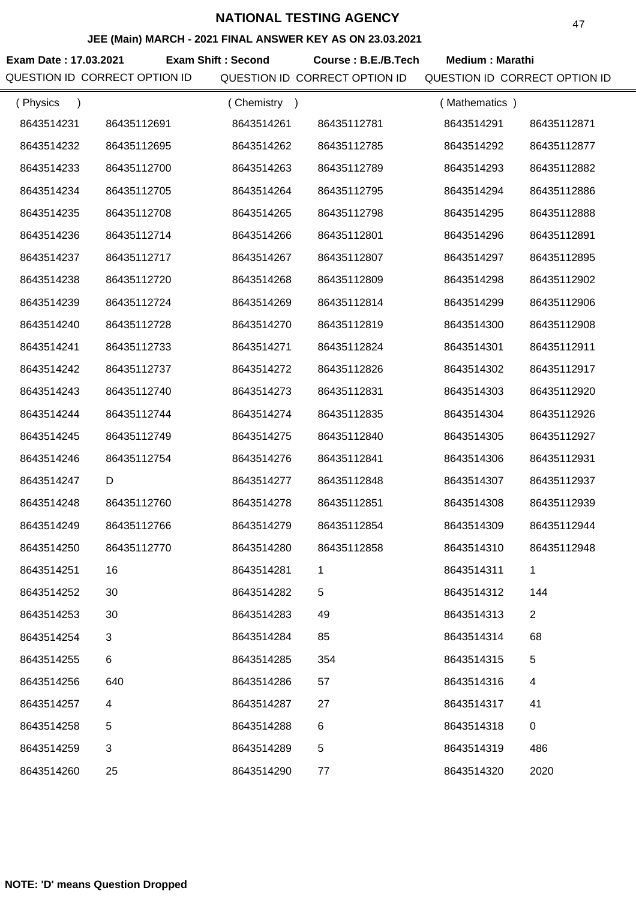# NATIONAL TESTING AGENCY

## JEE (Main) MARCH - 2021 FINAL ANSWER KEY AS ON 23.03.2021

**Exam Date : 17.03.2021** **Exam Shift : Second** **Course : B.E./B.Tech** **Medium : Marathi**

| QUESTION ID | CORRECT OPTION ID | QUESTION ID | CORRECT OPTION ID | QUESTION ID | CORRECT OPTION ID |
|---|---|---|---|---|---|
| ( Physics ) | | ( Chemistry ) | | ( Mathematics ) | |
| 8643514231 | 86435112691 | 8643514261 | 86435112781 | 8643514291 | 86435112871 |
| 8643514232 | 86435112695 | 8643514262 | 86435112785 | 8643514292 | 86435112877 |
| 8643514233 | 86435112700 | 8643514263 | 86435112789 | 8643514293 | 86435112882 |
| 8643514234 | 86435112705 | 8643514264 | 86435112795 | 8643514294 | 86435112886 |
| 8643514235 | 86435112708 | 8643514265 | 86435112798 | 8643514295 | 86435112888 |
| 8643514236 | 86435112714 | 8643514266 | 86435112801 | 8643514296 | 86435112891 |
| 8643514237 | 86435112717 | 8643514267 | 86435112807 | 8643514297 | 86435112895 |
| 8643514238 | 86435112720 | 8643514268 | 86435112809 | 8643514298 | 86435112902 |
| 8643514239 | 86435112724 | 8643514269 | 86435112814 | 8643514299 | 86435112906 |
| 8643514240 | 86435112728 | 8643514270 | 86435112819 | 8643514300 | 86435112908 |
| 8643514241 | 86435112733 | 8643514271 | 86435112824 | 8643514301 | 86435112911 |
| 8643514242 | 86435112737 | 8643514272 | 86435112826 | 8643514302 | 86435112917 |
| 8643514243 | 86435112740 | 8643514273 | 86435112831 | 8643514303 | 86435112920 |
| 8643514244 | 86435112744 | 8643514274 | 86435112835 | 8643514304 | 86435112926 |
| 8643514245 | 86435112749 | 8643514275 | 86435112840 | 8643514305 | 86435112927 |
| 8643514246 | 86435112754 | 8643514276 | 86435112841 | 8643514306 | 86435112931 |
| 8643514247 | D | 8643514277 | 86435112848 | 8643514307 | 86435112937 |
| 8643514248 | 86435112760 | 8643514278 | 86435112851 | 8643514308 | 86435112939 |
| 8643514249 | 86435112766 | 8643514279 | 86435112854 | 8643514309 | 86435112944 |
| 8643514250 | 86435112770 | 8643514280 | 86435112858 | 8643514310 | 86435112948 |
| 8643514251 | 16 | 8643514281 | 1 | 8643514311 | 1 |
| 8643514252 | 30 | 8643514282 | 5 | 8643514312 | 144 |
| 8643514253 | 30 | 8643514283 | 49 | 8643514313 | 2 |
| 8643514254 | 3 | 8643514284 | 85 | 8643514314 | 68 |
| 8643514255 | 6 | 8643514285 | 354 | 8643514315 | 5 |
| 8643514256 | 640 | 8643514286 | 57 | 8643514316 | 4 |
| 8643514257 | 4 | 8643514287 | 27 | 8643514317 | 41 |
| 8643514258 | 5 | 8643514288 | 6 | 8643514318 | 0 |
| 8643514259 | 3 | 8643514289 | 5 | 8643514319 | 486 |
| 8643514260 | 25 | 8643514290 | 77 | 8643514320 | 2020 |

**NOTE: 'D' means Question Dropped**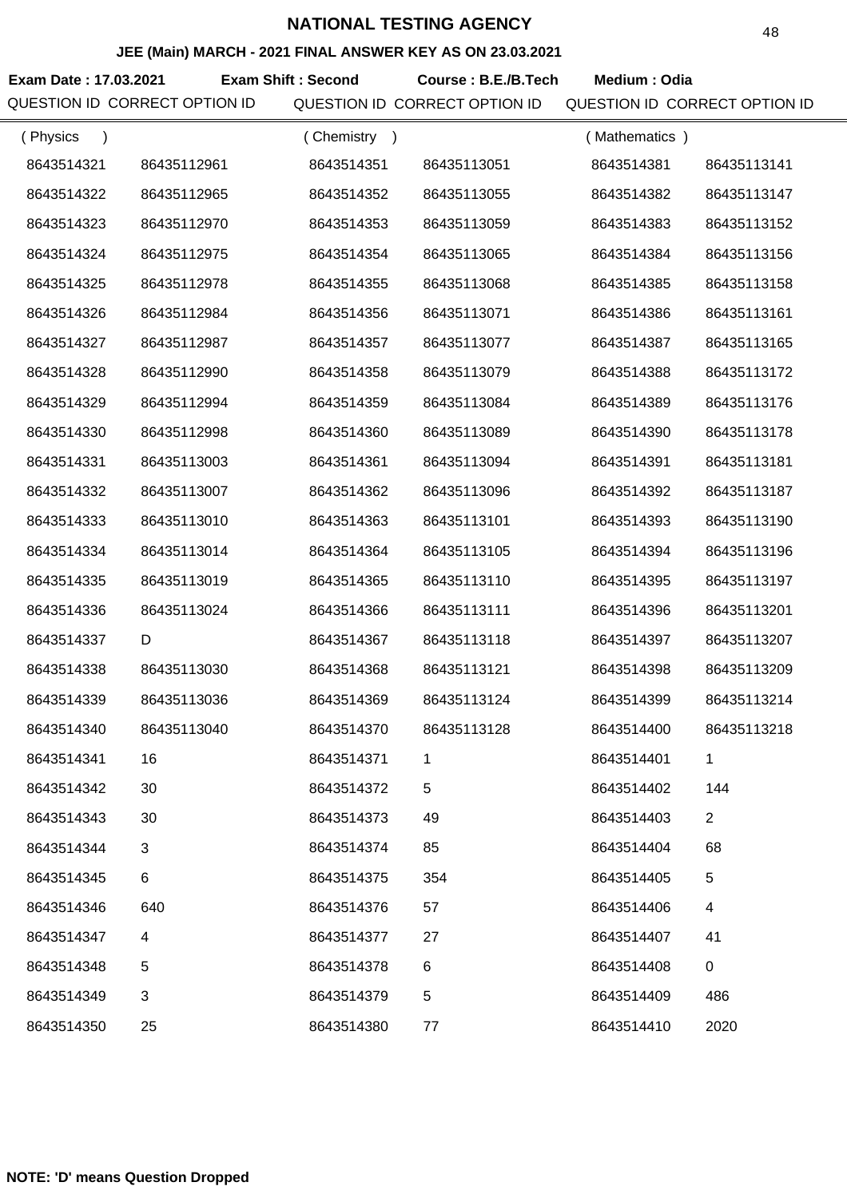# NATIONAL TESTING AGENCY

## JEE (Main) MARCH - 2021 FINAL ANSWER KEY AS ON 23.03.2021

**Exam Date : 17.03.2021** **Exam Shift : Second** **Course : B.E./B.Tech** **Medium : Odia**

| QUESTION ID | CORRECT OPTION ID | QUESTION ID | CORRECT OPTION ID | QUESTION ID | CORRECT OPTION ID |
|---|---|---|---|---|---|
| ( Physics ) | | ( Chemistry ) | | ( Mathematics ) | |
| 8643514321 | 86435112961 | 8643514351 | 86435113051 | 8643514381 | 86435113141 |
| 8643514322 | 86435112965 | 8643514352 | 86435113055 | 8643514382 | 86435113147 |
| 8643514323 | 86435112970 | 8643514353 | 86435113059 | 8643514383 | 86435113152 |
| 8643514324 | 86435112975 | 8643514354 | 86435113065 | 8643514384 | 86435113156 |
| 8643514325 | 86435112978 | 8643514355 | 86435113068 | 8643514385 | 86435113158 |
| 8643514326 | 86435112984 | 8643514356 | 86435113071 | 8643514386 | 86435113161 |
| 8643514327 | 86435112987 | 8643514357 | 86435113077 | 8643514387 | 86435113165 |
| 8643514328 | 86435112990 | 8643514358 | 86435113079 | 8643514388 | 86435113172 |
| 8643514329 | 86435112994 | 8643514359 | 86435113084 | 8643514389 | 86435113176 |
| 8643514330 | 86435112998 | 8643514360 | 86435113089 | 8643514390 | 86435113178 |
| 8643514331 | 86435113003 | 8643514361 | 86435113094 | 8643514391 | 86435113181 |
| 8643514332 | 86435113007 | 8643514362 | 86435113096 | 8643514392 | 86435113187 |
| 8643514333 | 86435113010 | 8643514363 | 86435113101 | 8643514393 | 86435113190 |
| 8643514334 | 86435113014 | 8643514364 | 86435113105 | 8643514394 | 86435113196 |
| 8643514335 | 86435113019 | 8643514365 | 86435113110 | 8643514395 | 86435113197 |
| 8643514336 | 86435113024 | 8643514366 | 86435113111 | 8643514396 | 86435113201 |
| 8643514337 | D | 8643514367 | 86435113118 | 8643514397 | 86435113207 |
| 8643514338 | 86435113030 | 8643514368 | 86435113121 | 8643514398 | 86435113209 |
| 8643514339 | 86435113036 | 8643514369 | 86435113124 | 8643514399 | 86435113214 |
| 8643514340 | 86435113040 | 8643514370 | 86435113128 | 8643514400 | 86435113218 |
| 8643514341 | 16 | 8643514371 | 1 | 8643514401 | 1 |
| 8643514342 | 30 | 8643514372 | 5 | 8643514402 | 144 |
| 8643514343 | 30 | 8643514373 | 49 | 8643514403 | 2 |
| 8643514344 | 3 | 8643514374 | 85 | 8643514404 | 68 |
| 8643514345 | 6 | 8643514375 | 354 | 8643514405 | 5 |
| 8643514346 | 640 | 8643514376 | 57 | 8643514406 | 4 |
| 8643514347 | 4 | 8643514377 | 27 | 8643514407 | 41 |
| 8643514348 | 5 | 8643514378 | 6 | 8643514408 | 0 |
| 8643514349 | 3 | 8643514379 | 5 | 8643514409 | 486 |
| 8643514350 | 25 | 8643514380 | 77 | 8643514410 | 2020 |

**NOTE: 'D' means Question Dropped**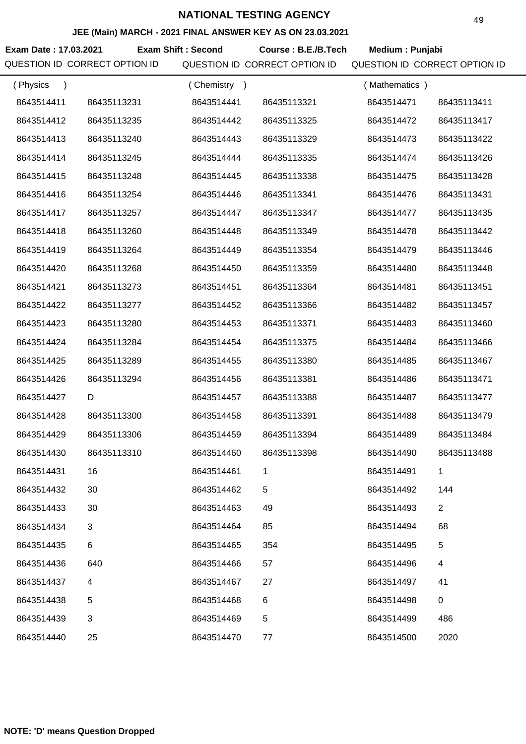# NATIONAL TESTING AGENCY

## JEE (Main) MARCH - 2021 FINAL ANSWER KEY AS ON 23.03.2021

**Exam Date : 17.03.2021** **Exam Shift : Second** **Course : B.E./B.Tech** **Medium : Punjabi**

| QUESTION ID | CORRECT OPTION ID | QUESTION ID | CORRECT OPTION ID | QUESTION ID | CORRECT OPTION ID |
|---|---|---|---|---|---|
| ( Physics ) | | ( Chemistry ) | | ( Mathematics ) | |
| 8643514411 | 86435113231 | 8643514441 | 86435113321 | 8643514471 | 86435113411 |
| 8643514412 | 86435113235 | 8643514442 | 86435113325 | 8643514472 | 86435113417 |
| 8643514413 | 86435113240 | 8643514443 | 86435113329 | 8643514473 | 86435113422 |
| 8643514414 | 86435113245 | 8643514444 | 86435113335 | 8643514474 | 86435113426 |
| 8643514415 | 86435113248 | 8643514445 | 86435113338 | 8643514475 | 86435113428 |
| 8643514416 | 86435113254 | 8643514446 | 86435113341 | 8643514476 | 86435113431 |
| 8643514417 | 86435113257 | 8643514447 | 86435113347 | 8643514477 | 86435113435 |
| 8643514418 | 86435113260 | 8643514448 | 86435113349 | 8643514478 | 86435113442 |
| 8643514419 | 86435113264 | 8643514449 | 86435113354 | 8643514479 | 86435113446 |
| 8643514420 | 86435113268 | 8643514450 | 86435113359 | 8643514480 | 86435113448 |
| 8643514421 | 86435113273 | 8643514451 | 86435113364 | 8643514481 | 86435113451 |
| 8643514422 | 86435113277 | 8643514452 | 86435113366 | 8643514482 | 86435113457 |
| 8643514423 | 86435113280 | 8643514453 | 86435113371 | 8643514483 | 86435113460 |
| 8643514424 | 86435113284 | 8643514454 | 86435113375 | 8643514484 | 86435113466 |
| 8643514425 | 86435113289 | 8643514455 | 86435113380 | 8643514485 | 86435113467 |
| 8643514426 | 86435113294 | 8643514456 | 86435113381 | 8643514486 | 86435113471 |
| 8643514427 | D | 8643514457 | 86435113388 | 8643514487 | 86435113477 |
| 8643514428 | 86435113300 | 8643514458 | 86435113391 | 8643514488 | 86435113479 |
| 8643514429 | 86435113306 | 8643514459 | 86435113394 | 8643514489 | 86435113484 |
| 8643514430 | 86435113310 | 8643514460 | 86435113398 | 8643514490 | 86435113488 |
| 8643514431 | 16 | 8643514461 | 1 | 8643514491 | 1 |
| 8643514432 | 30 | 8643514462 | 5 | 8643514492 | 144 |
| 8643514433 | 30 | 8643514463 | 49 | 8643514493 | 2 |
| 8643514434 | 3 | 8643514464 | 85 | 8643514494 | 68 |
| 8643514435 | 6 | 8643514465 | 354 | 8643514495 | 5 |
| 8643514436 | 640 | 8643514466 | 57 | 8643514496 | 4 |
| 8643514437 | 4 | 8643514467 | 27 | 8643514497 | 41 |
| 8643514438 | 5 | 8643514468 | 6 | 8643514498 | 0 |
| 8643514439 | 3 | 8643514469 | 5 | 8643514499 | 486 |
| 8643514440 | 25 | 8643514470 | 77 | 8643514500 | 2020 |

**NOTE: 'D' means Question Dropped**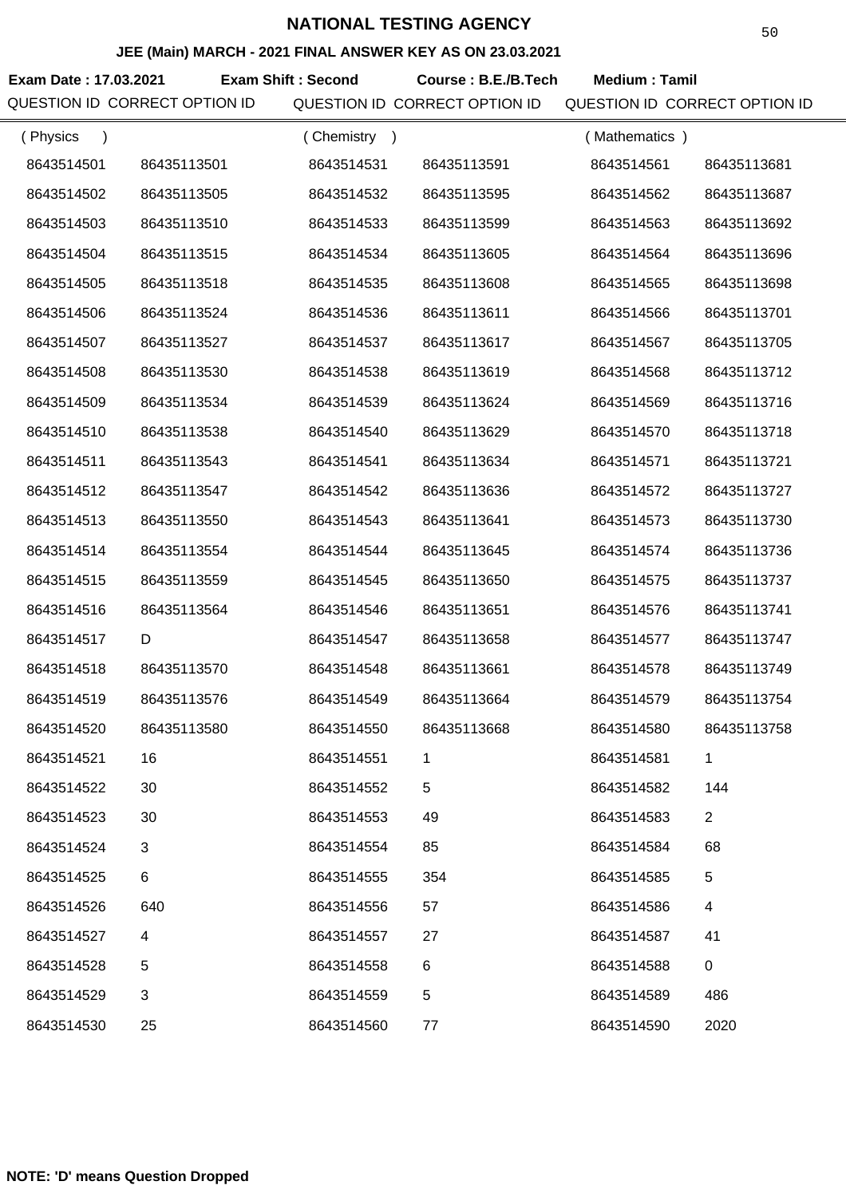# NATIONAL TESTING AGENCY

## JEE (Main) MARCH - 2021 FINAL ANSWER KEY AS ON 23.03.2021

**Exam Date : 17.03.2021** **Exam Shift : Second** **Course : B.E./B.Tech** **Medium : Tamil**

| QUESTION ID | CORRECT OPTION ID | QUESTION ID | CORRECT OPTION ID | QUESTION ID | CORRECT OPTION ID |
|---|---|---|---|---|---|
| ( Physics ) | | ( Chemistry ) | | ( Mathematics ) | |
| 8643514501 | 86435113501 | 8643514531 | 86435113591 | 8643514561 | 86435113681 |
| 8643514502 | 86435113505 | 8643514532 | 86435113595 | 8643514562 | 86435113687 |
| 8643514503 | 86435113510 | 8643514533 | 86435113599 | 8643514563 | 86435113692 |
| 8643514504 | 86435113515 | 8643514534 | 86435113605 | 8643514564 | 86435113696 |
| 8643514505 | 86435113518 | 8643514535 | 86435113608 | 8643514565 | 86435113698 |
| 8643514506 | 86435113524 | 8643514536 | 86435113611 | 8643514566 | 86435113701 |
| 8643514507 | 86435113527 | 8643514537 | 86435113617 | 8643514567 | 86435113705 |
| 8643514508 | 86435113530 | 8643514538 | 86435113619 | 8643514568 | 86435113712 |
| 8643514509 | 86435113534 | 8643514539 | 86435113624 | 8643514569 | 86435113716 |
| 8643514510 | 86435113538 | 8643514540 | 86435113629 | 8643514570 | 86435113718 |
| 8643514511 | 86435113543 | 8643514541 | 86435113634 | 8643514571 | 86435113721 |
| 8643514512 | 86435113547 | 8643514542 | 86435113636 | 8643514572 | 86435113727 |
| 8643514513 | 86435113550 | 8643514543 | 86435113641 | 8643514573 | 86435113730 |
| 8643514514 | 86435113554 | 8643514544 | 86435113645 | 8643514574 | 86435113736 |
| 8643514515 | 86435113559 | 8643514545 | 86435113650 | 8643514575 | 86435113737 |
| 8643514516 | 86435113564 | 8643514546 | 86435113651 | 8643514576 | 86435113741 |
| 8643514517 | D | 8643514547 | 86435113658 | 8643514577 | 86435113747 |
| 8643514518 | 86435113570 | 8643514548 | 86435113661 | 8643514578 | 86435113749 |
| 8643514519 | 86435113576 | 8643514549 | 86435113664 | 8643514579 | 86435113754 |
| 8643514520 | 86435113580 | 8643514550 | 86435113668 | 8643514580 | 86435113758 |
| 8643514521 | 16 | 8643514551 | 1 | 8643514581 | 1 |
| 8643514522 | 30 | 8643514552 | 5 | 8643514582 | 144 |
| 8643514523 | 30 | 8643514553 | 49 | 8643514583 | 2 |
| 8643514524 | 3 | 8643514554 | 85 | 8643514584 | 68 |
| 8643514525 | 6 | 8643514555 | 354 | 8643514585 | 5 |
| 8643514526 | 640 | 8643514556 | 57 | 8643514586 | 4 |
| 8643514527 | 4 | 8643514557 | 27 | 8643514587 | 41 |
| 8643514528 | 5 | 8643514558 | 6 | 8643514588 | 0 |
| 8643514529 | 3 | 8643514559 | 5 | 8643514589 | 486 |
| 8643514530 | 25 | 8643514560 | 77 | 8643514590 | 2020 |

**NOTE: 'D' means Question Dropped**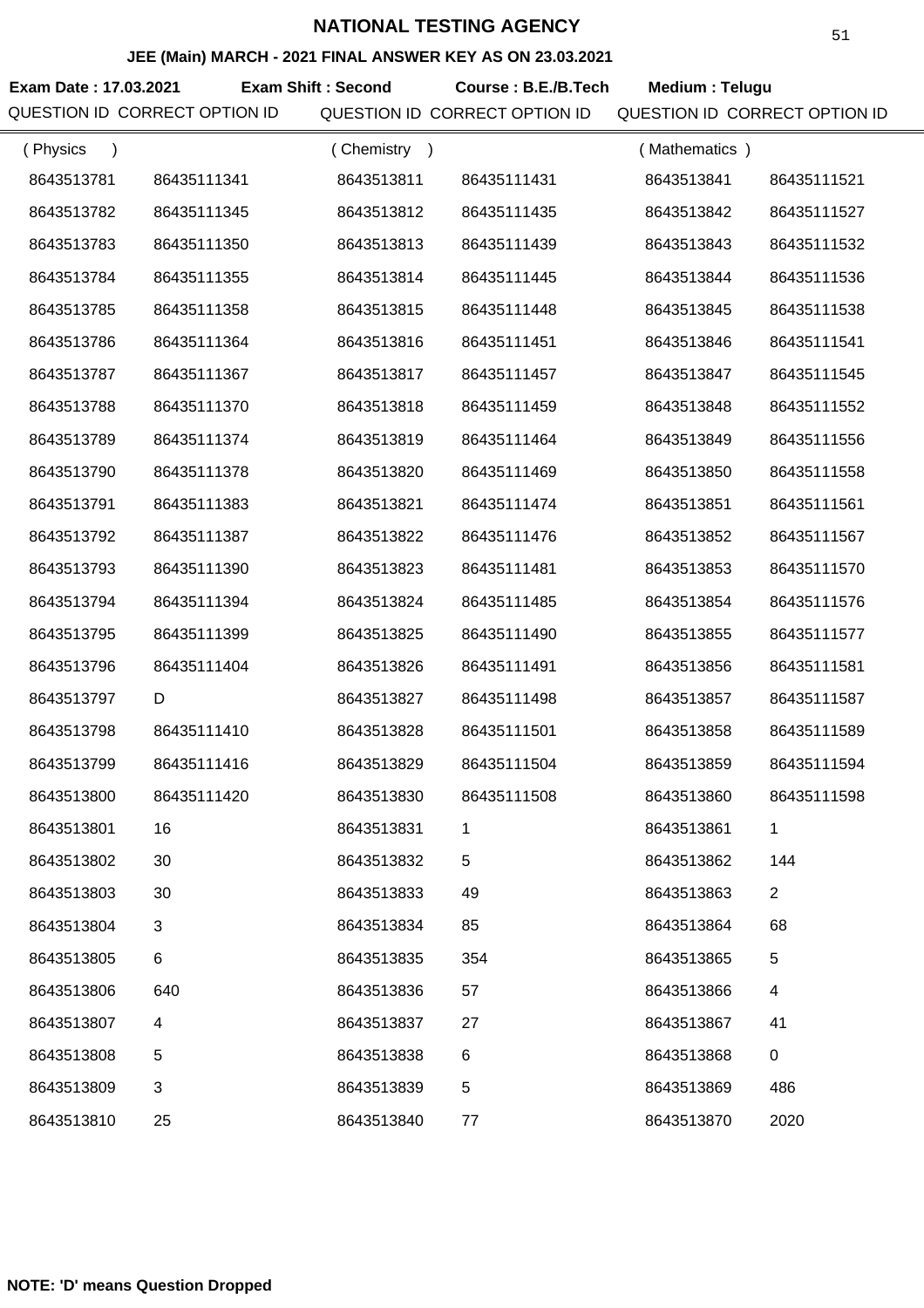# NATIONAL TESTING AGENCY

## JEE (Main) MARCH - 2021 FINAL ANSWER KEY AS ON 23.03.2021

**Exam Date : 17.03.2021** **Exam Shift : Second** **Course : B.E./B.Tech** **Medium : Telugu**

| QUESTION ID | CORRECT OPTION ID | QUESTION ID | CORRECT OPTION ID | QUESTION ID | CORRECT OPTION ID |
|---|---|---|---|---|---|
| ( Physics ) | | ( Chemistry ) | | ( Mathematics ) | |
| 8643513781 | 86435111341 | 8643513811 | 86435111431 | 8643513841 | 86435111521 |
| 8643513782 | 86435111345 | 8643513812 | 86435111435 | 8643513842 | 86435111527 |
| 8643513783 | 86435111350 | 8643513813 | 86435111439 | 8643513843 | 86435111532 |
| 8643513784 | 86435111355 | 8643513814 | 86435111445 | 8643513844 | 86435111536 |
| 8643513785 | 86435111358 | 8643513815 | 86435111448 | 8643513845 | 86435111538 |
| 8643513786 | 86435111364 | 8643513816 | 86435111451 | 8643513846 | 86435111541 |
| 8643513787 | 86435111367 | 8643513817 | 86435111457 | 8643513847 | 86435111545 |
| 8643513788 | 86435111370 | 8643513818 | 86435111459 | 8643513848 | 86435111552 |
| 8643513789 | 86435111374 | 8643513819 | 86435111464 | 8643513849 | 86435111556 |
| 8643513790 | 86435111378 | 8643513820 | 86435111469 | 8643513850 | 86435111558 |
| 8643513791 | 86435111383 | 8643513821 | 86435111474 | 8643513851 | 86435111561 |
| 8643513792 | 86435111387 | 8643513822 | 86435111476 | 8643513852 | 86435111567 |
| 8643513793 | 86435111390 | 8643513823 | 86435111481 | 8643513853 | 86435111570 |
| 8643513794 | 86435111394 | 8643513824 | 86435111485 | 8643513854 | 86435111576 |
| 8643513795 | 86435111399 | 8643513825 | 86435111490 | 8643513855 | 86435111577 |
| 8643513796 | 86435111404 | 8643513826 | 86435111491 | 8643513856 | 86435111581 |
| 8643513797 | D | 8643513827 | 86435111498 | 8643513857 | 86435111587 |
| 8643513798 | 86435111410 | 8643513828 | 86435111501 | 8643513858 | 86435111589 |
| 8643513799 | 86435111416 | 8643513829 | 86435111504 | 8643513859 | 86435111594 |
| 8643513800 | 86435111420 | 8643513830 | 86435111508 | 8643513860 | 86435111598 |
| 8643513801 | 16 | 8643513831 | 1 | 8643513861 | 1 |
| 8643513802 | 30 | 8643513832 | 5 | 8643513862 | 144 |
| 8643513803 | 30 | 8643513833 | 49 | 8643513863 | 2 |
| 8643513804 | 3 | 8643513834 | 85 | 8643513864 | 68 |
| 8643513805 | 6 | 8643513835 | 354 | 8643513865 | 5 |
| 8643513806 | 640 | 8643513836 | 57 | 8643513866 | 4 |
| 8643513807 | 4 | 8643513837 | 27 | 8643513867 | 41 |
| 8643513808 | 5 | 8643513838 | 6 | 8643513868 | 0 |
| 8643513809 | 3 | 8643513839 | 5 | 8643513869 | 486 |
| 8643513810 | 25 | 8643513840 | 77 | 8643513870 | 2020 |

**NOTE: 'D' means Question Dropped**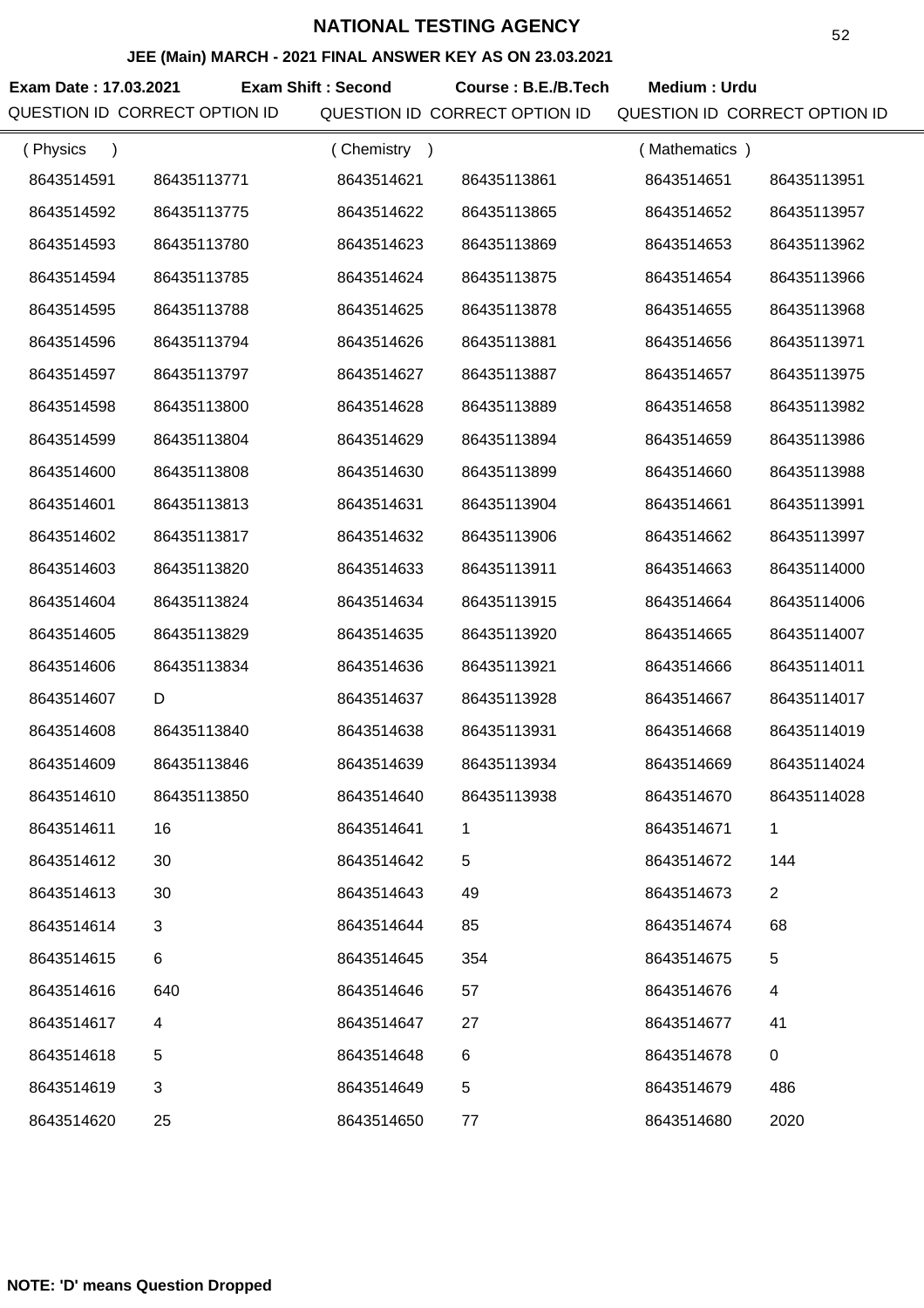# NATIONAL TESTING AGENCY

## JEE (Main) MARCH - 2021 FINAL ANSWER KEY AS ON 23.03.2021

**Exam Date : 17.03.2021** **Exam Shift : Second** **Course : B.E./B.Tech** **Medium : Urdu**

| QUESTION ID | CORRECT OPTION ID | QUESTION ID | CORRECT OPTION ID | QUESTION ID | CORRECT OPTION ID |
|---|---|---|---|---|---|
| ( Physics ) | | ( Chemistry ) | | ( Mathematics ) | |
| 8643514591 | 86435113771 | 8643514621 | 86435113861 | 8643514651 | 86435113951 |
| 8643514592 | 86435113775 | 8643514622 | 86435113865 | 8643514652 | 86435113957 |
| 8643514593 | 86435113780 | 8643514623 | 86435113869 | 8643514653 | 86435113962 |
| 8643514594 | 86435113785 | 8643514624 | 86435113875 | 8643514654 | 86435113966 |
| 8643514595 | 86435113788 | 8643514625 | 86435113878 | 8643514655 | 86435113968 |
| 8643514596 | 86435113794 | 8643514626 | 86435113881 | 8643514656 | 86435113971 |
| 8643514597 | 86435113797 | 8643514627 | 86435113887 | 8643514657 | 86435113975 |
| 8643514598 | 86435113800 | 8643514628 | 86435113889 | 8643514658 | 86435113982 |
| 8643514599 | 86435113804 | 8643514629 | 86435113894 | 8643514659 | 86435113986 |
| 8643514600 | 86435113808 | 8643514630 | 86435113899 | 8643514660 | 86435113988 |
| 8643514601 | 86435113813 | 8643514631 | 86435113904 | 8643514661 | 86435113991 |
| 8643514602 | 86435113817 | 8643514632 | 86435113906 | 8643514662 | 86435113997 |
| 8643514603 | 86435113820 | 8643514633 | 86435113911 | 8643514663 | 86435114000 |
| 8643514604 | 86435113824 | 8643514634 | 86435113915 | 8643514664 | 86435114006 |
| 8643514605 | 86435113829 | 8643514635 | 86435113920 | 8643514665 | 86435114007 |
| 8643514606 | 86435113834 | 8643514636 | 86435113921 | 8643514666 | 86435114011 |
| 8643514607 | D | 8643514637 | 86435113928 | 8643514667 | 86435114017 |
| 8643514608 | 86435113840 | 8643514638 | 86435113931 | 8643514668 | 86435114019 |
| 8643514609 | 86435113846 | 8643514639 | 86435113934 | 8643514669 | 86435114024 |
| 8643514610 | 86435113850 | 8643514640 | 86435113938 | 8643514670 | 86435114028 |
| 8643514611 | 16 | 8643514641 | 1 | 8643514671 | 1 |
| 8643514612 | 30 | 8643514642 | 5 | 8643514672 | 144 |
| 8643514613 | 30 | 8643514643 | 49 | 8643514673 | 2 |
| 8643514614 | 3 | 8643514644 | 85 | 8643514674 | 68 |
| 8643514615 | 6 | 8643514645 | 354 | 8643514675 | 5 |
| 8643514616 | 640 | 8643514646 | 57 | 8643514676 | 4 |
| 8643514617 | 4 | 8643514647 | 27 | 8643514677 | 41 |
| 8643514618 | 5 | 8643514648 | 6 | 8643514678 | 0 |
| 8643514619 | 3 | 8643514649 | 5 | 8643514679 | 486 |
| 8643514620 | 25 | 8643514650 | 77 | 8643514680 | 2020 |

**NOTE: 'D' means Question Dropped**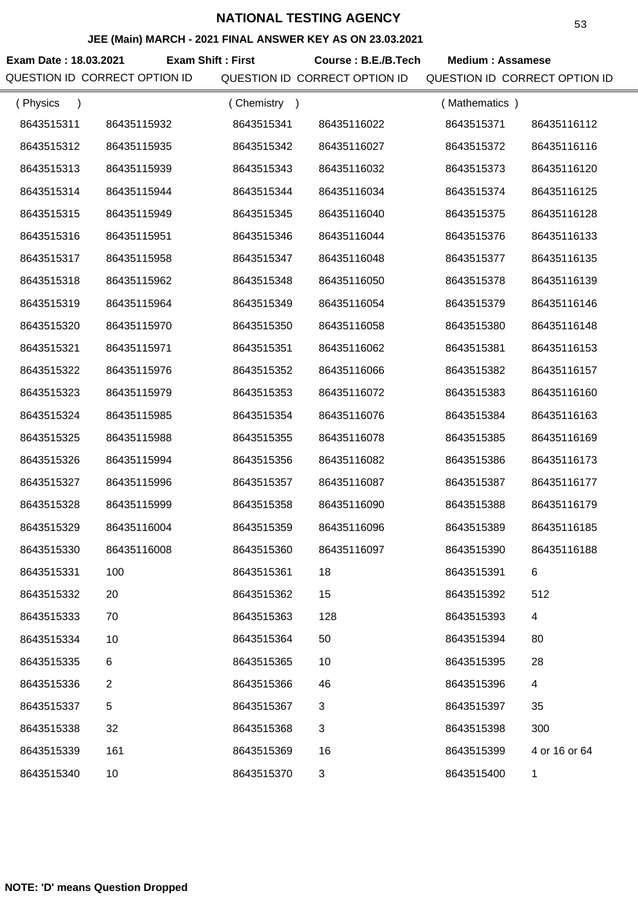# NATIONAL TESTING AGENCY

## JEE (Main) MARCH - 2021 FINAL ANSWER KEY AS ON 23.03.2021

**Exam Date : 18.03.2021** **Exam Shift : First** **Course : B.E./B.Tech** **Medium : Assamese**

| QUESTION ID | CORRECT OPTION ID | QUESTION ID | CORRECT OPTION ID | QUESTION ID | CORRECT OPTION ID |
|---|---|---|---|---|---|
| ( Physics ) | | ( Chemistry ) | | ( Mathematics ) | |
| 8643515311 | 86435115932 | 8643515341 | 86435116022 | 8643515371 | 86435116112 |
| 8643515312 | 86435115935 | 8643515342 | 86435116027 | 8643515372 | 86435116116 |
| 8643515313 | 86435115939 | 8643515343 | 86435116032 | 8643515373 | 86435116120 |
| 8643515314 | 86435115944 | 8643515344 | 86435116034 | 8643515374 | 86435116125 |
| 8643515315 | 86435115949 | 8643515345 | 86435116040 | 8643515375 | 86435116128 |
| 8643515316 | 86435115951 | 8643515346 | 86435116044 | 8643515376 | 86435116133 |
| 8643515317 | 86435115958 | 8643515347 | 86435116048 | 8643515377 | 86435116135 |
| 8643515318 | 86435115962 | 8643515348 | 86435116050 | 8643515378 | 86435116139 |
| 8643515319 | 86435115964 | 8643515349 | 86435116054 | 8643515379 | 86435116146 |
| 8643515320 | 86435115970 | 8643515350 | 86435116058 | 8643515380 | 86435116148 |
| 8643515321 | 86435115971 | 8643515351 | 86435116062 | 8643515381 | 86435116153 |
| 8643515322 | 86435115976 | 8643515352 | 86435116066 | 8643515382 | 86435116157 |
| 8643515323 | 86435115979 | 8643515353 | 86435116072 | 8643515383 | 86435116160 |
| 8643515324 | 86435115985 | 8643515354 | 86435116076 | 8643515384 | 86435116163 |
| 8643515325 | 86435115988 | 8643515355 | 86435116078 | 8643515385 | 86435116169 |
| 8643515326 | 86435115994 | 8643515356 | 86435116082 | 8643515386 | 86435116173 |
| 8643515327 | 86435115996 | 8643515357 | 86435116087 | 8643515387 | 86435116177 |
| 8643515328 | 86435115999 | 8643515358 | 86435116090 | 8643515388 | 86435116179 |
| 8643515329 | 86435116004 | 8643515359 | 86435116096 | 8643515389 | 86435116185 |
| 8643515330 | 86435116008 | 8643515360 | 86435116097 | 8643515390 | 86435116188 |
| 8643515331 | 100 | 8643515361 | 18 | 8643515391 | 6 |
| 8643515332 | 20 | 8643515362 | 15 | 8643515392 | 512 |
| 8643515333 | 70 | 8643515363 | 128 | 8643515393 | 4 |
| 8643515334 | 10 | 8643515364 | 50 | 8643515394 | 80 |
| 8643515335 | 6 | 8643515365 | 10 | 8643515395 | 28 |
| 8643515336 | 2 | 8643515366 | 46 | 8643515396 | 4 |
| 8643515337 | 5 | 8643515367 | 3 | 8643515397 | 35 |
| 8643515338 | 32 | 8643515368 | 3 | 8643515398 | 300 |
| 8643515339 | 161 | 8643515369 | 16 | 8643515399 | 4 or 16 or 64 |
| 8643515340 | 10 | 8643515370 | 3 | 8643515400 | 1 |

**NOTE: 'D' means Question Dropped**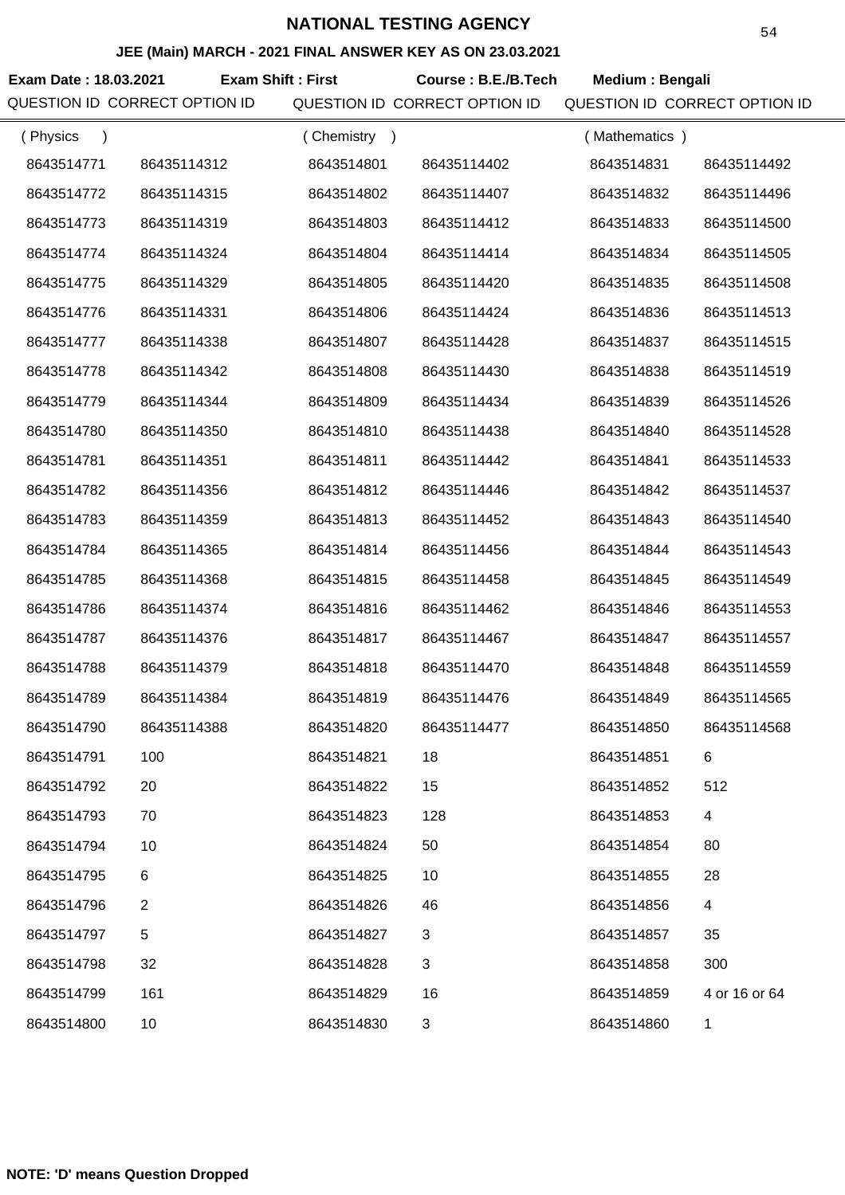# NATIONAL TESTING AGENCY

## JEE (Main) MARCH - 2021 FINAL ANSWER KEY AS ON 23.03.2021

**Exam Date : 18.03.2021** **Exam Shift : First** **Course : B.E./B.Tech** **Medium : Bengali**

| QUESTION ID | CORRECT OPTION ID | QUESTION ID | CORRECT OPTION ID | QUESTION ID | CORRECT OPTION ID |
|---|---|---|---|---|---|
| ( Physics ) | | ( Chemistry ) | | ( Mathematics ) | |
| 8643514771 | 86435114312 | 8643514801 | 86435114402 | 8643514831 | 86435114492 |
| 8643514772 | 86435114315 | 8643514802 | 86435114407 | 8643514832 | 86435114496 |
| 8643514773 | 86435114319 | 8643514803 | 86435114412 | 8643514833 | 86435114500 |
| 8643514774 | 86435114324 | 8643514804 | 86435114414 | 8643514834 | 86435114505 |
| 8643514775 | 86435114329 | 8643514805 | 86435114420 | 8643514835 | 86435114508 |
| 8643514776 | 86435114331 | 8643514806 | 86435114424 | 8643514836 | 86435114513 |
| 8643514777 | 86435114338 | 8643514807 | 86435114428 | 8643514837 | 86435114515 |
| 8643514778 | 86435114342 | 8643514808 | 86435114430 | 8643514838 | 86435114519 |
| 8643514779 | 86435114344 | 8643514809 | 86435114434 | 8643514839 | 86435114526 |
| 8643514780 | 86435114350 | 8643514810 | 86435114438 | 8643514840 | 86435114528 |
| 8643514781 | 86435114351 | 8643514811 | 86435114442 | 8643514841 | 86435114533 |
| 8643514782 | 86435114356 | 8643514812 | 86435114446 | 8643514842 | 86435114537 |
| 8643514783 | 86435114359 | 8643514813 | 86435114452 | 8643514843 | 86435114540 |
| 8643514784 | 86435114365 | 8643514814 | 86435114456 | 8643514844 | 86435114543 |
| 8643514785 | 86435114368 | 8643514815 | 86435114458 | 8643514845 | 86435114549 |
| 8643514786 | 86435114374 | 8643514816 | 86435114462 | 8643514846 | 86435114553 |
| 8643514787 | 86435114376 | 8643514817 | 86435114467 | 8643514847 | 86435114557 |
| 8643514788 | 86435114379 | 8643514818 | 86435114470 | 8643514848 | 86435114559 |
| 8643514789 | 86435114384 | 8643514819 | 86435114476 | 8643514849 | 86435114565 |
| 8643514790 | 86435114388 | 8643514820 | 86435114477 | 8643514850 | 86435114568 |
| 8643514791 | 100 | 8643514821 | 18 | 8643514851 | 6 |
| 8643514792 | 20 | 8643514822 | 15 | 8643514852 | 512 |
| 8643514793 | 70 | 8643514823 | 128 | 8643514853 | 4 |
| 8643514794 | 10 | 8643514824 | 50 | 8643514854 | 80 |
| 8643514795 | 6 | 8643514825 | 10 | 8643514855 | 28 |
| 8643514796 | 2 | 8643514826 | 46 | 8643514856 | 4 |
| 8643514797 | 5 | 8643514827 | 3 | 8643514857 | 35 |
| 8643514798 | 32 | 8643514828 | 3 | 8643514858 | 300 |
| 8643514799 | 161 | 8643514829 | 16 | 8643514859 | 4 or 16 or 64 |
| 8643514800 | 10 | 8643514830 | 3 | 8643514860 | 1 |

**NOTE: 'D' means Question Dropped**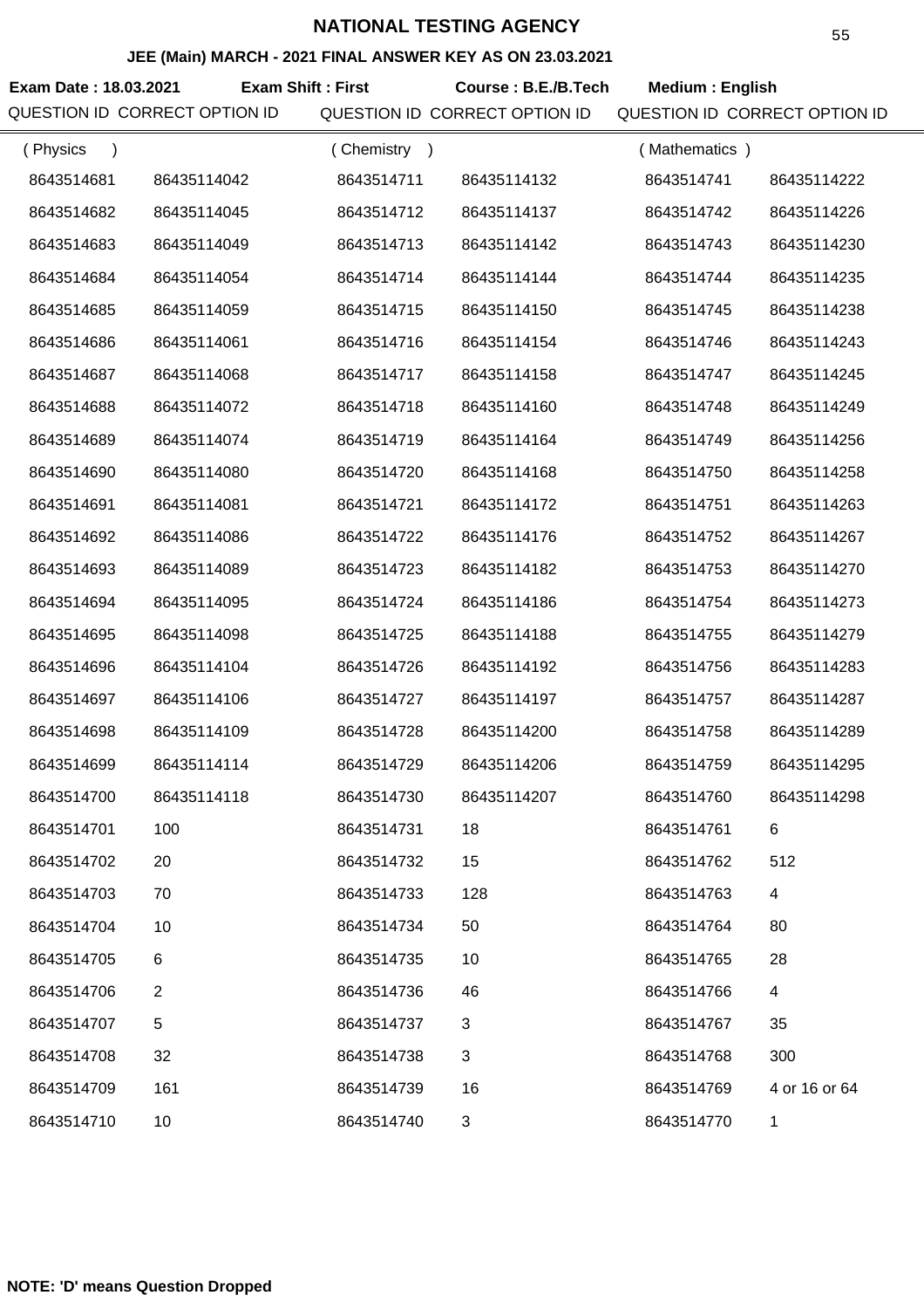# NATIONAL TESTING AGENCY

## JEE (Main) MARCH - 2021 FINAL ANSWER KEY AS ON 23.03.2021

**Exam Date : 18.03.2021** **Exam Shift : First** **Course : B.E./B.Tech** **Medium : English**

| QUESTION ID | CORRECT OPTION ID | QUESTION ID | CORRECT OPTION ID | QUESTION ID | CORRECT OPTION ID |
|---|---|---|---|---|---|
| ( Physics ) | | ( Chemistry ) | | ( Mathematics ) | |
| 8643514681 | 86435114042 | 8643514711 | 86435114132 | 8643514741 | 86435114222 |
| 8643514682 | 86435114045 | 8643514712 | 86435114137 | 8643514742 | 86435114226 |
| 8643514683 | 86435114049 | 8643514713 | 86435114142 | 8643514743 | 86435114230 |
| 8643514684 | 86435114054 | 8643514714 | 86435114144 | 8643514744 | 86435114235 |
| 8643514685 | 86435114059 | 8643514715 | 86435114150 | 8643514745 | 86435114238 |
| 8643514686 | 86435114061 | 8643514716 | 86435114154 | 8643514746 | 86435114243 |
| 8643514687 | 86435114068 | 8643514717 | 86435114158 | 8643514747 | 86435114245 |
| 8643514688 | 86435114072 | 8643514718 | 86435114160 | 8643514748 | 86435114249 |
| 8643514689 | 86435114074 | 8643514719 | 86435114164 | 8643514749 | 86435114256 |
| 8643514690 | 86435114080 | 8643514720 | 86435114168 | 8643514750 | 86435114258 |
| 8643514691 | 86435114081 | 8643514721 | 86435114172 | 8643514751 | 86435114263 |
| 8643514692 | 86435114086 | 8643514722 | 86435114176 | 8643514752 | 86435114267 |
| 8643514693 | 86435114089 | 8643514723 | 86435114182 | 8643514753 | 86435114270 |
| 8643514694 | 86435114095 | 8643514724 | 86435114186 | 8643514754 | 86435114273 |
| 8643514695 | 86435114098 | 8643514725 | 86435114188 | 8643514755 | 86435114279 |
| 8643514696 | 86435114104 | 8643514726 | 86435114192 | 8643514756 | 86435114283 |
| 8643514697 | 86435114106 | 8643514727 | 86435114197 | 8643514757 | 86435114287 |
| 8643514698 | 86435114109 | 8643514728 | 86435114200 | 8643514758 | 86435114289 |
| 8643514699 | 86435114114 | 8643514729 | 86435114206 | 8643514759 | 86435114295 |
| 8643514700 | 86435114118 | 8643514730 | 86435114207 | 8643514760 | 86435114298 |
| 8643514701 | 100 | 8643514731 | 18 | 8643514761 | 6 |
| 8643514702 | 20 | 8643514732 | 15 | 8643514762 | 512 |
| 8643514703 | 70 | 8643514733 | 128 | 8643514763 | 4 |
| 8643514704 | 10 | 8643514734 | 50 | 8643514764 | 80 |
| 8643514705 | 6 | 8643514735 | 10 | 8643514765 | 28 |
| 8643514706 | 2 | 8643514736 | 46 | 8643514766 | 4 |
| 8643514707 | 5 | 8643514737 | 3 | 8643514767 | 35 |
| 8643514708 | 32 | 8643514738 | 3 | 8643514768 | 300 |
| 8643514709 | 161 | 8643514739 | 16 | 8643514769 | 4 or 16 or 64 |
| 8643514710 | 10 | 8643514740 | 3 | 8643514770 | 1 |

**NOTE: 'D' means Question Dropped**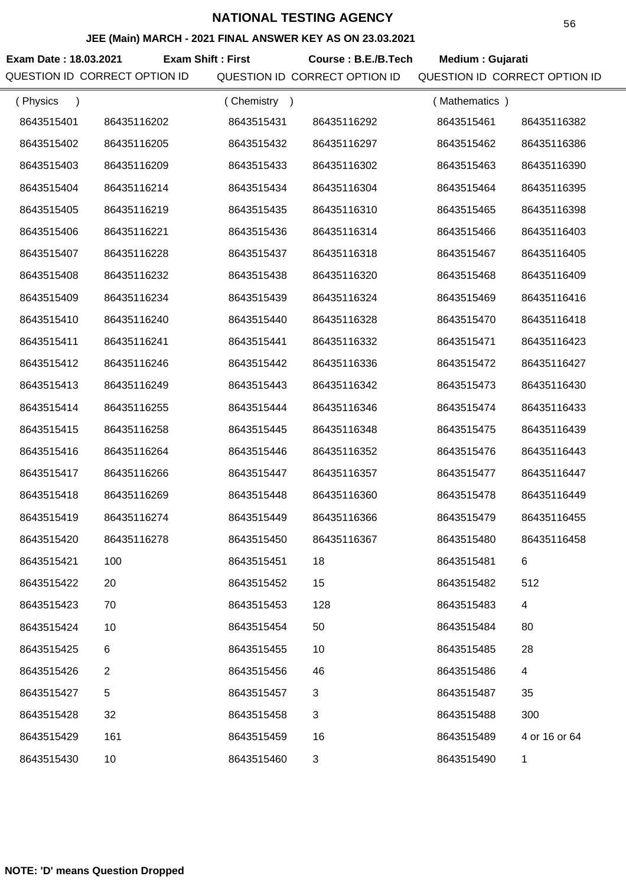# NATIONAL TESTING AGENCY

**JEE (Main) MARCH - 2021 FINAL ANSWER KEY AS ON 23.03.2021**

**Exam Date : 18.03.2021** **Exam Shift : First** **Course : B.E./B.Tech** **Medium : Gujarati**

| QUESTION ID | CORRECT OPTION ID | QUESTION ID | CORRECT OPTION ID | QUESTION ID | CORRECT OPTION ID |
|---|---|---|---|---|---|
| ( Physics ) | | ( Chemistry ) | | ( Mathematics ) | |
| 8643515401 | 86435116202 | 8643515431 | 86435116292 | 8643515461 | 86435116382 |
| 8643515402 | 86435116205 | 8643515432 | 86435116297 | 8643515462 | 86435116386 |
| 8643515403 | 86435116209 | 8643515433 | 86435116302 | 8643515463 | 86435116390 |
| 8643515404 | 86435116214 | 8643515434 | 86435116304 | 8643515464 | 86435116395 |
| 8643515405 | 86435116219 | 8643515435 | 86435116310 | 8643515465 | 86435116398 |
| 8643515406 | 86435116221 | 8643515436 | 86435116314 | 8643515466 | 86435116403 |
| 8643515407 | 86435116228 | 8643515437 | 86435116318 | 8643515467 | 86435116405 |
| 8643515408 | 86435116232 | 8643515438 | 86435116320 | 8643515468 | 86435116409 |
| 8643515409 | 86435116234 | 8643515439 | 86435116324 | 8643515469 | 86435116416 |
| 8643515410 | 86435116240 | 8643515440 | 86435116328 | 8643515470 | 86435116418 |
| 8643515411 | 86435116241 | 8643515441 | 86435116332 | 8643515471 | 86435116423 |
| 8643515412 | 86435116246 | 8643515442 | 86435116336 | 8643515472 | 86435116427 |
| 8643515413 | 86435116249 | 8643515443 | 86435116342 | 8643515473 | 86435116430 |
| 8643515414 | 86435116255 | 8643515444 | 86435116346 | 8643515474 | 86435116433 |
| 8643515415 | 86435116258 | 8643515445 | 86435116348 | 8643515475 | 86435116439 |
| 8643515416 | 86435116264 | 8643515446 | 86435116352 | 8643515476 | 86435116443 |
| 8643515417 | 86435116266 | 8643515447 | 86435116357 | 8643515477 | 86435116447 |
| 8643515418 | 86435116269 | 8643515448 | 86435116360 | 8643515478 | 86435116449 |
| 8643515419 | 86435116274 | 8643515449 | 86435116366 | 8643515479 | 86435116455 |
| 8643515420 | 86435116278 | 8643515450 | 86435116367 | 8643515480 | 86435116458 |
| 8643515421 | 100 | 8643515451 | 18 | 8643515481 | 6 |
| 8643515422 | 20 | 8643515452 | 15 | 8643515482 | 512 |
| 8643515423 | 70 | 8643515453 | 128 | 8643515483 | 4 |
| 8643515424 | 10 | 8643515454 | 50 | 8643515484 | 80 |
| 8643515425 | 6 | 8643515455 | 10 | 8643515485 | 28 |
| 8643515426 | 2 | 8643515456 | 46 | 8643515486 | 4 |
| 8643515427 | 5 | 8643515457 | 3 | 8643515487 | 35 |
| 8643515428 | 32 | 8643515458 | 3 | 8643515488 | 300 |
| 8643515429 | 161 | 8643515459 | 16 | 8643515489 | 4 or 16 or 64 |
| 8643515430 | 10 | 8643515460 | 3 | 8643515490 | 1 |

**NOTE: 'D' means Question Dropped**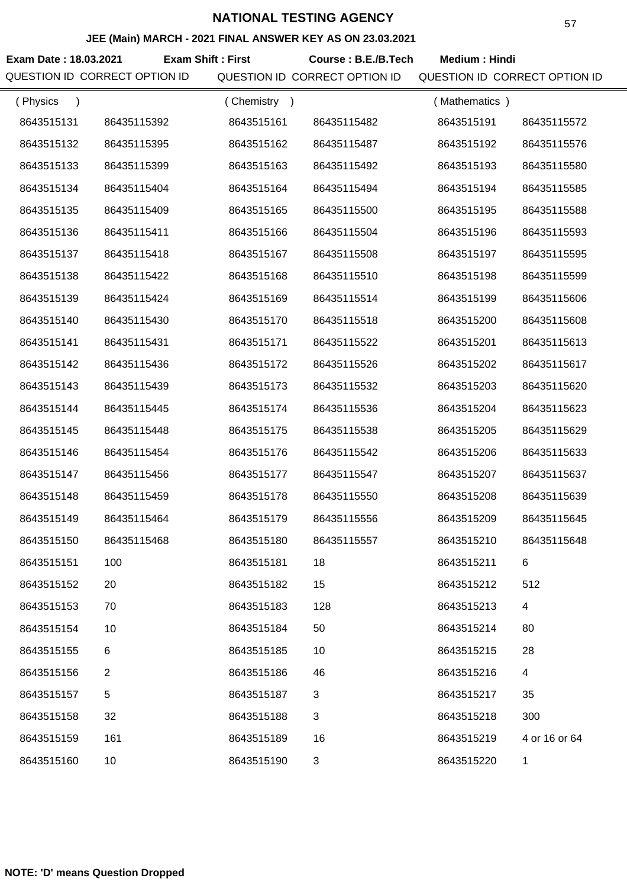# NATIONAL TESTING AGENCY

## JEE (Main) MARCH - 2021 FINAL ANSWER KEY AS ON 23.03.2021

**Exam Date : 18.03.2021** **Exam Shift : First** **Course : B.E./B.Tech** **Medium : Hindi**

| QUESTION ID | CORRECT OPTION ID | QUESTION ID | CORRECT OPTION ID | QUESTION ID | CORRECT OPTION ID |
|---|---|---|---|---|---|
| ( Physics ) | | ( Chemistry ) | | ( Mathematics ) | |
| 8643515131 | 86435115392 | 8643515161 | 86435115482 | 8643515191 | 86435115572 |
| 8643515132 | 86435115395 | 8643515162 | 86435115487 | 8643515192 | 86435115576 |
| 8643515133 | 86435115399 | 8643515163 | 86435115492 | 8643515193 | 86435115580 |
| 8643515134 | 86435115404 | 8643515164 | 86435115494 | 8643515194 | 86435115585 |
| 8643515135 | 86435115409 | 8643515165 | 86435115500 | 8643515195 | 86435115588 |
| 8643515136 | 86435115411 | 8643515166 | 86435115504 | 8643515196 | 86435115593 |
| 8643515137 | 86435115418 | 8643515167 | 86435115508 | 8643515197 | 86435115595 |
| 8643515138 | 86435115422 | 8643515168 | 86435115510 | 8643515198 | 86435115599 |
| 8643515139 | 86435115424 | 8643515169 | 86435115514 | 8643515199 | 86435115606 |
| 8643515140 | 86435115430 | 8643515170 | 86435115518 | 8643515200 | 86435115608 |
| 8643515141 | 86435115431 | 8643515171 | 86435115522 | 8643515201 | 86435115613 |
| 8643515142 | 86435115436 | 8643515172 | 86435115526 | 8643515202 | 86435115617 |
| 8643515143 | 86435115439 | 8643515173 | 86435115532 | 8643515203 | 86435115620 |
| 8643515144 | 86435115445 | 8643515174 | 86435115536 | 8643515204 | 86435115623 |
| 8643515145 | 86435115448 | 8643515175 | 86435115538 | 8643515205 | 86435115629 |
| 8643515146 | 86435115454 | 8643515176 | 86435115542 | 8643515206 | 86435115633 |
| 8643515147 | 86435115456 | 8643515177 | 86435115547 | 8643515207 | 86435115637 |
| 8643515148 | 86435115459 | 8643515178 | 86435115550 | 8643515208 | 86435115639 |
| 8643515149 | 86435115464 | 8643515179 | 86435115556 | 8643515209 | 86435115645 |
| 8643515150 | 86435115468 | 8643515180 | 86435115557 | 8643515210 | 86435115648 |
| 8643515151 | 100 | 8643515181 | 18 | 8643515211 | 6 |
| 8643515152 | 20 | 8643515182 | 15 | 8643515212 | 512 |
| 8643515153 | 70 | 8643515183 | 128 | 8643515213 | 4 |
| 8643515154 | 10 | 8643515184 | 50 | 8643515214 | 80 |
| 8643515155 | 6 | 8643515185 | 10 | 8643515215 | 28 |
| 8643515156 | 2 | 8643515186 | 46 | 8643515216 | 4 |
| 8643515157 | 5 | 8643515187 | 3 | 8643515217 | 35 |
| 8643515158 | 32 | 8643515188 | 3 | 8643515218 | 300 |
| 8643515159 | 161 | 8643515189 | 16 | 8643515219 | 4 or 16 or 64 |
| 8643515160 | 10 | 8643515190 | 3 | 8643515220 | 1 |

**NOTE: 'D' means Question Dropped**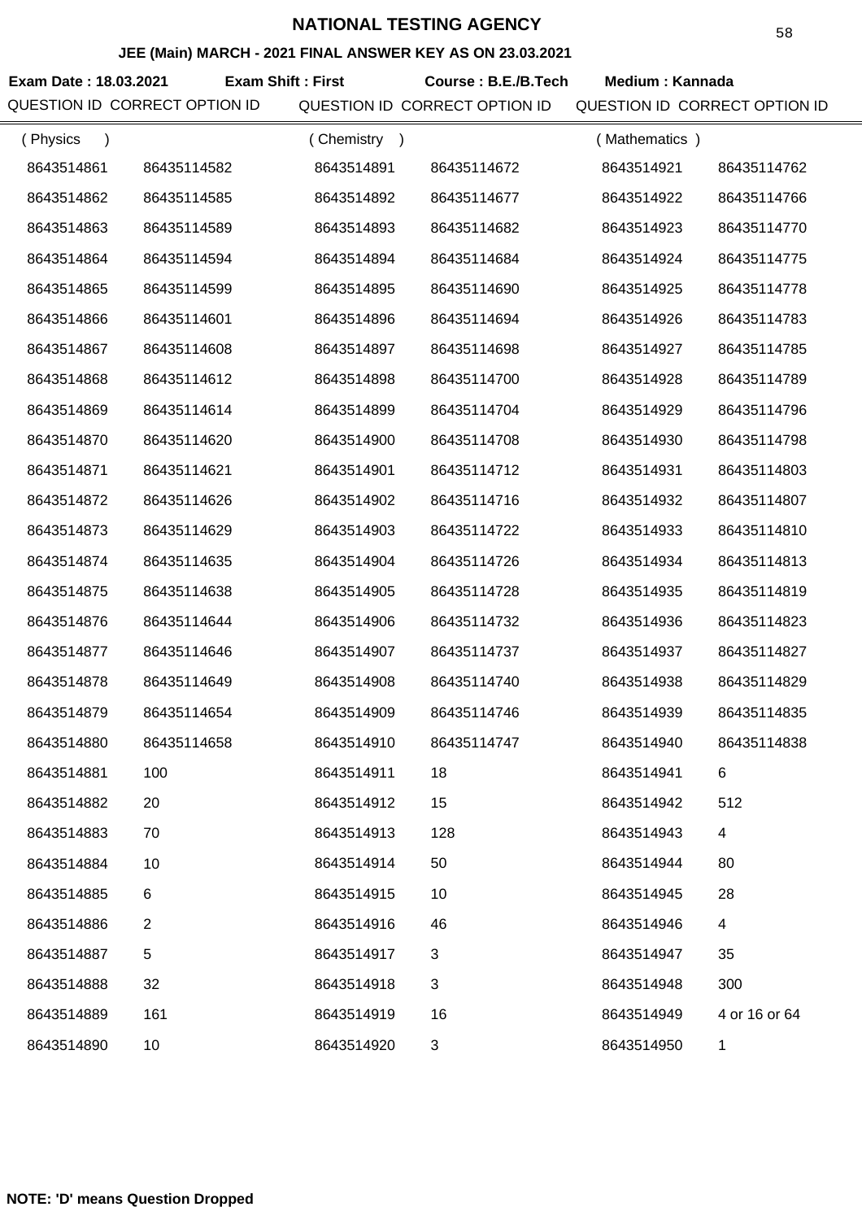# NATIONAL TESTING AGENCY

## JEE (Main) MARCH - 2021 FINAL ANSWER KEY AS ON 23.03.2021

**Exam Date : 18.03.2021** **Exam Shift : First** **Course : B.E./B.Tech** **Medium : Kannada**

| QUESTION ID | CORRECT OPTION ID | QUESTION ID | CORRECT OPTION ID | QUESTION ID | CORRECT OPTION ID |
|---|---|---|---|---|---|
| ( Physics ) | | ( Chemistry ) | | ( Mathematics ) | |
| 8643514861 | 86435114582 | 8643514891 | 86435114672 | 8643514921 | 86435114762 |
| 8643514862 | 86435114585 | 8643514892 | 86435114677 | 8643514922 | 86435114766 |
| 8643514863 | 86435114589 | 8643514893 | 86435114682 | 8643514923 | 86435114770 |
| 8643514864 | 86435114594 | 8643514894 | 86435114684 | 8643514924 | 86435114775 |
| 8643514865 | 86435114599 | 8643514895 | 86435114690 | 8643514925 | 86435114778 |
| 8643514866 | 86435114601 | 8643514896 | 86435114694 | 8643514926 | 86435114783 |
| 8643514867 | 86435114608 | 8643514897 | 86435114698 | 8643514927 | 86435114785 |
| 8643514868 | 86435114612 | 8643514898 | 86435114700 | 8643514928 | 86435114789 |
| 8643514869 | 86435114614 | 8643514899 | 86435114704 | 8643514929 | 86435114796 |
| 8643514870 | 86435114620 | 8643514900 | 86435114708 | 8643514930 | 86435114798 |
| 8643514871 | 86435114621 | 8643514901 | 86435114712 | 8643514931 | 86435114803 |
| 8643514872 | 86435114626 | 8643514902 | 86435114716 | 8643514932 | 86435114807 |
| 8643514873 | 86435114629 | 8643514903 | 86435114722 | 8643514933 | 86435114810 |
| 8643514874 | 86435114635 | 8643514904 | 86435114726 | 8643514934 | 86435114813 |
| 8643514875 | 86435114638 | 8643514905 | 86435114728 | 8643514935 | 86435114819 |
| 8643514876 | 86435114644 | 8643514906 | 86435114732 | 8643514936 | 86435114823 |
| 8643514877 | 86435114646 | 8643514907 | 86435114737 | 8643514937 | 86435114827 |
| 8643514878 | 86435114649 | 8643514908 | 86435114740 | 8643514938 | 86435114829 |
| 8643514879 | 86435114654 | 8643514909 | 86435114746 | 8643514939 | 86435114835 |
| 8643514880 | 86435114658 | 8643514910 | 86435114747 | 8643514940 | 86435114838 |
| 8643514881 | 100 | 8643514911 | 18 | 8643514941 | 6 |
| 8643514882 | 20 | 8643514912 | 15 | 8643514942 | 512 |
| 8643514883 | 70 | 8643514913 | 128 | 8643514943 | 4 |
| 8643514884 | 10 | 8643514914 | 50 | 8643514944 | 80 |
| 8643514885 | 6 | 8643514915 | 10 | 8643514945 | 28 |
| 8643514886 | 2 | 8643514916 | 46 | 8643514946 | 4 |
| 8643514887 | 5 | 8643514917 | 3 | 8643514947 | 35 |
| 8643514888 | 32 | 8643514918 | 3 | 8643514948 | 300 |
| 8643514889 | 161 | 8643514919 | 16 | 8643514949 | 4 or 16 or 64 |
| 8643514890 | 10 | 8643514920 | 3 | 8643514950 | 1 |

**NOTE: 'D' means Question Dropped**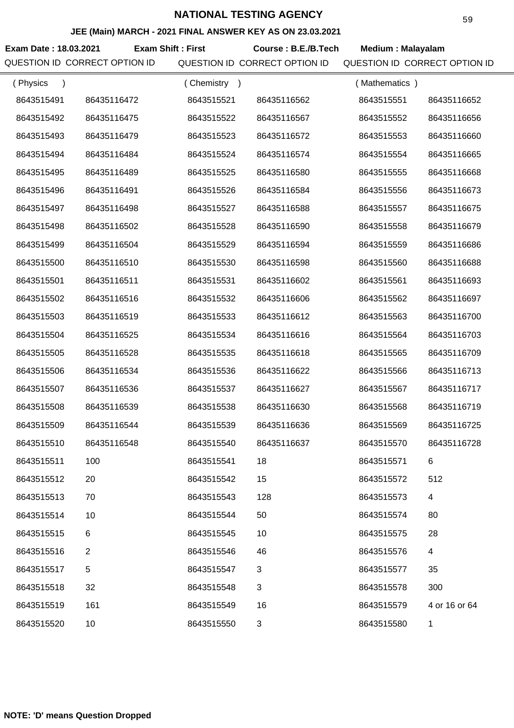# NATIONAL TESTING AGENCY

## JEE (Main) MARCH - 2021 FINAL ANSWER KEY AS ON 23.03.2021

**Exam Date : 18.03.2021** **Exam Shift : First** **Course : B.E./B.Tech** **Medium : Malayalam**

| QUESTION ID | CORRECT OPTION ID | QUESTION ID | CORRECT OPTION ID | QUESTION ID | CORRECT OPTION ID |
|---|---|---|---|---|---|
| ( Physics ) | | ( Chemistry ) | | ( Mathematics ) | |
| 8643515491 | 86435116472 | 8643515521 | 86435116562 | 8643515551 | 86435116652 |
| 8643515492 | 86435116475 | 8643515522 | 86435116567 | 8643515552 | 86435116656 |
| 8643515493 | 86435116479 | 8643515523 | 86435116572 | 8643515553 | 86435116660 |
| 8643515494 | 86435116484 | 8643515524 | 86435116574 | 8643515554 | 86435116665 |
| 8643515495 | 86435116489 | 8643515525 | 86435116580 | 8643515555 | 86435116668 |
| 8643515496 | 86435116491 | 8643515526 | 86435116584 | 8643515556 | 86435116673 |
| 8643515497 | 86435116498 | 8643515527 | 86435116588 | 8643515557 | 86435116675 |
| 8643515498 | 86435116502 | 8643515528 | 86435116590 | 8643515558 | 86435116679 |
| 8643515499 | 86435116504 | 8643515529 | 86435116594 | 8643515559 | 86435116686 |
| 8643515500 | 86435116510 | 8643515530 | 86435116598 | 8643515560 | 86435116688 |
| 8643515501 | 86435116511 | 8643515531 | 86435116602 | 8643515561 | 86435116693 |
| 8643515502 | 86435116516 | 8643515532 | 86435116606 | 8643515562 | 86435116697 |
| 8643515503 | 86435116519 | 8643515533 | 86435116612 | 8643515563 | 86435116700 |
| 8643515504 | 86435116525 | 8643515534 | 86435116616 | 8643515564 | 86435116703 |
| 8643515505 | 86435116528 | 8643515535 | 86435116618 | 8643515565 | 86435116709 |
| 8643515506 | 86435116534 | 8643515536 | 86435116622 | 8643515566 | 86435116713 |
| 8643515507 | 86435116536 | 8643515537 | 86435116627 | 8643515567 | 86435116717 |
| 8643515508 | 86435116539 | 8643515538 | 86435116630 | 8643515568 | 86435116719 |
| 8643515509 | 86435116544 | 8643515539 | 86435116636 | 8643515569 | 86435116725 |
| 8643515510 | 86435116548 | 8643515540 | 86435116637 | 8643515570 | 86435116728 |
| 8643515511 | 100 | 8643515541 | 18 | 8643515571 | 6 |
| 8643515512 | 20 | 8643515542 | 15 | 8643515572 | 512 |
| 8643515513 | 70 | 8643515543 | 128 | 8643515573 | 4 |
| 8643515514 | 10 | 8643515544 | 50 | 8643515574 | 80 |
| 8643515515 | 6 | 8643515545 | 10 | 8643515575 | 28 |
| 8643515516 | 2 | 8643515546 | 46 | 8643515576 | 4 |
| 8643515517 | 5 | 8643515547 | 3 | 8643515577 | 35 |
| 8643515518 | 32 | 8643515548 | 3 | 8643515578 | 300 |
| 8643515519 | 161 | 8643515549 | 16 | 8643515579 | 4 or 16 or 64 |
| 8643515520 | 10 | 8643515550 | 3 | 8643515580 | 1 |

**NOTE: 'D' means Question Dropped**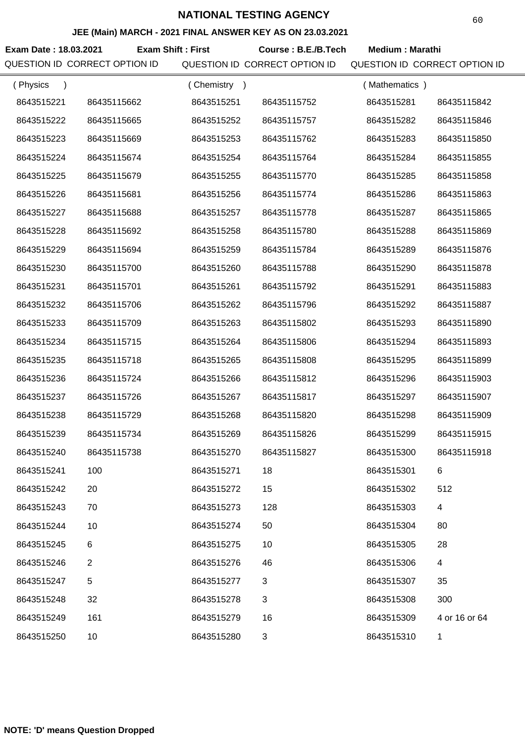# NATIONAL TESTING AGENCY

## JEE (Main) MARCH - 2021 FINAL ANSWER KEY AS ON 23.03.2021

**Exam Date : 18.03.2021** **Exam Shift : First** **Course : B.E./B.Tech** **Medium : Marathi**

| QUESTION ID | CORRECT OPTION ID | QUESTION ID | CORRECT OPTION ID | QUESTION ID | CORRECT OPTION ID |
|---|---|---|---|---|---|
| ( Physics ) | | ( Chemistry ) | | ( Mathematics ) | |
| 8643515221 | 86435115662 | 8643515251 | 86435115752 | 8643515281 | 86435115842 |
| 8643515222 | 86435115665 | 8643515252 | 86435115757 | 8643515282 | 86435115846 |
| 8643515223 | 86435115669 | 8643515253 | 86435115762 | 8643515283 | 86435115850 |
| 8643515224 | 86435115674 | 8643515254 | 86435115764 | 8643515284 | 86435115855 |
| 8643515225 | 86435115679 | 8643515255 | 86435115770 | 8643515285 | 86435115858 |
| 8643515226 | 86435115681 | 8643515256 | 86435115774 | 8643515286 | 86435115863 |
| 8643515227 | 86435115688 | 8643515257 | 86435115778 | 8643515287 | 86435115865 |
| 8643515228 | 86435115692 | 8643515258 | 86435115780 | 8643515288 | 86435115869 |
| 8643515229 | 86435115694 | 8643515259 | 86435115784 | 8643515289 | 86435115876 |
| 8643515230 | 86435115700 | 8643515260 | 86435115788 | 8643515290 | 86435115878 |
| 8643515231 | 86435115701 | 8643515261 | 86435115792 | 8643515291 | 86435115883 |
| 8643515232 | 86435115706 | 8643515262 | 86435115796 | 8643515292 | 86435115887 |
| 8643515233 | 86435115709 | 8643515263 | 86435115802 | 8643515293 | 86435115890 |
| 8643515234 | 86435115715 | 8643515264 | 86435115806 | 8643515294 | 86435115893 |
| 8643515235 | 86435115718 | 8643515265 | 86435115808 | 8643515295 | 86435115899 |
| 8643515236 | 86435115724 | 8643515266 | 86435115812 | 8643515296 | 86435115903 |
| 8643515237 | 86435115726 | 8643515267 | 86435115817 | 8643515297 | 86435115907 |
| 8643515238 | 86435115729 | 8643515268 | 86435115820 | 8643515298 | 86435115909 |
| 8643515239 | 86435115734 | 8643515269 | 86435115826 | 8643515299 | 86435115915 |
| 8643515240 | 86435115738 | 8643515270 | 86435115827 | 8643515300 | 86435115918 |
| 8643515241 | 100 | 8643515271 | 18 | 8643515301 | 6 |
| 8643515242 | 20 | 8643515272 | 15 | 8643515302 | 512 |
| 8643515243 | 70 | 8643515273 | 128 | 8643515303 | 4 |
| 8643515244 | 10 | 8643515274 | 50 | 8643515304 | 80 |
| 8643515245 | 6 | 8643515275 | 10 | 8643515305 | 28 |
| 8643515246 | 2 | 8643515276 | 46 | 8643515306 | 4 |
| 8643515247 | 5 | 8643515277 | 3 | 8643515307 | 35 |
| 8643515248 | 32 | 8643515278 | 3 | 8643515308 | 300 |
| 8643515249 | 161 | 8643515279 | 16 | 8643515309 | 4 or 16 or 64 |
| 8643515250 | 10 | 8643515280 | 3 | 8643515310 | 1 |

**NOTE: 'D' means Question Dropped**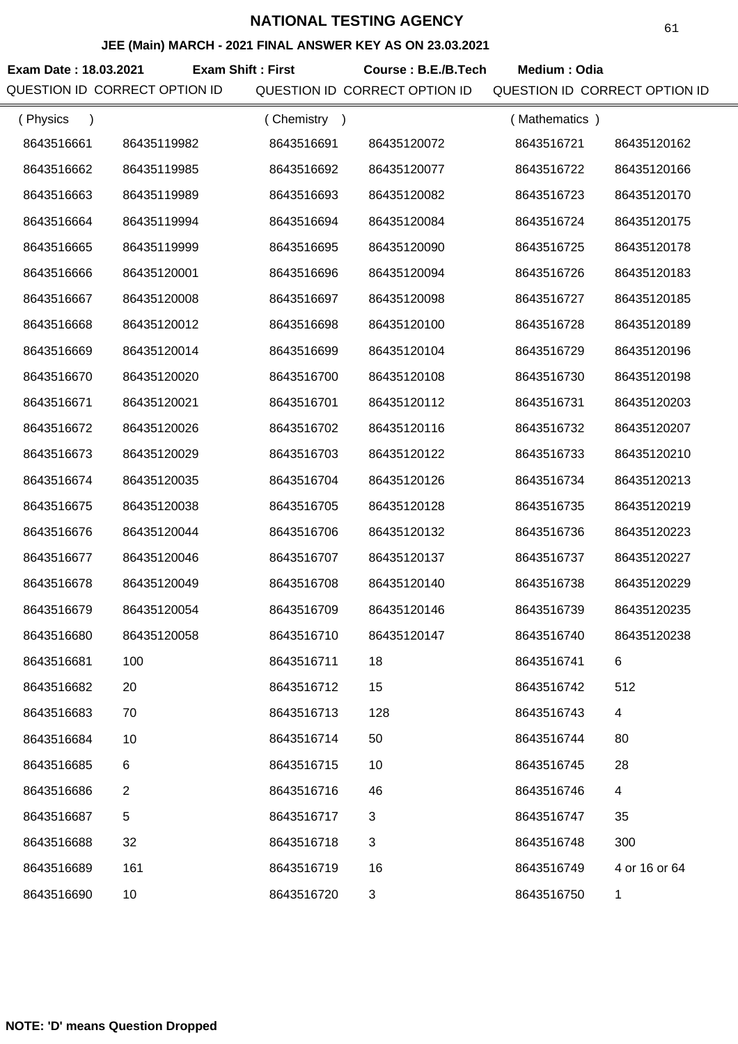# NATIONAL TESTING AGENCY

## JEE (Main) MARCH - 2021 FINAL ANSWER KEY AS ON 23.03.2021

**Exam Date : 18.03.2021** **Exam Shift : First** **Course : B.E./B.Tech** **Medium : Odia**

| QUESTION ID | CORRECT OPTION ID | QUESTION ID | CORRECT OPTION ID | QUESTION ID | CORRECT OPTION ID |
|---|---|---|---|---|---|
| ( Physics ) | | ( Chemistry ) | | ( Mathematics ) | |
| 8643516661 | 86435119982 | 8643516691 | 86435120072 | 8643516721 | 86435120162 |
| 8643516662 | 86435119985 | 8643516692 | 86435120077 | 8643516722 | 86435120166 |
| 8643516663 | 86435119989 | 8643516693 | 86435120082 | 8643516723 | 86435120170 |
| 8643516664 | 86435119994 | 8643516694 | 86435120084 | 8643516724 | 86435120175 |
| 8643516665 | 86435119999 | 8643516695 | 86435120090 | 8643516725 | 86435120178 |
| 8643516666 | 86435120001 | 8643516696 | 86435120094 | 8643516726 | 86435120183 |
| 8643516667 | 86435120008 | 8643516697 | 86435120098 | 8643516727 | 86435120185 |
| 8643516668 | 86435120012 | 8643516698 | 86435120100 | 8643516728 | 86435120189 |
| 8643516669 | 86435120014 | 8643516699 | 86435120104 | 8643516729 | 86435120196 |
| 8643516670 | 86435120020 | 8643516700 | 86435120108 | 8643516730 | 86435120198 |
| 8643516671 | 86435120021 | 8643516701 | 86435120112 | 8643516731 | 86435120203 |
| 8643516672 | 86435120026 | 8643516702 | 86435120116 | 8643516732 | 86435120207 |
| 8643516673 | 86435120029 | 8643516703 | 86435120122 | 8643516733 | 86435120210 |
| 8643516674 | 86435120035 | 8643516704 | 86435120126 | 8643516734 | 86435120213 |
| 8643516675 | 86435120038 | 8643516705 | 86435120128 | 8643516735 | 86435120219 |
| 8643516676 | 86435120044 | 8643516706 | 86435120132 | 8643516736 | 86435120223 |
| 8643516677 | 86435120046 | 8643516707 | 86435120137 | 8643516737 | 86435120227 |
| 8643516678 | 86435120049 | 8643516708 | 86435120140 | 8643516738 | 86435120229 |
| 8643516679 | 86435120054 | 8643516709 | 86435120146 | 8643516739 | 86435120235 |
| 8643516680 | 86435120058 | 8643516710 | 86435120147 | 8643516740 | 86435120238 |
| 8643516681 | 100 | 8643516711 | 18 | 8643516741 | 6 |
| 8643516682 | 20 | 8643516712 | 15 | 8643516742 | 512 |
| 8643516683 | 70 | 8643516713 | 128 | 8643516743 | 4 |
| 8643516684 | 10 | 8643516714 | 50 | 8643516744 | 80 |
| 8643516685 | 6 | 8643516715 | 10 | 8643516745 | 28 |
| 8643516686 | 2 | 8643516716 | 46 | 8643516746 | 4 |
| 8643516687 | 5 | 8643516717 | 3 | 8643516747 | 35 |
| 8643516688 | 32 | 8643516718 | 3 | 8643516748 | 300 |
| 8643516689 | 161 | 8643516719 | 16 | 8643516749 | 4 or 16 or 64 |
| 8643516690 | 10 | 8643516720 | 3 | 8643516750 | 1 |

**NOTE: 'D' means Question Dropped**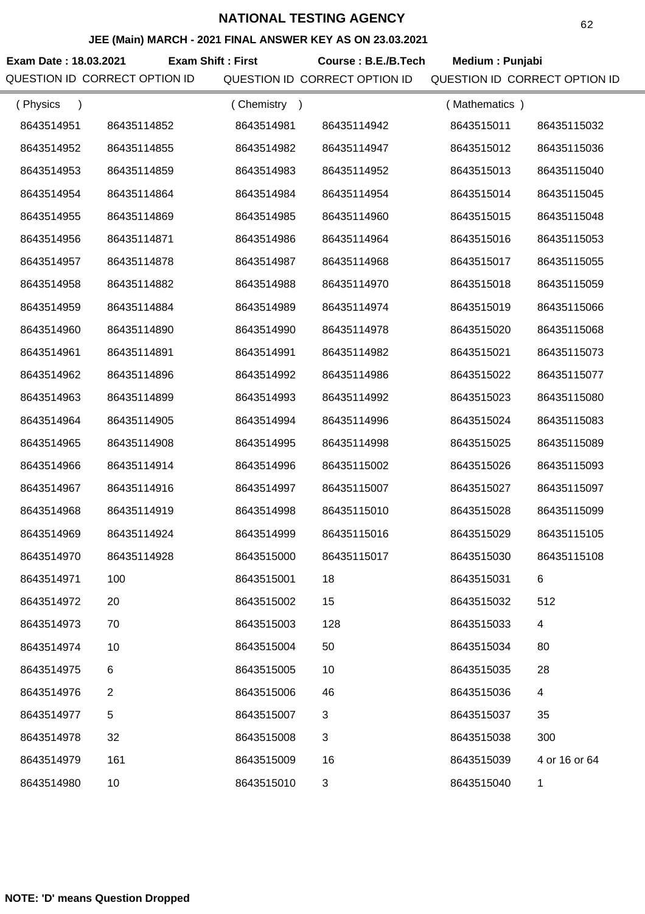# NATIONAL TESTING AGENCY

**JEE (Main) MARCH - 2021 FINAL ANSWER KEY AS ON 23.03.2021**

**Exam Date : 18.03.2021** **Exam Shift : First** **Course : B.E./B.Tech** **Medium : Punjabi**

| QUESTION ID | CORRECT OPTION ID | QUESTION ID | CORRECT OPTION ID | QUESTION ID | CORRECT OPTION ID |
|---|---|---|---|---|---|
| ( Physics ) | | ( Chemistry ) | | ( Mathematics ) | |
| 8643514951 | 86435114852 | 8643514981 | 86435114942 | 8643515011 | 86435115032 |
| 8643514952 | 86435114855 | 8643514982 | 86435114947 | 8643515012 | 86435115036 |
| 8643514953 | 86435114859 | 8643514983 | 86435114952 | 8643515013 | 86435115040 |
| 8643514954 | 86435114864 | 8643514984 | 86435114954 | 8643515014 | 86435115045 |
| 8643514955 | 86435114869 | 8643514985 | 86435114960 | 8643515015 | 86435115048 |
| 8643514956 | 86435114871 | 8643514986 | 86435114964 | 8643515016 | 86435115053 |
| 8643514957 | 86435114878 | 8643514987 | 86435114968 | 8643515017 | 86435115055 |
| 8643514958 | 86435114882 | 8643514988 | 86435114970 | 8643515018 | 86435115059 |
| 8643514959 | 86435114884 | 8643514989 | 86435114974 | 8643515019 | 86435115066 |
| 8643514960 | 86435114890 | 8643514990 | 86435114978 | 8643515020 | 86435115068 |
| 8643514961 | 86435114891 | 8643514991 | 86435114982 | 8643515021 | 86435115073 |
| 8643514962 | 86435114896 | 8643514992 | 86435114986 | 8643515022 | 86435115077 |
| 8643514963 | 86435114899 | 8643514993 | 86435114992 | 8643515023 | 86435115080 |
| 8643514964 | 86435114905 | 8643514994 | 86435114996 | 8643515024 | 86435115083 |
| 8643514965 | 86435114908 | 8643514995 | 86435114998 | 8643515025 | 86435115089 |
| 8643514966 | 86435114914 | 8643514996 | 86435115002 | 8643515026 | 86435115093 |
| 8643514967 | 86435114916 | 8643514997 | 86435115007 | 8643515027 | 86435115097 |
| 8643514968 | 86435114919 | 8643514998 | 86435115010 | 8643515028 | 86435115099 |
| 8643514969 | 86435114924 | 8643514999 | 86435115016 | 8643515029 | 86435115105 |
| 8643514970 | 86435114928 | 8643515000 | 86435115017 | 8643515030 | 86435115108 |
| 8643514971 | 100 | 8643515001 | 18 | 8643515031 | 6 |
| 8643514972 | 20 | 8643515002 | 15 | 8643515032 | 512 |
| 8643514973 | 70 | 8643515003 | 128 | 8643515033 | 4 |
| 8643514974 | 10 | 8643515004 | 50 | 8643515034 | 80 |
| 8643514975 | 6 | 8643515005 | 10 | 8643515035 | 28 |
| 8643514976 | 2 | 8643515006 | 46 | 8643515036 | 4 |
| 8643514977 | 5 | 8643515007 | 3 | 8643515037 | 35 |
| 8643514978 | 32 | 8643515008 | 3 | 8643515038 | 300 |
| 8643514979 | 161 | 8643515009 | 16 | 8643515039 | 4 or 16 or 64 |
| 8643514980 | 10 | 8643515010 | 3 | 8643515040 | 1 |

**NOTE: 'D' means Question Dropped**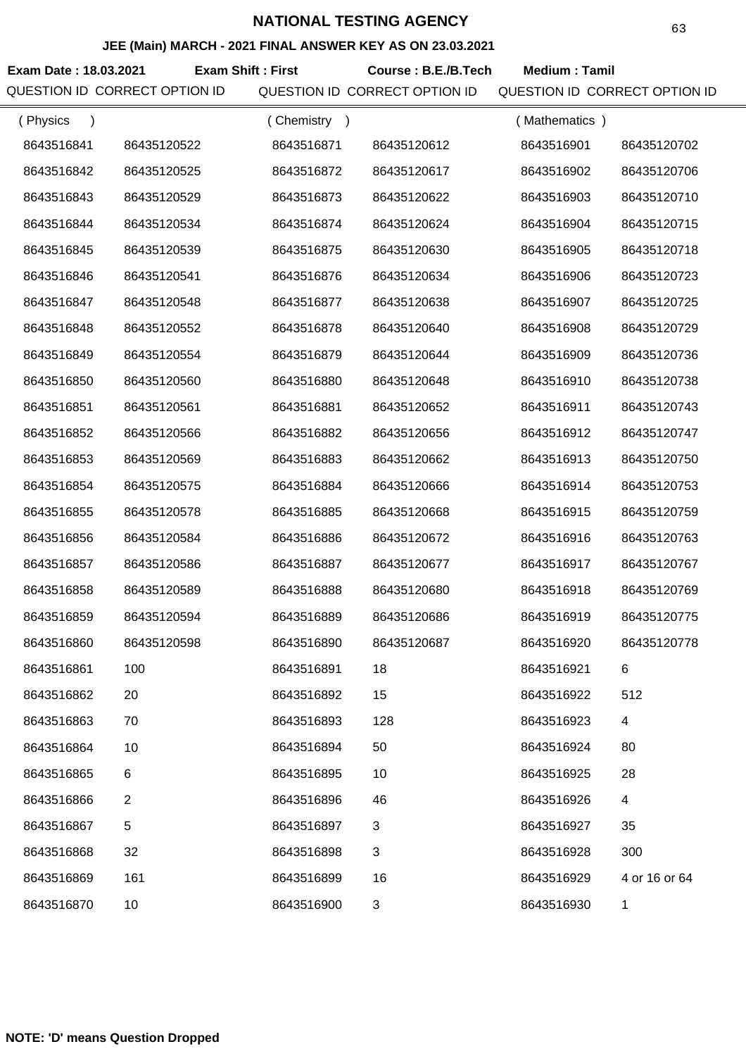# NATIONAL TESTING AGENCY

### JEE (Main) MARCH - 2021 FINAL ANSWER KEY AS ON 23.03.2021

**Exam Date : 18.03.2021** **Exam Shift : First** **Course : B.E./B.Tech** **Medium : Tamil**

| QUESTION ID | CORRECT OPTION ID | QUESTION ID | CORRECT OPTION ID | QUESTION ID | CORRECT OPTION ID |
|---|---|---|---|---|---|
| ( Physics ) | | ( Chemistry ) | | ( Mathematics ) | |
| 8643516841 | 86435120522 | 8643516871 | 86435120612 | 8643516901 | 86435120702 |
| 8643516842 | 86435120525 | 8643516872 | 86435120617 | 8643516902 | 86435120706 |
| 8643516843 | 86435120529 | 8643516873 | 86435120622 | 8643516903 | 86435120710 |
| 8643516844 | 86435120534 | 8643516874 | 86435120624 | 8643516904 | 86435120715 |
| 8643516845 | 86435120539 | 8643516875 | 86435120630 | 8643516905 | 86435120718 |
| 8643516846 | 86435120541 | 8643516876 | 86435120634 | 8643516906 | 86435120723 |
| 8643516847 | 86435120548 | 8643516877 | 86435120638 | 8643516907 | 86435120725 |
| 8643516848 | 86435120552 | 8643516878 | 86435120640 | 8643516908 | 86435120729 |
| 8643516849 | 86435120554 | 8643516879 | 86435120644 | 8643516909 | 86435120736 |
| 8643516850 | 86435120560 | 8643516880 | 86435120648 | 8643516910 | 86435120738 |
| 8643516851 | 86435120561 | 8643516881 | 86435120652 | 8643516911 | 86435120743 |
| 8643516852 | 86435120566 | 8643516882 | 86435120656 | 8643516912 | 86435120747 |
| 8643516853 | 86435120569 | 8643516883 | 86435120662 | 8643516913 | 86435120750 |
| 8643516854 | 86435120575 | 8643516884 | 86435120666 | 8643516914 | 86435120753 |
| 8643516855 | 86435120578 | 8643516885 | 86435120668 | 8643516915 | 86435120759 |
| 8643516856 | 86435120584 | 8643516886 | 86435120672 | 8643516916 | 86435120763 |
| 8643516857 | 86435120586 | 8643516887 | 86435120677 | 8643516917 | 86435120767 |
| 8643516858 | 86435120589 | 8643516888 | 86435120680 | 8643516918 | 86435120769 |
| 8643516859 | 86435120594 | 8643516889 | 86435120686 | 8643516919 | 86435120775 |
| 8643516860 | 86435120598 | 8643516890 | 86435120687 | 8643516920 | 86435120778 |
| 8643516861 | 100 | 8643516891 | 18 | 8643516921 | 6 |
| 8643516862 | 20 | 8643516892 | 15 | 8643516922 | 512 |
| 8643516863 | 70 | 8643516893 | 128 | 8643516923 | 4 |
| 8643516864 | 10 | 8643516894 | 50 | 8643516924 | 80 |
| 8643516865 | 6 | 8643516895 | 10 | 8643516925 | 28 |
| 8643516866 | 2 | 8643516896 | 46 | 8643516926 | 4 |
| 8643516867 | 5 | 8643516897 | 3 | 8643516927 | 35 |
| 8643516868 | 32 | 8643516898 | 3 | 8643516928 | 300 |
| 8643516869 | 161 | 8643516899 | 16 | 8643516929 | 4 or 16 or 64 |
| 8643516870 | 10 | 8643516900 | 3 | 8643516930 | 1 |

**NOTE: 'D' means Question Dropped**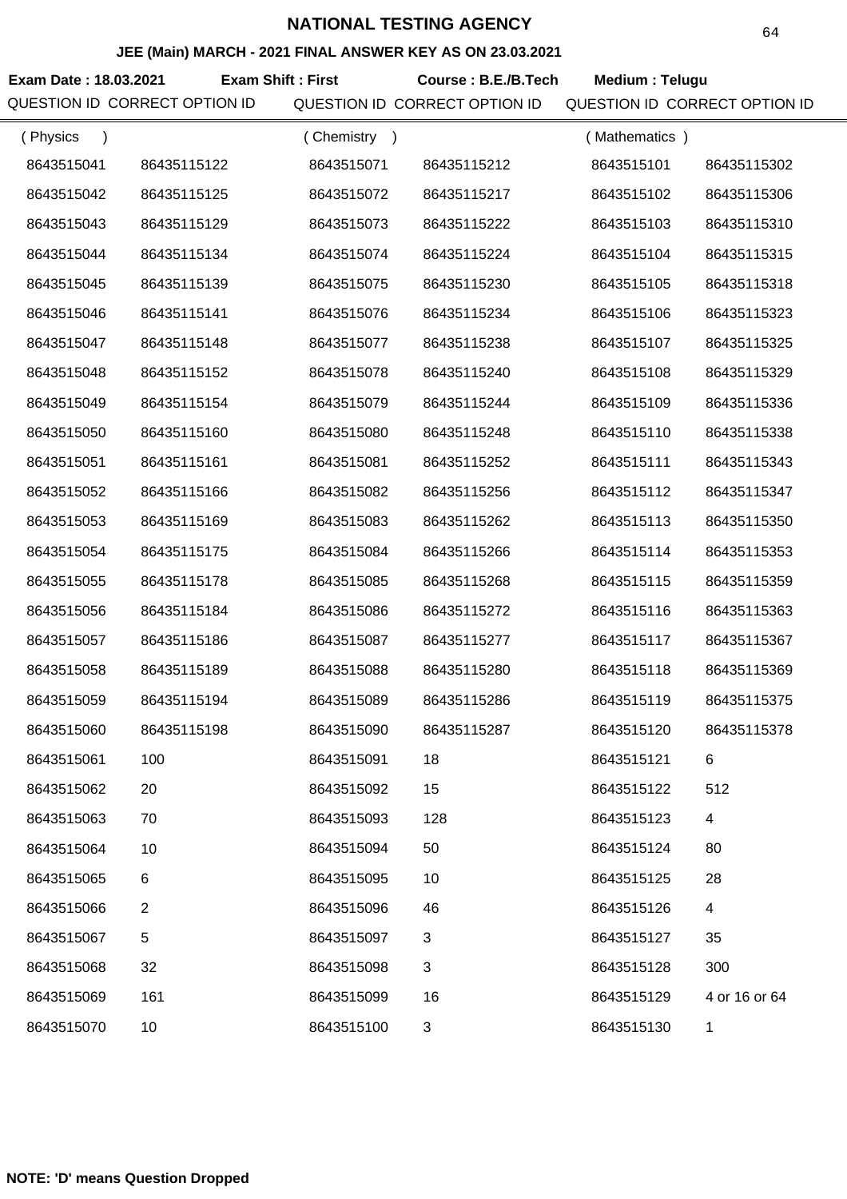# NATIONAL TESTING AGENCY

## JEE (Main) MARCH - 2021 FINAL ANSWER KEY AS ON 23.03.2021

**Exam Date : 18.03.2021** **Exam Shift : First** **Course : B.E./B.Tech** **Medium : Telugu**

| QUESTION ID | CORRECT OPTION ID | QUESTION ID | CORRECT OPTION ID | QUESTION ID | CORRECT OPTION ID |
|---|---|---|---|---|---|
| ( Physics ) | | ( Chemistry ) | | ( Mathematics ) | |
| 8643515041 | 86435115122 | 8643515071 | 86435115212 | 8643515101 | 86435115302 |
| 8643515042 | 86435115125 | 8643515072 | 86435115217 | 8643515102 | 86435115306 |
| 8643515043 | 86435115129 | 8643515073 | 86435115222 | 8643515103 | 86435115310 |
| 8643515044 | 86435115134 | 8643515074 | 86435115224 | 8643515104 | 86435115315 |
| 8643515045 | 86435115139 | 8643515075 | 86435115230 | 8643515105 | 86435115318 |
| 8643515046 | 86435115141 | 8643515076 | 86435115234 | 8643515106 | 86435115323 |
| 8643515047 | 86435115148 | 8643515077 | 86435115238 | 8643515107 | 86435115325 |
| 8643515048 | 86435115152 | 8643515078 | 86435115240 | 8643515108 | 86435115329 |
| 8643515049 | 86435115154 | 8643515079 | 86435115244 | 8643515109 | 86435115336 |
| 8643515050 | 86435115160 | 8643515080 | 86435115248 | 8643515110 | 86435115338 |
| 8643515051 | 86435115161 | 8643515081 | 86435115252 | 8643515111 | 86435115343 |
| 8643515052 | 86435115166 | 8643515082 | 86435115256 | 8643515112 | 86435115347 |
| 8643515053 | 86435115169 | 8643515083 | 86435115262 | 8643515113 | 86435115350 |
| 8643515054 | 86435115175 | 8643515084 | 86435115266 | 8643515114 | 86435115353 |
| 8643515055 | 86435115178 | 8643515085 | 86435115268 | 8643515115 | 86435115359 |
| 8643515056 | 86435115184 | 8643515086 | 86435115272 | 8643515116 | 86435115363 |
| 8643515057 | 86435115186 | 8643515087 | 86435115277 | 8643515117 | 86435115367 |
| 8643515058 | 86435115189 | 8643515088 | 86435115280 | 8643515118 | 86435115369 |
| 8643515059 | 86435115194 | 8643515089 | 86435115286 | 8643515119 | 86435115375 |
| 8643515060 | 86435115198 | 8643515090 | 86435115287 | 8643515120 | 86435115378 |
| 8643515061 | 100 | 8643515091 | 18 | 8643515121 | 6 |
| 8643515062 | 20 | 8643515092 | 15 | 8643515122 | 512 |
| 8643515063 | 70 | 8643515093 | 128 | 8643515123 | 4 |
| 8643515064 | 10 | 8643515094 | 50 | 8643515124 | 80 |
| 8643515065 | 6 | 8643515095 | 10 | 8643515125 | 28 |
| 8643515066 | 2 | 8643515096 | 46 | 8643515126 | 4 |
| 8643515067 | 5 | 8643515097 | 3 | 8643515127 | 35 |
| 8643515068 | 32 | 8643515098 | 3 | 8643515128 | 300 |
| 8643515069 | 161 | 8643515099 | 16 | 8643515129 | 4 or 16 or 64 |
| 8643515070 | 10 | 8643515100 | 3 | 8643515130 | 1 |

**NOTE: 'D' means Question Dropped**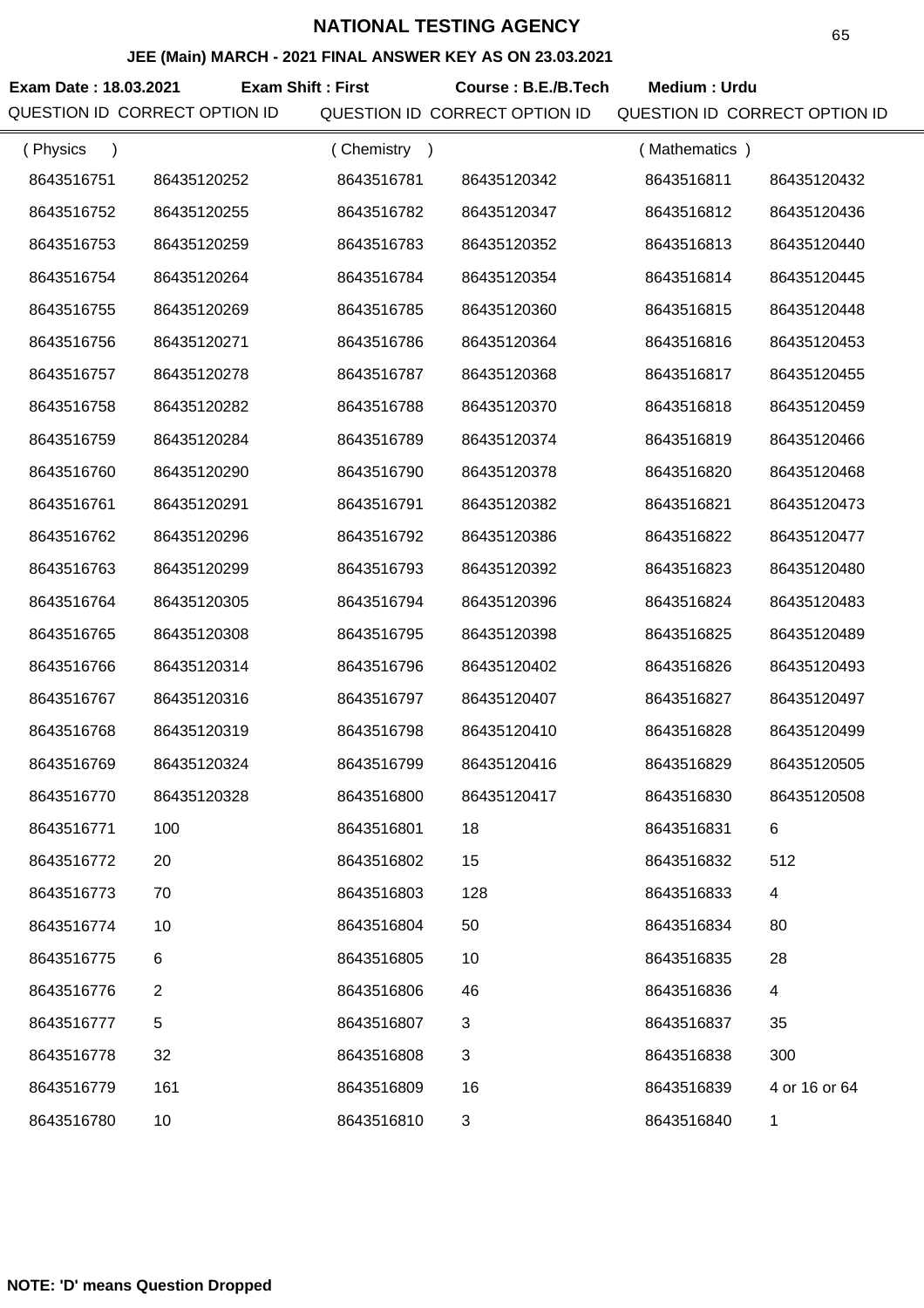# NATIONAL TESTING AGENCY

## JEE (Main) MARCH - 2021 FINAL ANSWER KEY AS ON 23.03.2021

**Exam Date : 18.03.2021** **Exam Shift : First** **Course : B.E./B.Tech** **Medium : Urdu**

| QUESTION ID | CORRECT OPTION ID | QUESTION ID | CORRECT OPTION ID | QUESTION ID | CORRECT OPTION ID |
|---|---|---|---|---|---|
| ( Physics ) | | ( Chemistry ) | | ( Mathematics ) | |
| 8643516751 | 86435120252 | 8643516781 | 86435120342 | 8643516811 | 86435120432 |
| 8643516752 | 86435120255 | 8643516782 | 86435120347 | 8643516812 | 86435120436 |
| 8643516753 | 86435120259 | 8643516783 | 86435120352 | 8643516813 | 86435120440 |
| 8643516754 | 86435120264 | 8643516784 | 86435120354 | 8643516814 | 86435120445 |
| 8643516755 | 86435120269 | 8643516785 | 86435120360 | 8643516815 | 86435120448 |
| 8643516756 | 86435120271 | 8643516786 | 86435120364 | 8643516816 | 86435120453 |
| 8643516757 | 86435120278 | 8643516787 | 86435120368 | 8643516817 | 86435120455 |
| 8643516758 | 86435120282 | 8643516788 | 86435120370 | 8643516818 | 86435120459 |
| 8643516759 | 86435120284 | 8643516789 | 86435120374 | 8643516819 | 86435120466 |
| 8643516760 | 86435120290 | 8643516790 | 86435120378 | 8643516820 | 86435120468 |
| 8643516761 | 86435120291 | 8643516791 | 86435120382 | 8643516821 | 86435120473 |
| 8643516762 | 86435120296 | 8643516792 | 86435120386 | 8643516822 | 86435120477 |
| 8643516763 | 86435120299 | 8643516793 | 86435120392 | 8643516823 | 86435120480 |
| 8643516764 | 86435120305 | 8643516794 | 86435120396 | 8643516824 | 86435120483 |
| 8643516765 | 86435120308 | 8643516795 | 86435120398 | 8643516825 | 86435120489 |
| 8643516766 | 86435120314 | 8643516796 | 86435120402 | 8643516826 | 86435120493 |
| 8643516767 | 86435120316 | 8643516797 | 86435120407 | 8643516827 | 86435120497 |
| 8643516768 | 86435120319 | 8643516798 | 86435120410 | 8643516828 | 86435120499 |
| 8643516769 | 86435120324 | 8643516799 | 86435120416 | 8643516829 | 86435120505 |
| 8643516770 | 86435120328 | 8643516800 | 86435120417 | 8643516830 | 86435120508 |
| 8643516771 | 100 | 8643516801 | 18 | 8643516831 | 6 |
| 8643516772 | 20 | 8643516802 | 15 | 8643516832 | 512 |
| 8643516773 | 70 | 8643516803 | 128 | 8643516833 | 4 |
| 8643516774 | 10 | 8643516804 | 50 | 8643516834 | 80 |
| 8643516775 | 6 | 8643516805 | 10 | 8643516835 | 28 |
| 8643516776 | 2 | 8643516806 | 46 | 8643516836 | 4 |
| 8643516777 | 5 | 8643516807 | 3 | 8643516837 | 35 |
| 8643516778 | 32 | 8643516808 | 3 | 8643516838 | 300 |
| 8643516779 | 161 | 8643516809 | 16 | 8643516839 | 4 or 16 or 64 |
| 8643516780 | 10 | 8643516810 | 3 | 8643516840 | 1 |

**NOTE: 'D' means Question Dropped**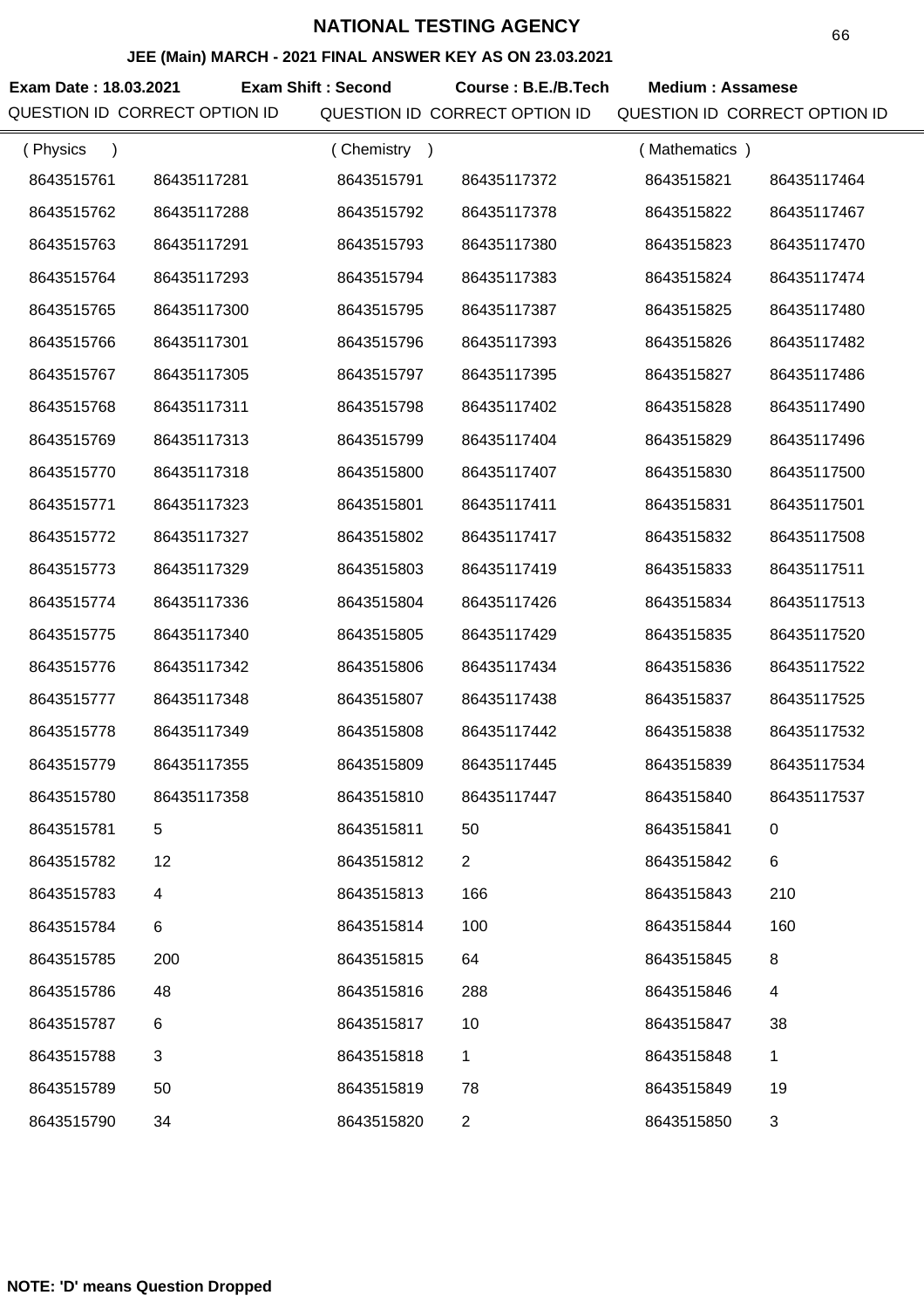# NATIONAL TESTING AGENCY

## JEE (Main) MARCH - 2021 FINAL ANSWER KEY AS ON 23.03.2021

**Exam Date : 18.03.2021** **Exam Shift : Second** **Course : B.E./B.Tech** **Medium : Assamese**

| QUESTION ID | CORRECT OPTION ID | QUESTION ID | CORRECT OPTION ID | QUESTION ID | CORRECT OPTION ID |
|---|---|---|---|---|---|
| ( Physics ) | | ( Chemistry ) | | ( Mathematics ) | |
| 8643515761 | 86435117281 | 8643515791 | 86435117372 | 8643515821 | 86435117464 |
| 8643515762 | 86435117288 | 8643515792 | 86435117378 | 8643515822 | 86435117467 |
| 8643515763 | 86435117291 | 8643515793 | 86435117380 | 8643515823 | 86435117470 |
| 8643515764 | 86435117293 | 8643515794 | 86435117383 | 8643515824 | 86435117474 |
| 8643515765 | 86435117300 | 8643515795 | 86435117387 | 8643515825 | 86435117480 |
| 8643515766 | 86435117301 | 8643515796 | 86435117393 | 8643515826 | 86435117482 |
| 8643515767 | 86435117305 | 8643515797 | 86435117395 | 8643515827 | 86435117486 |
| 8643515768 | 86435117311 | 8643515798 | 86435117402 | 8643515828 | 86435117490 |
| 8643515769 | 86435117313 | 8643515799 | 86435117404 | 8643515829 | 86435117496 |
| 8643515770 | 86435117318 | 8643515800 | 86435117407 | 8643515830 | 86435117500 |
| 8643515771 | 86435117323 | 8643515801 | 86435117411 | 8643515831 | 86435117501 |
| 8643515772 | 86435117327 | 8643515802 | 86435117417 | 8643515832 | 86435117508 |
| 8643515773 | 86435117329 | 8643515803 | 86435117419 | 8643515833 | 86435117511 |
| 8643515774 | 86435117336 | 8643515804 | 86435117426 | 8643515834 | 86435117513 |
| 8643515775 | 86435117340 | 8643515805 | 86435117429 | 8643515835 | 86435117520 |
| 8643515776 | 86435117342 | 8643515806 | 86435117434 | 8643515836 | 86435117522 |
| 8643515777 | 86435117348 | 8643515807 | 86435117438 | 8643515837 | 86435117525 |
| 8643515778 | 86435117349 | 8643515808 | 86435117442 | 8643515838 | 86435117532 |
| 8643515779 | 86435117355 | 8643515809 | 86435117445 | 8643515839 | 86435117534 |
| 8643515780 | 86435117358 | 8643515810 | 86435117447 | 8643515840 | 86435117537 |
| 8643515781 | 5 | 8643515811 | 50 | 8643515841 | 0 |
| 8643515782 | 12 | 8643515812 | 2 | 8643515842 | 6 |
| 8643515783 | 4 | 8643515813 | 166 | 8643515843 | 210 |
| 8643515784 | 6 | 8643515814 | 100 | 8643515844 | 160 |
| 8643515785 | 200 | 8643515815 | 64 | 8643515845 | 8 |
| 8643515786 | 48 | 8643515816 | 288 | 8643515846 | 4 |
| 8643515787 | 6 | 8643515817 | 10 | 8643515847 | 38 |
| 8643515788 | 3 | 8643515818 | 1 | 8643515848 | 1 |
| 8643515789 | 50 | 8643515819 | 78 | 8643515849 | 19 |
| 8643515790 | 34 | 8643515820 | 2 | 8643515850 | 3 |

**NOTE: 'D' means Question Dropped**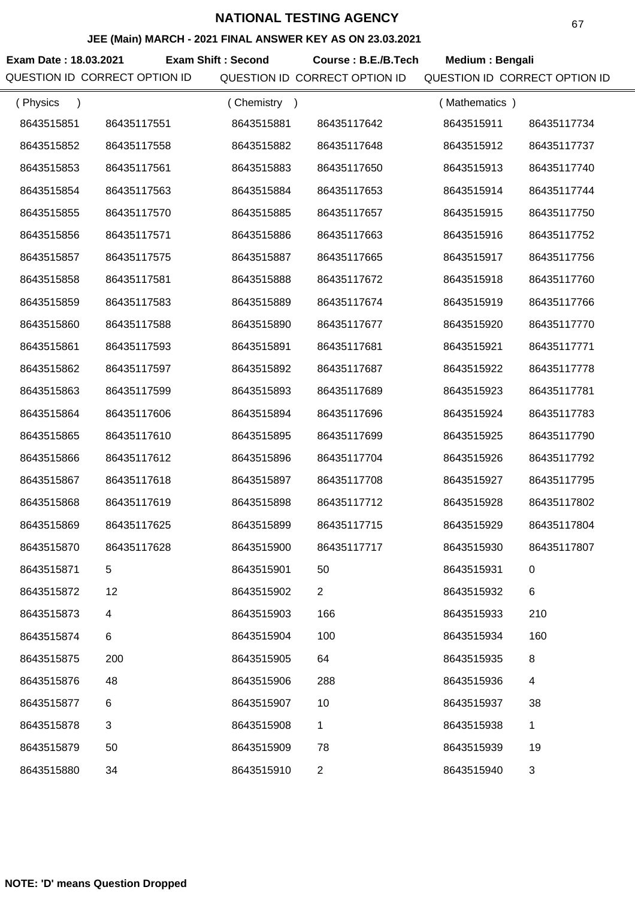# NATIONAL TESTING AGENCY

## JEE (Main) MARCH - 2021 FINAL ANSWER KEY AS ON 23.03.2021

**Exam Date : 18.03.2021** **Exam Shift : Second** **Course : B.E./B.Tech** **Medium : Bengali**

| QUESTION ID | CORRECT OPTION ID | QUESTION ID | CORRECT OPTION ID | QUESTION ID | CORRECT OPTION ID |
|---|---|---|---|---|---|
| ( Physics ) | | ( Chemistry ) | | ( Mathematics ) | |
| 8643515851 | 86435117551 | 8643515881 | 86435117642 | 8643515911 | 86435117734 |
| 8643515852 | 86435117558 | 8643515882 | 86435117648 | 8643515912 | 86435117737 |
| 8643515853 | 86435117561 | 8643515883 | 86435117650 | 8643515913 | 86435117740 |
| 8643515854 | 86435117563 | 8643515884 | 86435117653 | 8643515914 | 86435117744 |
| 8643515855 | 86435117570 | 8643515885 | 86435117657 | 8643515915 | 86435117750 |
| 8643515856 | 86435117571 | 8643515886 | 86435117663 | 8643515916 | 86435117752 |
| 8643515857 | 86435117575 | 8643515887 | 86435117665 | 8643515917 | 86435117756 |
| 8643515858 | 86435117581 | 8643515888 | 86435117672 | 8643515918 | 86435117760 |
| 8643515859 | 86435117583 | 8643515889 | 86435117674 | 8643515919 | 86435117766 |
| 8643515860 | 86435117588 | 8643515890 | 86435117677 | 8643515920 | 86435117770 |
| 8643515861 | 86435117593 | 8643515891 | 86435117681 | 8643515921 | 86435117771 |
| 8643515862 | 86435117597 | 8643515892 | 86435117687 | 8643515922 | 86435117778 |
| 8643515863 | 86435117599 | 8643515893 | 86435117689 | 8643515923 | 86435117781 |
| 8643515864 | 86435117606 | 8643515894 | 86435117696 | 8643515924 | 86435117783 |
| 8643515865 | 86435117610 | 8643515895 | 86435117699 | 8643515925 | 86435117790 |
| 8643515866 | 86435117612 | 8643515896 | 86435117704 | 8643515926 | 86435117792 |
| 8643515867 | 86435117618 | 8643515897 | 86435117708 | 8643515927 | 86435117795 |
| 8643515868 | 86435117619 | 8643515898 | 86435117712 | 8643515928 | 86435117802 |
| 8643515869 | 86435117625 | 8643515899 | 86435117715 | 8643515929 | 86435117804 |
| 8643515870 | 86435117628 | 8643515900 | 86435117717 | 8643515930 | 86435117807 |
| 8643515871 | 5 | 8643515901 | 50 | 8643515931 | 0 |
| 8643515872 | 12 | 8643515902 | 2 | 8643515932 | 6 |
| 8643515873 | 4 | 8643515903 | 166 | 8643515933 | 210 |
| 8643515874 | 6 | 8643515904 | 100 | 8643515934 | 160 |
| 8643515875 | 200 | 8643515905 | 64 | 8643515935 | 8 |
| 8643515876 | 48 | 8643515906 | 288 | 8643515936 | 4 |
| 8643515877 | 6 | 8643515907 | 10 | 8643515937 | 38 |
| 8643515878 | 3 | 8643515908 | 1 | 8643515938 | 1 |
| 8643515879 | 50 | 8643515909 | 78 | 8643515939 | 19 |
| 8643515880 | 34 | 8643515910 | 2 | 8643515940 | 3 |

**NOTE: 'D' means Question Dropped**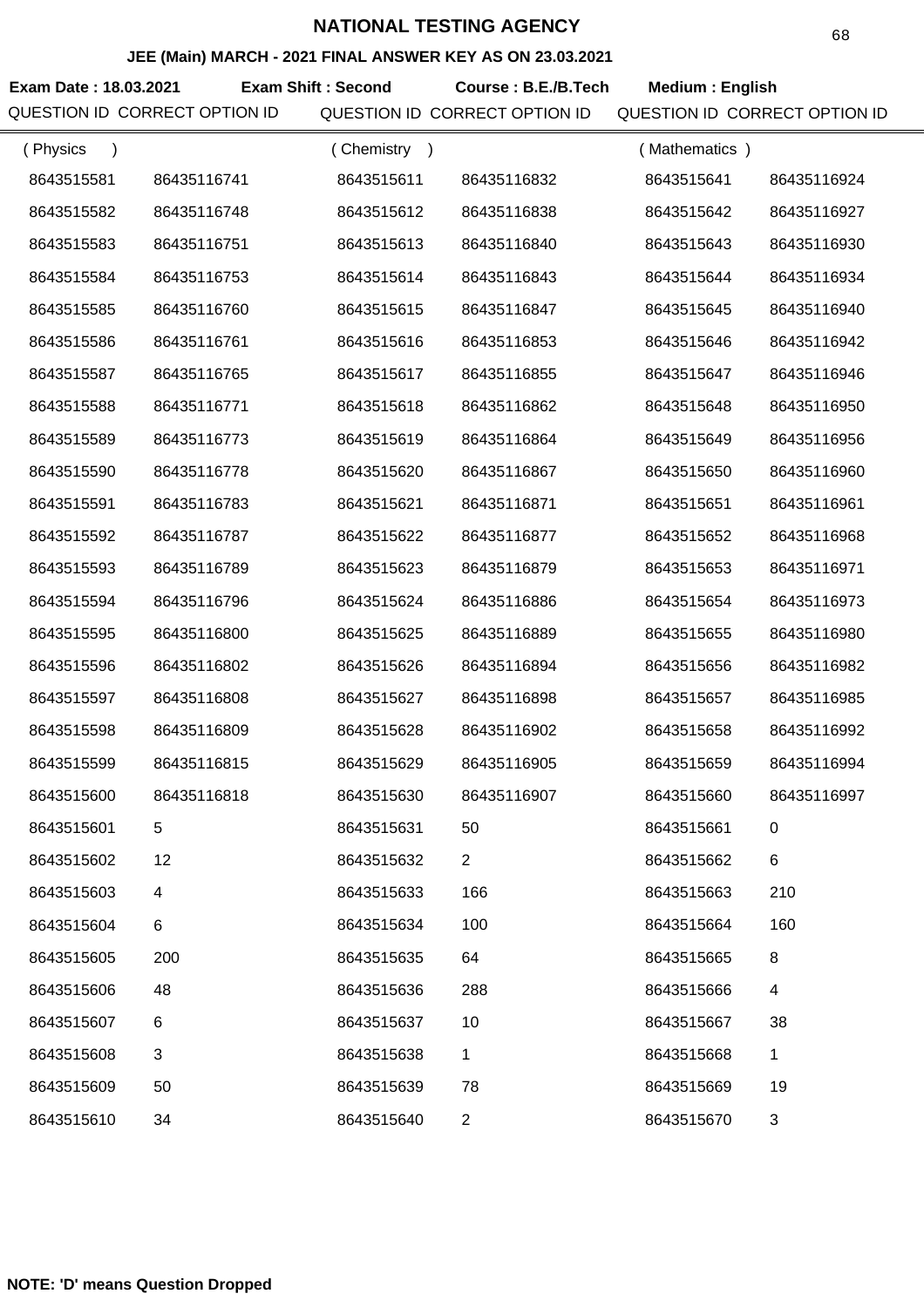# NATIONAL TESTING AGENCY

## JEE (Main) MARCH - 2021 FINAL ANSWER KEY AS ON 23.03.2021

**Exam Date : 18.03.2021** **Exam Shift : Second** **Course : B.E./B.Tech** **Medium : English**

| QUESTION ID | CORRECT OPTION ID | QUESTION ID | CORRECT OPTION ID | QUESTION ID | CORRECT OPTION ID |
|---|---|---|---|---|---|
| ( Physics ) | | ( Chemistry ) | | ( Mathematics ) | |
| 8643515581 | 86435116741 | 8643515611 | 86435116832 | 8643515641 | 86435116924 |
| 8643515582 | 86435116748 | 8643515612 | 86435116838 | 8643515642 | 86435116927 |
| 8643515583 | 86435116751 | 8643515613 | 86435116840 | 8643515643 | 86435116930 |
| 8643515584 | 86435116753 | 8643515614 | 86435116843 | 8643515644 | 86435116934 |
| 8643515585 | 86435116760 | 8643515615 | 86435116847 | 8643515645 | 86435116940 |
| 8643515586 | 86435116761 | 8643515616 | 86435116853 | 8643515646 | 86435116942 |
| 8643515587 | 86435116765 | 8643515617 | 86435116855 | 8643515647 | 86435116946 |
| 8643515588 | 86435116771 | 8643515618 | 86435116862 | 8643515648 | 86435116950 |
| 8643515589 | 86435116773 | 8643515619 | 86435116864 | 8643515649 | 86435116956 |
| 8643515590 | 86435116778 | 8643515620 | 86435116867 | 8643515650 | 86435116960 |
| 8643515591 | 86435116783 | 8643515621 | 86435116871 | 8643515651 | 86435116961 |
| 8643515592 | 86435116787 | 8643515622 | 86435116877 | 8643515652 | 86435116968 |
| 8643515593 | 86435116789 | 8643515623 | 86435116879 | 8643515653 | 86435116971 |
| 8643515594 | 86435116796 | 8643515624 | 86435116886 | 8643515654 | 86435116973 |
| 8643515595 | 86435116800 | 8643515625 | 86435116889 | 8643515655 | 86435116980 |
| 8643515596 | 86435116802 | 8643515626 | 86435116894 | 8643515656 | 86435116982 |
| 8643515597 | 86435116808 | 8643515627 | 86435116898 | 8643515657 | 86435116985 |
| 8643515598 | 86435116809 | 8643515628 | 86435116902 | 8643515658 | 86435116992 |
| 8643515599 | 86435116815 | 8643515629 | 86435116905 | 8643515659 | 86435116994 |
| 8643515600 | 86435116818 | 8643515630 | 86435116907 | 8643515660 | 86435116997 |
| 8643515601 | 5 | 8643515631 | 50 | 8643515661 | 0 |
| 8643515602 | 12 | 8643515632 | 2 | 8643515662 | 6 |
| 8643515603 | 4 | 8643515633 | 166 | 8643515663 | 210 |
| 8643515604 | 6 | 8643515634 | 100 | 8643515664 | 160 |
| 8643515605 | 200 | 8643515635 | 64 | 8643515665 | 8 |
| 8643515606 | 48 | 8643515636 | 288 | 8643515666 | 4 |
| 8643515607 | 6 | 8643515637 | 10 | 8643515667 | 38 |
| 8643515608 | 3 | 8643515638 | 1 | 8643515668 | 1 |
| 8643515609 | 50 | 8643515639 | 78 | 8643515669 | 19 |
| 8643515610 | 34 | 8643515640 | 2 | 8643515670 | 3 |

**NOTE: 'D' means Question Dropped**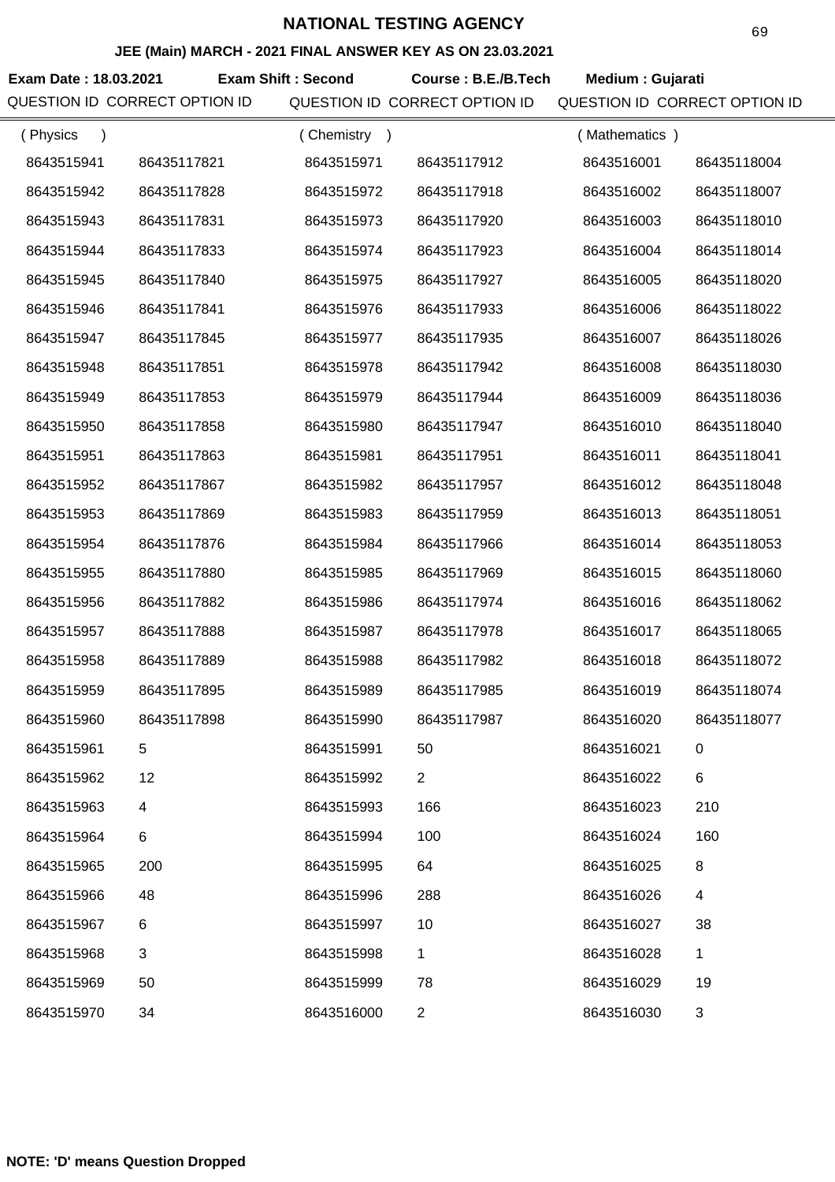# NATIONAL TESTING AGENCY

## JEE (Main) MARCH - 2021 FINAL ANSWER KEY AS ON 23.03.2021

**Exam Date : 18.03.2021** **Exam Shift : Second** **Course : B.E./B.Tech** **Medium : Gujarati**

| QUESTION ID | CORRECT OPTION ID | QUESTION ID | CORRECT OPTION ID | QUESTION ID | CORRECT OPTION ID |
|---|---|---|---|---|---|
| ( Physics ) | | ( Chemistry ) | | ( Mathematics ) | |
| 8643515941 | 86435117821 | 8643515971 | 86435117912 | 8643516001 | 86435118004 |
| 8643515942 | 86435117828 | 8643515972 | 86435117918 | 8643516002 | 86435118007 |
| 8643515943 | 86435117831 | 8643515973 | 86435117920 | 8643516003 | 86435118010 |
| 8643515944 | 86435117833 | 8643515974 | 86435117923 | 8643516004 | 86435118014 |
| 8643515945 | 86435117840 | 8643515975 | 86435117927 | 8643516005 | 86435118020 |
| 8643515946 | 86435117841 | 8643515976 | 86435117933 | 8643516006 | 86435118022 |
| 8643515947 | 86435117845 | 8643515977 | 86435117935 | 8643516007 | 86435118026 |
| 8643515948 | 86435117851 | 8643515978 | 86435117942 | 8643516008 | 86435118030 |
| 8643515949 | 86435117853 | 8643515979 | 86435117944 | 8643516009 | 86435118036 |
| 8643515950 | 86435117858 | 8643515980 | 86435117947 | 8643516010 | 86435118040 |
| 8643515951 | 86435117863 | 8643515981 | 86435117951 | 8643516011 | 86435118041 |
| 8643515952 | 86435117867 | 8643515982 | 86435117957 | 8643516012 | 86435118048 |
| 8643515953 | 86435117869 | 8643515983 | 86435117959 | 8643516013 | 86435118051 |
| 8643515954 | 86435117876 | 8643515984 | 86435117966 | 8643516014 | 86435118053 |
| 8643515955 | 86435117880 | 8643515985 | 86435117969 | 8643516015 | 86435118060 |
| 8643515956 | 86435117882 | 8643515986 | 86435117974 | 8643516016 | 86435118062 |
| 8643515957 | 86435117888 | 8643515987 | 86435117978 | 8643516017 | 86435118065 |
| 8643515958 | 86435117889 | 8643515988 | 86435117982 | 8643516018 | 86435118072 |
| 8643515959 | 86435117895 | 8643515989 | 86435117985 | 8643516019 | 86435118074 |
| 8643515960 | 86435117898 | 8643515990 | 86435117987 | 8643516020 | 86435118077 |
| 8643515961 | 5 | 8643515991 | 50 | 8643516021 | 0 |
| 8643515962 | 12 | 8643515992 | 2 | 8643516022 | 6 |
| 8643515963 | 4 | 8643515993 | 166 | 8643516023 | 210 |
| 8643515964 | 6 | 8643515994 | 100 | 8643516024 | 160 |
| 8643515965 | 200 | 8643515995 | 64 | 8643516025 | 8 |
| 8643515966 | 48 | 8643515996 | 288 | 8643516026 | 4 |
| 8643515967 | 6 | 8643515997 | 10 | 8643516027 | 38 |
| 8643515968 | 3 | 8643515998 | 1 | 8643516028 | 1 |
| 8643515969 | 50 | 8643515999 | 78 | 8643516029 | 19 |
| 8643515970 | 34 | 8643516000 | 2 | 8643516030 | 3 |

**NOTE: 'D' means Question Dropped**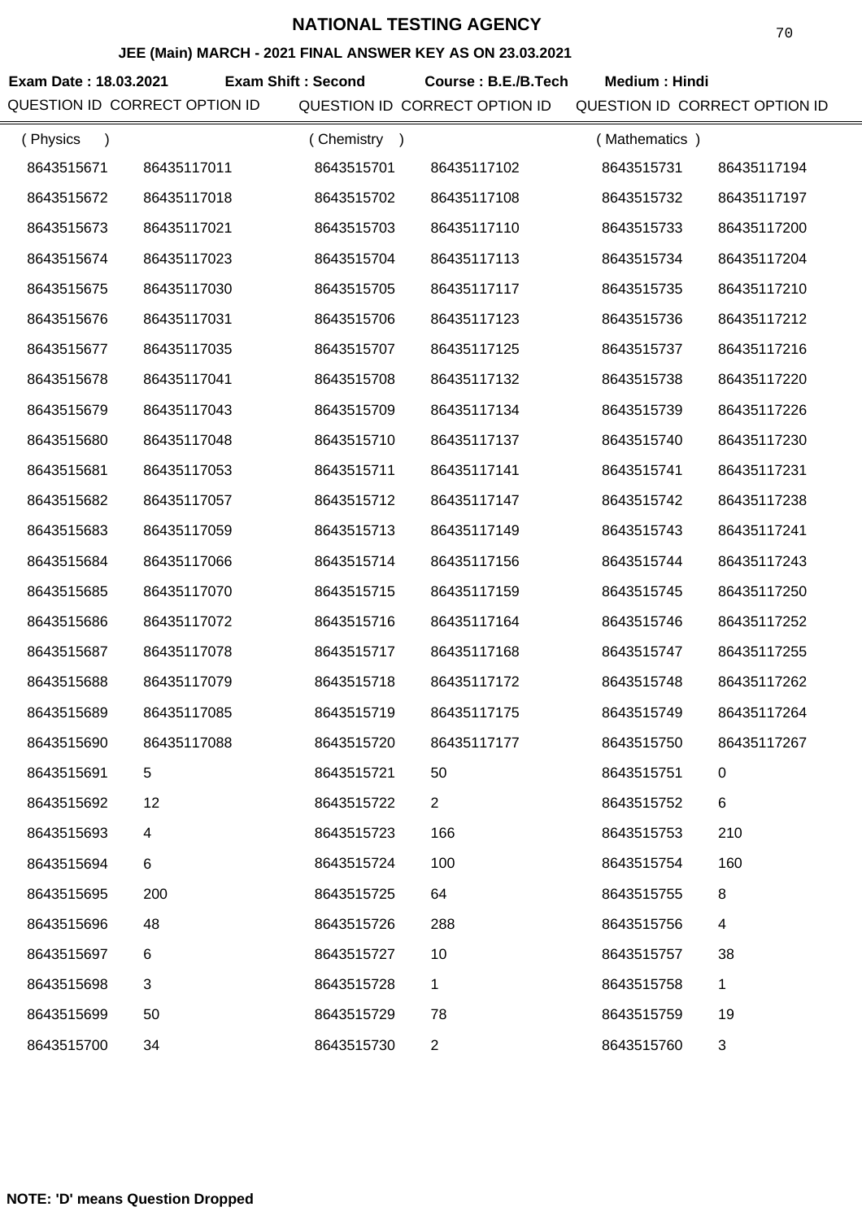# NATIONAL TESTING AGENCY

## JEE (Main) MARCH - 2021 FINAL ANSWER KEY AS ON 23.03.2021

**Exam Date : 18.03.2021** **Exam Shift : Second** **Course : B.E./B.Tech** **Medium : Hindi**

| QUESTION ID | CORRECT OPTION ID | QUESTION ID | CORRECT OPTION ID | QUESTION ID | CORRECT OPTION ID |
|---|---|---|---|---|---|
| ( Physics ) | | ( Chemistry ) | | ( Mathematics ) | |
| 8643515671 | 86435117011 | 8643515701 | 86435117102 | 8643515731 | 86435117194 |
| 8643515672 | 86435117018 | 8643515702 | 86435117108 | 8643515732 | 86435117197 |
| 8643515673 | 86435117021 | 8643515703 | 86435117110 | 8643515733 | 86435117200 |
| 8643515674 | 86435117023 | 8643515704 | 86435117113 | 8643515734 | 86435117204 |
| 8643515675 | 86435117030 | 8643515705 | 86435117117 | 8643515735 | 86435117210 |
| 8643515676 | 86435117031 | 8643515706 | 86435117123 | 8643515736 | 86435117212 |
| 8643515677 | 86435117035 | 8643515707 | 86435117125 | 8643515737 | 86435117216 |
| 8643515678 | 86435117041 | 8643515708 | 86435117132 | 8643515738 | 86435117220 |
| 8643515679 | 86435117043 | 8643515709 | 86435117134 | 8643515739 | 86435117226 |
| 8643515680 | 86435117048 | 8643515710 | 86435117137 | 8643515740 | 86435117230 |
| 8643515681 | 86435117053 | 8643515711 | 86435117141 | 8643515741 | 86435117231 |
| 8643515682 | 86435117057 | 8643515712 | 86435117147 | 8643515742 | 86435117238 |
| 8643515683 | 86435117059 | 8643515713 | 86435117149 | 8643515743 | 86435117241 |
| 8643515684 | 86435117066 | 8643515714 | 86435117156 | 8643515744 | 86435117243 |
| 8643515685 | 86435117070 | 8643515715 | 86435117159 | 8643515745 | 86435117250 |
| 8643515686 | 86435117072 | 8643515716 | 86435117164 | 8643515746 | 86435117252 |
| 8643515687 | 86435117078 | 8643515717 | 86435117168 | 8643515747 | 86435117255 |
| 8643515688 | 86435117079 | 8643515718 | 86435117172 | 8643515748 | 86435117262 |
| 8643515689 | 86435117085 | 8643515719 | 86435117175 | 8643515749 | 86435117264 |
| 8643515690 | 86435117088 | 8643515720 | 86435117177 | 8643515750 | 86435117267 |
| 8643515691 | 5 | 8643515721 | 50 | 8643515751 | 0 |
| 8643515692 | 12 | 8643515722 | 2 | 8643515752 | 6 |
| 8643515693 | 4 | 8643515723 | 166 | 8643515753 | 210 |
| 8643515694 | 6 | 8643515724 | 100 | 8643515754 | 160 |
| 8643515695 | 200 | 8643515725 | 64 | 8643515755 | 8 |
| 8643515696 | 48 | 8643515726 | 288 | 8643515756 | 4 |
| 8643515697 | 6 | 8643515727 | 10 | 8643515757 | 38 |
| 8643515698 | 3 | 8643515728 | 1 | 8643515758 | 1 |
| 8643515699 | 50 | 8643515729 | 78 | 8643515759 | 19 |
| 8643515700 | 34 | 8643515730 | 2 | 8643515760 | 3 |

**NOTE: 'D' means Question Dropped**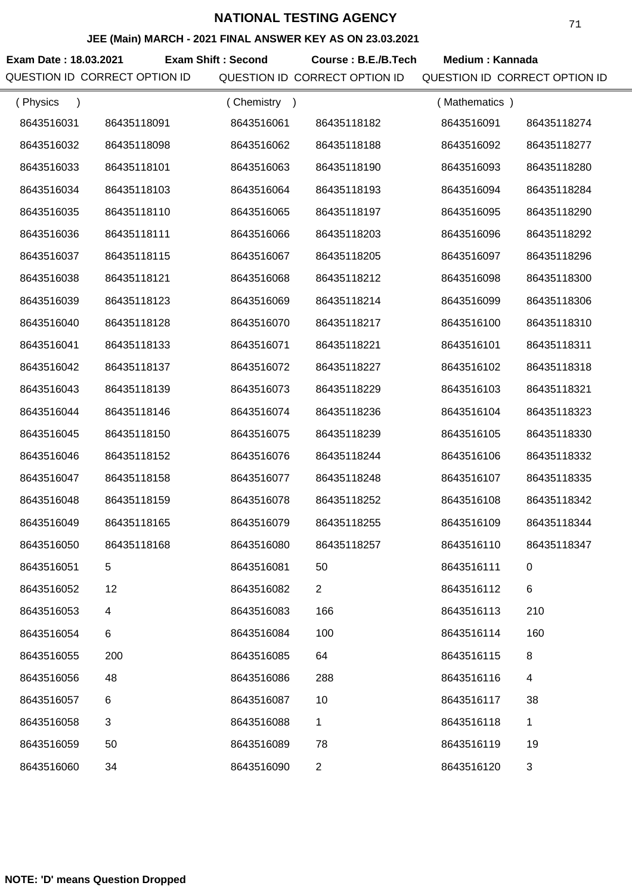# NATIONAL TESTING AGENCY

### JEE (Main) MARCH - 2021 FINAL ANSWER KEY AS ON 23.03.2021

**Exam Date : 18.03.2021** **Exam Shift : Second** **Course : B.E./B.Tech** **Medium : Kannada**

| QUESTION ID | CORRECT OPTION ID | QUESTION ID | CORRECT OPTION ID | QUESTION ID | CORRECT OPTION ID |
|---|---|---|---|---|---|
| ( Physics ) | | ( Chemistry ) | | ( Mathematics ) | |
| 8643516031 | 86435118091 | 8643516061 | 86435118182 | 8643516091 | 86435118274 |
| 8643516032 | 86435118098 | 8643516062 | 86435118188 | 8643516092 | 86435118277 |
| 8643516033 | 86435118101 | 8643516063 | 86435118190 | 8643516093 | 86435118280 |
| 8643516034 | 86435118103 | 8643516064 | 86435118193 | 8643516094 | 86435118284 |
| 8643516035 | 86435118110 | 8643516065 | 86435118197 | 8643516095 | 86435118290 |
| 8643516036 | 86435118111 | 8643516066 | 86435118203 | 8643516096 | 86435118292 |
| 8643516037 | 86435118115 | 8643516067 | 86435118205 | 8643516097 | 86435118296 |
| 8643516038 | 86435118121 | 8643516068 | 86435118212 | 8643516098 | 86435118300 |
| 8643516039 | 86435118123 | 8643516069 | 86435118214 | 8643516099 | 86435118306 |
| 8643516040 | 86435118128 | 8643516070 | 86435118217 | 8643516100 | 86435118310 |
| 8643516041 | 86435118133 | 8643516071 | 86435118221 | 8643516101 | 86435118311 |
| 8643516042 | 86435118137 | 8643516072 | 86435118227 | 8643516102 | 86435118318 |
| 8643516043 | 86435118139 | 8643516073 | 86435118229 | 8643516103 | 86435118321 |
| 8643516044 | 86435118146 | 8643516074 | 86435118236 | 8643516104 | 86435118323 |
| 8643516045 | 86435118150 | 8643516075 | 86435118239 | 8643516105 | 86435118330 |
| 8643516046 | 86435118152 | 8643516076 | 86435118244 | 8643516106 | 86435118332 |
| 8643516047 | 86435118158 | 8643516077 | 86435118248 | 8643516107 | 86435118335 |
| 8643516048 | 86435118159 | 8643516078 | 86435118252 | 8643516108 | 86435118342 |
| 8643516049 | 86435118165 | 8643516079 | 86435118255 | 8643516109 | 86435118344 |
| 8643516050 | 86435118168 | 8643516080 | 86435118257 | 8643516110 | 86435118347 |
| 8643516051 | 5 | 8643516081 | 50 | 8643516111 | 0 |
| 8643516052 | 12 | 8643516082 | 2 | 8643516112 | 6 |
| 8643516053 | 4 | 8643516083 | 166 | 8643516113 | 210 |
| 8643516054 | 6 | 8643516084 | 100 | 8643516114 | 160 |
| 8643516055 | 200 | 8643516085 | 64 | 8643516115 | 8 |
| 8643516056 | 48 | 8643516086 | 288 | 8643516116 | 4 |
| 8643516057 | 6 | 8643516087 | 10 | 8643516117 | 38 |
| 8643516058 | 3 | 8643516088 | 1 | 8643516118 | 1 |
| 8643516059 | 50 | 8643516089 | 78 | 8643516119 | 19 |
| 8643516060 | 34 | 8643516090 | 2 | 8643516120 | 3 |

**NOTE: 'D' means Question Dropped**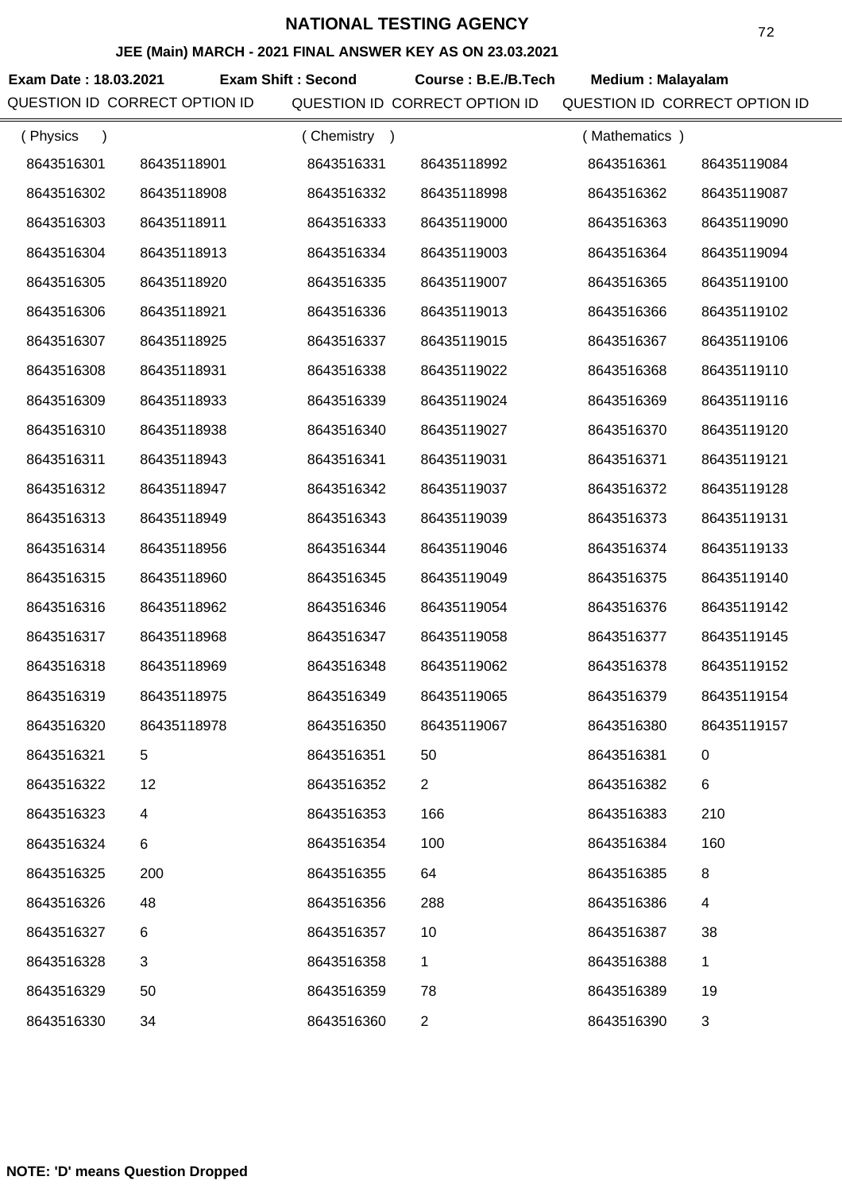# NATIONAL TESTING AGENCY

## JEE (Main) MARCH - 2021 FINAL ANSWER KEY AS ON 23.03.2021

**Exam Date : 18.03.2021** **Exam Shift : Second** **Course : B.E./B.Tech** **Medium : Malayalam**

| QUESTION ID | CORRECT OPTION ID | QUESTION ID | CORRECT OPTION ID | QUESTION ID | CORRECT OPTION ID |
|---|---|---|---|---|---|
| ( Physics ) | | ( Chemistry ) | | ( Mathematics ) | |
| 8643516301 | 86435118901 | 8643516331 | 86435118992 | 8643516361 | 86435119084 |
| 8643516302 | 86435118908 | 8643516332 | 86435118998 | 8643516362 | 86435119087 |
| 8643516303 | 86435118911 | 8643516333 | 86435119000 | 8643516363 | 86435119090 |
| 8643516304 | 86435118913 | 8643516334 | 86435119003 | 8643516364 | 86435119094 |
| 8643516305 | 86435118920 | 8643516335 | 86435119007 | 8643516365 | 86435119100 |
| 8643516306 | 86435118921 | 8643516336 | 86435119013 | 8643516366 | 86435119102 |
| 8643516307 | 86435118925 | 8643516337 | 86435119015 | 8643516367 | 86435119106 |
| 8643516308 | 86435118931 | 8643516338 | 86435119022 | 8643516368 | 86435119110 |
| 8643516309 | 86435118933 | 8643516339 | 86435119024 | 8643516369 | 86435119116 |
| 8643516310 | 86435118938 | 8643516340 | 86435119027 | 8643516370 | 86435119120 |
| 8643516311 | 86435118943 | 8643516341 | 86435119031 | 8643516371 | 86435119121 |
| 8643516312 | 86435118947 | 8643516342 | 86435119037 | 8643516372 | 86435119128 |
| 8643516313 | 86435118949 | 8643516343 | 86435119039 | 8643516373 | 86435119131 |
| 8643516314 | 86435118956 | 8643516344 | 86435119046 | 8643516374 | 86435119133 |
| 8643516315 | 86435118960 | 8643516345 | 86435119049 | 8643516375 | 86435119140 |
| 8643516316 | 86435118962 | 8643516346 | 86435119054 | 8643516376 | 86435119142 |
| 8643516317 | 86435118968 | 8643516347 | 86435119058 | 8643516377 | 86435119145 |
| 8643516318 | 86435118969 | 8643516348 | 86435119062 | 8643516378 | 86435119152 |
| 8643516319 | 86435118975 | 8643516349 | 86435119065 | 8643516379 | 86435119154 |
| 8643516320 | 86435118978 | 8643516350 | 86435119067 | 8643516380 | 86435119157 |
| 8643516321 | 5 | 8643516351 | 50 | 8643516381 | 0 |
| 8643516322 | 12 | 8643516352 | 2 | 8643516382 | 6 |
| 8643516323 | 4 | 8643516353 | 166 | 8643516383 | 210 |
| 8643516324 | 6 | 8643516354 | 100 | 8643516384 | 160 |
| 8643516325 | 200 | 8643516355 | 64 | 8643516385 | 8 |
| 8643516326 | 48 | 8643516356 | 288 | 8643516386 | 4 |
| 8643516327 | 6 | 8643516357 | 10 | 8643516387 | 38 |
| 8643516328 | 3 | 8643516358 | 1 | 8643516388 | 1 |
| 8643516329 | 50 | 8643516359 | 78 | 8643516389 | 19 |
| 8643516330 | 34 | 8643516360 | 2 | 8643516390 | 3 |

**NOTE: 'D' means Question Dropped**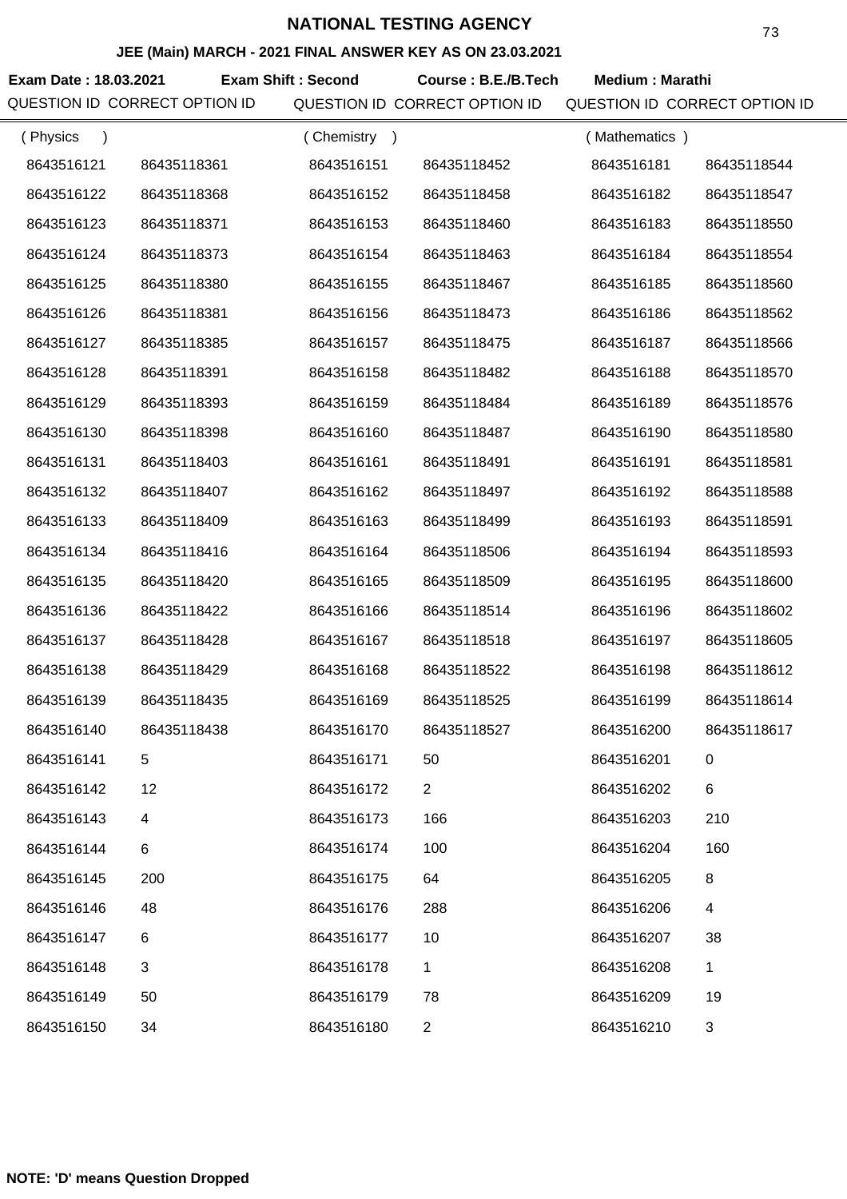# NATIONAL TESTING AGENCY

## JEE (Main) MARCH - 2021 FINAL ANSWER KEY AS ON 23.03.2021

**Exam Date : 18.03.2021** **Exam Shift : Second** **Course : B.E./B.Tech** **Medium : Marathi**

| QUESTION ID | CORRECT OPTION ID | QUESTION ID | CORRECT OPTION ID | QUESTION ID | CORRECT OPTION ID |
|---|---|---|---|---|---|
| ( Physics ) | | ( Chemistry ) | | ( Mathematics ) | |
| 8643516121 | 86435118361 | 8643516151 | 86435118452 | 8643516181 | 86435118544 |
| 8643516122 | 86435118368 | 8643516152 | 86435118458 | 8643516182 | 86435118547 |
| 8643516123 | 86435118371 | 8643516153 | 86435118460 | 8643516183 | 86435118550 |
| 8643516124 | 86435118373 | 8643516154 | 86435118463 | 8643516184 | 86435118554 |
| 8643516125 | 86435118380 | 8643516155 | 86435118467 | 8643516185 | 86435118560 |
| 8643516126 | 86435118381 | 8643516156 | 86435118473 | 8643516186 | 86435118562 |
| 8643516127 | 86435118385 | 8643516157 | 86435118475 | 8643516187 | 86435118566 |
| 8643516128 | 86435118391 | 8643516158 | 86435118482 | 8643516188 | 86435118570 |
| 8643516129 | 86435118393 | 8643516159 | 86435118484 | 8643516189 | 86435118576 |
| 8643516130 | 86435118398 | 8643516160 | 86435118487 | 8643516190 | 86435118580 |
| 8643516131 | 86435118403 | 8643516161 | 86435118491 | 8643516191 | 86435118581 |
| 8643516132 | 86435118407 | 8643516162 | 86435118497 | 8643516192 | 86435118588 |
| 8643516133 | 86435118409 | 8643516163 | 86435118499 | 8643516193 | 86435118591 |
| 8643516134 | 86435118416 | 8643516164 | 86435118506 | 8643516194 | 86435118593 |
| 8643516135 | 86435118420 | 8643516165 | 86435118509 | 8643516195 | 86435118600 |
| 8643516136 | 86435118422 | 8643516166 | 86435118514 | 8643516196 | 86435118602 |
| 8643516137 | 86435118428 | 8643516167 | 86435118518 | 8643516197 | 86435118605 |
| 8643516138 | 86435118429 | 8643516168 | 86435118522 | 8643516198 | 86435118612 |
| 8643516139 | 86435118435 | 8643516169 | 86435118525 | 8643516199 | 86435118614 |
| 8643516140 | 86435118438 | 8643516170 | 86435118527 | 8643516200 | 86435118617 |
| 8643516141 | 5 | 8643516171 | 50 | 8643516201 | 0 |
| 8643516142 | 12 | 8643516172 | 2 | 8643516202 | 6 |
| 8643516143 | 4 | 8643516173 | 166 | 8643516203 | 210 |
| 8643516144 | 6 | 8643516174 | 100 | 8643516204 | 160 |
| 8643516145 | 200 | 8643516175 | 64 | 8643516205 | 8 |
| 8643516146 | 48 | 8643516176 | 288 | 8643516206 | 4 |
| 8643516147 | 6 | 8643516177 | 10 | 8643516207 | 38 |
| 8643516148 | 3 | 8643516178 | 1 | 8643516208 | 1 |
| 8643516149 | 50 | 8643516179 | 78 | 8643516209 | 19 |
| 8643516150 | 34 | 8643516180 | 2 | 8643516210 | 3 |

**NOTE: 'D' means Question Dropped**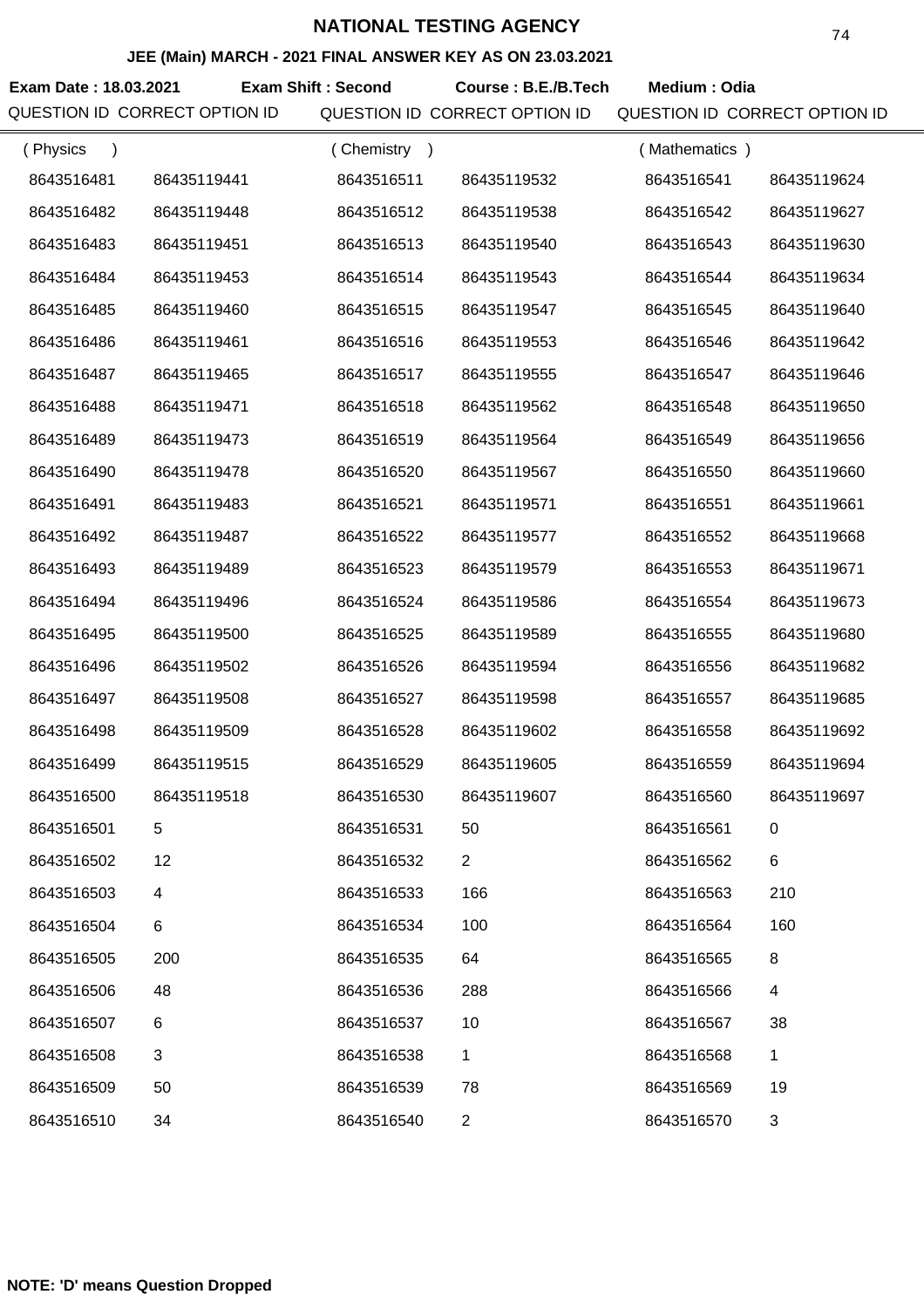# NATIONAL TESTING AGENCY

## JEE (Main) MARCH - 2021 FINAL ANSWER KEY AS ON 23.03.2021

**Exam Date : 18.03.2021** **Exam Shift : Second** **Course : B.E./B.Tech** **Medium : Odia**

| QUESTION ID | CORRECT OPTION ID | QUESTION ID | CORRECT OPTION ID | QUESTION ID | CORRECT OPTION ID |
|---|---|---|---|---|---|
| ( Physics ) | | ( Chemistry ) | | ( Mathematics ) | |
| 8643516481 | 86435119441 | 8643516511 | 86435119532 | 8643516541 | 86435119624 |
| 8643516482 | 86435119448 | 8643516512 | 86435119538 | 8643516542 | 86435119627 |
| 8643516483 | 86435119451 | 8643516513 | 86435119540 | 8643516543 | 86435119630 |
| 8643516484 | 86435119453 | 8643516514 | 86435119543 | 8643516544 | 86435119634 |
| 8643516485 | 86435119460 | 8643516515 | 86435119547 | 8643516545 | 86435119640 |
| 8643516486 | 86435119461 | 8643516516 | 86435119553 | 8643516546 | 86435119642 |
| 8643516487 | 86435119465 | 8643516517 | 86435119555 | 8643516547 | 86435119646 |
| 8643516488 | 86435119471 | 8643516518 | 86435119562 | 8643516548 | 86435119650 |
| 8643516489 | 86435119473 | 8643516519 | 86435119564 | 8643516549 | 86435119656 |
| 8643516490 | 86435119478 | 8643516520 | 86435119567 | 8643516550 | 86435119660 |
| 8643516491 | 86435119483 | 8643516521 | 86435119571 | 8643516551 | 86435119661 |
| 8643516492 | 86435119487 | 8643516522 | 86435119577 | 8643516552 | 86435119668 |
| 8643516493 | 86435119489 | 8643516523 | 86435119579 | 8643516553 | 86435119671 |
| 8643516494 | 86435119496 | 8643516524 | 86435119586 | 8643516554 | 86435119673 |
| 8643516495 | 86435119500 | 8643516525 | 86435119589 | 8643516555 | 86435119680 |
| 8643516496 | 86435119502 | 8643516526 | 86435119594 | 8643516556 | 86435119682 |
| 8643516497 | 86435119508 | 8643516527 | 86435119598 | 8643516557 | 86435119685 |
| 8643516498 | 86435119509 | 8643516528 | 86435119602 | 8643516558 | 86435119692 |
| 8643516499 | 86435119515 | 8643516529 | 86435119605 | 8643516559 | 86435119694 |
| 8643516500 | 86435119518 | 8643516530 | 86435119607 | 8643516560 | 86435119697 |
| 8643516501 | 5 | 8643516531 | 50 | 8643516561 | 0 |
| 8643516502 | 12 | 8643516532 | 2 | 8643516562 | 6 |
| 8643516503 | 4 | 8643516533 | 166 | 8643516563 | 210 |
| 8643516504 | 6 | 8643516534 | 100 | 8643516564 | 160 |
| 8643516505 | 200 | 8643516535 | 64 | 8643516565 | 8 |
| 8643516506 | 48 | 8643516536 | 288 | 8643516566 | 4 |
| 8643516507 | 6 | 8643516537 | 10 | 8643516567 | 38 |
| 8643516508 | 3 | 8643516538 | 1 | 8643516568 | 1 |
| 8643516509 | 50 | 8643516539 | 78 | 8643516569 | 19 |
| 8643516510 | 34 | 8643516540 | 2 | 8643516570 | 3 |

**NOTE: 'D' means Question Dropped**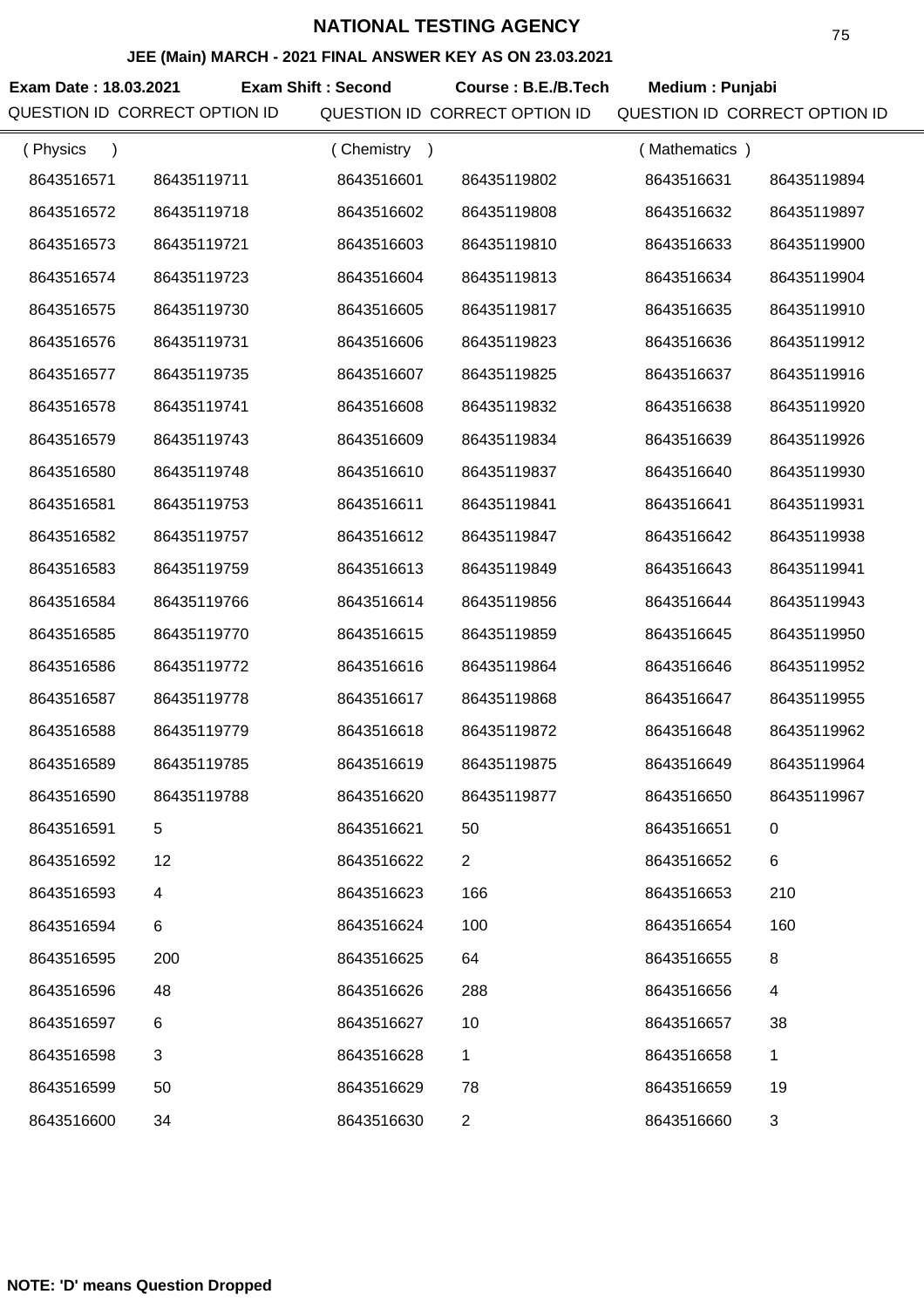# NATIONAL TESTING AGENCY

## JEE (Main) MARCH - 2021 FINAL ANSWER KEY AS ON 23.03.2021

**Exam Date : 18.03.2021** **Exam Shift : Second** **Course : B.E./B.Tech** **Medium : Punjabi**

| QUESTION ID | CORRECT OPTION ID | QUESTION ID | CORRECT OPTION ID | QUESTION ID | CORRECT OPTION ID |
|---|---|---|---|---|---|
| ( Physics ) | | ( Chemistry ) | | ( Mathematics ) | |
| 8643516571 | 86435119711 | 8643516601 | 86435119802 | 8643516631 | 86435119894 |
| 8643516572 | 86435119718 | 8643516602 | 86435119808 | 8643516632 | 86435119897 |
| 8643516573 | 86435119721 | 8643516603 | 86435119810 | 8643516633 | 86435119900 |
| 8643516574 | 86435119723 | 8643516604 | 86435119813 | 8643516634 | 86435119904 |
| 8643516575 | 86435119730 | 8643516605 | 86435119817 | 8643516635 | 86435119910 |
| 8643516576 | 86435119731 | 8643516606 | 86435119823 | 8643516636 | 86435119912 |
| 8643516577 | 86435119735 | 8643516607 | 86435119825 | 8643516637 | 86435119916 |
| 8643516578 | 86435119741 | 8643516608 | 86435119832 | 8643516638 | 86435119920 |
| 8643516579 | 86435119743 | 8643516609 | 86435119834 | 8643516639 | 86435119926 |
| 8643516580 | 86435119748 | 8643516610 | 86435119837 | 8643516640 | 86435119930 |
| 8643516581 | 86435119753 | 8643516611 | 86435119841 | 8643516641 | 86435119931 |
| 8643516582 | 86435119757 | 8643516612 | 86435119847 | 8643516642 | 86435119938 |
| 8643516583 | 86435119759 | 8643516613 | 86435119849 | 8643516643 | 86435119941 |
| 8643516584 | 86435119766 | 8643516614 | 86435119856 | 8643516644 | 86435119943 |
| 8643516585 | 86435119770 | 8643516615 | 86435119859 | 8643516645 | 86435119950 |
| 8643516586 | 86435119772 | 8643516616 | 86435119864 | 8643516646 | 86435119952 |
| 8643516587 | 86435119778 | 8643516617 | 86435119868 | 8643516647 | 86435119955 |
| 8643516588 | 86435119779 | 8643516618 | 86435119872 | 8643516648 | 86435119962 |
| 8643516589 | 86435119785 | 8643516619 | 86435119875 | 8643516649 | 86435119964 |
| 8643516590 | 86435119788 | 8643516620 | 86435119877 | 8643516650 | 86435119967 |
| 8643516591 | 5 | 8643516621 | 50 | 8643516651 | 0 |
| 8643516592 | 12 | 8643516622 | 2 | 8643516652 | 6 |
| 8643516593 | 4 | 8643516623 | 166 | 8643516653 | 210 |
| 8643516594 | 6 | 8643516624 | 100 | 8643516654 | 160 |
| 8643516595 | 200 | 8643516625 | 64 | 8643516655 | 8 |
| 8643516596 | 48 | 8643516626 | 288 | 8643516656 | 4 |
| 8643516597 | 6 | 8643516627 | 10 | 8643516657 | 38 |
| 8643516598 | 3 | 8643516628 | 1 | 8643516658 | 1 |
| 8643516599 | 50 | 8643516629 | 78 | 8643516659 | 19 |
| 8643516600 | 34 | 8643516630 | 2 | 8643516660 | 3 |

**NOTE: 'D' means Question Dropped**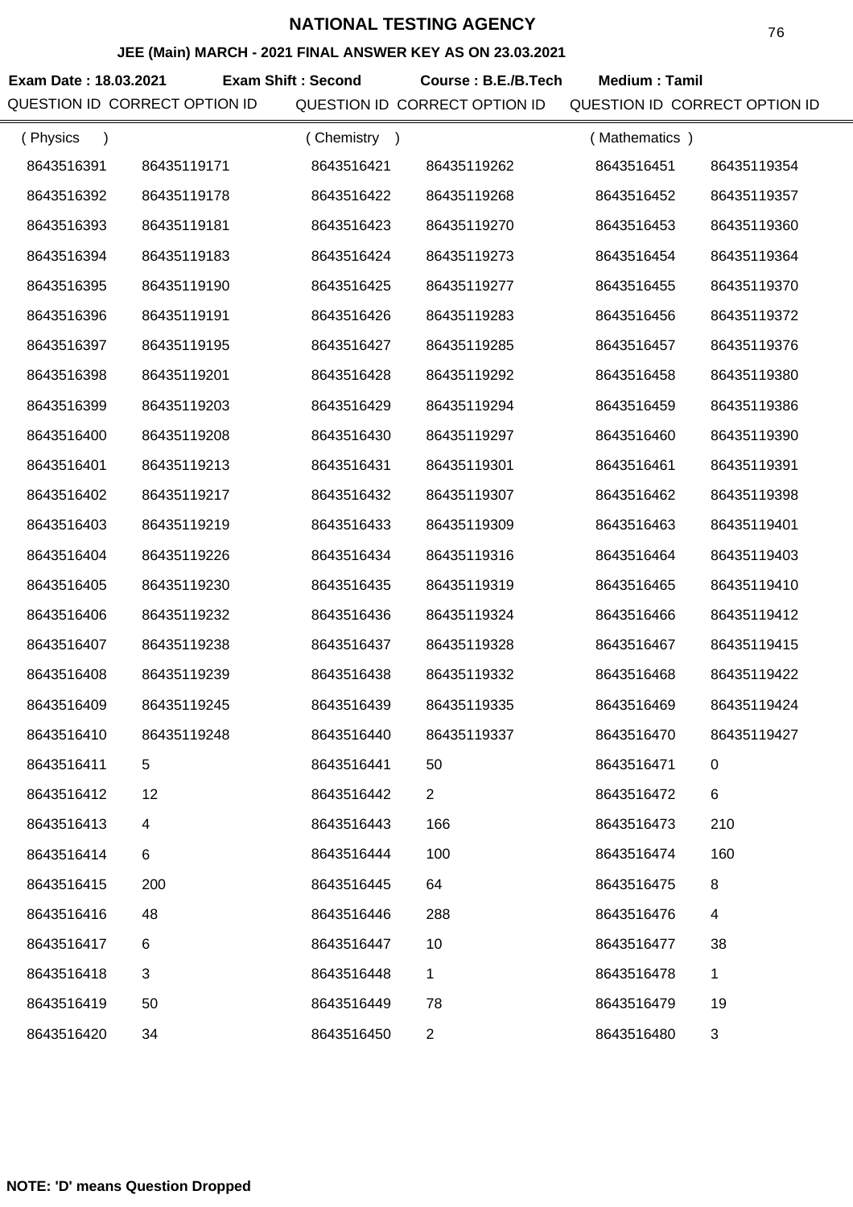# NATIONAL TESTING AGENCY

## JEE (Main) MARCH - 2021 FINAL ANSWER KEY AS ON 23.03.2021

**Exam Date : 18.03.2021** **Exam Shift : Second** **Course : B.E./B.Tech** **Medium : Tamil**

| QUESTION ID | CORRECT OPTION ID | QUESTION ID | CORRECT OPTION ID | QUESTION ID | CORRECT OPTION ID |
|---|---|---|---|---|---|
| ( Physics ) | | ( Chemistry ) | | ( Mathematics ) | |
| 8643516391 | 86435119171 | 8643516421 | 86435119262 | 8643516451 | 86435119354 |
| 8643516392 | 86435119178 | 8643516422 | 86435119268 | 8643516452 | 86435119357 |
| 8643516393 | 86435119181 | 8643516423 | 86435119270 | 8643516453 | 86435119360 |
| 8643516394 | 86435119183 | 8643516424 | 86435119273 | 8643516454 | 86435119364 |
| 8643516395 | 86435119190 | 8643516425 | 86435119277 | 8643516455 | 86435119370 |
| 8643516396 | 86435119191 | 8643516426 | 86435119283 | 8643516456 | 86435119372 |
| 8643516397 | 86435119195 | 8643516427 | 86435119285 | 8643516457 | 86435119376 |
| 8643516398 | 86435119201 | 8643516428 | 86435119292 | 8643516458 | 86435119380 |
| 8643516399 | 86435119203 | 8643516429 | 86435119294 | 8643516459 | 86435119386 |
| 8643516400 | 86435119208 | 8643516430 | 86435119297 | 8643516460 | 86435119390 |
| 8643516401 | 86435119213 | 8643516431 | 86435119301 | 8643516461 | 86435119391 |
| 8643516402 | 86435119217 | 8643516432 | 86435119307 | 8643516462 | 86435119398 |
| 8643516403 | 86435119219 | 8643516433 | 86435119309 | 8643516463 | 86435119401 |
| 8643516404 | 86435119226 | 8643516434 | 86435119316 | 8643516464 | 86435119403 |
| 8643516405 | 86435119230 | 8643516435 | 86435119319 | 8643516465 | 86435119410 |
| 8643516406 | 86435119232 | 8643516436 | 86435119324 | 8643516466 | 86435119412 |
| 8643516407 | 86435119238 | 8643516437 | 86435119328 | 8643516467 | 86435119415 |
| 8643516408 | 86435119239 | 8643516438 | 86435119332 | 8643516468 | 86435119422 |
| 8643516409 | 86435119245 | 8643516439 | 86435119335 | 8643516469 | 86435119424 |
| 8643516410 | 86435119248 | 8643516440 | 86435119337 | 8643516470 | 86435119427 |
| 8643516411 | 5 | 8643516441 | 50 | 8643516471 | 0 |
| 8643516412 | 12 | 8643516442 | 2 | 8643516472 | 6 |
| 8643516413 | 4 | 8643516443 | 166 | 8643516473 | 210 |
| 8643516414 | 6 | 8643516444 | 100 | 8643516474 | 160 |
| 8643516415 | 200 | 8643516445 | 64 | 8643516475 | 8 |
| 8643516416 | 48 | 8643516446 | 288 | 8643516476 | 4 |
| 8643516417 | 6 | 8643516447 | 10 | 8643516477 | 38 |
| 8643516418 | 3 | 8643516448 | 1 | 8643516478 | 1 |
| 8643516419 | 50 | 8643516449 | 78 | 8643516479 | 19 |
| 8643516420 | 34 | 8643516450 | 2 | 8643516480 | 3 |

**NOTE: 'D' means Question Dropped**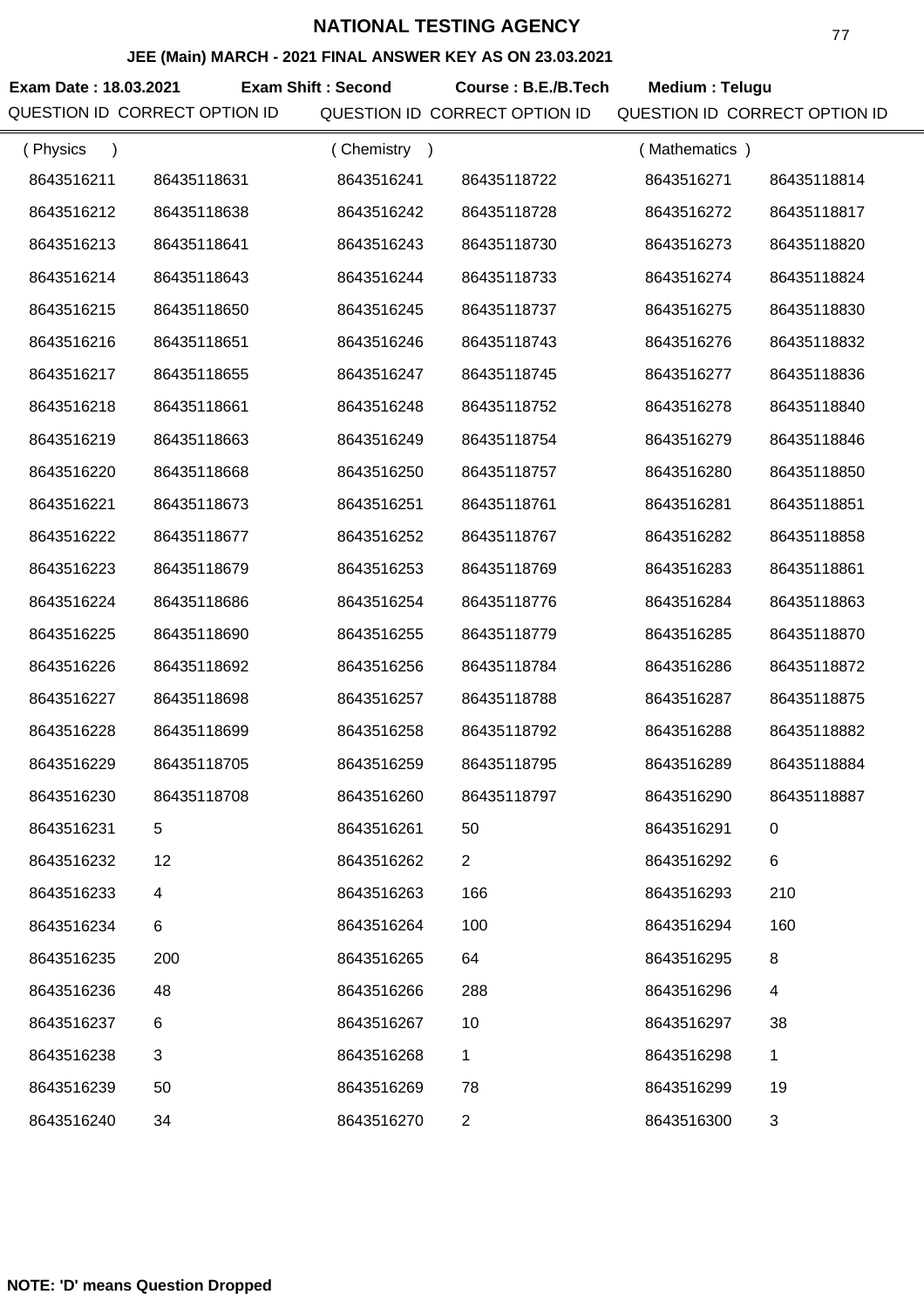# NATIONAL TESTING AGENCY

## JEE (Main) MARCH - 2021 FINAL ANSWER KEY AS ON 23.03.2021

**Exam Date : 18.03.2021** **Exam Shift : Second** **Course : B.E./B.Tech** **Medium : Telugu**

| QUESTION ID | CORRECT OPTION ID | QUESTION ID | CORRECT OPTION ID | QUESTION ID | CORRECT OPTION ID |
|---|---|---|---|---|---|
| ( Physics ) | | ( Chemistry ) | | ( Mathematics ) | |
| 8643516211 | 86435118631 | 8643516241 | 86435118722 | 8643516271 | 86435118814 |
| 8643516212 | 86435118638 | 8643516242 | 86435118728 | 8643516272 | 86435118817 |
| 8643516213 | 86435118641 | 8643516243 | 86435118730 | 8643516273 | 86435118820 |
| 8643516214 | 86435118643 | 8643516244 | 86435118733 | 8643516274 | 86435118824 |
| 8643516215 | 86435118650 | 8643516245 | 86435118737 | 8643516275 | 86435118830 |
| 8643516216 | 86435118651 | 8643516246 | 86435118743 | 8643516276 | 86435118832 |
| 8643516217 | 86435118655 | 8643516247 | 86435118745 | 8643516277 | 86435118836 |
| 8643516218 | 86435118661 | 8643516248 | 86435118752 | 8643516278 | 86435118840 |
| 8643516219 | 86435118663 | 8643516249 | 86435118754 | 8643516279 | 86435118846 |
| 8643516220 | 86435118668 | 8643516250 | 86435118757 | 8643516280 | 86435118850 |
| 8643516221 | 86435118673 | 8643516251 | 86435118761 | 8643516281 | 86435118851 |
| 8643516222 | 86435118677 | 8643516252 | 86435118767 | 8643516282 | 86435118858 |
| 8643516223 | 86435118679 | 8643516253 | 86435118769 | 8643516283 | 86435118861 |
| 8643516224 | 86435118686 | 8643516254 | 86435118776 | 8643516284 | 86435118863 |
| 8643516225 | 86435118690 | 8643516255 | 86435118779 | 8643516285 | 86435118870 |
| 8643516226 | 86435118692 | 8643516256 | 86435118784 | 8643516286 | 86435118872 |
| 8643516227 | 86435118698 | 8643516257 | 86435118788 | 8643516287 | 86435118875 |
| 8643516228 | 86435118699 | 8643516258 | 86435118792 | 8643516288 | 86435118882 |
| 8643516229 | 86435118705 | 8643516259 | 86435118795 | 8643516289 | 86435118884 |
| 8643516230 | 86435118708 | 8643516260 | 86435118797 | 8643516290 | 86435118887 |
| 8643516231 | 5 | 8643516261 | 50 | 8643516291 | 0 |
| 8643516232 | 12 | 8643516262 | 2 | 8643516292 | 6 |
| 8643516233 | 4 | 8643516263 | 166 | 8643516293 | 210 |
| 8643516234 | 6 | 8643516264 | 100 | 8643516294 | 160 |
| 8643516235 | 200 | 8643516265 | 64 | 8643516295 | 8 |
| 8643516236 | 48 | 8643516266 | 288 | 8643516296 | 4 |
| 8643516237 | 6 | 8643516267 | 10 | 8643516297 | 38 |
| 8643516238 | 3 | 8643516268 | 1 | 8643516298 | 1 |
| 8643516239 | 50 | 8643516269 | 78 | 8643516299 | 19 |
| 8643516240 | 34 | 8643516270 | 2 | 8643516300 | 3 |

**NOTE: 'D' means Question Dropped**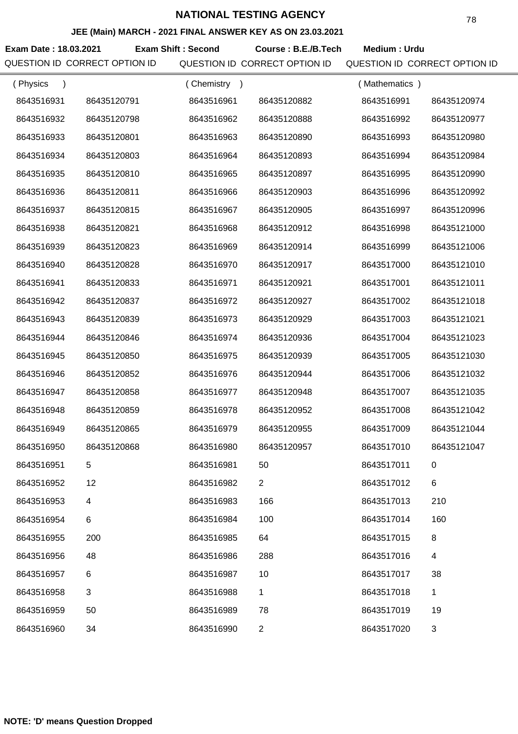# NATIONAL TESTING AGENCY

## JEE (Main) MARCH - 2021 FINAL ANSWER KEY AS ON 23.03.2021

**Exam Date : 18.03.2021** **Exam Shift : Second** **Course : B.E./B.Tech** **Medium : Urdu**

| QUESTION ID | CORRECT OPTION ID | QUESTION ID | CORRECT OPTION ID | QUESTION ID | CORRECT OPTION ID |
|---|---|---|---|---|---|
| ( Physics ) | | ( Chemistry ) | | ( Mathematics ) | |
| 8643516931 | 86435120791 | 8643516961 | 86435120882 | 8643516991 | 86435120974 |
| 8643516932 | 86435120798 | 8643516962 | 86435120888 | 8643516992 | 86435120977 |
| 8643516933 | 86435120801 | 8643516963 | 86435120890 | 8643516993 | 86435120980 |
| 8643516934 | 86435120803 | 8643516964 | 86435120893 | 8643516994 | 86435120984 |
| 8643516935 | 86435120810 | 8643516965 | 86435120897 | 8643516995 | 86435120990 |
| 8643516936 | 86435120811 | 8643516966 | 86435120903 | 8643516996 | 86435120992 |
| 8643516937 | 86435120815 | 8643516967 | 86435120905 | 8643516997 | 86435120996 |
| 8643516938 | 86435120821 | 8643516968 | 86435120912 | 8643516998 | 86435121000 |
| 8643516939 | 86435120823 | 8643516969 | 86435120914 | 8643516999 | 86435121006 |
| 8643516940 | 86435120828 | 8643516970 | 86435120917 | 8643517000 | 86435121010 |
| 8643516941 | 86435120833 | 8643516971 | 86435120921 | 8643517001 | 86435121011 |
| 8643516942 | 86435120837 | 8643516972 | 86435120927 | 8643517002 | 86435121018 |
| 8643516943 | 86435120839 | 8643516973 | 86435120929 | 8643517003 | 86435121021 |
| 8643516944 | 86435120846 | 8643516974 | 86435120936 | 8643517004 | 86435121023 |
| 8643516945 | 86435120850 | 8643516975 | 86435120939 | 8643517005 | 86435121030 |
| 8643516946 | 86435120852 | 8643516976 | 86435120944 | 8643517006 | 86435121032 |
| 8643516947 | 86435120858 | 8643516977 | 86435120948 | 8643517007 | 86435121035 |
| 8643516948 | 86435120859 | 8643516978 | 86435120952 | 8643517008 | 86435121042 |
| 8643516949 | 86435120865 | 8643516979 | 86435120955 | 8643517009 | 86435121044 |
| 8643516950 | 86435120868 | 8643516980 | 86435120957 | 8643517010 | 86435121047 |
| 8643516951 | 5 | 8643516981 | 50 | 8643517011 | 0 |
| 8643516952 | 12 | 8643516982 | 2 | 8643517012 | 6 |
| 8643516953 | 4 | 8643516983 | 166 | 8643517013 | 210 |
| 8643516954 | 6 | 8643516984 | 100 | 8643517014 | 160 |
| 8643516955 | 200 | 8643516985 | 64 | 8643517015 | 8 |
| 8643516956 | 48 | 8643516986 | 288 | 8643517016 | 4 |
| 8643516957 | 6 | 8643516987 | 10 | 8643517017 | 38 |
| 8643516958 | 3 | 8643516988 | 1 | 8643517018 | 1 |
| 8643516959 | 50 | 8643516989 | 78 | 8643517019 | 19 |
| 8643516960 | 34 | 8643516990 | 2 | 8643517020 | 3 |

**NOTE: 'D' means Question Dropped**